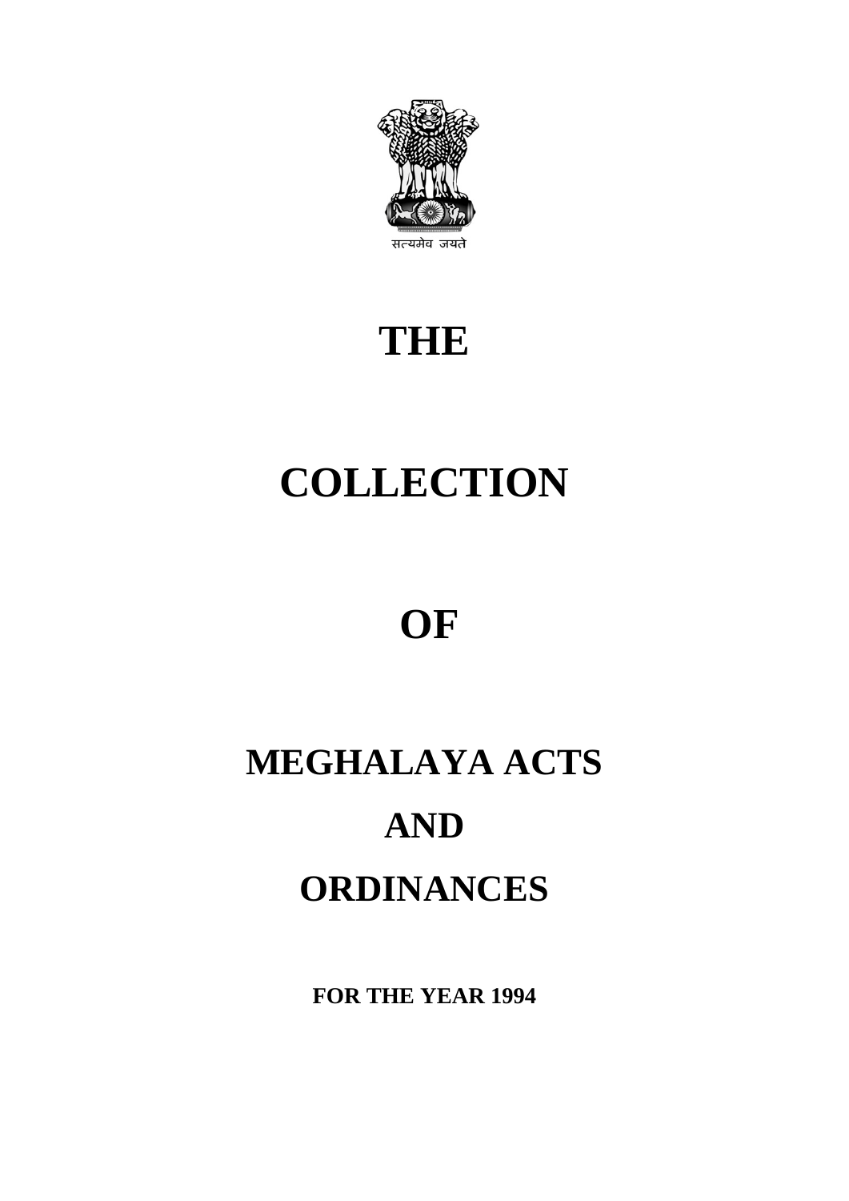सत्यमेव जयते

# THE

# COLLECTION

# OF

# MEGHALAYA ACTS

# AND

# ORDINANCES

**FOR THE YEAR 1994**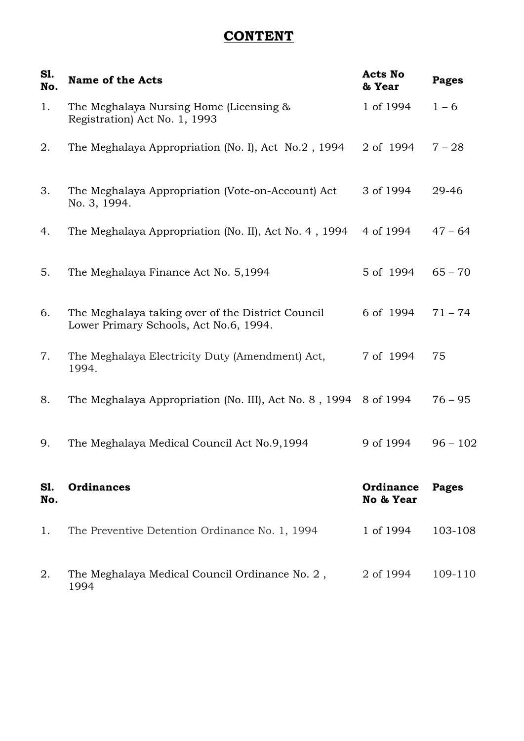# CONTENT

| Sl. No. | Name of the Acts | Acts No & Year | Pages |
|---|---|---|---|
| 1. | The Meghalaya Nursing Home (Licensing & Registration) Act No. 1, 1993 | 1 of 1994 | 1 – 6 |
| 2. | The Meghalaya Appropriation (No. I), Act No.2 , 1994 | 2 of 1994 | 7 – 28 |
| 3. | The Meghalaya Appropriation (Vote-on-Account) Act No. 3, 1994. | 3 of 1994 | 29-46 |
| 4. | The Meghalaya Appropriation (No. II), Act No. 4 , 1994 | 4 of 1994 | 47 – 64 |
| 5. | The Meghalaya Finance Act No. 5,1994 | 5 of 1994 | 65 – 70 |
| 6. | The Meghalaya taking over of the District Council Lower Primary Schools, Act No.6, 1994. | 6 of 1994 | 71 – 74 |
| 7. | The Meghalaya Electricity Duty (Amendment) Act, 1994. | 7 of 1994 | 75 |
| 8. | The Meghalaya Appropriation (No. III), Act No. 8 , 1994 | 8 of 1994 | 76 – 95 |
| 9. | The Meghalaya Medical Council Act No.9,1994 | 9 of 1994 | 96 – 102 |

| Sl. No. | Ordinances | Ordinance No & Year | Pages |
|---|---|---|---|
| 1. | The Preventive Detention Ordinance No. 1, 1994 | 1 of 1994 | 103-108 |
| 2. | The Meghalaya Medical Council Ordinance No. 2 , 1994 | 2 of 1994 | 109-110 |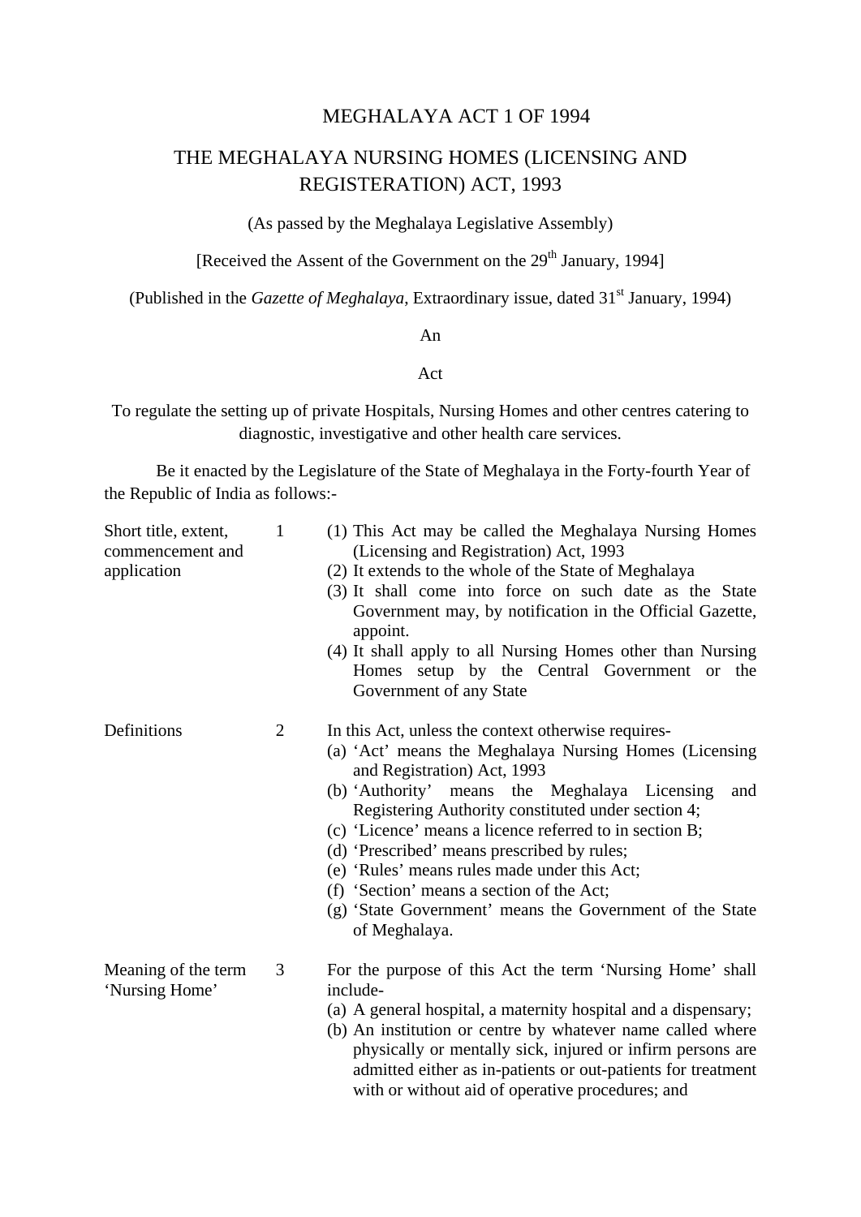# MEGHALAYA ACT 1 OF 1994

## THE MEGHALAYA NURSING HOMES (LICENSING AND REGISTERATION) ACT, 1993

(As passed by the Meghalaya Legislative Assembly)

[Received the Assent of the Government on the 29th January, 1994]

(Published in the *Gazette of Meghalaya*, Extraordinary issue, dated 31st January, 1994)

An

Act

To regulate the setting up of private Hospitals, Nursing Homes and other centres catering to diagnostic, investigative and other health care services.

Be it enacted by the Legislature of the State of Meghalaya in the Forty-fourth Year of the Republic of India as follows:-

**Short title, extent, commencement and application**

1 (1) This Act may be called the Meghalaya Nursing Homes (Licensing and Registration) Act, 1993
(2) It extends to the whole of the State of Meghalaya
(3) It shall come into force on such date as the State Government may, by notification in the Official Gazette, appoint.
(4) It shall apply to all Nursing Homes other than Nursing Homes setup by the Central Government or the Government of any State

**Definitions**

2 In this Act, unless the context otherwise requires-
(a) 'Act' means the Meghalaya Nursing Homes (Licensing and Registration) Act, 1993
(b) 'Authority' means the Meghalaya Licensing and Registering Authority constituted under section 4;
(c) 'Licence' means a licence referred to in section B;
(d) 'Prescribed' means prescribed by rules;
(e) 'Rules' means rules made under this Act;
(f) 'Section' means a section of the Act;
(g) 'State Government' means the Government of the State of Meghalaya.

**Meaning of the term 'Nursing Home'**

3 For the purpose of this Act the term 'Nursing Home' shall include-
(a) A general hospital, a maternity hospital and a dispensary;
(b) An institution or centre by whatever name called where physically or mentally sick, injured or infirm persons are admitted either as in-patients or out-patients for treatment with or without aid of operative procedures; and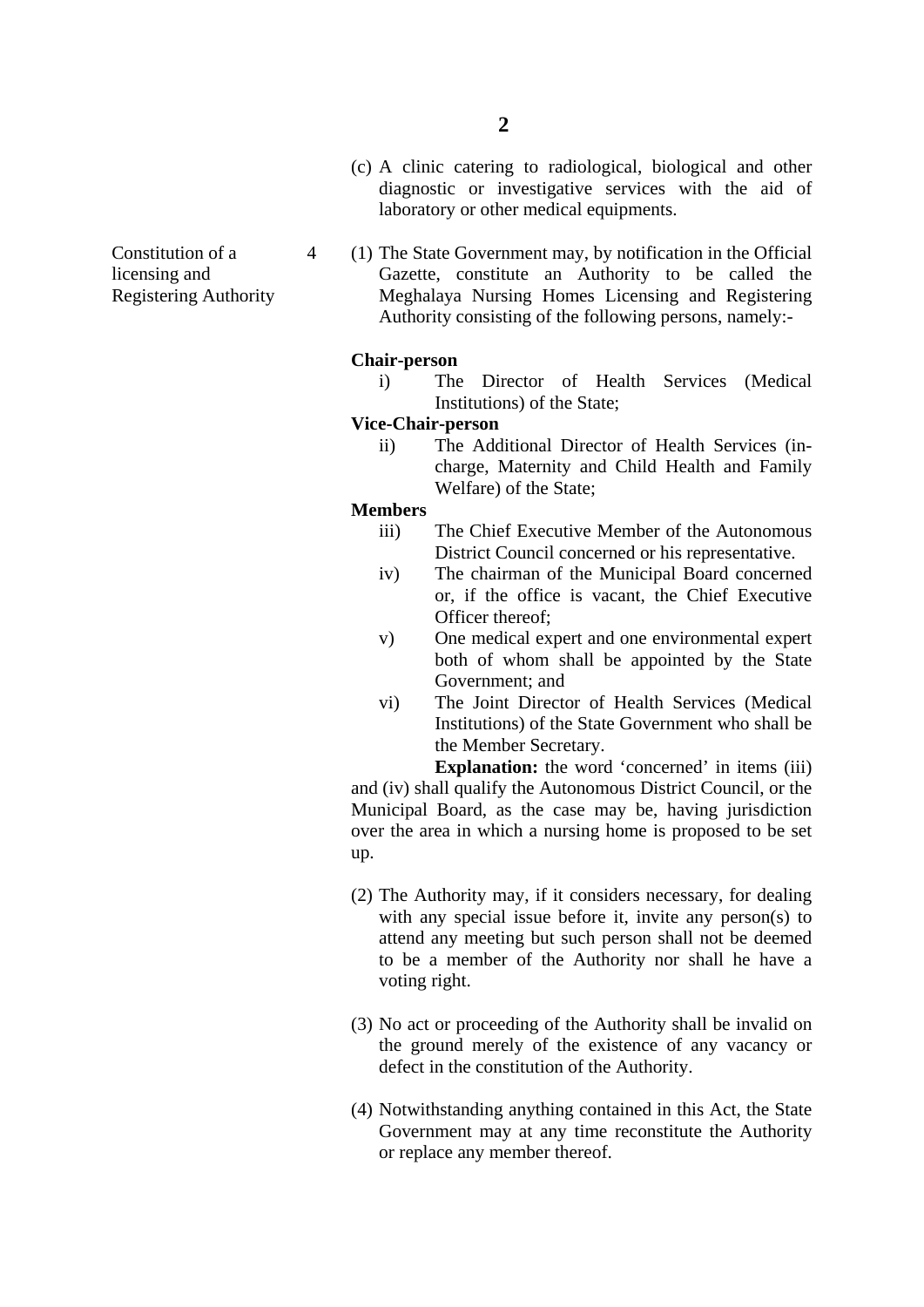(c) A clinic catering to radiological, biological and other diagnostic or investigative services with the aid of laboratory or other medical equipments.

Constitution of a licensing and Registering Authority

4 (1) The State Government may, by notification in the Official Gazette, constitute an Authority to be called the Meghalaya Nursing Homes Licensing and Registering Authority consisting of the following persons, namely:-

**Chair-person**

i) The Director of Health Services (Medical Institutions) of the State;

**Vice-Chair-person**

ii) The Additional Director of Health Services (in-charge, Maternity and Child Health and Family Welfare) of the State;

**Members**

iii) The Chief Executive Member of the Autonomous District Council concerned or his representative.

iv) The chairman of the Municipal Board concerned or, if the office is vacant, the Chief Executive Officer thereof;

v) One medical expert and one environmental expert both of whom shall be appointed by the State Government; and

vi) The Joint Director of Health Services (Medical Institutions) of the State Government who shall be the Member Secretary.

**Explanation:** the word 'concerned' in items (iii) and (iv) shall qualify the Autonomous District Council, or the Municipal Board, as the case may be, having jurisdiction over the area in which a nursing home is proposed to be set up.

(2) The Authority may, if it considers necessary, for dealing with any special issue before it, invite any person(s) to attend any meeting but such person shall not be deemed to be a member of the Authority nor shall he have a voting right.

(3) No act or proceeding of the Authority shall be invalid on the ground merely of the existence of any vacancy or defect in the constitution of the Authority.

(4) Notwithstanding anything contained in this Act, the State Government may at any time reconstitute the Authority or replace any member thereof.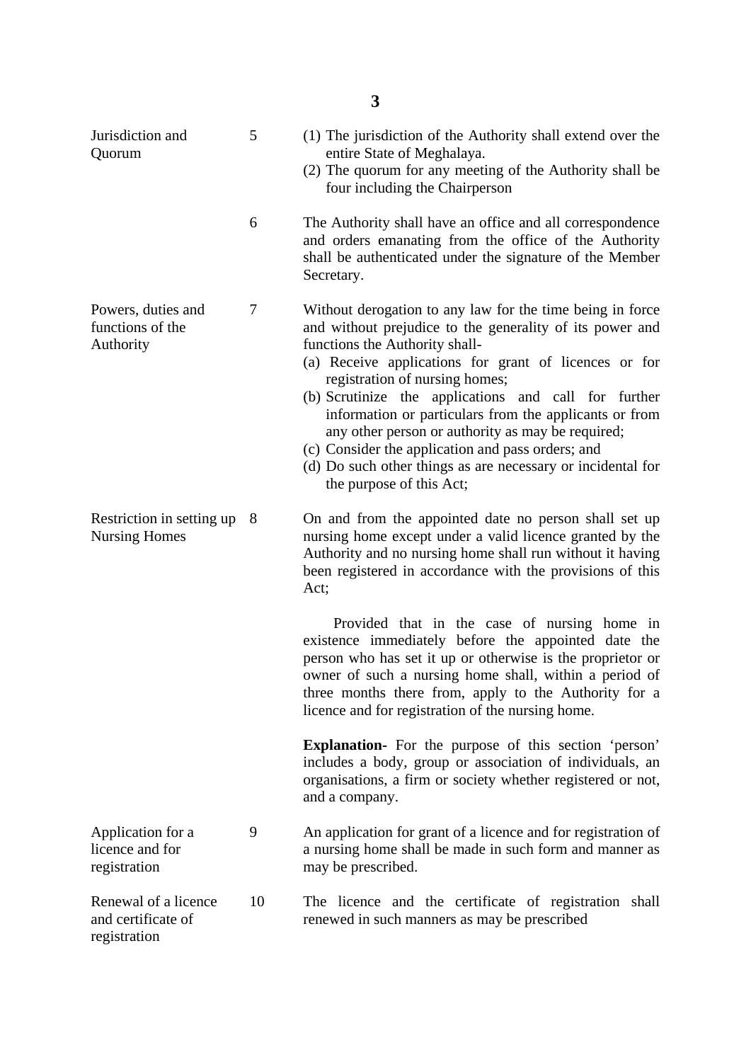**5. Jurisdiction and Quorum**

(1) The jurisdiction of the Authority shall extend over the entire State of Meghalaya.
(2) The quorum for any meeting of the Authority shall be four including the Chairperson

**6.** The Authority shall have an office and all correspondence and orders emanating from the office of the Authority shall be authenticated under the signature of the Member Secretary.

**7. Powers, duties and functions of the Authority**

Without derogation to any law for the time being in force and without prejudice to the generality of its power and functions the Authority shall-

(a) Receive applications for grant of licences or for registration of nursing homes;
(b) Scrutinize the applications and call for further information or particulars from the applicants or from any other person or authority as may be required;
(c) Consider the application and pass orders; and
(d) Do such other things as are necessary or incidental for the purpose of this Act;

**8. Restriction in setting up Nursing Homes**

On and from the appointed date no person shall set up nursing home except under a valid licence granted by the Authority and no nursing home shall run without it having been registered in accordance with the provisions of this Act;

Provided that in the case of nursing home in existence immediately before the appointed date the person who has set it up or otherwise is the proprietor or owner of such a nursing home shall, within a period of three months there from, apply to the Authority for a licence and for registration of the nursing home.

**Explanation-** For the purpose of this section 'person' includes a body, group or association of individuals, an organisations, a firm or society whether registered or not, and a company.

**9. Application for a licence and for registration**

An application for grant of a licence and for registration of a nursing home shall be made in such form and manner as may be prescribed.

**10. Renewal of a licence and certificate of registration**

The licence and the certificate of registration shall renewed in such manners as may be prescribed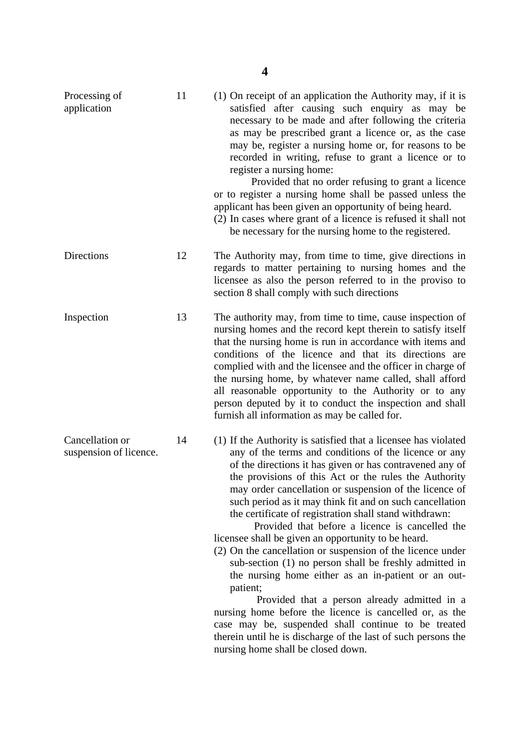**Processing of application**

11 (1) On receipt of an application the Authority may, if it is satisfied after causing such enquiry as may be necessary to be made and after following the criteria as may be prescribed grant a licence or, as the case may be, register a nursing home or, for reasons to be recorded in writing, refuse to grant a licence or to register a nursing home:

Provided that no order refusing to grant a licence or to register a nursing home shall be passed unless the applicant has been given an opportunity of being heard.

(2) In cases where grant of a licence is refused it shall not be necessary for the nursing home to the registered.

**Directions**

12 The Authority may, from time to time, give directions in regards to matter pertaining to nursing homes and the licensee as also the person referred to in the proviso to section 8 shall comply with such directions

**Inspection**

13 The authority may, from time to time, cause inspection of nursing homes and the record kept therein to satisfy itself that the nursing home is run in accordance with items and conditions of the licence and that its directions are complied with and the licensee and the officer in charge of the nursing home, by whatever name called, shall afford all reasonable opportunity to the Authority or to any person deputed by it to conduct the inspection and shall furnish all information as may be called for.

**Cancellation or suspension of licence.**

14 (1) If the Authority is satisfied that a licensee has violated any of the terms and conditions of the licence or any of the directions it has given or has contravened any of the provisions of this Act or the rules the Authority may order cancellation or suspension of the licence of such period as it may think fit and on such cancellation the certificate of registration shall stand withdrawn:

Provided that before a licence is cancelled the licensee shall be given an opportunity to be heard.

(2) On the cancellation or suspension of the licence under sub-section (1) no person shall be freshly admitted in the nursing home either as an in-patient or an out-patient;

Provided that a person already admitted in a nursing home before the licence is cancelled or, as the case may be, suspended shall continue to be treated therein until he is discharge of the last of such persons the nursing home shall be closed down.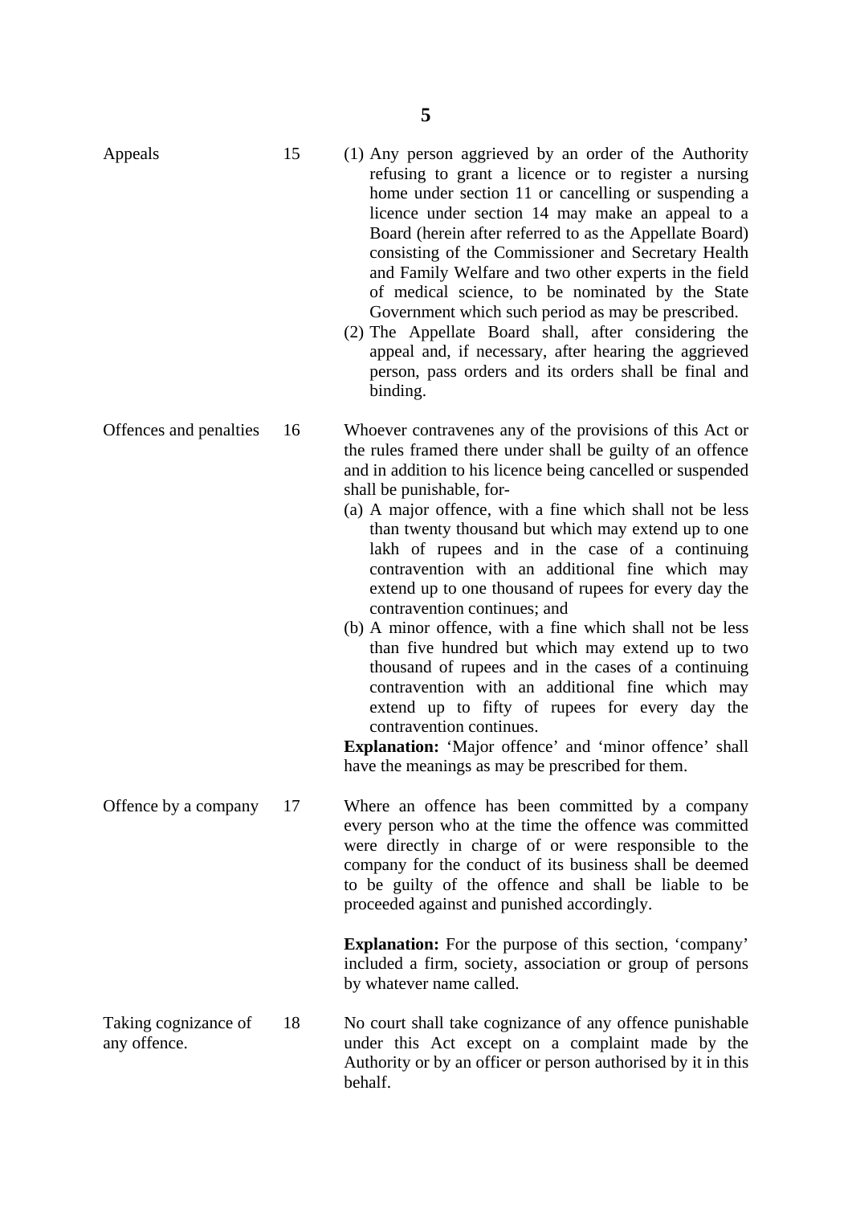| | | |
|---|---|---|
| Appeals | 15 | (1) Any person aggrieved by an order of the Authority refusing to grant a licence or to register a nursing home under section 11 or cancelling or suspending a licence under section 14 may make an appeal to a Board (herein after referred to as the Appellate Board) consisting of the Commissioner and Secretary Health and Family Welfare and two other experts in the field of medical science, to be nominated by the State Government which such period as may be prescribed.<br>(2) The Appellate Board shall, after considering the appeal and, if necessary, after hearing the aggrieved person, pass orders and its orders shall be final and binding. |
| Offences and penalties | 16 | Whoever contravenes any of the provisions of this Act or the rules framed there under shall be guilty of an offence and in addition to his licence being cancelled or suspended shall be punishable, for-<br>(a) A major offence, with a fine which shall not be less than twenty thousand but which may extend up to one lakh of rupees and in the case of a continuing contravention with an additional fine which may extend up to one thousand of rupees for every day the contravention continues; and<br>(b) A minor offence, with a fine which shall not be less than five hundred but which may extend up to two thousand of rupees and in the cases of a continuing contravention with an additional fine which may extend up to fifty of rupees for every day the contravention continues.<br>**Explanation:** 'Major offence' and 'minor offence' shall have the meanings as may be prescribed for them. |
| Offence by a company | 17 | Where an offence has been committed by a company every person who at the time the offence was committed were directly in charge of or were responsible to the company for the conduct of its business shall be deemed to be guilty of the offence and shall be liable to be proceeded against and punished accordingly.<br><br>**Explanation:** For the purpose of this section, 'company' included a firm, society, association or group of persons by whatever name called. |
| Taking cognizance of any offence. | 18 | No court shall take cognizance of any offence punishable under this Act except on a complaint made by the Authority or by an officer or person authorised by it in this behalf. |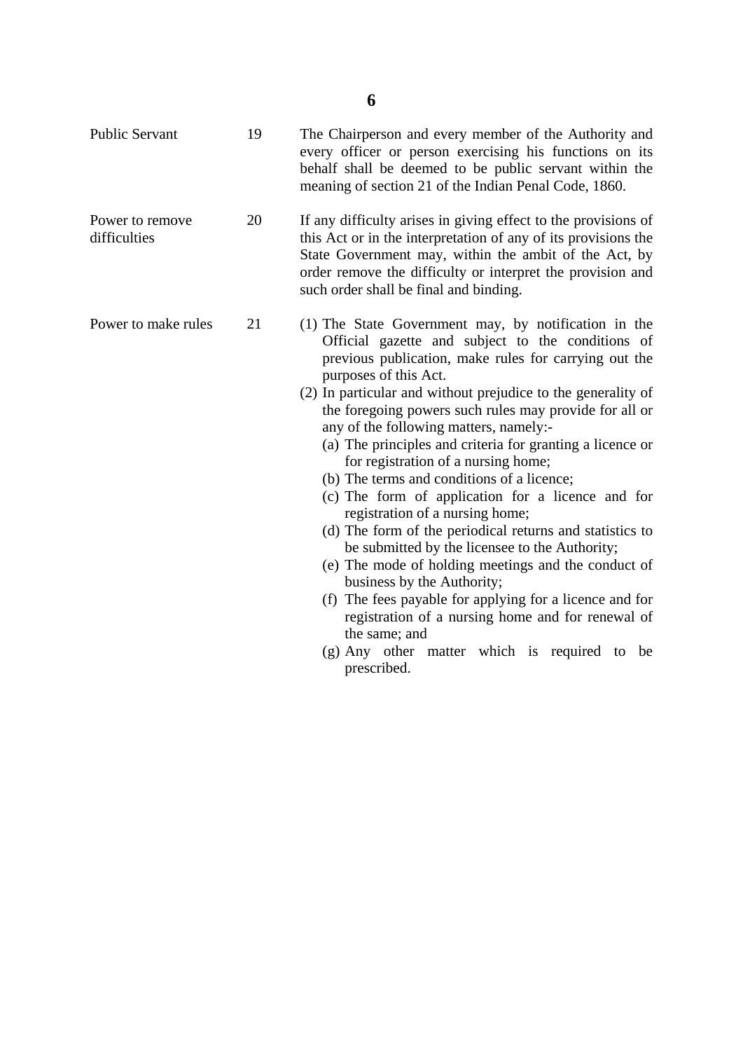| | | |
|---|---|---|
| Public Servant | 19 | The Chairperson and every member of the Authority and every officer or person exercising his functions on its behalf shall be deemed to be public servant within the meaning of section 21 of the Indian Penal Code, 1860. |
| Power to remove difficulties | 20 | If any difficulty arises in giving effect to the provisions of this Act or in the interpretation of any of its provisions the State Government may, within the ambit of the Act, by order remove the difficulty or interpret the provision and such order shall be final and binding. |
| Power to make rules | 21 | (1) The State Government may, by notification in the Official gazette and subject to the conditions of previous publication, make rules for carrying out the purposes of this Act. (2) In particular and without prejudice to the generality of the foregoing powers such rules may provide for all or any of the following matters, namely:- (a) The principles and criteria for granting a licence or for registration of a nursing home; (b) The terms and conditions of a licence; (c) The form of application for a licence and for registration of a nursing home; (d) The form of the periodical returns and statistics to be submitted by the licensee to the Authority; (e) The mode of holding meetings and the conduct of business by the Authority; (f) The fees payable for applying for a licence and for registration of a nursing home and for renewal of the same; and (g) Any other matter which is required to be prescribed. |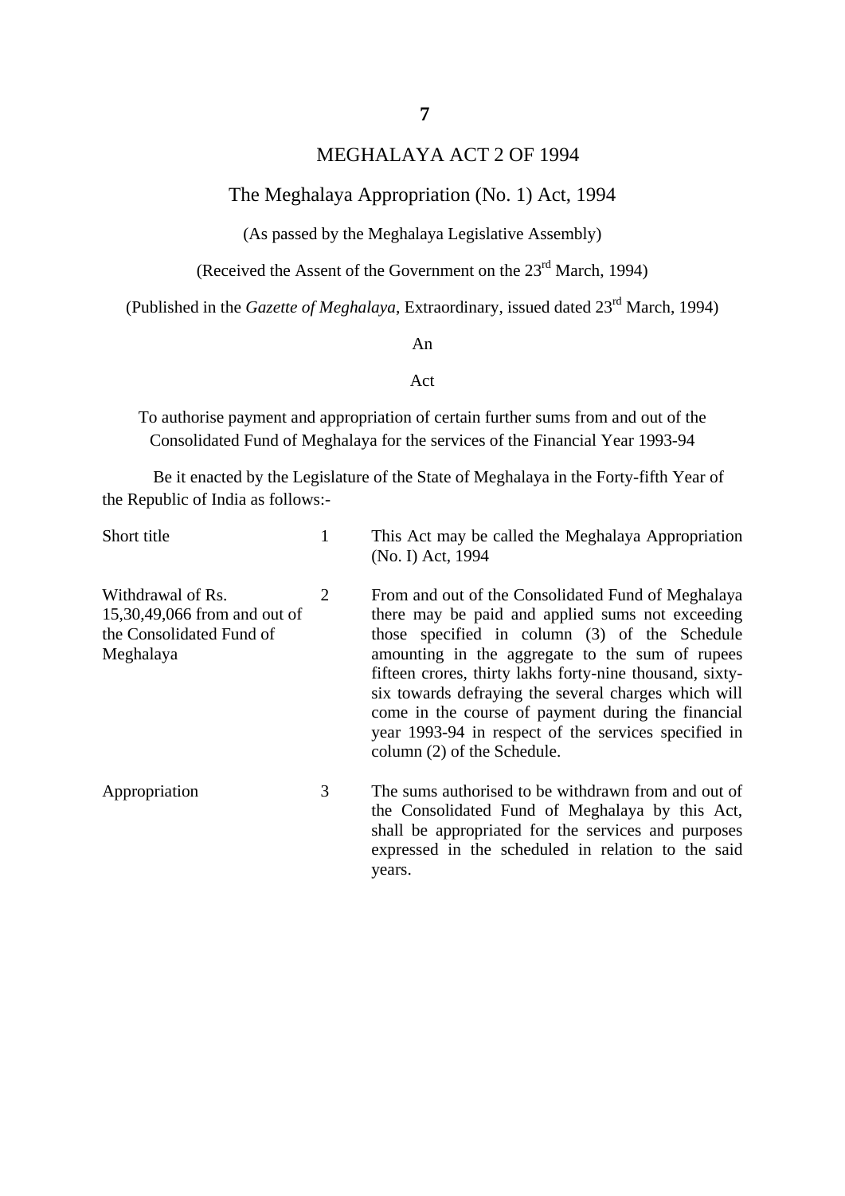# MEGHALAYA ACT 2 OF 1994

## The Meghalaya Appropriation (No. 1) Act, 1994

(As passed by the Meghalaya Legislative Assembly)

(Received the Assent of the Government on the 23rd March, 1994)

(Published in the *Gazette of Meghalaya*, Extraordinary, issued dated 23rd March, 1994)

An

Act

To authorise payment and appropriation of certain further sums from and out of the Consolidated Fund of Meghalaya for the services of the Financial Year 1993-94

Be it enacted by the Legislature of the State of Meghalaya in the Forty-fifth Year of the Republic of India as follows:-

| | | |
|---|---|---|
| Short title | 1 | This Act may be called the Meghalaya Appropriation (No. I) Act, 1994 |
| Withdrawal of Rs. 15,30,49,066 from and out of the Consolidated Fund of Meghalaya | 2 | From and out of the Consolidated Fund of Meghalaya there may be paid and applied sums not exceeding those specified in column (3) of the Schedule amounting in the aggregate to the sum of rupees fifteen crores, thirty lakhs forty-nine thousand, sixty-six towards defraying the several charges which will come in the course of payment during the financial year 1993-94 in respect of the services specified in column (2) of the Schedule. |
| Appropriation | 3 | The sums authorised to be withdrawn from and out of the Consolidated Fund of Meghalaya by this Act, shall be appropriated for the services and purposes expressed in the scheduled in relation to the said years. |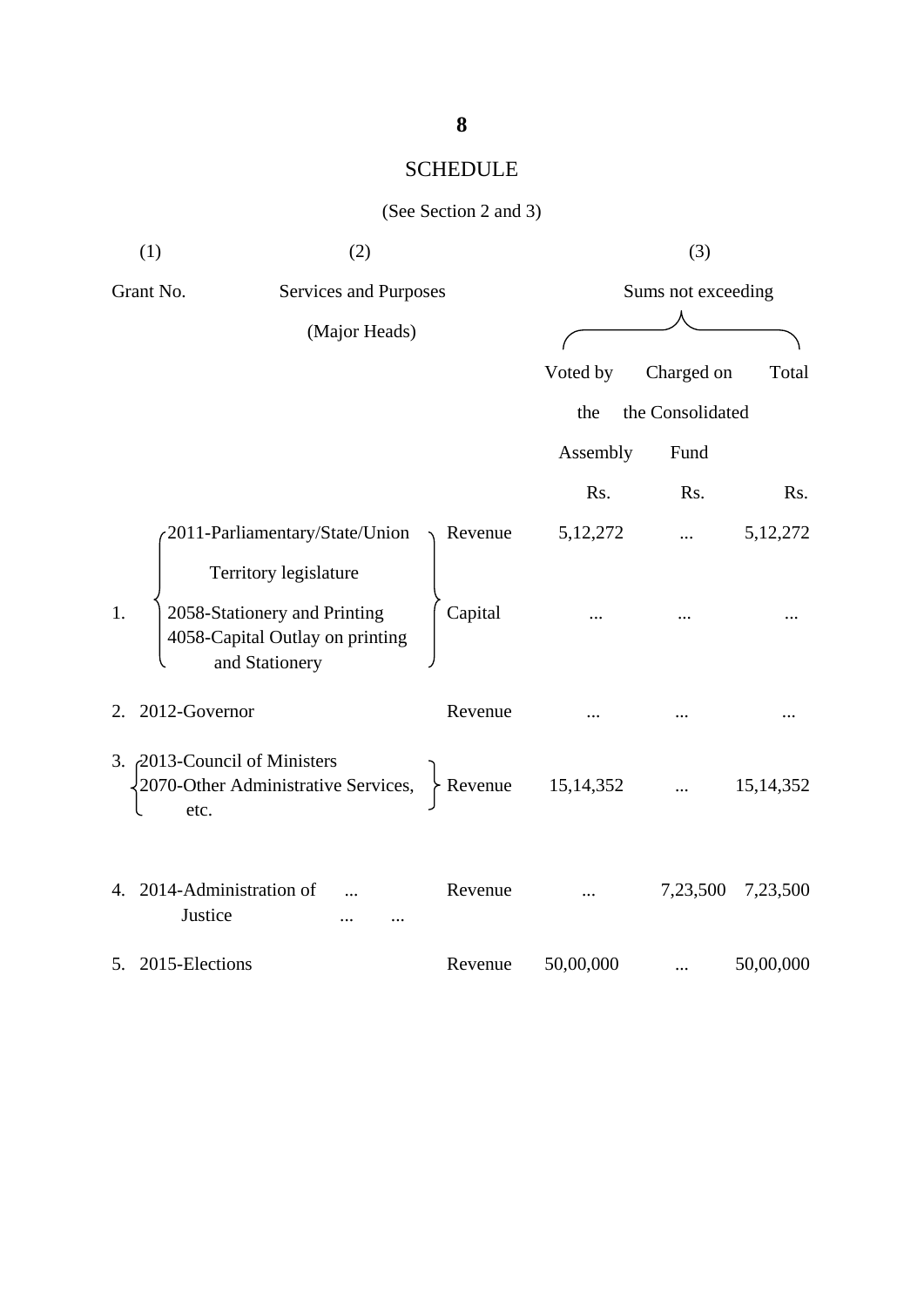## SCHEDULE

(See Section 2 and 3)

| (1) | (2) | | (3) | | |
|---|---|---|---|---|---|
| Grant No. | Services and Purposes (Major Heads) | | Sums not exceeding | | |
| | | | Voted by the Assembly | Charged on the Consolidated Fund | Total |
| | | | Rs. | Rs. | Rs. |
| 1. | 2011-Parliamentary/State/Union Territory legislature | Revenue | 5,12,272 | ... | 5,12,272 |
| | 2058-Stationery and Printing 4058-Capital Outlay on printing and Stationery | Capital | ... | ... | ... |
| 2. | 2012-Governor | Revenue | ... | ... | ... |
| 3. | 2013-Council of Ministers 2070-Other Administrative Services, etc. | Revenue | 15,14,352 | ... | 15,14,352 |
| 4. | 2014-Administration of ... Justice ... ... | Revenue | ... | 7,23,500 | 7,23,500 |
| 5. | 2015-Elections | Revenue | 50,00,000 | ... | 50,00,000 |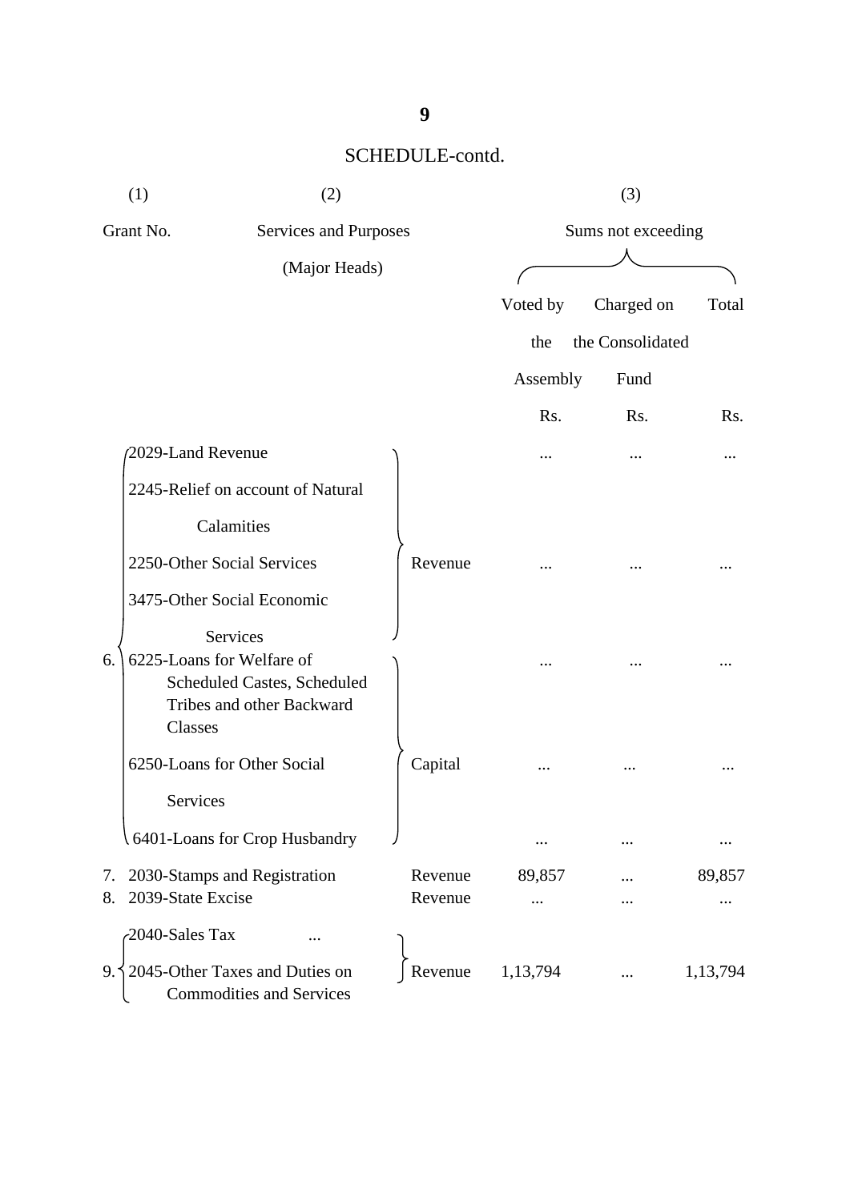SCHEDULE-contd.

| (1) | (2) | | (3) | | |
|---|---|---|---|---|---|
| Grant No. | Services and Purposes (Major Heads) | | Sums not exceeding | | |
| | | | Voted by the Assembly | Charged on the Consolidated Fund | Total |
| | | | Rs. | Rs. | Rs. |
| 6. | 2029-Land Revenue | Revenue | ... | ... | ... |
| | 2245-Relief on account of Natural Calamities | | | | |
| | 2250-Other Social Services | | ... | ... | ... |
| | 3475-Other Social Economic Services | | | | |
| | 6225-Loans for Welfare of Scheduled Castes, Scheduled Tribes and other Backward Classes | Capital | ... | ... | ... |
| | 6250-Loans for Other Social Services | | ... | ... | ... |
| | 6401-Loans for Crop Husbandry | | ... | ... | ... |
| 7. | 2030-Stamps and Registration | Revenue | 89,857 | ... | 89,857 |
| 8. | 2039-State Excise | Revenue | ... | ... | ... |
| 9. | 2040-Sales Tax ... | Revenue | 1,13,794 | ... | 1,13,794 |
| | 2045-Other Taxes and Duties on Commodities and Services | | | | |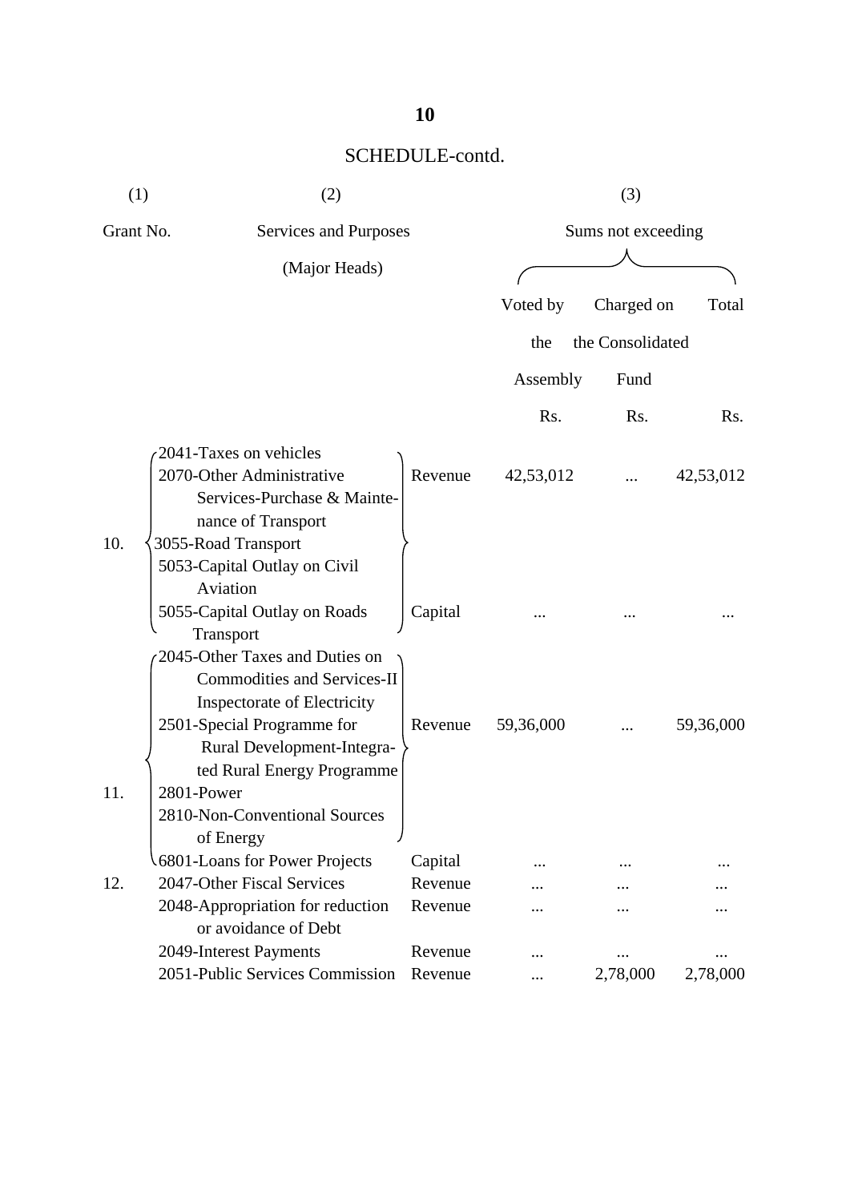SCHEDULE-contd.

| (1) | (2) | | (3) | | |
|---|---|---|---|---|---|
| Grant No. | Services and Purposes (Major Heads) | | Sums not exceeding | | |
| | | | Voted by the Assembly | Charged on the Consolidated Fund | Total |
| | | | Rs. | Rs. | Rs. |
| 10. | 2041-Taxes on vehicles<br>2070-Other Administrative Services-Purchase & Maintenance of Transport<br>3055-Road Transport | Revenue | 42,53,012 | ... | 42,53,012 |
| | 5053-Capital Outlay on Civil Aviation<br>5055-Capital Outlay on Roads Transport | Capital | ... | ... | ... |
| 11. | 2045-Other Taxes and Duties on Commodities and Services-II Inspectorate of Electricity<br>2501-Special Programme for Rural Development-Integrated Rural Energy Programme<br>2801-Power<br>2810-Non-Conventional Sources of Energy | Revenue | 59,36,000 | ... | 59,36,000 |
| | 6801-Loans for Power Projects | Capital | ... | ... | ... |
| 12. | 2047-Other Fiscal Services | Revenue | ... | ... | ... |
| | 2048-Appropriation for reduction or avoidance of Debt | Revenue | ... | ... | ... |
| | 2049-Interest Payments | Revenue | ... | ... | ... |
| | 2051-Public Services Commission | Revenue | ... | 2,78,000 | 2,78,000 |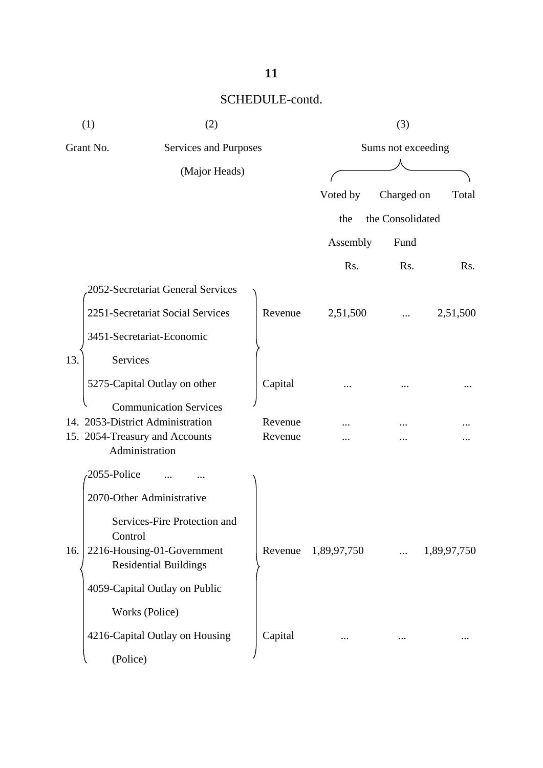## SCHEDULE-contd.

| (1) Grant No. | (2) Services and Purposes (Major Heads) | | (3) Sums not exceeding Voted by the Assembly Rs. | Charged on the Consolidated Fund Rs. | Total Rs. |
|---|---|---|---|---|---|
| 13. | 2052-Secretariat General Services<br>2251-Secretariat Social Services<br>3451-Secretariat-Economic Services | Revenue | 2,51,500 | ... | 2,51,500 |
| | 5275-Capital Outlay on other Communication Services | Capital | ... | ... | ... |
| 14. | 2053-District Administration | Revenue | ... | ... | ... |
| 15. | 2054-Treasury and Accounts Administration | Revenue | ... | ... | ... |
| 16. | 2055-Police ... ...<br>2070-Other Administrative Services-Fire Protection and Control<br>2216-Housing-01-Government Residential Buildings | Revenue | 1,89,97,750 | ... | 1,89,97,750 |
| | 4059-Capital Outlay on Public Works (Police)<br>4216-Capital Outlay on Housing (Police) | Capital | ... | ... | ... |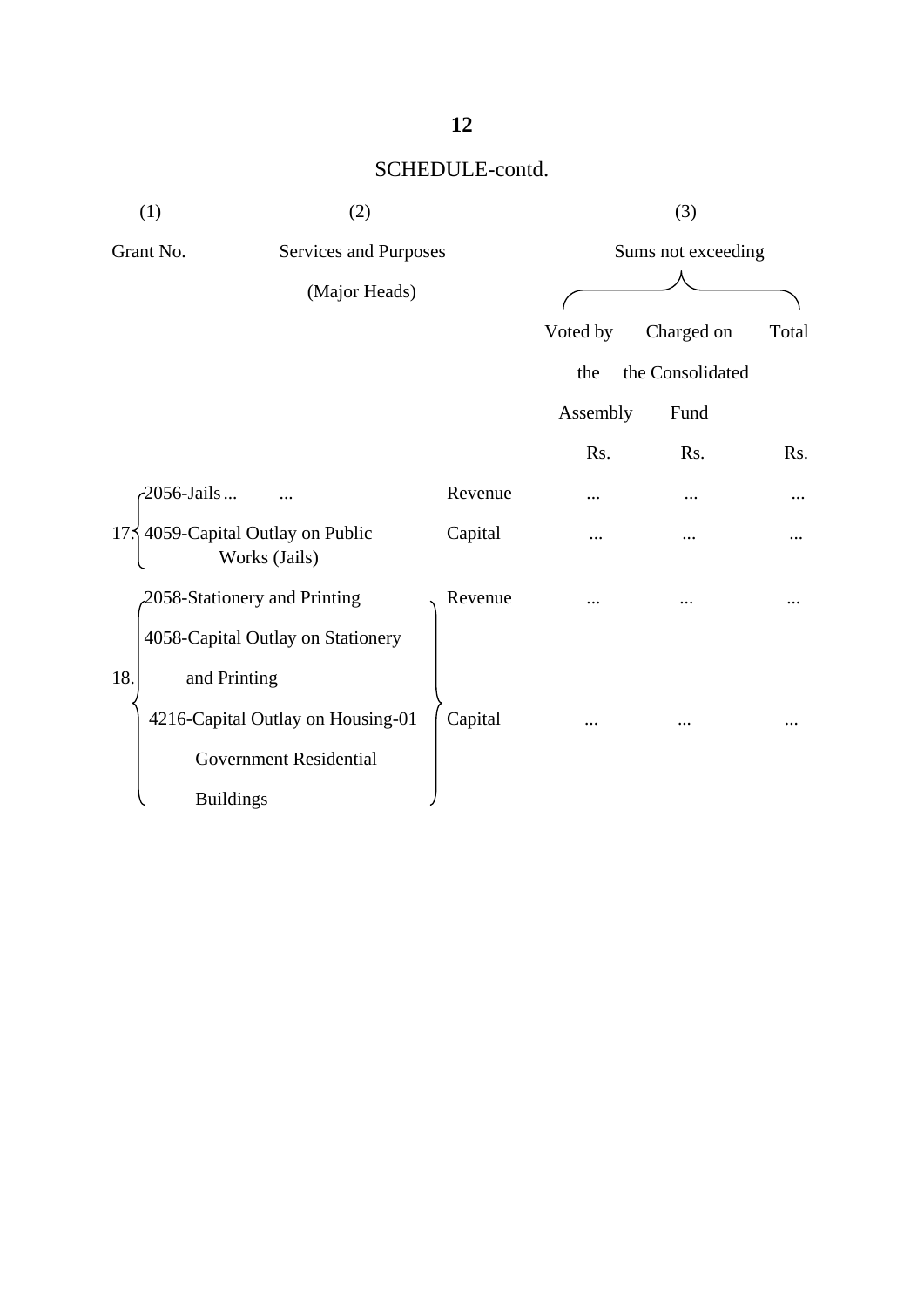SCHEDULE-contd.

| (1) | (2) | | (3) | | |
|---|---|---|---|---|---|
| Grant No. | Services and Purposes (Major Heads) | | Sums not exceeding | | |
| | | | Voted by the Assembly | Charged on the Consolidated Fund | Total |
| | | | Rs. | Rs. | Rs. |
| 17. | 2056-Jails ... ... | Revenue | ... | ... | ... |
| | 4059-Capital Outlay on Public Works (Jails) | Capital | ... | ... | ... |
| 18. | 2058-Stationery and Printing | Revenue | ... | ... | ... |
| | 4058-Capital Outlay on Stationery and Printing<br>4216-Capital Outlay on Housing-01 Government Residential Buildings | Capital | ... | ... | ... |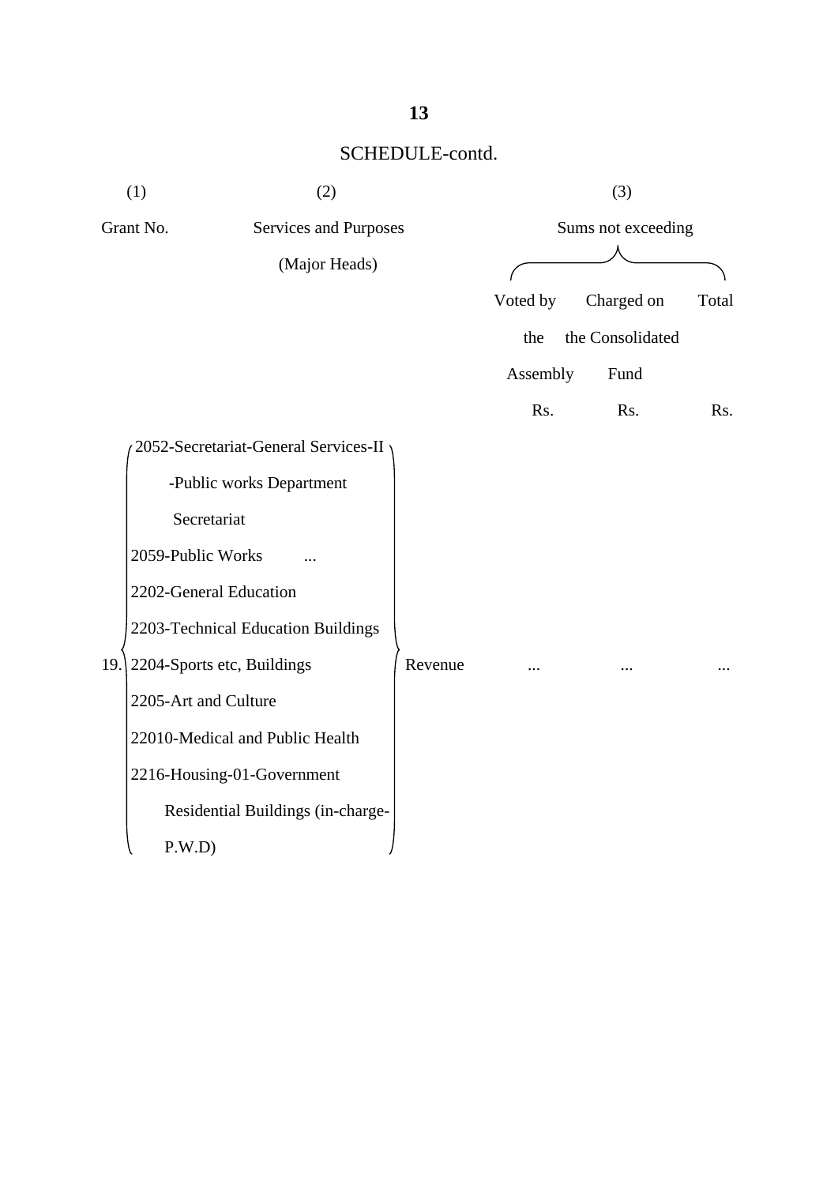SCHEDULE-contd.

| (1) | (2) | | (3) | | |
|---|---|---|---|---|---|
| Grant No. | Services and Purposes (Major Heads) | | Sums not exceeding | | |
| | | | Voted by the Assembly | Charged on the Consolidated Fund | Total |
| | | | Rs. | Rs. | Rs. |
| 19. | 2052-Secretariat-General Services-II -Public works Department Secretariat<br>2059-Public Works ...<br>2202-General Education<br>2203-Technical Education Buildings<br>2204-Sports etc, Buildings<br>2205-Art and Culture<br>22010-Medical and Public Health<br>2216-Housing-01-Government Residential Buildings (in-charge-P.W.D) | Revenue | ... | ... | ... |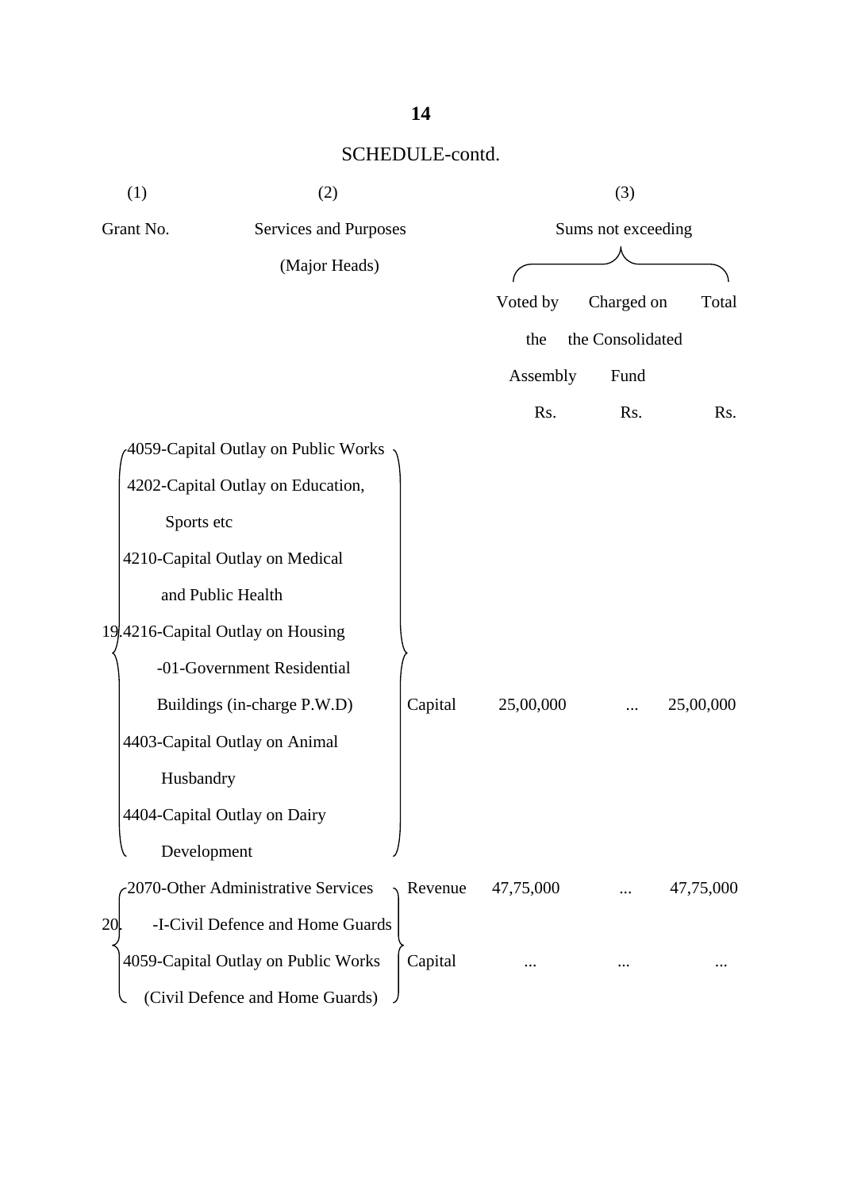SCHEDULE-contd.

| (1) | (2) | | (3) | | |
|---|---|---|---|---|---|
| Grant No. | Services and Purposes (Major Heads) | | Sums not exceeding | | |
| | | | Voted by the Assembly | Charged on the Consolidated Fund | Total |
| | | | Rs. | Rs. | Rs. |
| 19. | 4059-Capital Outlay on Public Works<br>4202-Capital Outlay on Education, Sports etc<br>4210-Capital Outlay on Medical and Public Health<br>4216-Capital Outlay on Housing -01-Government Residential Buildings (in-charge P.W.D)<br>4403-Capital Outlay on Animal Husbandry<br>4404-Capital Outlay on Dairy Development | Capital | 25,00,000 | ... | 25,00,000 |
| 20. | 2070-Other Administrative Services -I-Civil Defence and Home Guards | Revenue | 47,75,000 | ... | 47,75,000 |
| | 4059-Capital Outlay on Public Works (Civil Defence and Home Guards) | Capital | ... | ... | ... |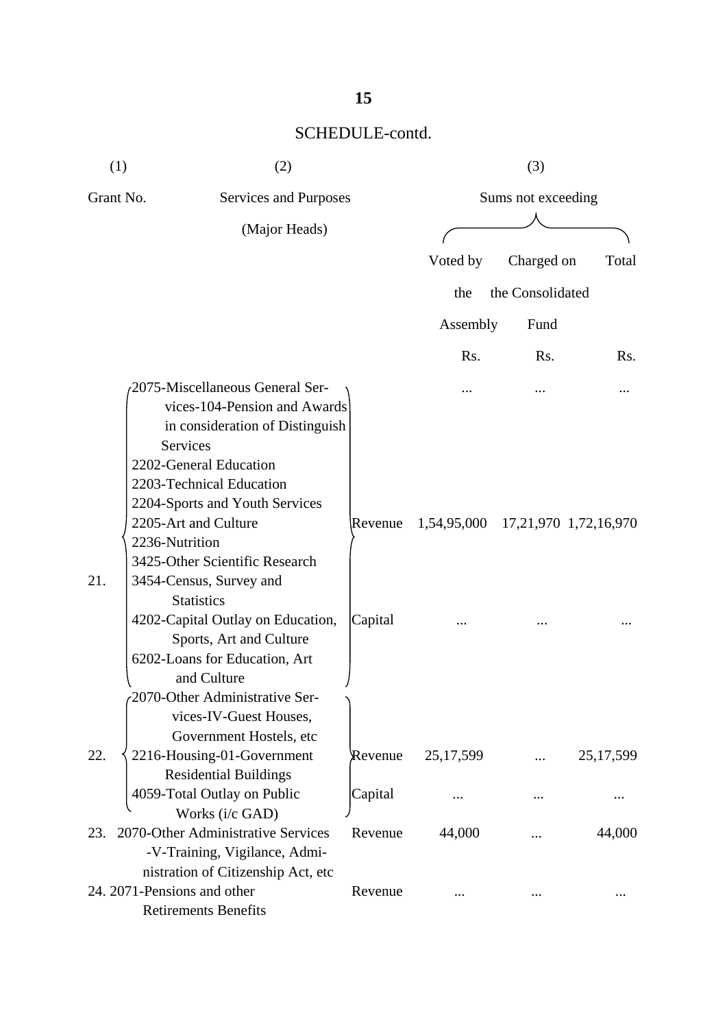SCHEDULE-contd.

| (1) | (2) | | (3) | | |
|---|---|---|---|---|---|
| Grant No. | Services and Purposes (Major Heads) | | Sums not exceeding | | |
| | | | Voted by the Assembly | Charged on the Consolidated Fund | Total |
| | | | Rs. | Rs. | Rs. |
| 21. | 2075-Miscellaneous General Services-104-Pension and Awards in consideration of Distinguish Services | | ... | ... | ... |
| | 2202-General Education<br>2203-Technical Education<br>2204-Sports and Youth Services<br>2205-Art and Culture<br>2236-Nutrition<br>3425-Other Scientific Research<br>3454-Census, Survey and Statistics<br>4202-Capital Outlay on Education, Sports, Art and Culture<br>6202-Loans for Education, Art and Culture | Revenue | 1,54,95,000 | 17,21,970 | 1,72,16,970 |
| | | Capital | ... | ... | ... |
| 22. | 2070-Other Administrative Services-IV-Guest Houses, Government Hostels, etc<br>2216-Housing-01-Government Residential Buildings<br>4059-Total Outlay on Public Works (i/c GAD) | Revenue | 25,17,599 | ... | 25,17,599 |
| | | Capital | ... | ... | ... |
| 23. | 2070-Other Administrative Services -V-Training, Vigilance, Administration of Citizenship Act, etc | Revenue | 44,000 | ... | 44,000 |
| 24. | 2071-Pensions and other Retirements Benefits | Revenue | ... | ... | ... |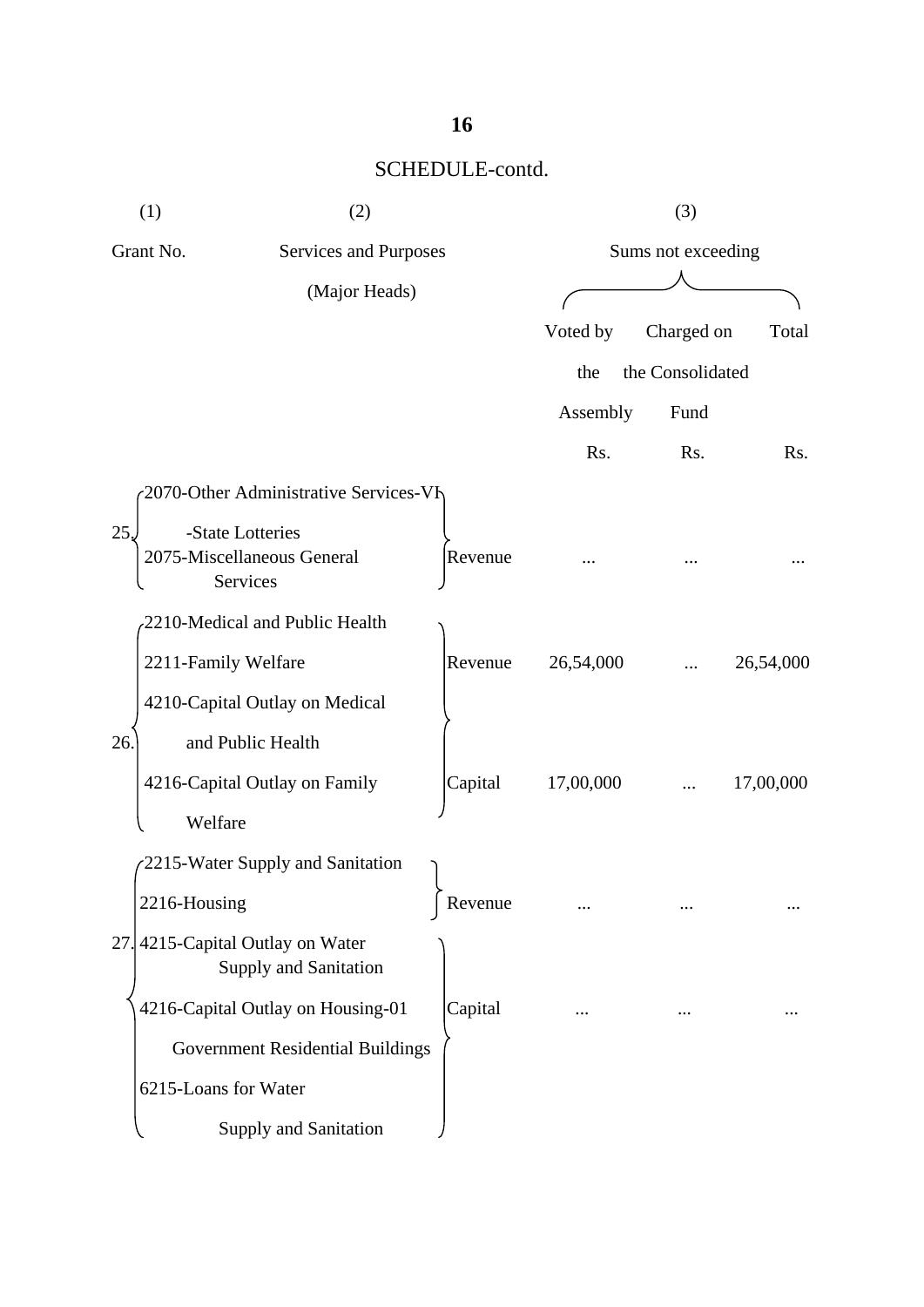SCHEDULE-contd.

| (1) | (2) | | (3) | | |
|---|---|---|---|---|---|
| Grant No. | Services and Purposes (Major Heads) | | Sums not exceeding | | |
| | | | Voted by the Assembly | Charged on the Consolidated Fund | Total |
| | | | Rs. | Rs. | Rs. |
| 25. | 2070-Other Administrative Services-VI -State Lotteries<br>2075-Miscellaneous General Services | Revenue | ... | ... | ... |
| 26. | 2210-Medical and Public Health<br>2211-Family Welfare | Revenue | 26,54,000 | ... | 26,54,000 |
| | 4210-Capital Outlay on Medical and Public Health<br>4216-Capital Outlay on Family Welfare | Capital | 17,00,000 | ... | 17,00,000 |
| 27. | 2215-Water Supply and Sanitation<br>2216-Housing | Revenue | ... | ... | ... |
| | 4215-Capital Outlay on Water Supply and Sanitation<br>4216-Capital Outlay on Housing-01 Government Residential Buildings<br>6215-Loans for Water Supply and Sanitation | Capital | ... | ... | ... |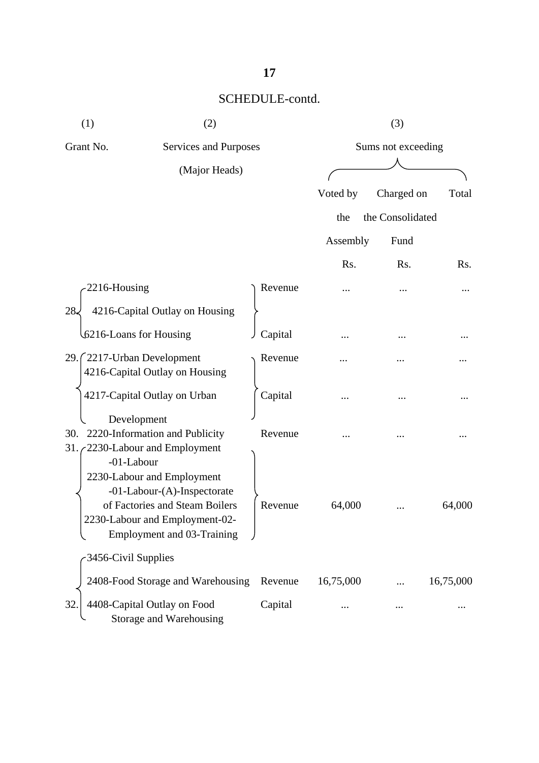## SCHEDULE-contd.

| (1) Grant No. | (2) Services and Purposes (Major Heads) | | (3) Sums not exceeding Voted by the Assembly Rs. | Charged on the Consolidated Fund Rs. | Total Rs. |
|---|---|---|---|---|---|
| 28. | 2216-Housing 4216-Capital Outlay on Housing 6216-Loans for Housing | Revenue | ... | ... | ... |
| | | Capital | ... | ... | ... |
| 29. | 2217-Urban Development 4216-Capital Outlay on Housing 4217-Capital Outlay on Urban Development | Revenue | ... | ... | ... |
| | | Capital | ... | ... | ... |
| 30. | 2220-Information and Publicity | Revenue | ... | ... | ... |
| 31. | 2230-Labour and Employment -01-Labour 2230-Labour and Employment -01-Labour-(A)-Inspectorate of Factories and Steam Boilers 2230-Labour and Employment-02-Employment and 03-Training | Revenue | 64,000 | ... | 64,000 |
| 32. | 3456-Civil Supplies 2408-Food Storage and Warehousing 4408-Capital Outlay on Food Storage and Warehousing | Revenue | 16,75,000 | ... | 16,75,000 |
| | | Capital | ... | ... | ... |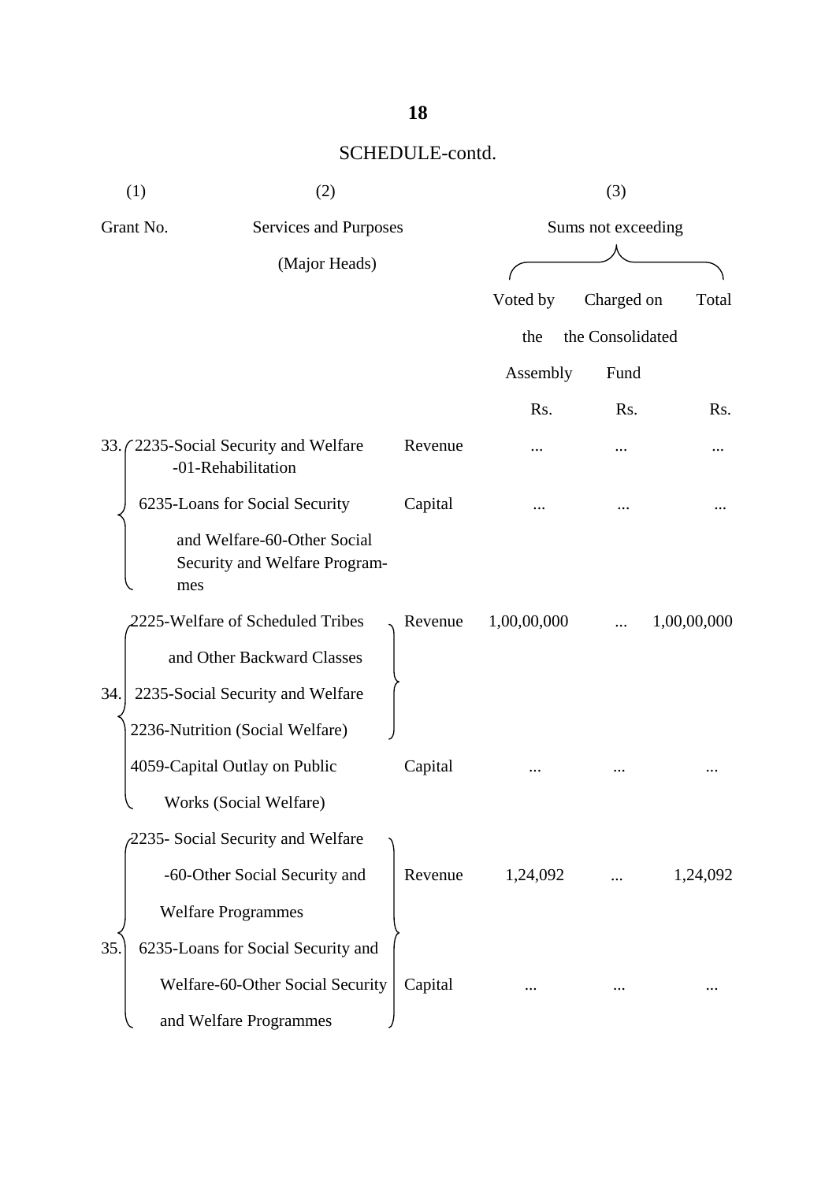## SCHEDULE-contd.

| (1) Grant No. | (2) Services and Purposes (Major Heads) | | (3) Sums not exceeding Voted by the Assembly Rs. | Charged on the Consolidated Fund Rs. | Total Rs. |
|---|---|---|---|---|---|
| 33. | 2235-Social Security and Welfare -01-Rehabilitation | Revenue | ... | ... | ... |
| | 6235-Loans for Social Security and Welfare-60-Other Social Security and Welfare Programmes | Capital | ... | ... | ... |
| 34. | 2225-Welfare of Scheduled Tribes and Other Backward Classes; 2235-Social Security and Welfare; 2236-Nutrition (Social Welfare) | Revenue | 1,00,00,000 | ... | 1,00,00,000 |
| | 4059-Capital Outlay on Public Works (Social Welfare) | Capital | ... | ... | ... |
| 35. | 2235- Social Security and Welfare -60-Other Social Security and Welfare Programmes | Revenue | 1,24,092 | ... | 1,24,092 |
| | 6235-Loans for Social Security and Welfare-60-Other Social Security and Welfare Programmes | Capital | ... | ... | ... |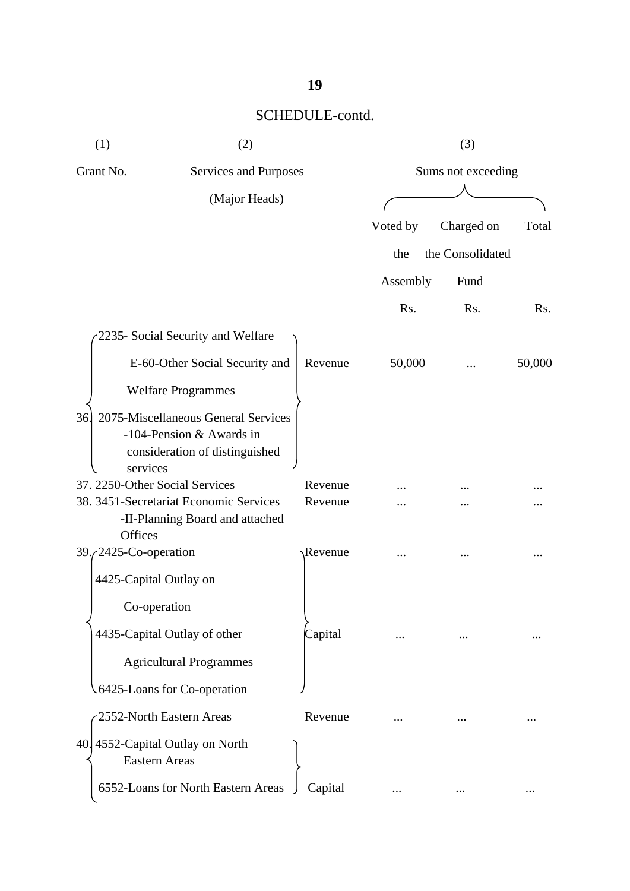SCHEDULE-contd.

| (1) Grant No. | (2) Services and Purposes (Major Heads) | | (3) Sums not exceeding | | |
|---|---|---|---|---|---|
| | | | Voted by the Assembly | Charged on the Consolidated Fund | Total |
| | | | Rs. | Rs. | Rs. |
| 36. | 2235- Social Security and Welfare E-60-Other Social Security and Welfare Programmes 2075-Miscellaneous General Services -104-Pension & Awards in consideration of distinguished services | Revenue | 50,000 | ... | 50,000 |
| 37. | 2250-Other Social Services | Revenue | ... | ... | ... |
| 38. | 3451-Secretariat Economic Services -II-Planning Board and attached Offices | Revenue | ... | ... | ... |
| 39. | 2425-Co-operation | Revenue | ... | ... | ... |
| | 4425-Capital Outlay on Co-operation 4435-Capital Outlay of other Agricultural Programmes 6425-Loans for Co-operation | Capital | ... | ... | ... |
| 40. | 2552-North Eastern Areas | Revenue | ... | ... | ... |
| | 4552-Capital Outlay on North Eastern Areas 6552-Loans for North Eastern Areas | Capital | ... | ... | ... |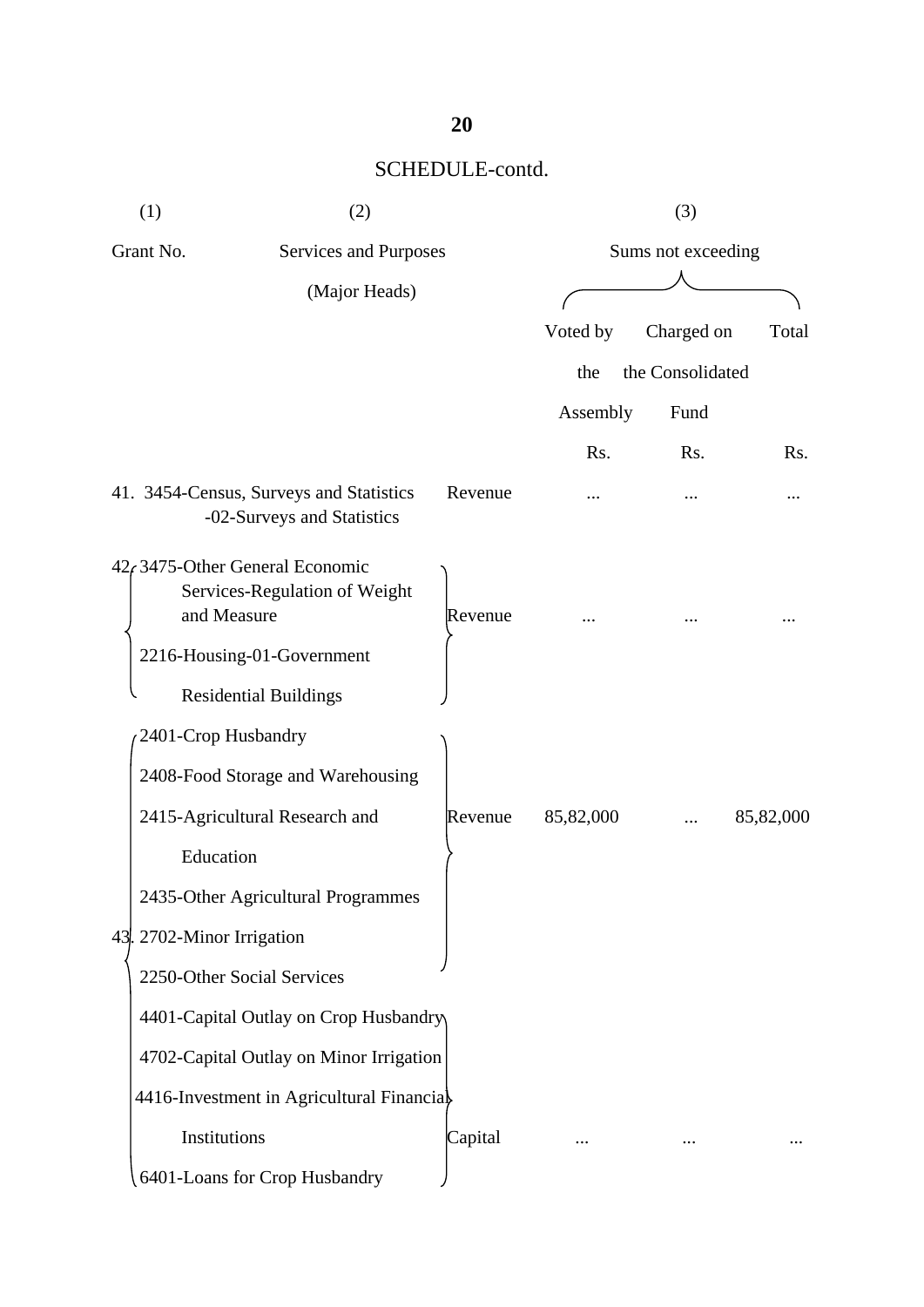SCHEDULE-contd.

| (1) | (2) | | (3) | | |
|---|---|---|---|---|---|
| Grant No. | Services and Purposes (Major Heads) | | Sums not exceeding | | |
| | | | Voted by the Assembly | Charged on the Consolidated Fund | Total |
| | | | Rs. | Rs. | Rs. |
| 41. | 3454-Census, Surveys and Statistics -02-Surveys and Statistics | Revenue | ... | ... | ... |
| 42. | 3475-Other General Economic Services-Regulation of Weight and Measure<br>2216-Housing-01-Government Residential Buildings | Revenue | ... | ... | ... |
| 43. | 2401-Crop Husbandry<br>2408-Food Storage and Warehousing<br>2415-Agricultural Research and Education<br>2435-Other Agricultural Programmes<br>2702-Minor Irrigation<br>2250-Other Social Services | Revenue | 85,82,000 | ... | 85,82,000 |
| | 4401-Capital Outlay on Crop Husbandry<br>4702-Capital Outlay on Minor Irrigation<br>4416-Investment in Agricultural Financial Institutions<br>6401-Loans for Crop Husbandry | Capital | ... | ... | ... |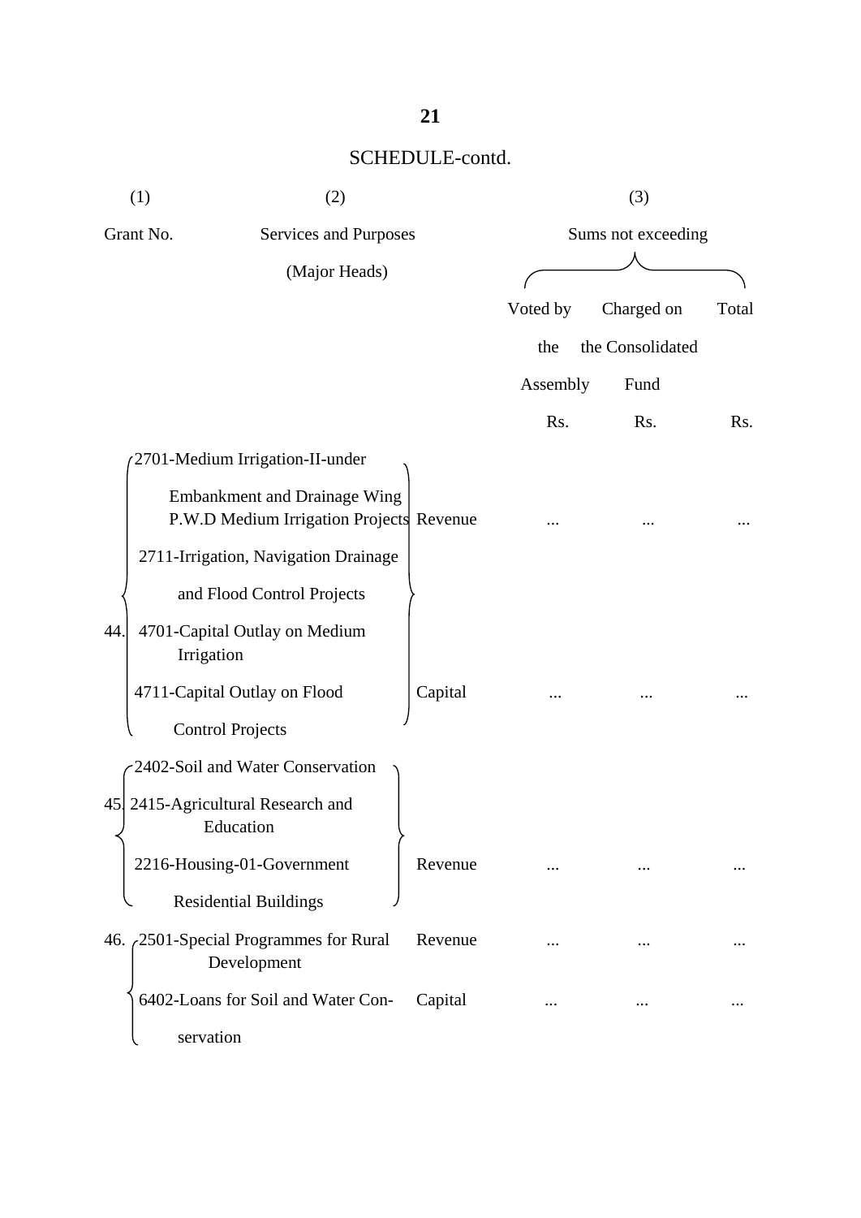## SCHEDULE-contd.

| (1) | (2) | | (3) | | |
|---|---|---|---|---|---|
| Grant No. | Services and Purposes (Major Heads) | | Sums not exceeding | | |
| | | | Voted by the Assembly | Charged on the Consolidated Fund | Total |
| | | | Rs. | Rs. | Rs. |
| 44. | 2701-Medium Irrigation-II-under Embankment and Drainage Wing P.W.D Medium Irrigation Projects<br>2711-Irrigation, Navigation Drainage and Flood Control Projects | Revenue | ... | ... | ... |
| | 4701-Capital Outlay on Medium Irrigation<br>4711-Capital Outlay on Flood Control Projects | Capital | ... | ... | ... |
| 45. | 2402-Soil and Water Conservation<br>2415-Agricultural Research and Education<br>2216-Housing-01-Government Residential Buildings | Revenue | ... | ... | ... |
| 46. | 2501-Special Programmes for Rural Development | Revenue | ... | ... | ... |
| | 6402-Loans for Soil and Water Conservation | Capital | ... | ... | ... |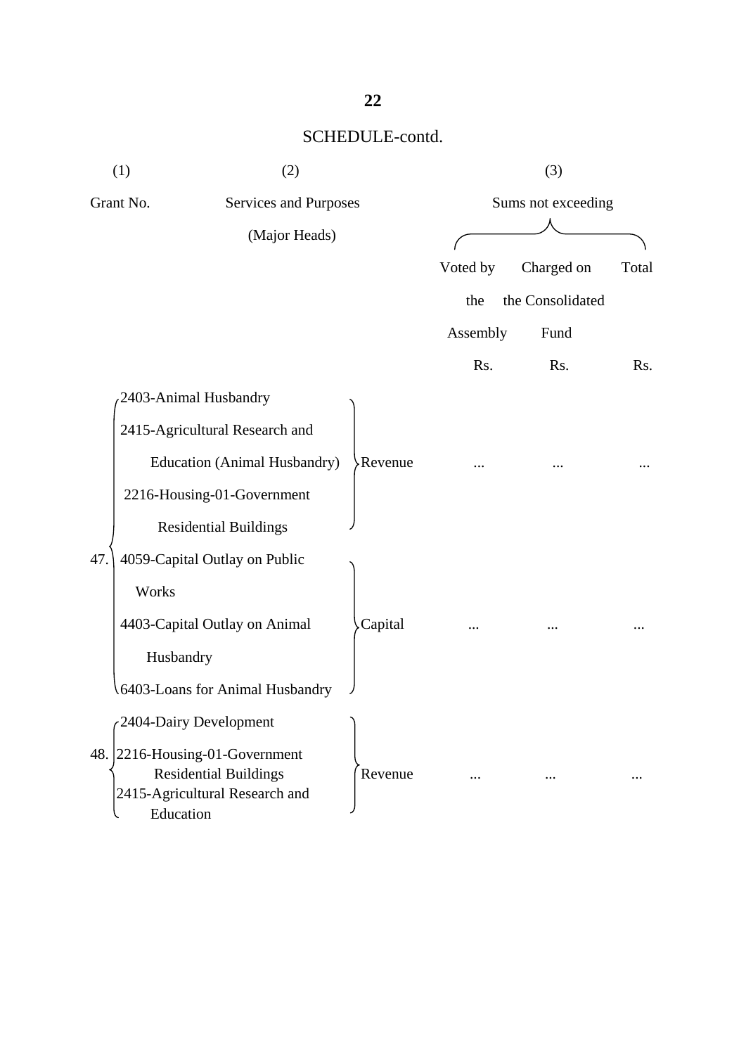SCHEDULE-contd.

| (1) | (2) | | (3) | | |
|---|---|---|---|---|---|
| Grant No. | Services and Purposes (Major Heads) | | Sums not exceeding | | |
| | | | Voted by the Assembly | Charged on the Consolidated Fund | Total |
| | | | Rs. | Rs. | Rs. |
| 47. | 2403-Animal Husbandry<br>2415-Agricultural Research and Education (Animal Husbandry)<br>2216-Housing-01-Government Residential Buildings | Revenue | ... | ... | ... |
| | 4059-Capital Outlay on Public Works<br>4403-Capital Outlay on Animal Husbandry<br>6403-Loans for Animal Husbandry | Capital | ... | ... | ... |
| 48. | 2404-Dairy Development<br>2216-Housing-01-Government Residential Buildings<br>2415-Agricultural Research and Education | Revenue | ... | ... | ... |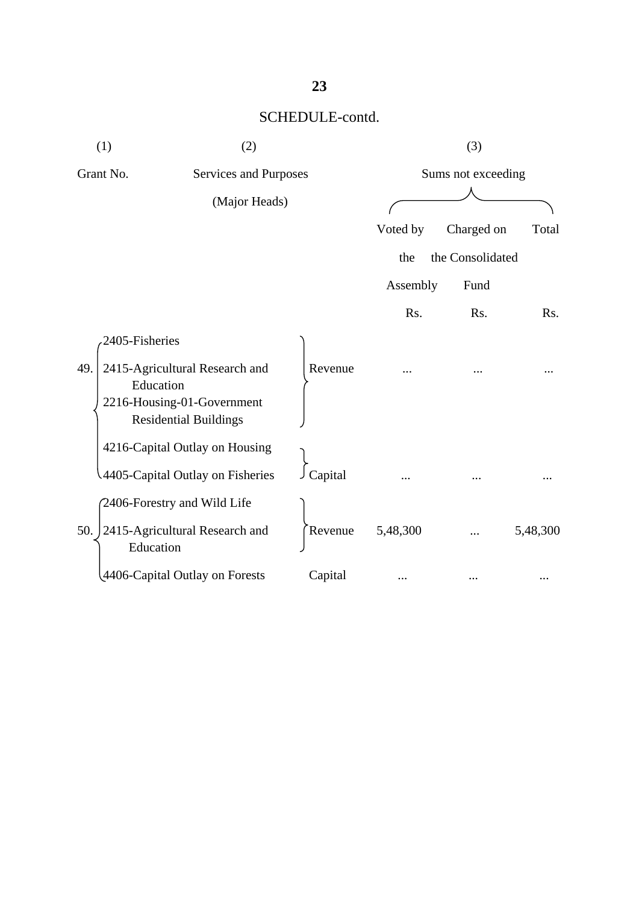SCHEDULE-contd.

| (1) | (2) | | (3) | | |
|---|---|---|---|---|---|
| Grant No. | Services and Purposes (Major Heads) | | Sums not exceeding | | |
| | | | Voted by the Assembly | Charged on the Consolidated Fund | Total |
| | | | Rs. | Rs. | Rs. |
| 49. | 2405-Fisheries<br>2415-Agricultural Research and Education<br>2216-Housing-01-Government Residential Buildings | Revenue | ... | ... | ... |
| | 4216-Capital Outlay on Housing<br>4405-Capital Outlay on Fisheries | Capital | ... | ... | ... |
| 50. | 2406-Forestry and Wild Life<br>2415-Agricultural Research and Education | Revenue | 5,48,300 | ... | 5,48,300 |
| | 4406-Capital Outlay on Forests | Capital | ... | ... | ... |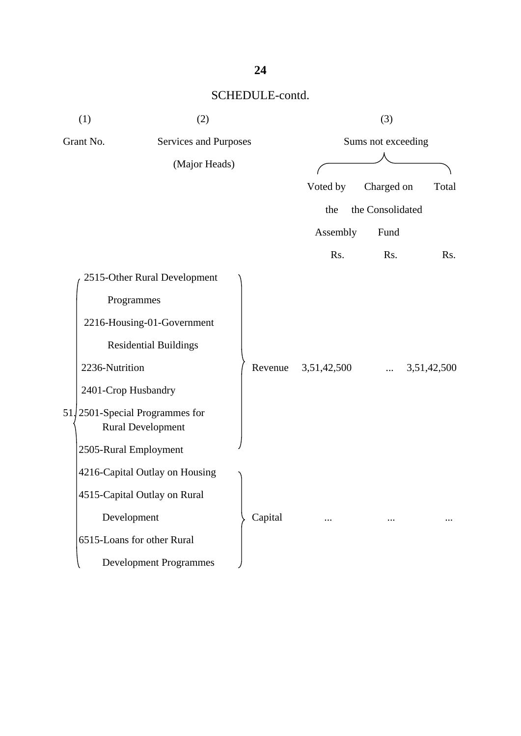SCHEDULE-contd.

| (1) Grant No. | (2) Services and Purposes (Major Heads) | | (3) Sums not exceeding | | |
|---|---|---|---|---|---|
| | | | Voted by the Assembly | Charged on the Consolidated Fund | Total |
| | | | Rs. | Rs. | Rs. |
| 51 | 2515-Other Rural Development Programmes<br>2216-Housing-01-Government Residential Buildings<br>2236-Nutrition<br>2401-Crop Husbandry<br>2501-Special Programmes for Rural Development<br>2505-Rural Employment | Revenue | 3,51,42,500 | ... | 3,51,42,500 |
| | 4216-Capital Outlay on Housing<br>4515-Capital Outlay on Rural Development<br>6515-Loans for other Rural Development Programmes | Capital | ... | ... | ... |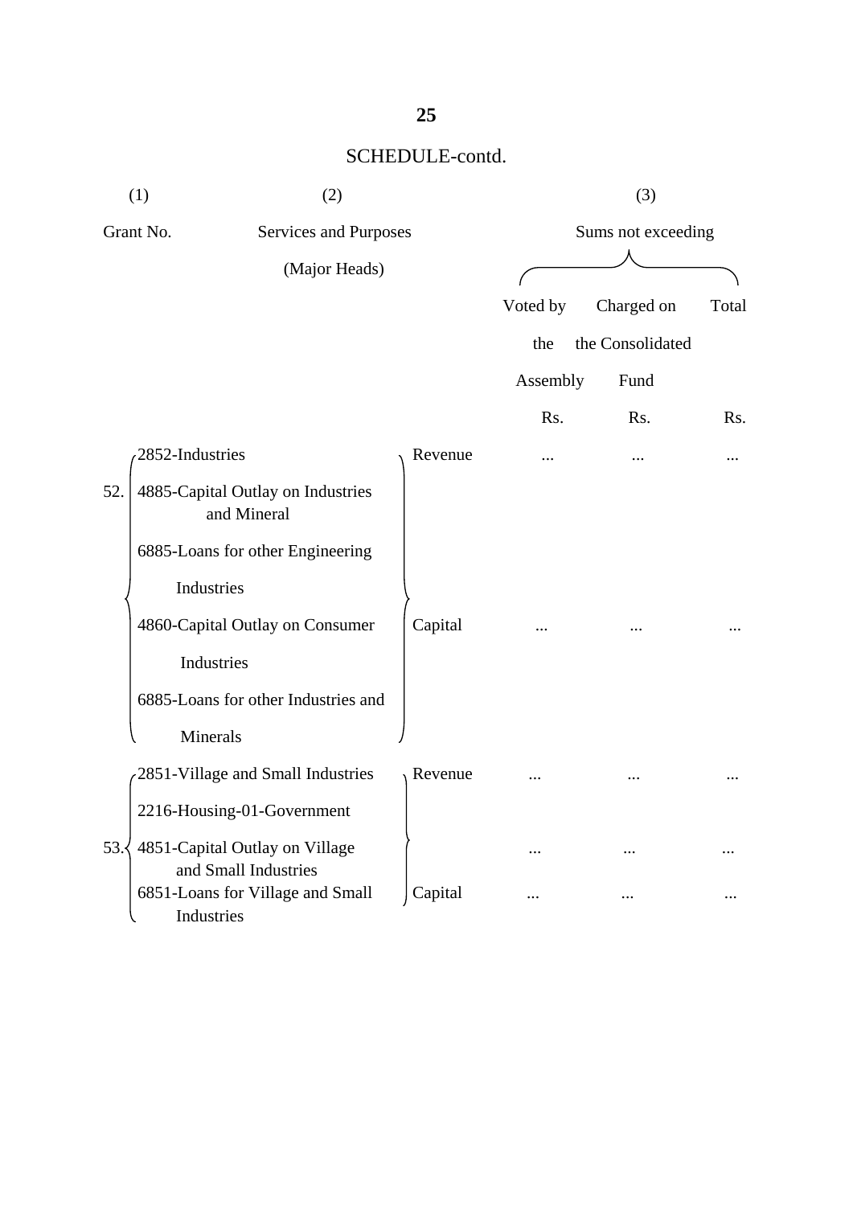SCHEDULE-contd.

| (1) | (2) | | (3) | | |
|---|---|---|---|---|---|
| Grant No. | Services and Purposes (Major Heads) | | Sums not exceeding | | |
| | | | Voted by the Assembly | Charged on the Consolidated Fund | Total |
| | | | Rs. | Rs. | Rs. |
| 52. | 2852-Industries | Revenue | ... | ... | ... |
| | 4885-Capital Outlay on Industries and Mineral<br>6885-Loans for other Engineering Industries<br>4860-Capital Outlay on Consumer Industries<br>6885-Loans for other Industries and Minerals | Capital | ... | ... | ... |
| 53. | 2851-Village and Small Industries<br>2216-Housing-01-Government | Revenue | ... | ... | ... |
| | | | ... | ... | ... |
| | 4851-Capital Outlay on Village and Small Industries<br>6851-Loans for Village and Small Industries | Capital | ... | ... | ... |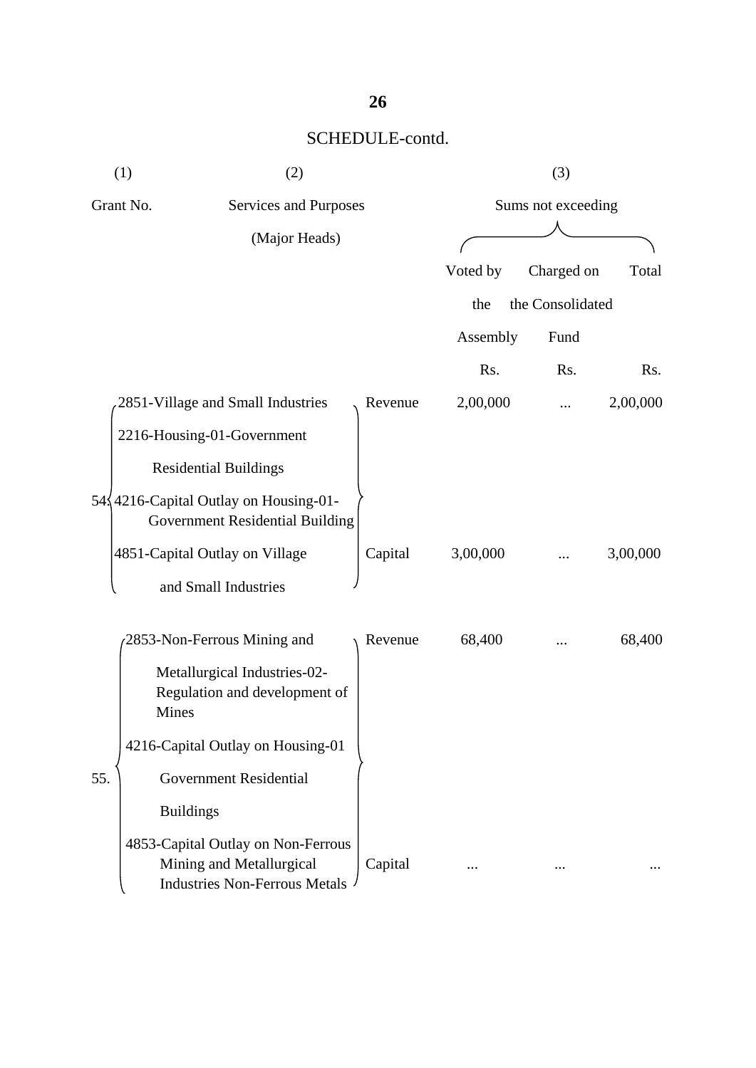SCHEDULE-contd.

| (1) Grant No. | (2) Services and Purposes (Major Heads) | | (3) Sums not exceeding Voted by the Assembly Rs. | Charged on the Consolidated Fund Rs. | Total Rs. |
|---|---|---|---|---|---|
| 54. | 2851-Village and Small Industries | Revenue | 2,00,000 | ... | 2,00,000 |
| | 2216-Housing-01-Government Residential Buildings | | | | |
| | 4216-Capital Outlay on Housing-01-Government Residential Building | | | | |
| | 4851-Capital Outlay on Village and Small Industries | Capital | 3,00,000 | ... | 3,00,000 |
| 55. | 2853-Non-Ferrous Mining and Metallurgical Industries-02-Regulation and development of Mines | Revenue | 68,400 | ... | 68,400 |
| | 4216-Capital Outlay on Housing-01 Government Residential Buildings | | | | |
| | 4853-Capital Outlay on Non-Ferrous Mining and Metallurgical Industries Non-Ferrous Metals | Capital | ... | ... | ... |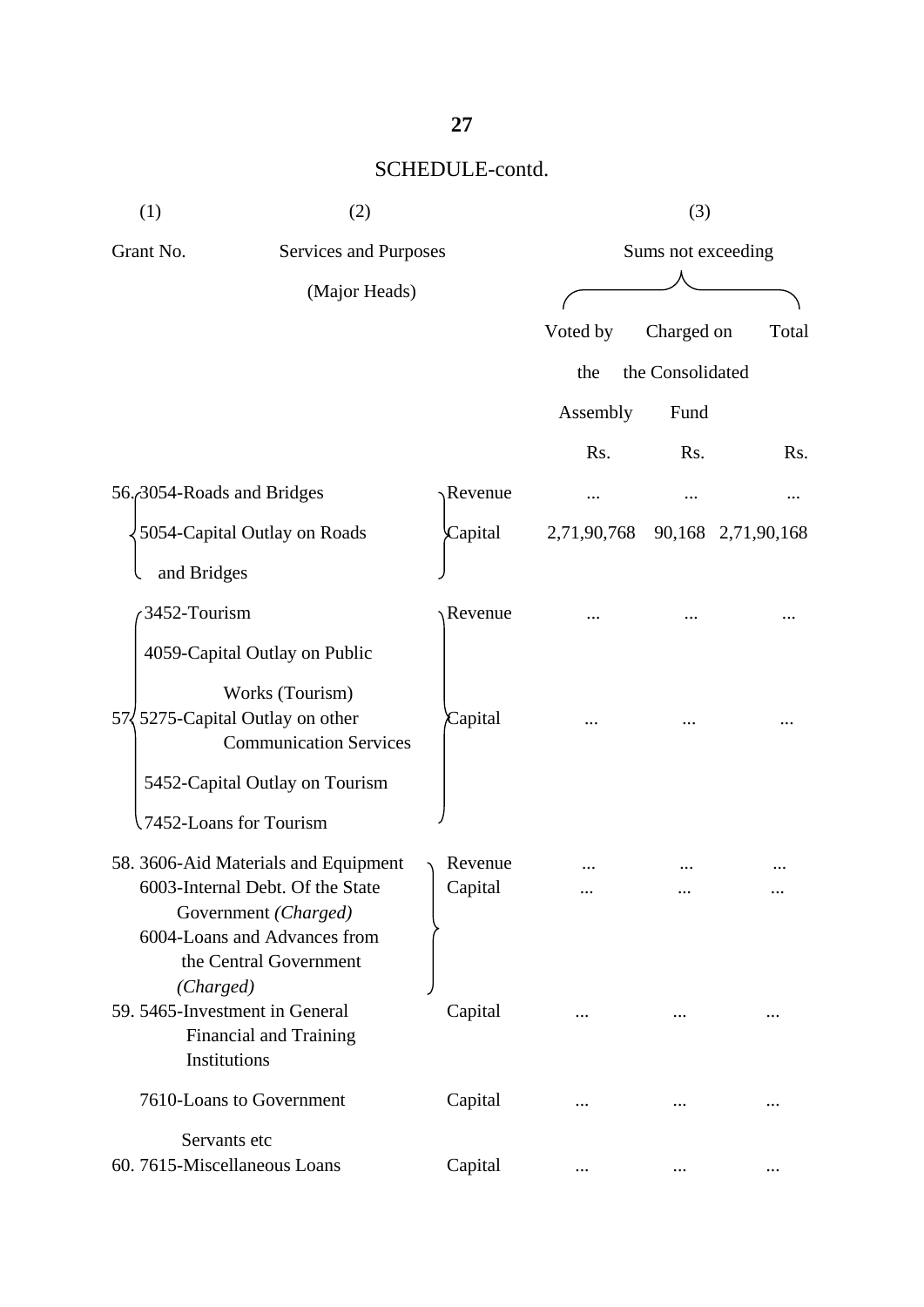SCHEDULE-contd.

| (1) | (2) | | (3) | | |
|---|---|---|---|---|---|
| Grant No. | Services and Purposes (Major Heads) | | Sums not exceeding | | |
| | | | Voted by the Assembly | Charged on the Consolidated Fund | Total |
| | | | Rs. | Rs. | Rs. |
| 56. | 3054-Roads and Bridges | Revenue | ... | ... | ... |
| | 5054-Capital Outlay on Roads and Bridges | Capital | 2,71,90,768 | 90,168 | 2,71,90,168 |
| 57. | 3452-Tourism | Revenue | ... | ... | ... |
| | 4059-Capital Outlay on Public Works (Tourism) 5275-Capital Outlay on other Communication Services 5452-Capital Outlay on Tourism 7452-Loans for Tourism | Capital | ... | ... | ... |
| 58. | 3606-Aid Materials and Equipment | Revenue | ... | ... | ... |
| | 6003-Internal Debt. Of the State Government *(Charged)* 6004-Loans and Advances from the Central Government *(Charged)* | Capital | ... | ... | ... |
| 59. | 5465-Investment in General Financial and Training Institutions | Capital | ... | ... | ... |
| | 7610-Loans to Government Servants etc | Capital | ... | ... | ... |
| 60. | 7615-Miscellaneous Loans | Capital | ... | ... | ... |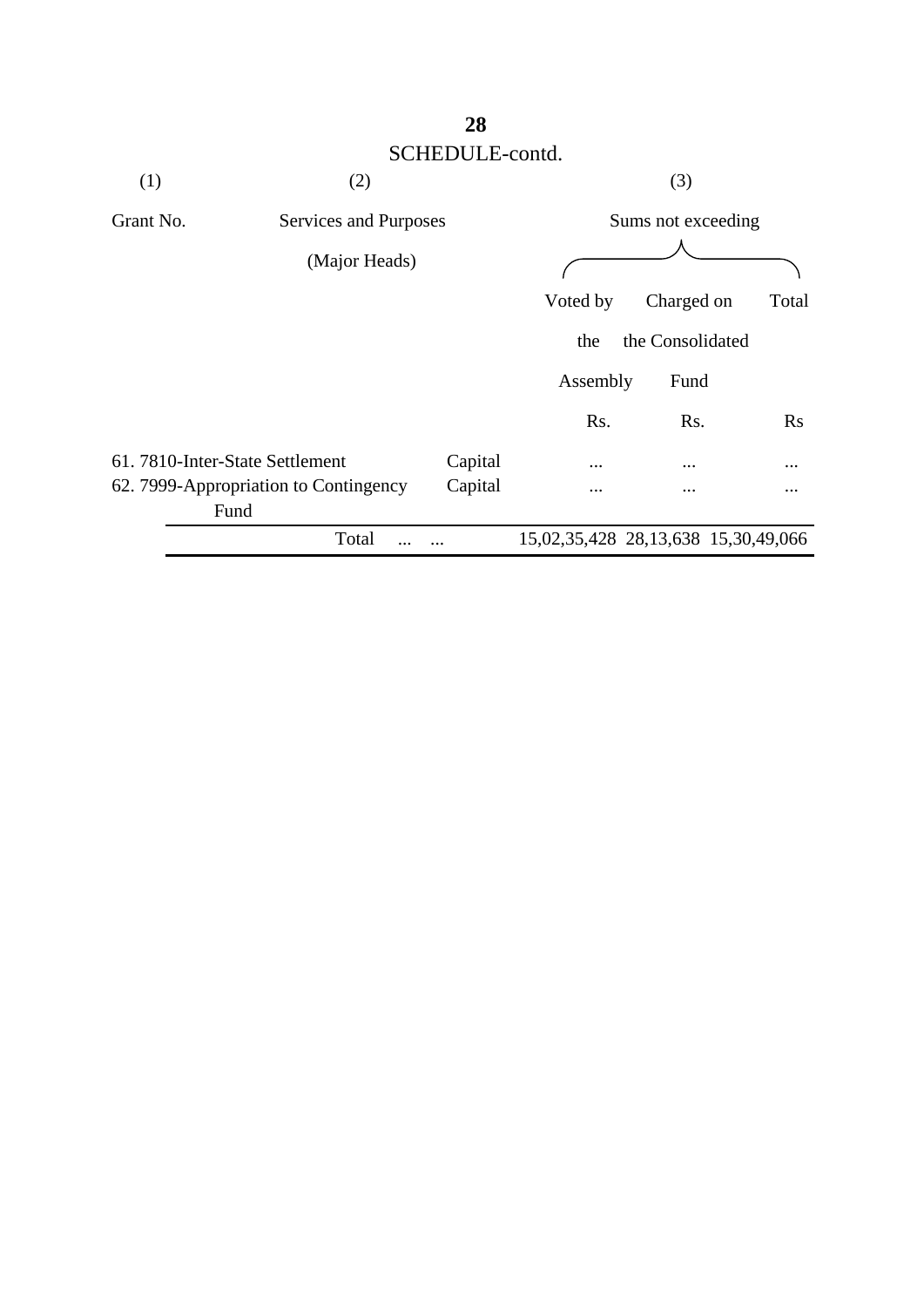## SCHEDULE-contd.

| (1) | (2) | | (3) | | |
|---|---|---|---|---|---|
| Grant No. | Services and Purposes (Major Heads) | | Sums not exceeding | | |
| | | | Voted by the Assembly | Charged on the Consolidated Fund | Total |
| | | | Rs. | Rs. | Rs |
| 61. | 7810-Inter-State Settlement | Capital | ... | ... | ... |
| 62. | 7999-Appropriation to Contingency Fund | Capital | ... | ... | ... |
| | Total ... ... | | 15,02,35,428 | 28,13,638 | 15,30,49,066 |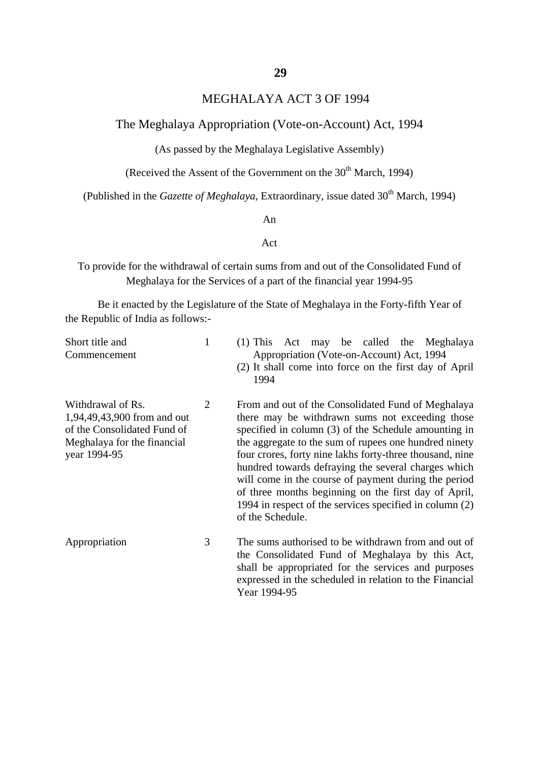# MEGHALAYA ACT 3 OF 1994

## The Meghalaya Appropriation (Vote-on-Account) Act, 1994

(As passed by the Meghalaya Legislative Assembly)

(Received the Assent of the Government on the 30th March, 1994)

(Published in the *Gazette of Meghalaya*, Extraordinary, issue dated 30th March, 1994)

An

Act

To provide for the withdrawal of certain sums from and out of the Consolidated Fund of Meghalaya for the Services of a part of the financial year 1994-95

Be it enacted by the Legislature of the State of Meghalaya in the Forty-fifth Year of the Republic of India as follows:-

| | | |
|---|---|---|
| Short title and Commencement | 1 | (1) This Act may be called the Meghalaya Appropriation (Vote-on-Account) Act, 1994<br>(2) It shall come into force on the first day of April 1994 |
| Withdrawal of Rs. 1,94,49,43,900 from and out of the Consolidated Fund of Meghalaya for the financial year 1994-95 | 2 | From and out of the Consolidated Fund of Meghalaya there may be withdrawn sums not exceeding those specified in column (3) of the Schedule amounting in the aggregate to the sum of rupees one hundred ninety four crores, forty nine lakhs forty-three thousand, nine hundred towards defraying the several charges which will come in the course of payment during the period of three months beginning on the first day of April, 1994 in respect of the services specified in column (2) of the Schedule. |
| Appropriation | 3 | The sums authorised to be withdrawn from and out of the Consolidated Fund of Meghalaya by this Act, shall be appropriated for the services and purposes expressed in the scheduled in relation to the Financial Year 1994-95 |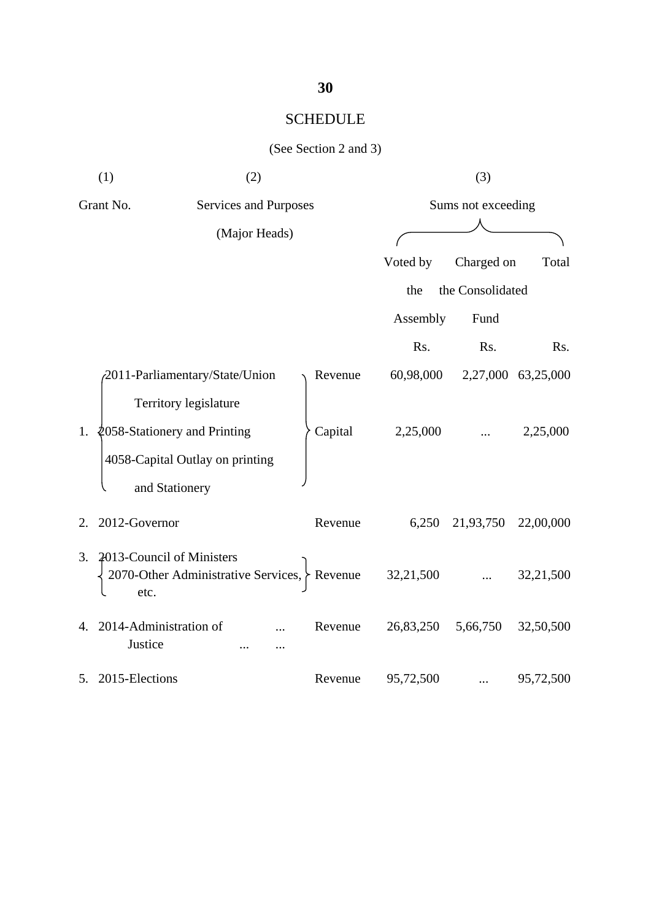## SCHEDULE

(See Section 2 and 3)

| (1) Grant No. | (2) Services and Purposes (Major Heads) | | (3) Sums not exceeding | | |
|---|---|---|---|---|---|
| | | | Voted by the Assembly | Charged on the Consolidated Fund | Total |
| | | | Rs. | Rs. | Rs. |
| 1. | 2011-Parliamentary/State/Union Territory legislature<br>2058-Stationery and Printing<br>4058-Capital Outlay on printing and Stationery | Revenue | 60,98,000 | 2,27,000 | 63,25,000 |
| | | Capital | 2,25,000 | ... | 2,25,000 |
| 2. | 2012-Governor | Revenue | 6,250 | 21,93,750 | 22,00,000 |
| 3. | 2013-Council of Ministers<br>2070-Other Administrative Services, etc. | Revenue | 32,21,500 | ... | 32,21,500 |
| 4. | 2014-Administration of Justice ... ... ... | Revenue | 26,83,250 | 5,66,750 | 32,50,500 |
| 5. | 2015-Elections | Revenue | 95,72,500 | ... | 95,72,500 |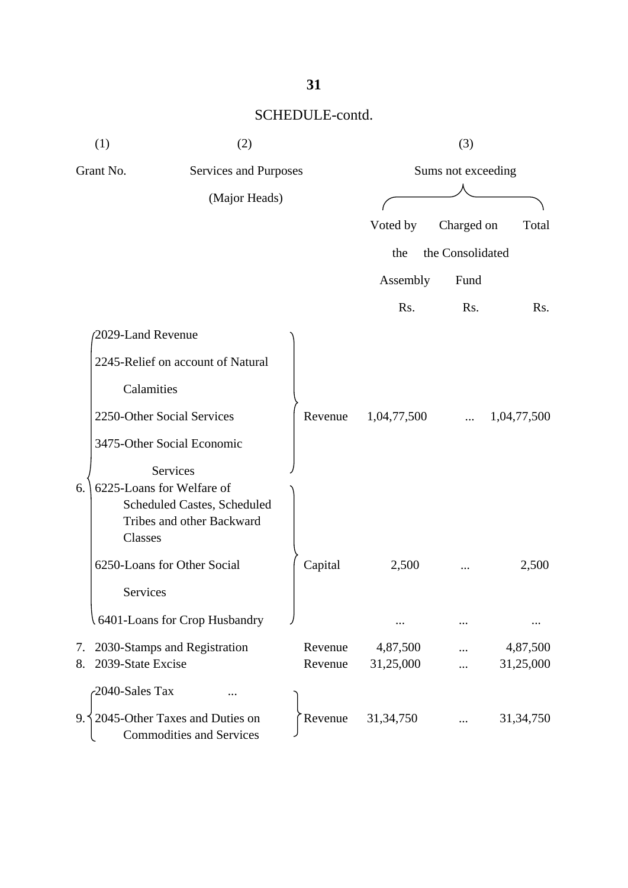SCHEDULE-contd.

| (1) | (2) | | (3) | | |
|---|---|---|---|---|---|
| Grant No. | Services and Purposes (Major Heads) | | Sums not exceeding | | |
| | | | Voted by the Assembly | Charged on the Consolidated Fund | Total |
| | | | Rs. | Rs. | Rs. |
| 6. | 2029-Land Revenue<br>2245-Relief on account of Natural Calamities<br>2250-Other Social Services<br>3475-Other Social Economic Services | Revenue | 1,04,77,500 | ... | 1,04,77,500 |
| | 6225-Loans for Welfare of Scheduled Castes, Scheduled Tribes and other Backward Classes<br>6250-Loans for Other Social Services | Capital | 2,500 | ... | 2,500 |
| | 6401-Loans for Crop Husbandry | | ... | ... | ... |
| 7. | 2030-Stamps and Registration | Revenue | 4,87,500 | ... | 4,87,500 |
| 8. | 2039-State Excise | Revenue | 31,25,000 | ... | 31,25,000 |
| 9. | 2040-Sales Tax ...<br>2045-Other Taxes and Duties on Commodities and Services | Revenue | 31,34,750 | ... | 31,34,750 |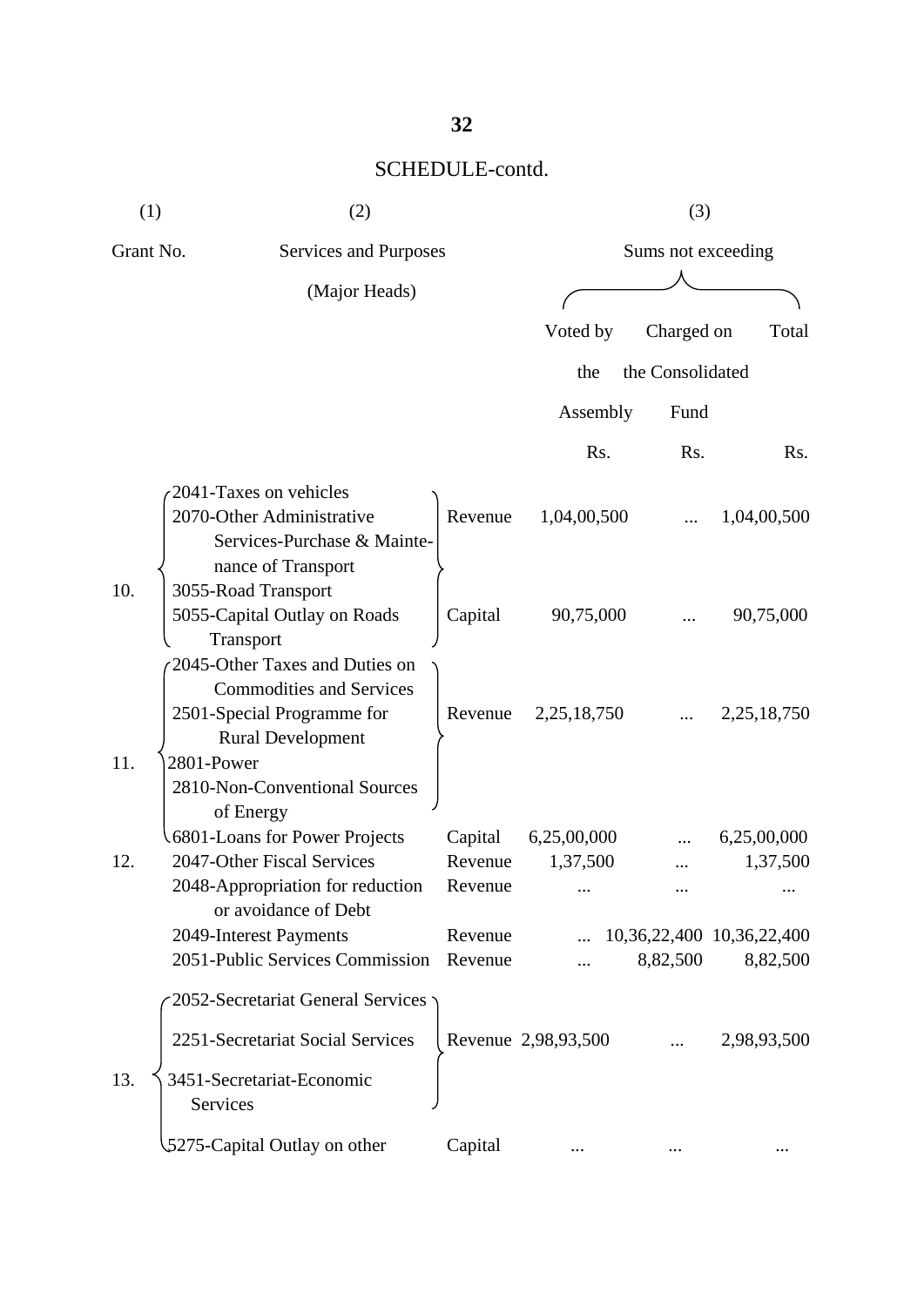SCHEDULE-contd.

| (1) | (2) | | (3) | | |
|---|---|---|---|---|---|
| Grant No. | Services and Purposes (Major Heads) | | Sums not exceeding | | |
| | | | Voted by the Assembly | Charged on the Consolidated Fund | Total |
| | | | Rs. | Rs. | Rs. |
| 10. | 2041-Taxes on vehicles<br>2070-Other Administrative Services-Purchase & Maintenance of Transport<br>3055-Road Transport | Revenue | 1,04,00,500 | ... | 1,04,00,500 |
| | 5055-Capital Outlay on Roads Transport | Capital | 90,75,000 | ... | 90,75,000 |
| 11. | 2045-Other Taxes and Duties on Commodities and Services<br>2501-Special Programme for Rural Development<br>2801-Power<br>2810-Non-Conventional Sources of Energy | Revenue | 2,25,18,750 | ... | 2,25,18,750 |
| | 6801-Loans for Power Projects | Capital | 6,25,00,000 | ... | 6,25,00,000 |
| 12. | 2047-Other Fiscal Services | Revenue | 1,37,500 | ... | 1,37,500 |
| | 2048-Appropriation for reduction or avoidance of Debt | Revenue | ... | ... | ... |
| | 2049-Interest Payments | Revenue | ... | 10,36,22,400 | 10,36,22,400 |
| | 2051-Public Services Commission | Revenue | ... | 8,82,500 | 8,82,500 |
| 13. | 2052-Secretariat General Services<br>2251-Secretariat Social Services<br>3451-Secretariat-Economic Services | Revenue | 2,98,93,500 | ... | 2,98,93,500 |
| | 5275-Capital Outlay on other | Capital | ... | ... | ... |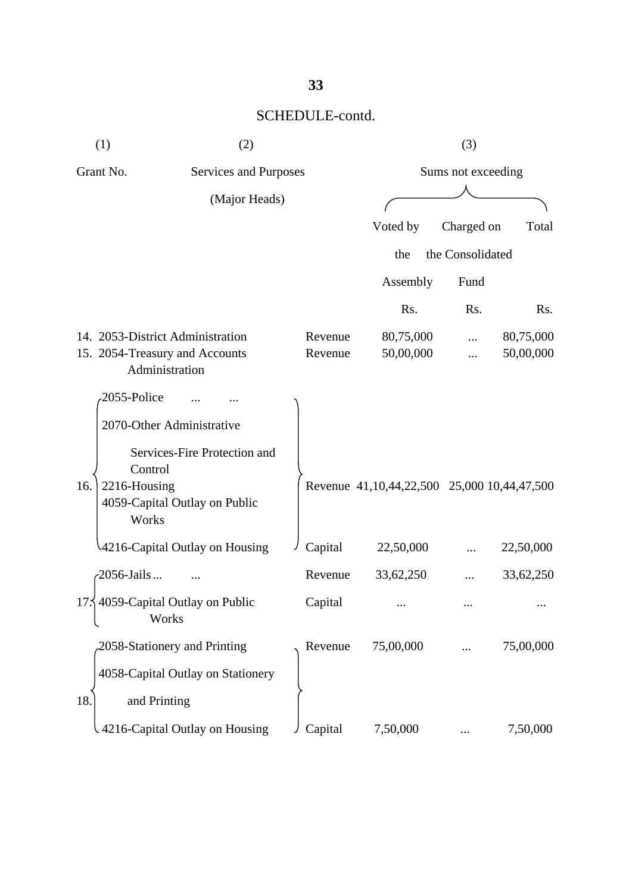## SCHEDULE-contd.

| (1) | (2) | | (3) | | |
|---|---|---|---|---|---|
| Grant No. | Services and Purposes (Major Heads) | | Sums not exceeding | | |
| | | | Voted by the Assembly | Charged on the Consolidated Fund | Total |
| | | | Rs. | Rs. | Rs. |
| 14. | 2053-District Administration | Revenue | 80,75,000 | ... | 80,75,000 |
| 15. | 2054-Treasury and Accounts Administration | Revenue | 50,00,000 | ... | 50,00,000 |
| 16. | 2055-Police ... ... 2070-Other Administrative Services-Fire Protection and Control 2216-Housing 4059-Capital Outlay on Public Works | Revenue | 41,10,44,22,500 | 25,000 | 10,44,47,500 |
| | 4216-Capital Outlay on Housing | Capital | 22,50,000 | ... | 22,50,000 |
| 17. | 2056-Jails ... ... | Revenue | 33,62,250 | ... | 33,62,250 |
| | 4059-Capital Outlay on Public Works | Capital | ... | ... | ... |
| 18. | 2058-Stationery and Printing | Revenue | 75,00,000 | ... | 75,00,000 |
| | 4058-Capital Outlay on Stationery and Printing 4216-Capital Outlay on Housing | Capital | 7,50,000 | ... | 7,50,000 |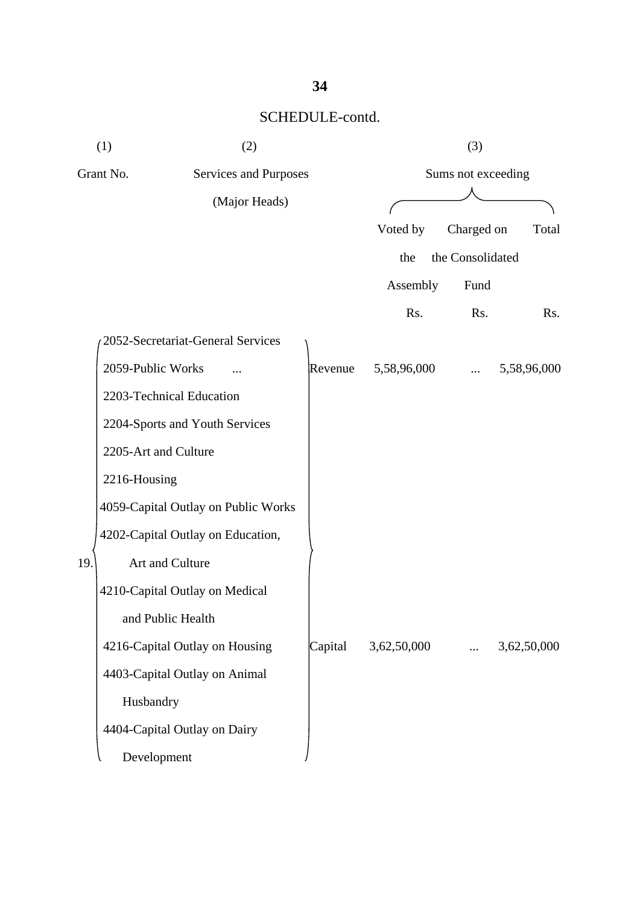SCHEDULE-contd.

| (1) | (2) | | (3) | | |
|---|---|---|---|---|---|
| Grant No. | Services and Purposes (Major Heads) | | Sums not exceeding | | |
| | | | Voted by the Assembly | Charged on the Consolidated Fund | Total |
| | | | Rs. | Rs. | Rs. |
| 19. | 2052-Secretariat-General Services<br>2059-Public Works ...<br>2203-Technical Education<br>2204-Sports and Youth Services<br>2205-Art and Culture<br>2216-Housing | Revenue | 5,58,96,000 | ... | 5,58,96,000 |
| | 4059-Capital Outlay on Public Works<br>4202-Capital Outlay on Education, Art and Culture<br>4210-Capital Outlay on Medical and Public Health<br>4216-Capital Outlay on Housing<br>4403-Capital Outlay on Animal Husbandry<br>4404-Capital Outlay on Dairy Development | Capital | 3,62,50,000 | ... | 3,62,50,000 |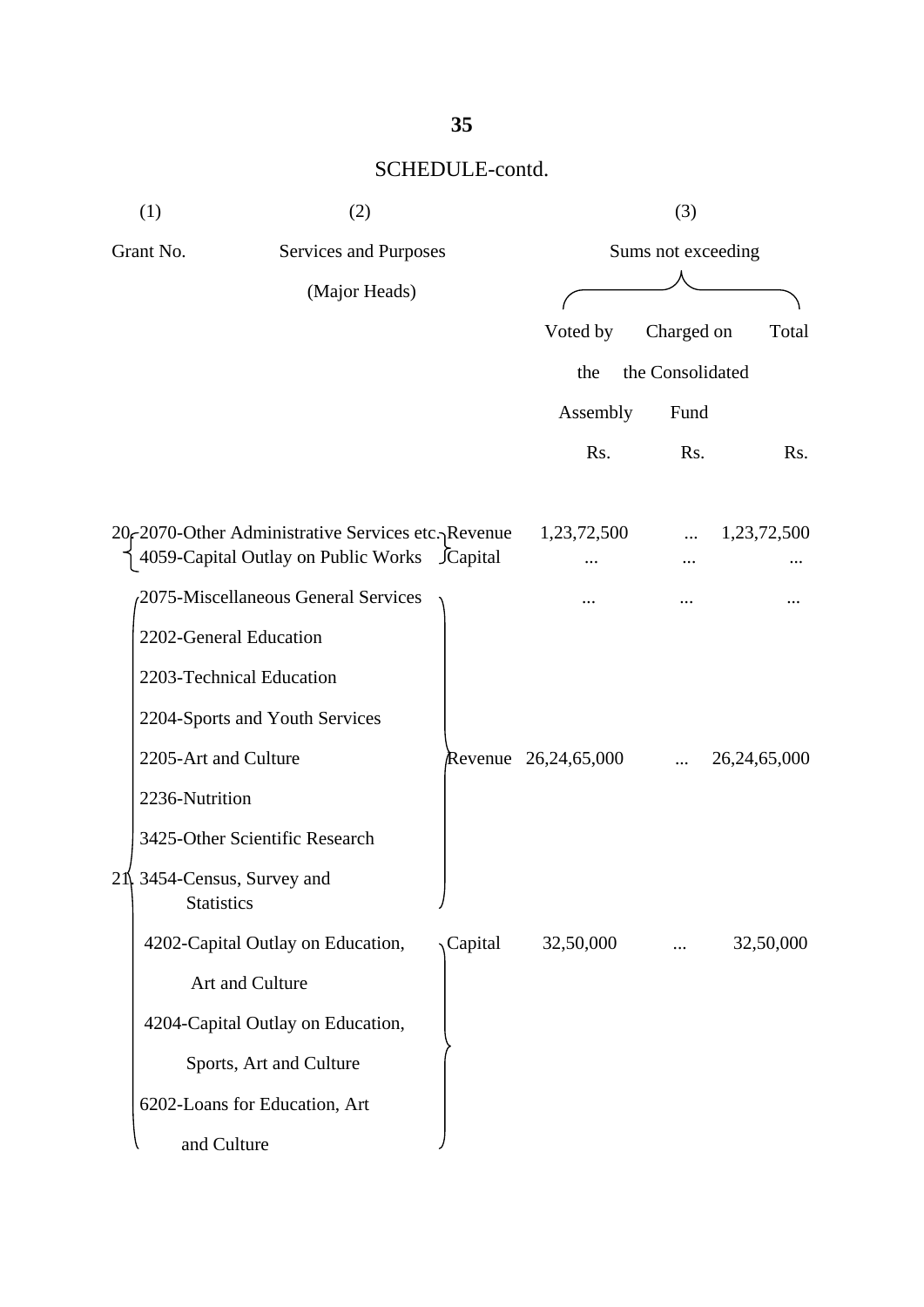SCHEDULE-contd.

| (1) | (2) | | (3) | | |
|---|---|---|---|---|---|
| Grant No. | Services and Purposes (Major Heads) | | Sums not exceeding | | |
| | | | Voted by the Assembly | Charged on the Consolidated Fund | Total |
| | | | Rs. | Rs. | Rs. |
| 20 | 2070-Other Administrative Services etc. | Revenue | 1,23,72,500 | ... | 1,23,72,500 |
| | 4059-Capital Outlay on Public Works | Capital | ... | ... | ... |
| 21 | 2075-Miscellaneous General Services<br>2202-General Education<br>2203-Technical Education<br>2204-Sports and Youth Services<br>2205-Art and Culture<br>2236-Nutrition<br>3425-Other Scientific Research<br>3454-Census, Survey and Statistics | Revenue | 26,24,65,000 | ... | 26,24,65,000 |
| | 4202-Capital Outlay on Education, Art and Culture<br>4204-Capital Outlay on Education, Sports, Art and Culture<br>6202-Loans for Education, Art and Culture | Capital | 32,50,000 | ... | 32,50,000 |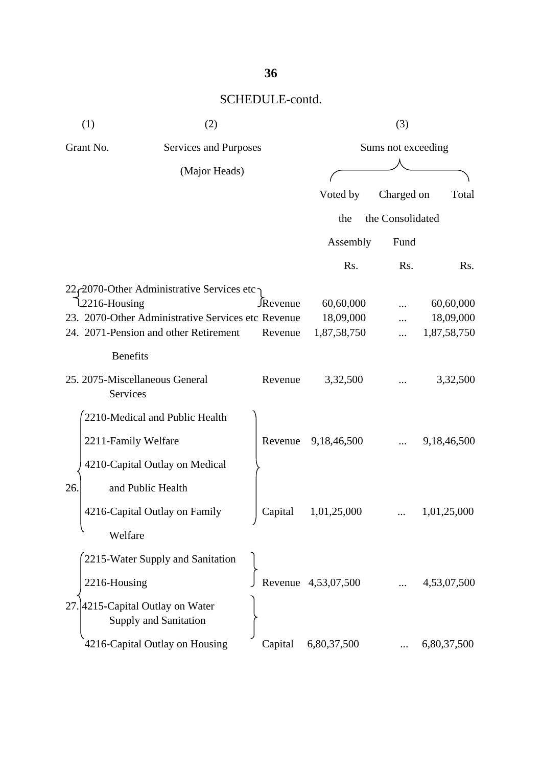SCHEDULE-contd.

| (1) | (2) | | (3) | | |
|---|---|---|---|---|---|
| Grant No. | Services and Purposes (Major Heads) | | Sums not exceeding | | |
| | | | Voted by the Assembly | Charged on the Consolidated Fund | Total |
| | | | Rs. | Rs. | Rs. |
| 22. | 2070-Other Administrative Services etc 2216-Housing | Revenue | 60,60,000 | ... | 60,60,000 |
| 23. | 2070-Other Administrative Services etc | Revenue | 18,09,000 | ... | 18,09,000 |
| 24. | 2071-Pension and other Retirement Benefits | Revenue | 1,87,58,750 | ... | 1,87,58,750 |
| 25. | 2075-Miscellaneous General Services | Revenue | 3,32,500 | ... | 3,32,500 |
| 26. | 2210-Medical and Public Health 2211-Family Welfare | Revenue | 9,18,46,500 | ... | 9,18,46,500 |
| | 4210-Capital Outlay on Medical and Public Health 4216-Capital Outlay on Family Welfare | Capital | 1,01,25,000 | ... | 1,01,25,000 |
| 27. | 2215-Water Supply and Sanitation 2216-Housing | Revenue | 4,53,07,500 | ... | 4,53,07,500 |
| | 4215-Capital Outlay on Water Supply and Sanitation 4216-Capital Outlay on Housing | Capital | 6,80,37,500 | ... | 6,80,37,500 |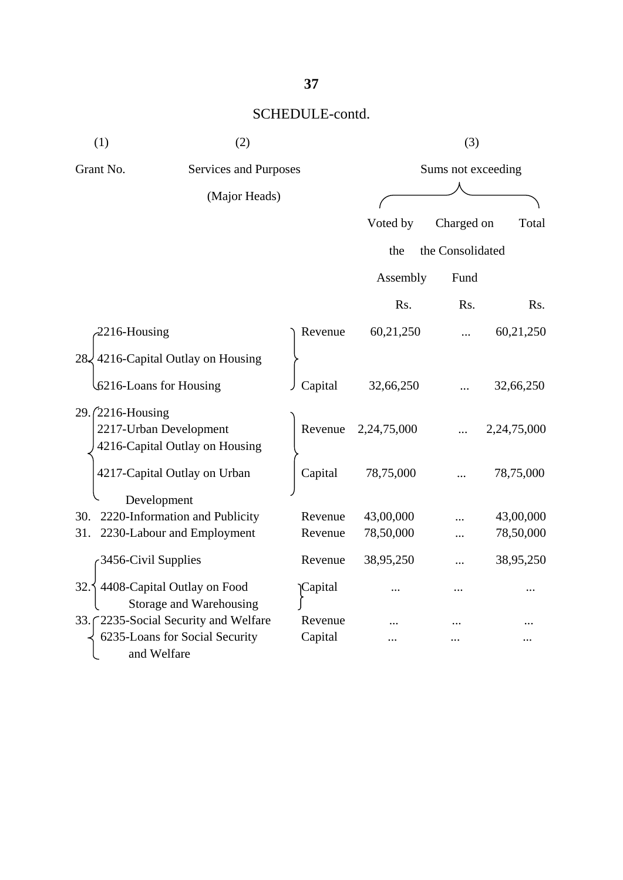## SCHEDULE-contd.

| (1) | (2) | | (3) | | |
|---|---|---|---|---|---|
| Grant No. | Services and Purposes (Major Heads) | | Sums not exceeding | | |
| | | | Voted by the Assembly | Charged on the Consolidated Fund | Total |
| | | | Rs. | Rs. | Rs. |
| 28. | 2216-Housing | Revenue | 60,21,250 | ... | 60,21,250 |
| | 4216-Capital Outlay on Housing<br>6216-Loans for Housing | Capital | 32,66,250 | ... | 32,66,250 |
| 29. | 2216-Housing<br>2217-Urban Development | Revenue | 2,24,75,000 | ... | 2,24,75,000 |
| | 4216-Capital Outlay on Housing<br>4217-Capital Outlay on Urban Development | Capital | 78,75,000 | ... | 78,75,000 |
| 30. | 2220-Information and Publicity | Revenue | 43,00,000 | ... | 43,00,000 |
| 31. | 2230-Labour and Employment | Revenue | 78,50,000 | ... | 78,50,000 |
| 32. | 3456-Civil Supplies | Revenue | 38,95,250 | ... | 38,95,250 |
| | 4408-Capital Outlay on Food Storage and Warehousing | Capital | ... | ... | ... |
| 33. | 2235-Social Security and Welfare | Revenue | ... | ... | ... |
| | 6235-Loans for Social Security and Welfare | Capital | ... | ... | ... |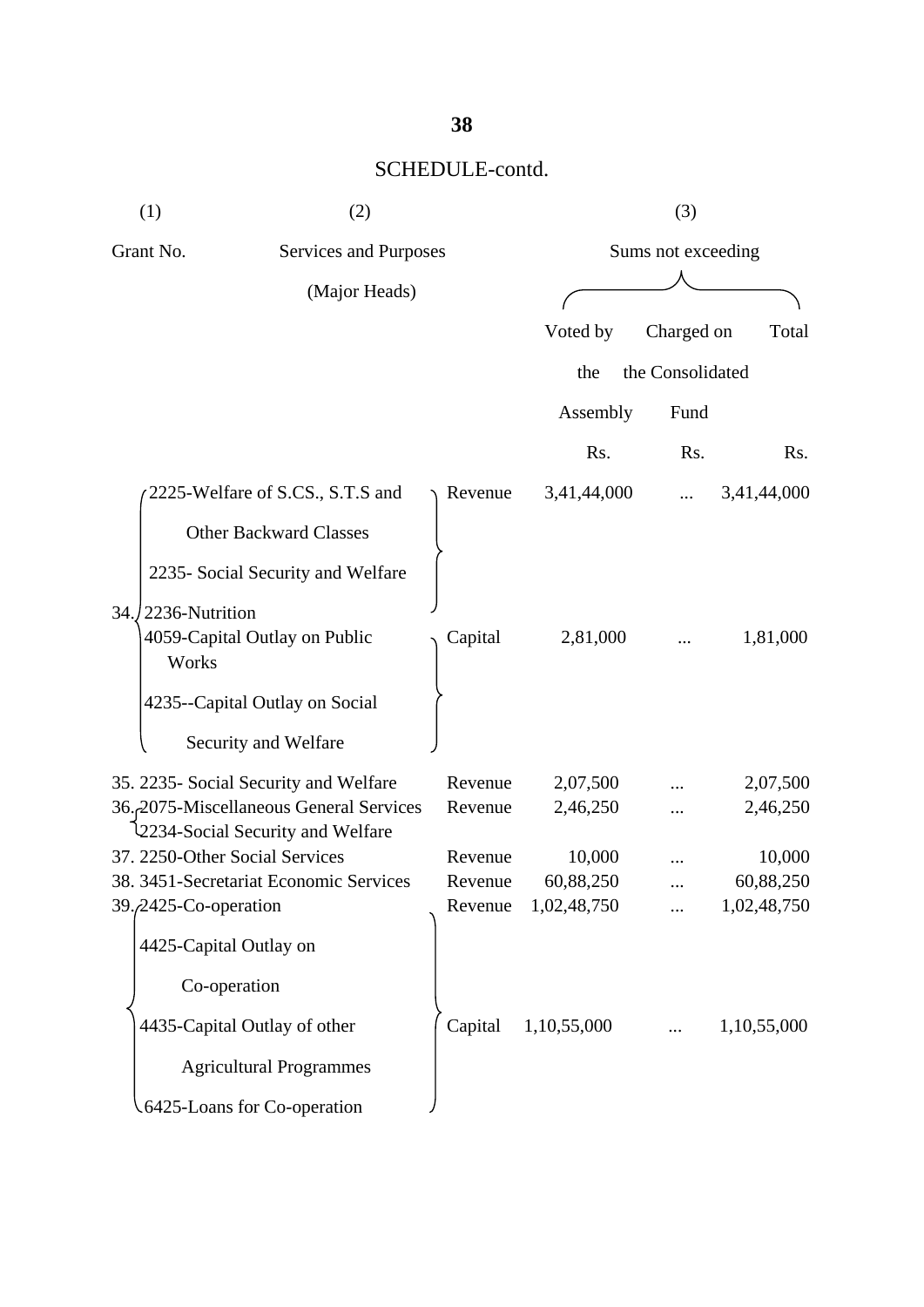## SCHEDULE-contd.

| (1) | (2) | | (3) | | |
|---|---|---|---|---|---|
| Grant No. | Services and Purposes (Major Heads) | | Sums not exceeding | | |
| | | | Voted by the Assembly | Charged on the Consolidated Fund | Total |
| | | | Rs. | Rs. | Rs. |
| 34. | 2225-Welfare of S.CS., S.T.S and Other Backward Classes<br>2235- Social Security and Welfare<br>2236-Nutrition | Revenue | 3,41,44,000 | ... | 3,41,44,000 |
| | 4059-Capital Outlay on Public Works<br>4235--Capital Outlay on Social Security and Welfare | Capital | 2,81,000 | ... | 1,81,000 |
| 35. | 2235- Social Security and Welfare | Revenue | 2,07,500 | ... | 2,07,500 |
| 36. | 2075-Miscellaneous General Services<br>2234-Social Security and Welfare | Revenue | 2,46,250 | ... | 2,46,250 |
| 37. | 2250-Other Social Services | Revenue | 10,000 | ... | 10,000 |
| 38. | 3451-Secretariat Economic Services | Revenue | 60,88,250 | ... | 60,88,250 |
| 39. | 2425-Co-operation | Revenue | 1,02,48,750 | ... | 1,02,48,750 |
| | 4425-Capital Outlay on Co-operation<br>4435-Capital Outlay of other Agricultural Programmes<br>6425-Loans for Co-operation | Capital | 1,10,55,000 | ... | 1,10,55,000 |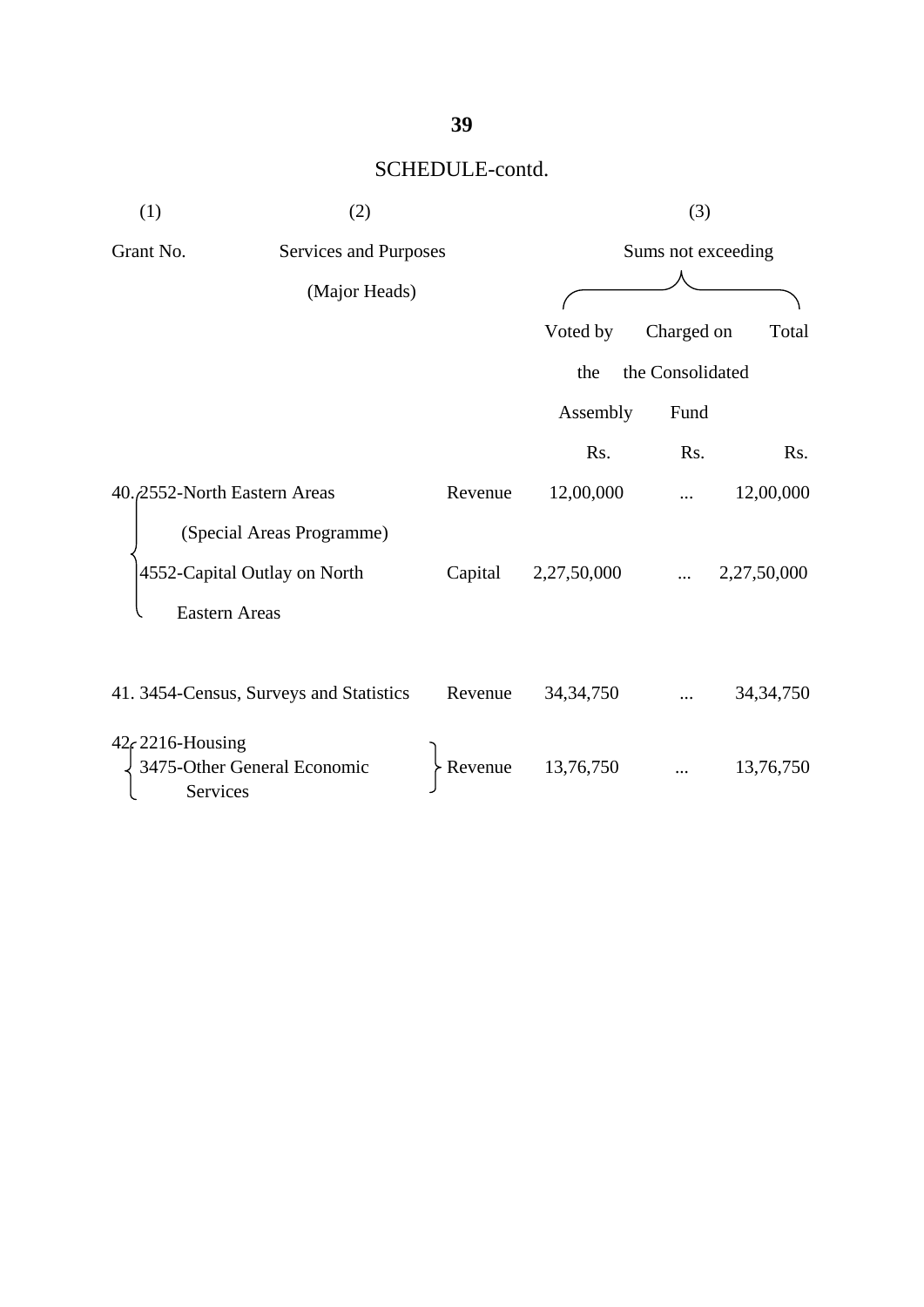SCHEDULE-contd.

| (1) Grant No. | (2) Services and Purposes (Major Heads) | | (3) Sums not exceeding Voted by the Assembly Rs. | Charged on the Consolidated Fund Rs. | Total Rs. |
|---|---|---|---|---|---|
| 40. | 2552-North Eastern Areas (Special Areas Programme) | Revenue | 12,00,000 | ... | 12,00,000 |
| | 4552-Capital Outlay on North Eastern Areas | Capital | 2,27,50,000 | ... | 2,27,50,000 |
| 41. | 3454-Census, Surveys and Statistics | Revenue | 34,34,750 | ... | 34,34,750 |
| 42. | 2216-Housing<br>3475-Other General Economic Services | Revenue | 13,76,750 | ... | 13,76,750 |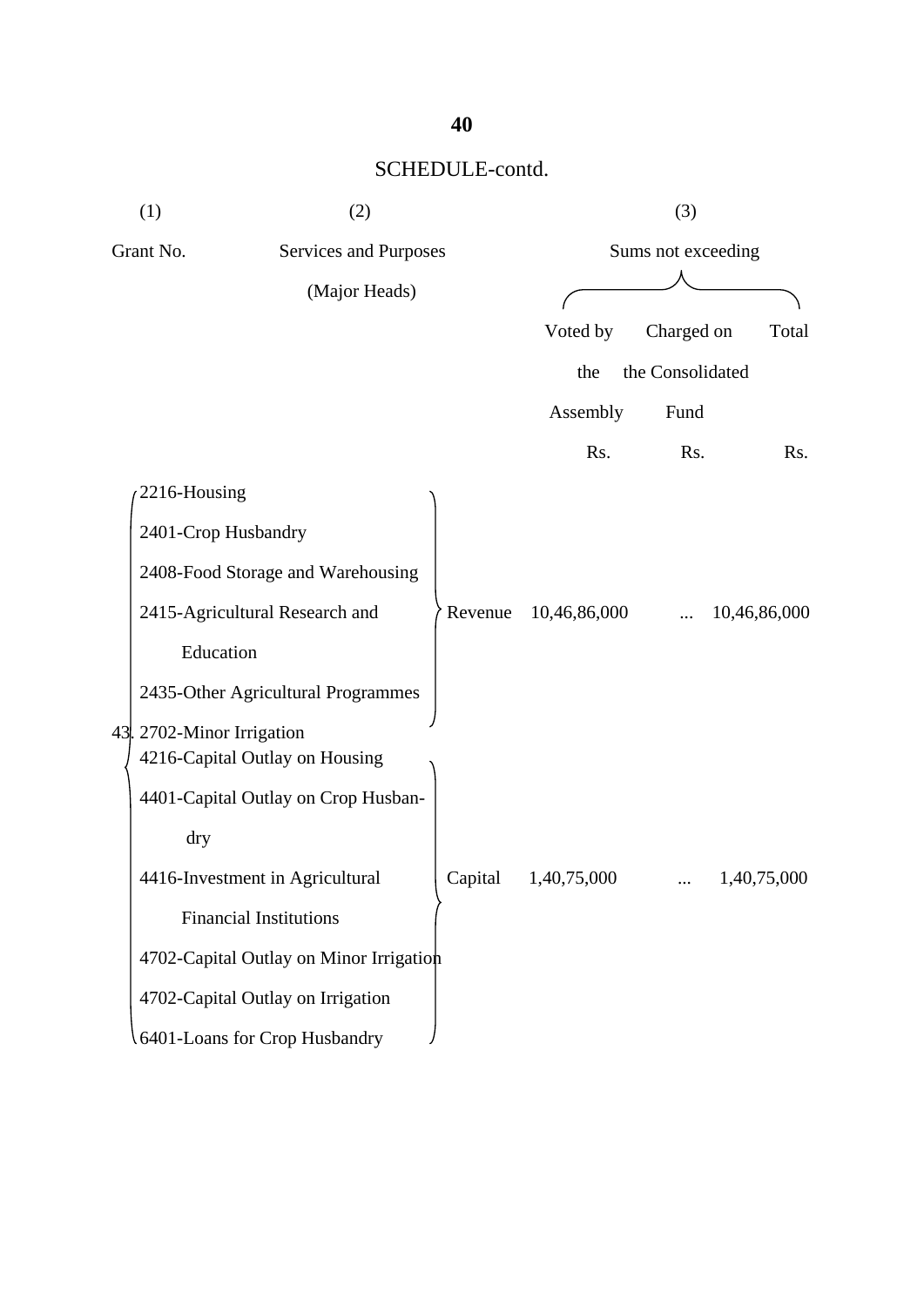SCHEDULE-contd.

| (1) Grant No. | (2) Services and Purposes (Major Heads) | | (3) Sums not exceeding | | |
|---|---|---|---|---|---|
| | | | Voted by the Assembly | Charged on the Consolidated Fund | Total |
| | | | Rs. | Rs. | Rs. |
| 43. | 2216-Housing<br>2401-Crop Husbandry<br>2408-Food Storage and Warehousing<br>2415-Agricultural Research and Education<br>2435-Other Agricultural Programmes<br>2702-Minor Irrigation | Revenue | 10,46,86,000 | ... | 10,46,86,000 |
| | 4216-Capital Outlay on Housing<br>4401-Capital Outlay on Crop Husbandry<br>4416-Investment in Agricultural Financial Institutions<br>4702-Capital Outlay on Minor Irrigation<br>4702-Capital Outlay on Irrigation<br>6401-Loans for Crop Husbandry | Capital | 1,40,75,000 | ... | 1,40,75,000 |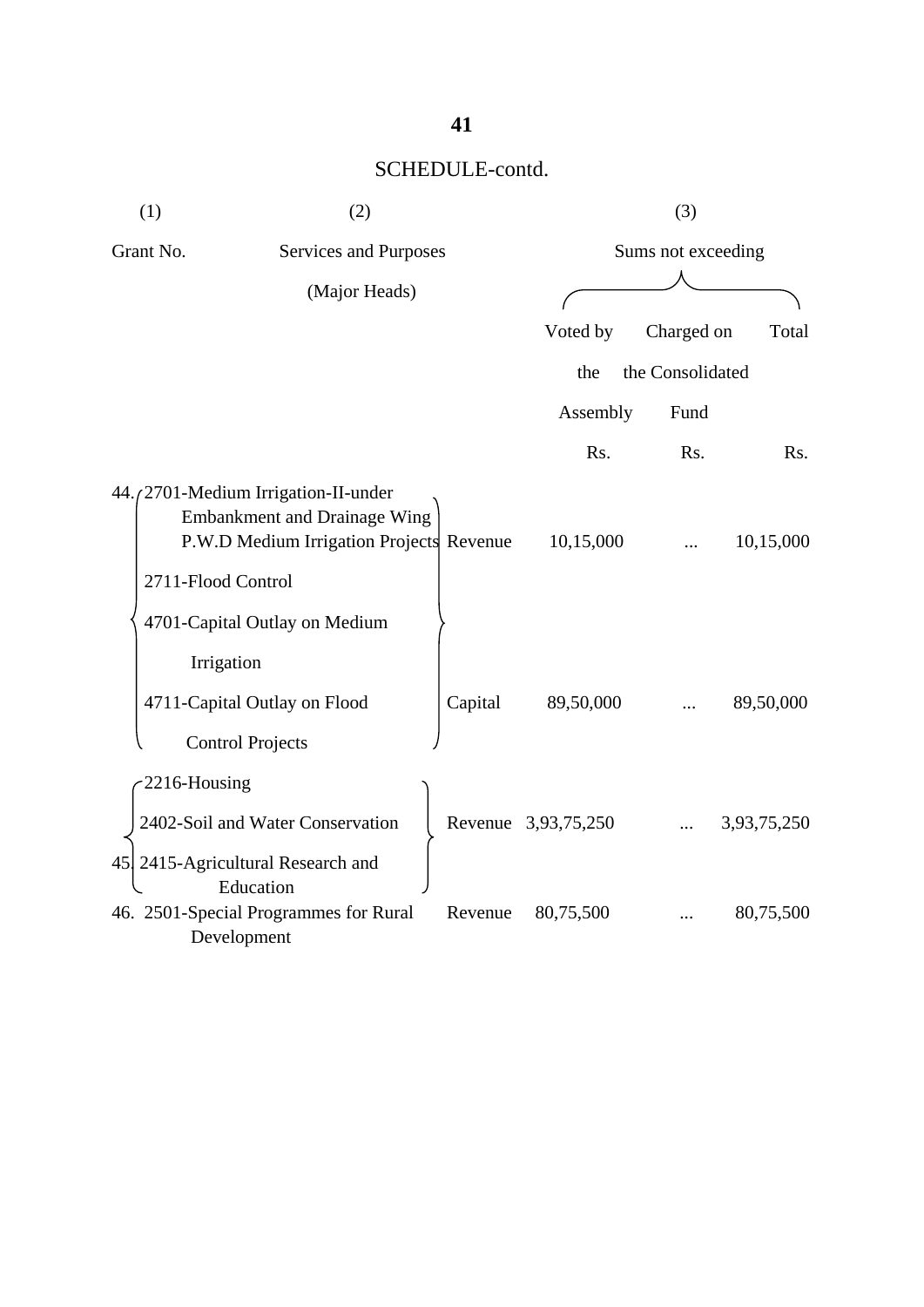## SCHEDULE-contd.

| (1) | (2) | | (3) | | |
|---|---|---|---|---|---|
| Grant No. | Services and Purposes (Major Heads) | | Sums not exceeding | | |
| | | | Voted by the Assembly | Charged on the Consolidated Fund | Total |
| | | | Rs. | Rs. | Rs. |
| 44. | 2701-Medium Irrigation-II-under Embankment and Drainage Wing P.W.D Medium Irrigation Projects<br>2711-Flood Control | Revenue | 10,15,000 | ... | 10,15,000 |
| | 4701-Capital Outlay on Medium Irrigation<br>4711-Capital Outlay on Flood Control Projects | Capital | 89,50,000 | ... | 89,50,000 |
| 45. | 2216-Housing<br>2402-Soil and Water Conservation<br>2415-Agricultural Research and Education | Revenue | 3,93,75,250 | ... | 3,93,75,250 |
| 46. | 2501-Special Programmes for Rural Development | Revenue | 80,75,500 | ... | 80,75,500 |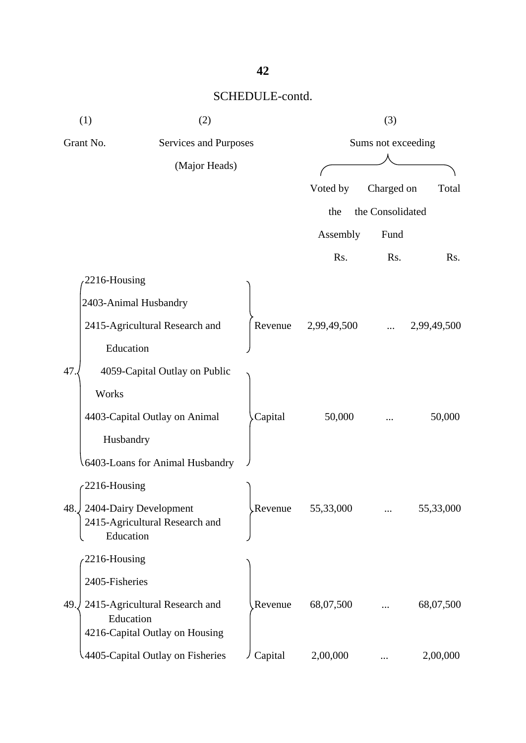SCHEDULE-contd.

| (1) Grant No. | (2) Services and Purposes (Major Heads) | | (3) Sums not exceeding — Voted by the Assembly Rs. | Charged on the Consolidated Fund Rs. | Total Rs. |
|---|---|---|---|---|---|
| 47. | 2216-Housing<br>2403-Animal Husbandry<br>2415-Agricultural Research and Education | Revenue | 2,99,49,500 | ... | 2,99,49,500 |
| | 4059-Capital Outlay on Public Works<br>4403-Capital Outlay on Animal Husbandry<br>6403-Loans for Animal Husbandry | Capital | 50,000 | ... | 50,000 |
| 48. | 2216-Housing<br>2404-Dairy Development<br>2415-Agricultural Research and Education | Revenue | 55,33,000 | ... | 55,33,000 |
| 49. | 2216-Housing<br>2405-Fisheries<br>2415-Agricultural Research and Education | Revenue | 68,07,500 | ... | 68,07,500 |
| | 4216-Capital Outlay on Housing<br>4405-Capital Outlay on Fisheries | Capital | 2,00,000 | ... | 2,00,000 |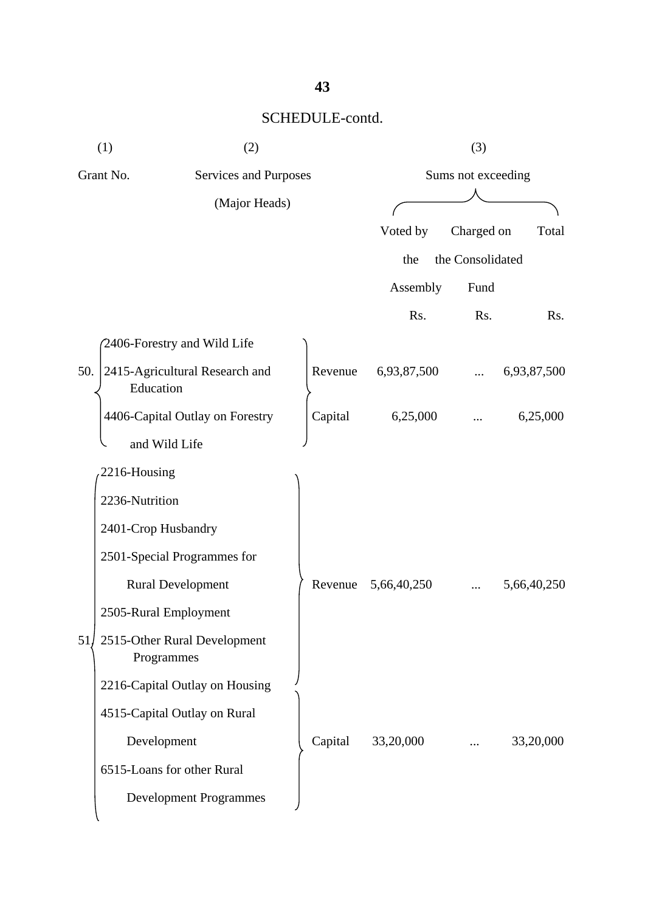SCHEDULE-contd.

| (1) | (2) | | (3) | | |
|---|---|---|---|---|---|
| Grant No. | Services and Purposes (Major Heads) | | Sums not exceeding | | |
| | | | Voted by the Assembly | Charged on the Consolidated Fund | Total |
| | | | Rs. | Rs. | Rs. |
| 50. | 2406-Forestry and Wild Life<br>2415-Agricultural Research and Education | Revenue | 6,93,87,500 | ... | 6,93,87,500 |
| | 4406-Capital Outlay on Forestry and Wild Life | Capital | 6,25,000 | ... | 6,25,000 |
| 51. | 2216-Housing<br>2236-Nutrition<br>2401-Crop Husbandry<br>2501-Special Programmes for Rural Development<br>2505-Rural Employment<br>2515-Other Rural Development Programmes | Revenue | 5,66,40,250 | ... | 5,66,40,250 |
| | 2216-Capital Outlay on Housing<br>4515-Capital Outlay on Rural Development<br>6515-Loans for other Rural Development Programmes | Capital | 33,20,000 | ... | 33,20,000 |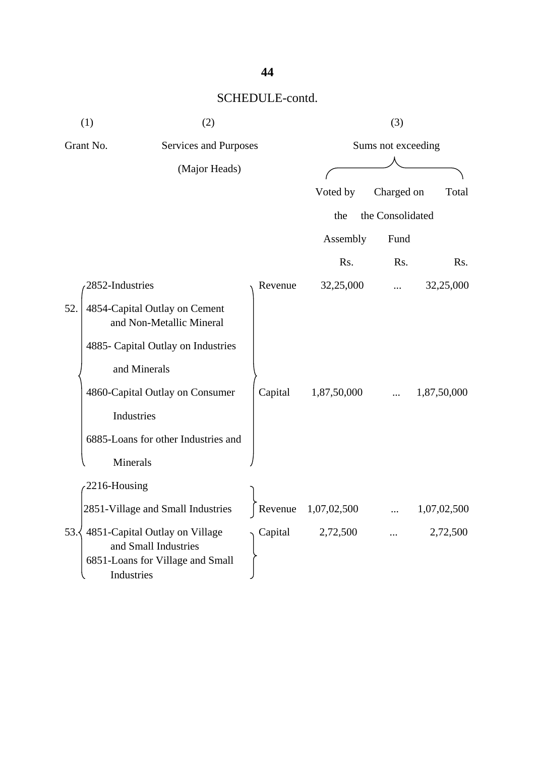## SCHEDULE-contd.

| (1) | (2) | | (3) | | |
|---|---|---|---|---|---|
| Grant No. | Services and Purposes (Major Heads) | | Sums not exceeding | | |
| | | | Voted by the Assembly | Charged on the Consolidated Fund | Total |
| | | | Rs. | Rs. | Rs. |
| 52. | 2852-Industries<br>4854-Capital Outlay on Cement and Non-Metallic Mineral<br>4885- Capital Outlay on Industries and Minerals<br>4860-Capital Outlay on Consumer Industries<br>6885-Loans for other Industries and Minerals | Revenue | 32,25,000 | ... | 32,25,000 |
| | | Capital | 1,87,50,000 | ... | 1,87,50,000 |
| 53. | 2216-Housing<br>2851-Village and Small Industries<br>4851-Capital Outlay on Village and Small Industries<br>6851-Loans for Village and Small Industries | Revenue | 1,07,02,500 | ... | 1,07,02,500 |
| | | Capital | 2,72,500 | ... | 2,72,500 |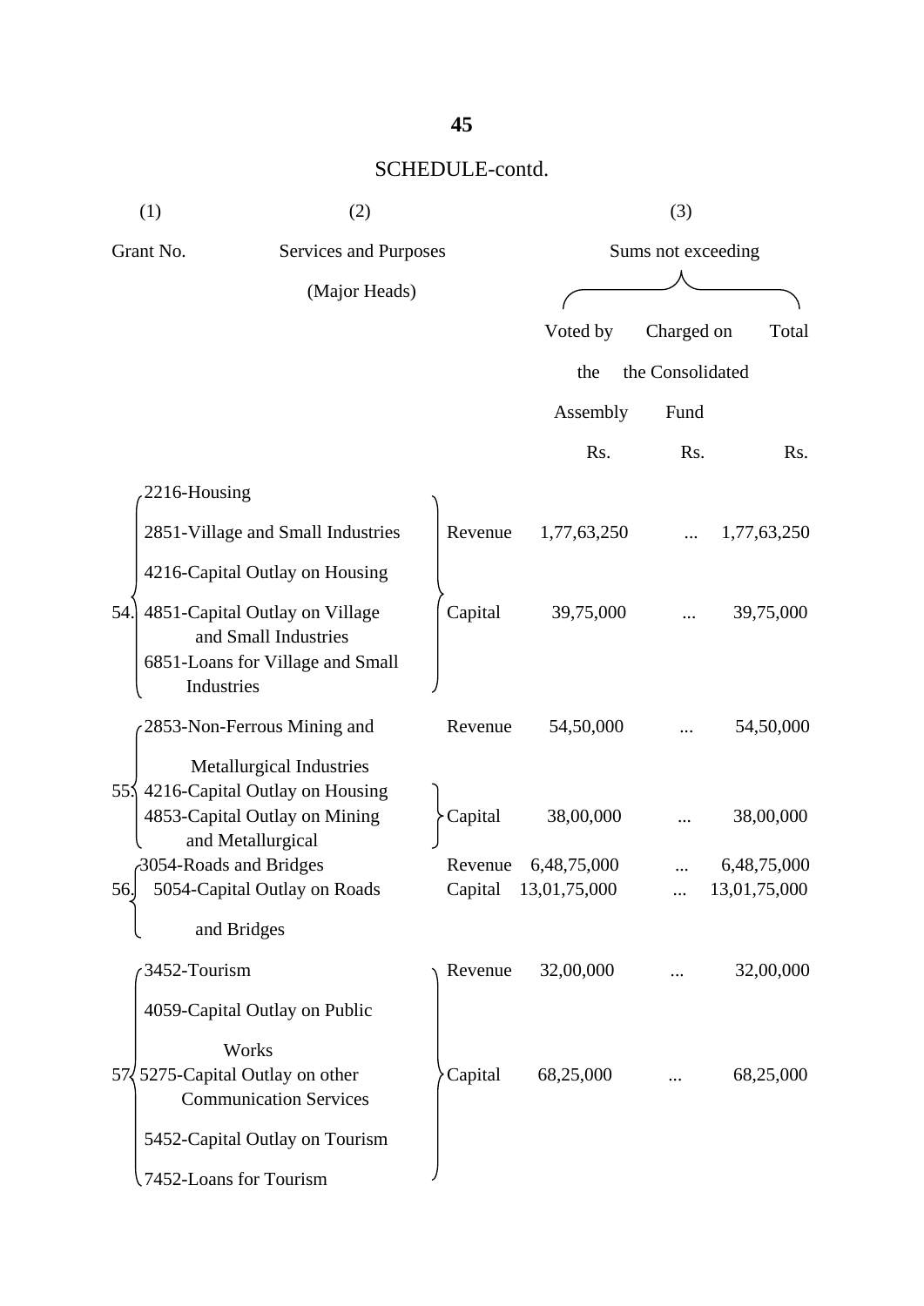SCHEDULE-contd.

| (1) | (2) | | (3) | | |
|---|---|---|---|---|---|
| Grant No. | Services and Purposes (Major Heads) | | Sums not exceeding | | |
| | | | Voted by the Assembly | Charged on the Consolidated Fund | Total |
| | | | Rs. | Rs. | Rs. |
| 54. | 2216-Housing<br>2851-Village and Small Industries<br>4216-Capital Outlay on Housing<br>4851-Capital Outlay on Village and Small Industries<br>6851-Loans for Village and Small Industries | Revenue | 1,77,63,250 | ... | 1,77,63,250 |
| | | Capital | 39,75,000 | ... | 39,75,000 |
| 55. | 2853-Non-Ferrous Mining and Metallurgical Industries | Revenue | 54,50,000 | ... | 54,50,000 |
| | 4216-Capital Outlay on Housing<br>4853-Capital Outlay on Mining and Metallurgical | Capital | 38,00,000 | ... | 38,00,000 |
| 56. | 3054-Roads and Bridges | Revenue | 6,48,75,000 | ... | 6,48,75,000 |
| | 5054-Capital Outlay on Roads and Bridges | Capital | 13,01,75,000 | ... | 13,01,75,000 |
| 57. | 3452-Tourism | Revenue | 32,00,000 | ... | 32,00,000 |
| | 4059-Capital Outlay on Public Works<br>5275-Capital Outlay on other Communication Services<br>5452-Capital Outlay on Tourism<br>7452-Loans for Tourism | Capital | 68,25,000 | ... | 68,25,000 |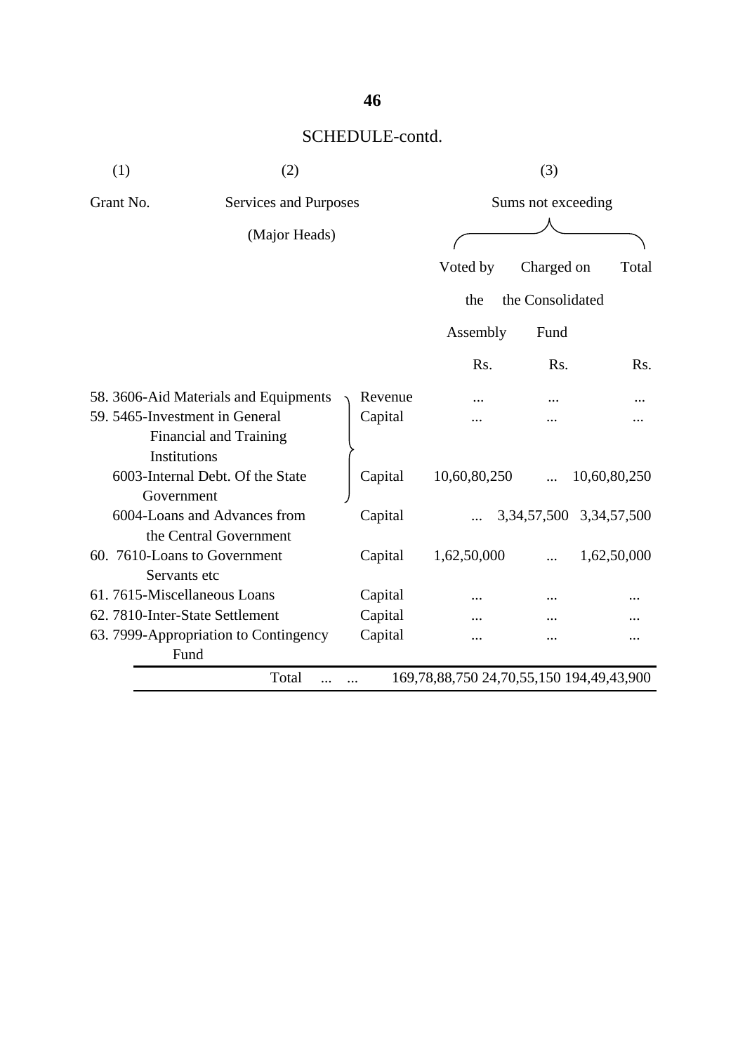## SCHEDULE-contd.

| (1) Grant No. | (2) Services and Purposes (Major Heads) | | (3) Sums not exceeding | | |
|---|---|---|---|---|---|
| | | | Voted by the Assembly | Charged on the Consolidated Fund | Total |
| | | | Rs. | Rs. | Rs. |
| 58. | 3606-Aid Materials and Equipments | Revenue | ... | ... | ... |
| 59. | 5465-Investment in General Financial and Training Institutions | Capital | ... | ... | ... |
| | 6003-Internal Debt. Of the State Government | Capital | 10,60,80,250 | ... | 10,60,80,250 |
| | 6004-Loans and Advances from the Central Government | Capital | ... | 3,34,57,500 | 3,34,57,500 |
| 60. | 7610-Loans to Government Servants etc | Capital | 1,62,50,000 | ... | 1,62,50,000 |
| 61. | 7615-Miscellaneous Loans | Capital | ... | ... | ... |
| 62. | 7810-Inter-State Settlement | Capital | ... | ... | ... |
| 63. | 7999-Appropriation to Contingency Fund | Capital | ... | ... | ... |
| | Total ... ... | | 169,78,88,750 | 24,70,55,150 | 194,49,43,900 |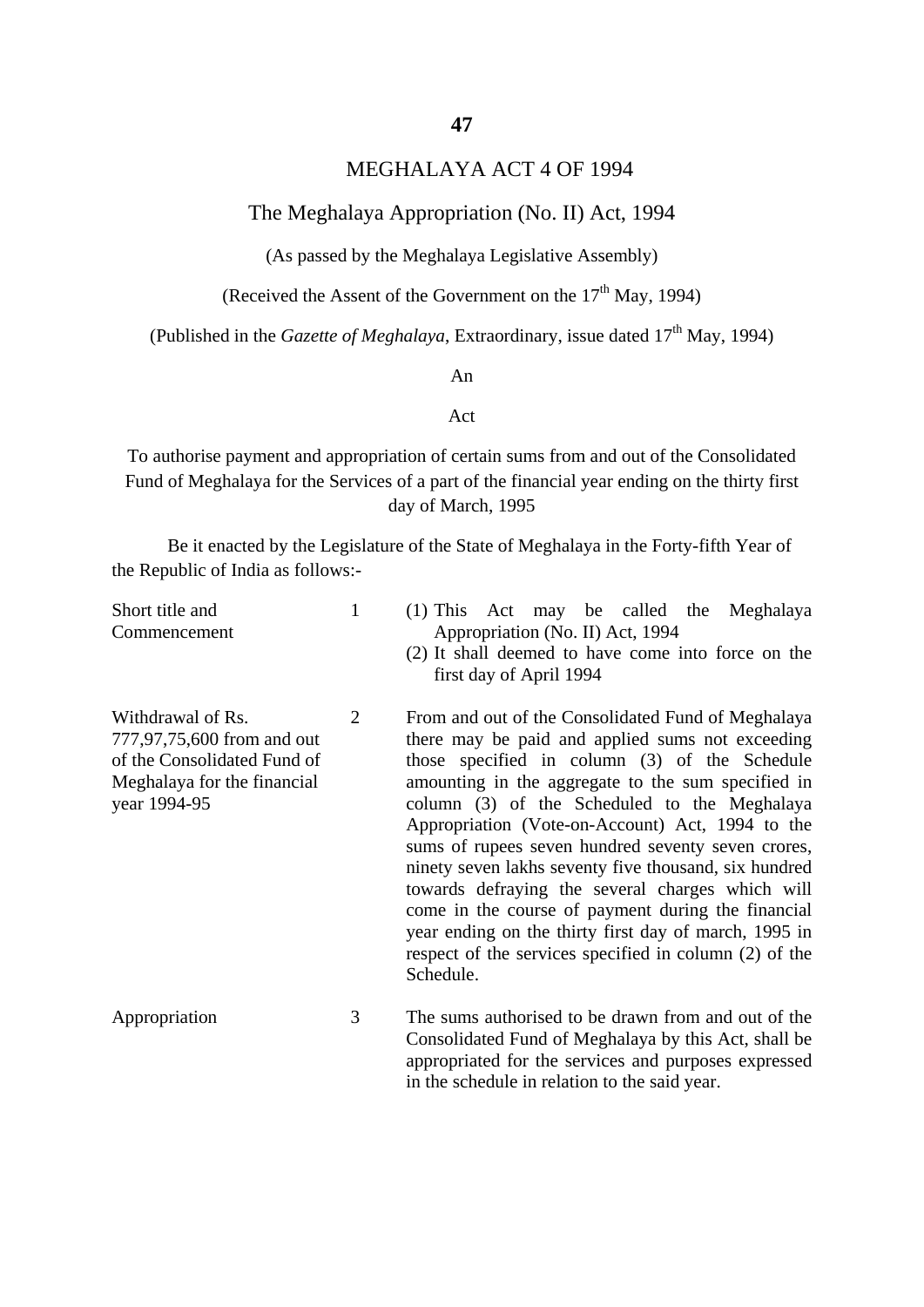# MEGHALAYA ACT 4 OF 1994

## The Meghalaya Appropriation (No. II) Act, 1994

(As passed by the Meghalaya Legislative Assembly)

(Received the Assent of the Government on the 17th May, 1994)

(Published in the *Gazette of Meghalaya*, Extraordinary, issue dated 17th May, 1994)

An

Act

To authorise payment and appropriation of certain sums from and out of the Consolidated Fund of Meghalaya for the Services of a part of the financial year ending on the thirty first day of March, 1995

Be it enacted by the Legislature of the State of Meghalaya in the Forty-fifth Year of the Republic of India as follows:-

| | | |
|---|---|---|
| Short title and Commencement | 1 | (1) This Act may be called the Meghalaya Appropriation (No. II) Act, 1994<br>(2) It shall deemed to have come into force on the first day of April 1994 |
| Withdrawal of Rs. 777,97,75,600 from and out of the Consolidated Fund of Meghalaya for the financial year 1994-95 | 2 | From and out of the Consolidated Fund of Meghalaya there may be paid and applied sums not exceeding those specified in column (3) of the Schedule amounting in the aggregate to the sum specified in column (3) of the Scheduled to the Meghalaya Appropriation (Vote-on-Account) Act, 1994 to the sums of rupees seven hundred seventy seven crores, ninety seven lakhs seventy five thousand, six hundred towards defraying the several charges which will come in the course of payment during the financial year ending on the thirty first day of march, 1995 in respect of the services specified in column (2) of the Schedule. |
| Appropriation | 3 | The sums authorised to be drawn from and out of the Consolidated Fund of Meghalaya by this Act, shall be appropriated for the services and purposes expressed in the schedule in relation to the said year. |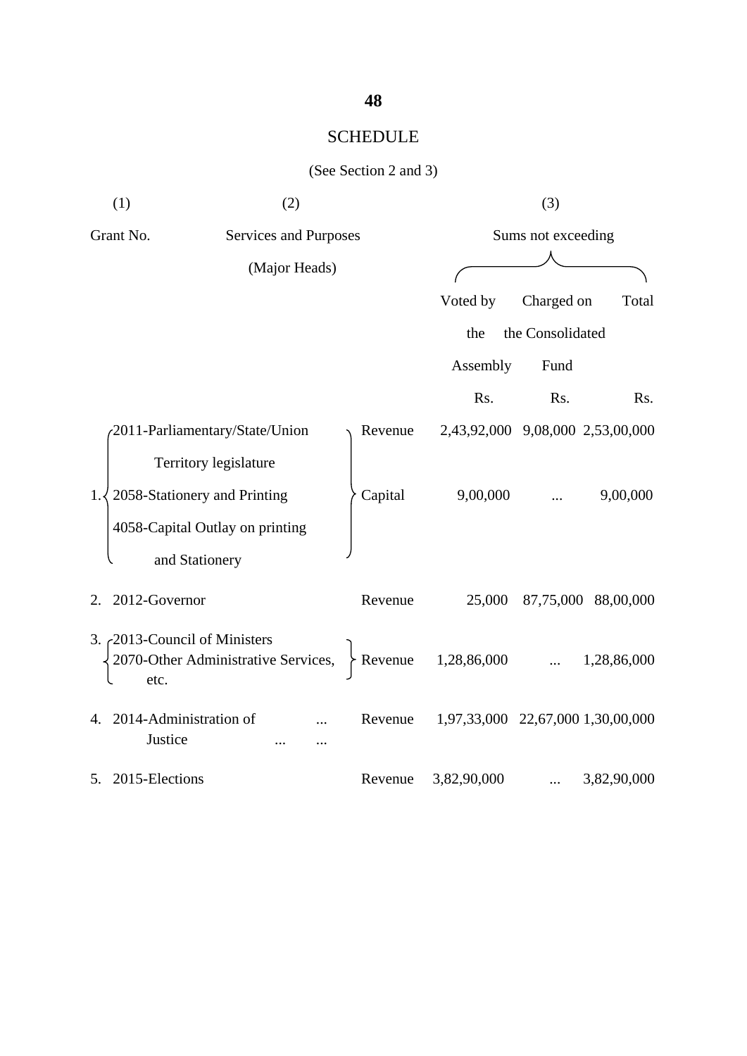## SCHEDULE

(See Section 2 and 3)

| (1) | (2) | | (3) | | |
|---|---|---|---|---|---|
| Grant No. | Services and Purposes (Major Heads) | | Sums not exceeding | | |
| | | | Voted by the Assembly | Charged on the Consolidated Fund | Total |
| | | | Rs. | Rs. | Rs. |
| 1. | 2011-Parliamentary/State/Union Territory legislature 2058-Stationery and Printing 4058-Capital Outlay on printing and Stationery | Revenue | 2,43,92,000 | 9,08,000 | 2,53,00,000 |
| | | Capital | 9,00,000 | ... | 9,00,000 |
| 2. | 2012-Governor | Revenue | 25,000 | 87,75,000 | 88,00,000 |
| 3. | 2013-Council of Ministers 2070-Other Administrative Services, etc. | Revenue | 1,28,86,000 | ... | 1,28,86,000 |
| 4. | 2014-Administration of Justice ... ... ... | Revenue | 1,97,33,000 | 22,67,000 | 1,30,00,000 |
| 5. | 2015-Elections | Revenue | 3,82,90,000 | ... | 3,82,90,000 |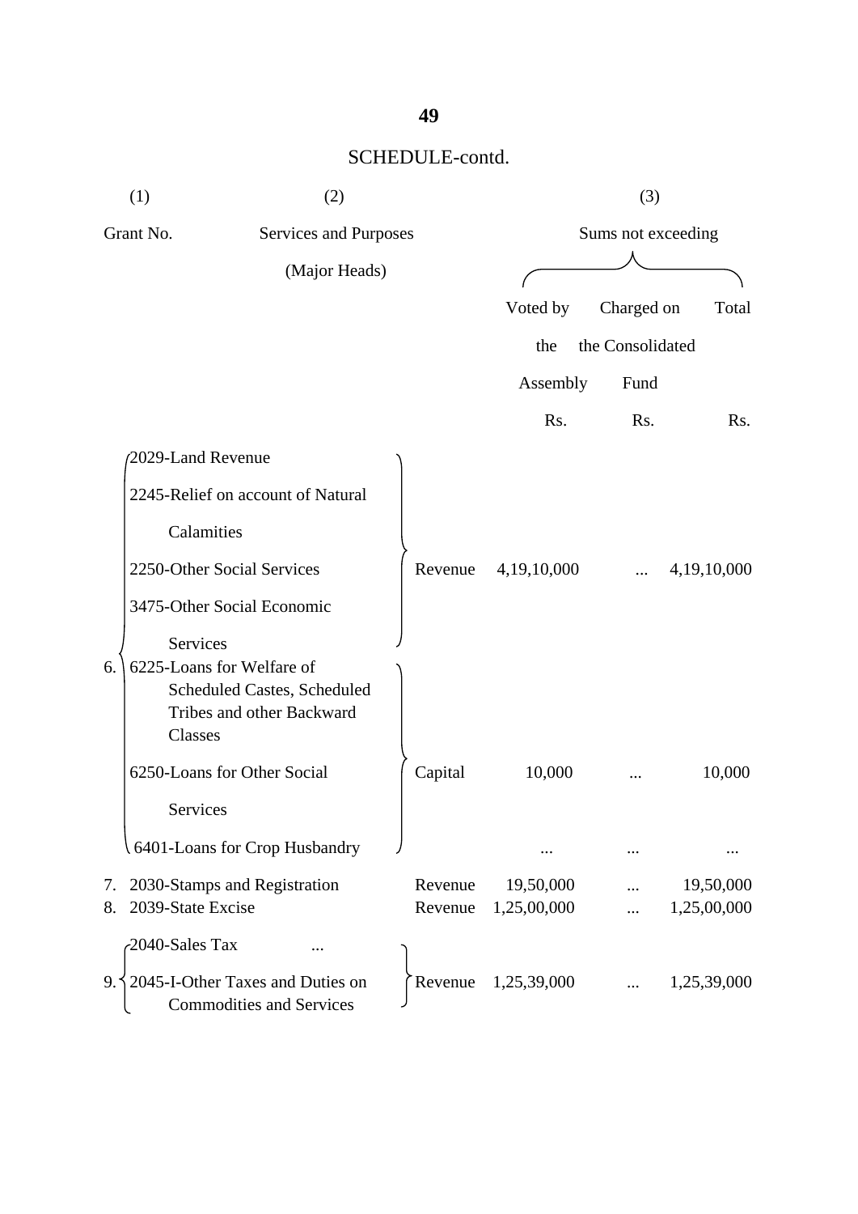SCHEDULE-contd.

| (1) Grant No. | (2) Services and Purposes (Major Heads) | | (3) Sums not exceeding Voted by the Assembly Rs. | Charged on the Consolidated Fund Rs. | Total Rs. |
|---|---|---|---|---|---|
| 6. | 2029-Land Revenue<br>2245-Relief on account of Natural Calamities<br>2250-Other Social Services<br>3475-Other Social Economic Services | Revenue | 4,19,10,000 | ... | 4,19,10,000 |
| | 6225-Loans for Welfare of Scheduled Castes, Scheduled Tribes and other Backward Classes<br>6250-Loans for Other Social Services | Capital | 10,000 | ... | 10,000 |
| | 6401-Loans for Crop Husbandry | | ... | ... | ... |
| 7. | 2030-Stamps and Registration | Revenue | 19,50,000 | ... | 19,50,000 |
| 8. | 2039-State Excise | Revenue | 1,25,00,000 | ... | 1,25,00,000 |
| 9. | 2040-Sales Tax ...<br>2045-I-Other Taxes and Duties on Commodities and Services | Revenue | 1,25,39,000 | ... | 1,25,39,000 |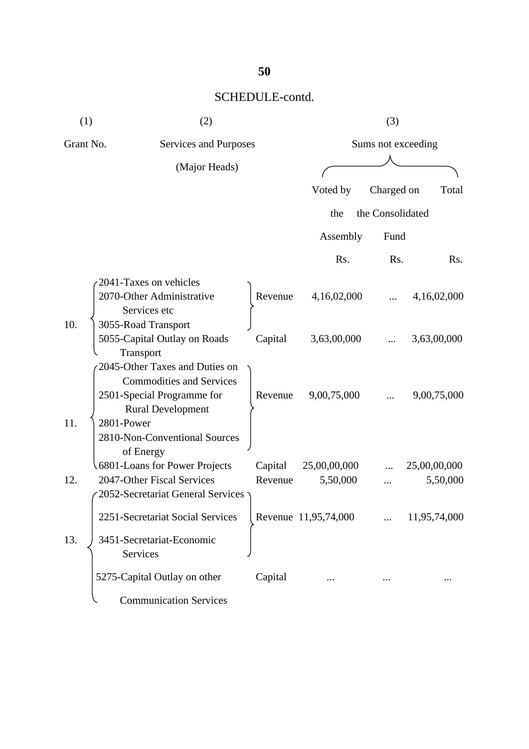SCHEDULE-contd.

| (1) | (2) | | (3) | | |
|---|---|---|---|---|---|
| Grant No. | Services and Purposes (Major Heads) | | Sums not exceeding | | |
| | | | Voted by the Assembly | Charged on the Consolidated Fund | Total |
| | | | Rs. | Rs. | Rs. |
| 10. | 2041-Taxes on vehicles<br>2070-Other Administrative Services etc<br>3055-Road Transport | Revenue | 4,16,02,000 | ... | 4,16,02,000 |
| | 5055-Capital Outlay on Roads Transport | Capital | 3,63,00,000 | ... | 3,63,00,000 |
| 11. | 2045-Other Taxes and Duties on Commodities and Services<br>2501-Special Programme for Rural Development<br>2801-Power<br>2810-Non-Conventional Sources of Energy | Revenue | 9,00,75,000 | ... | 9,00,75,000 |
| | 6801-Loans for Power Projects | Capital | 25,00,00,000 | ... | 25,00,00,000 |
| 12. | 2047-Other Fiscal Services | Revenue | 5,50,000 | ... | 5,50,000 |
| 13. | 2052-Secretariat General Services<br>2251-Secretariat Social Services<br>3451-Secretariat-Economic Services | Revenue | 11,95,74,000 | ... | 11,95,74,000 |
| | 5275-Capital Outlay on other Communication Services | Capital | ... | ... | ... |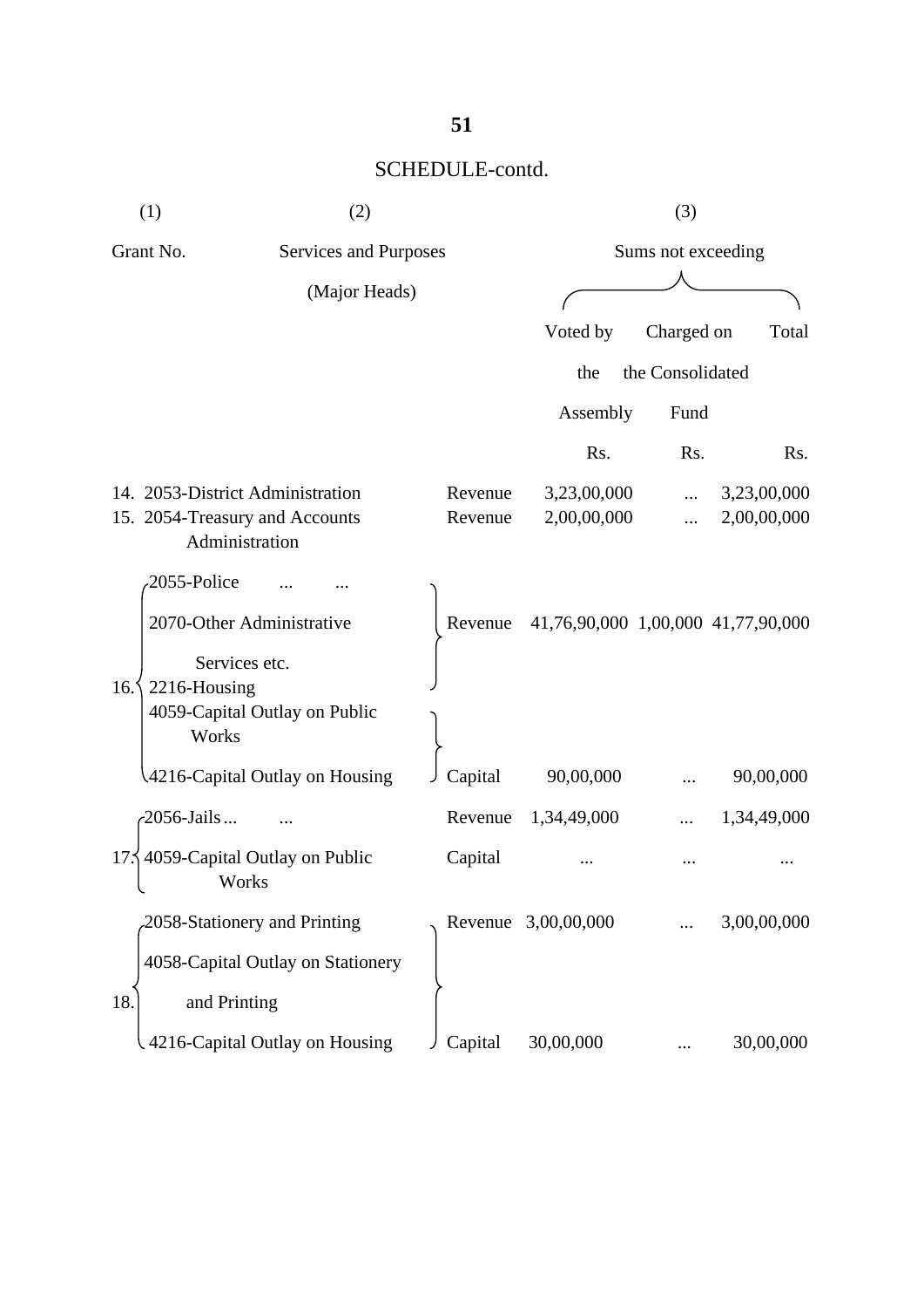SCHEDULE-contd.

| (1) | (2) | | (3) | | |
|---|---|---|---|---|---|
| Grant No. | Services and Purposes (Major Heads) | | Sums not exceeding | | |
| | | | Voted by the Assembly | Charged on the Consolidated Fund | Total |
| | | | Rs. | Rs. | Rs. |
| 14. | 2053-District Administration | Revenue | 3,23,00,000 | ... | 3,23,00,000 |
| 15. | 2054-Treasury and Accounts Administration | Revenue | 2,00,00,000 | ... | 2,00,00,000 |
| 16. | 2055-Police ... ... 2070-Other Administrative Services etc. 2216-Housing | Revenue | 41,76,90,000 | 1,00,000 | 41,77,90,000 |
| | 4059-Capital Outlay on Public Works 4216-Capital Outlay on Housing | Capital | 90,00,000 | ... | 90,00,000 |
| 17. | 2056-Jails ... ... | Revenue | 1,34,49,000 | ... | 1,34,49,000 |
| | 4059-Capital Outlay on Public Works | Capital | ... | ... | ... |
| 18. | 2058-Stationery and Printing | Revenue | 3,00,00,000 | ... | 3,00,00,000 |
| | 4058-Capital Outlay on Stationery and Printing 4216-Capital Outlay on Housing | Capital | 30,00,000 | ... | 30,00,000 |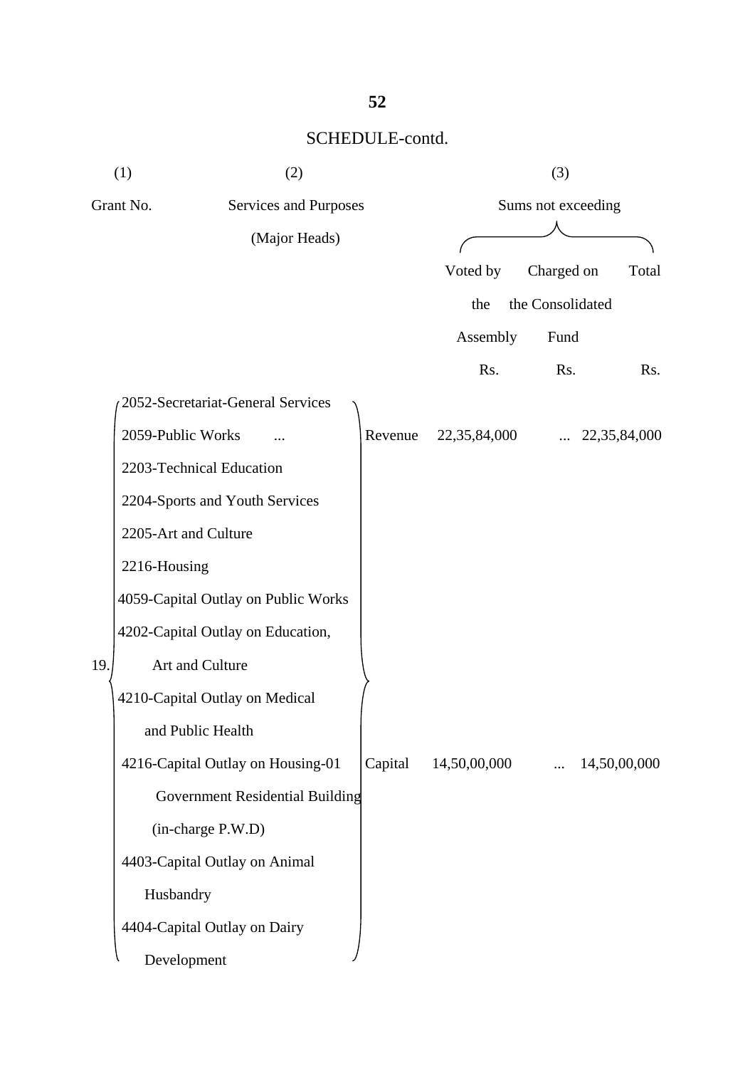SCHEDULE-contd.

| (1) Grant No. | (2) Services and Purposes (Major Heads) | | (3) Sums not exceeding Voted by the Assembly Rs. | Charged on the Consolidated Fund Rs. | Total Rs. |
|---|---|---|---|---|---|
| 19. | 2052-Secretariat-General Services<br>2059-Public Works ...<br>2203-Technical Education<br>2204-Sports and Youth Services<br>2205-Art and Culture<br>2216-Housing | Revenue | 22,35,84,000 | ... | 22,35,84,000 |
| | 4059-Capital Outlay on Public Works<br>4202-Capital Outlay on Education, Art and Culture<br>4210-Capital Outlay on Medical and Public Health<br>4216-Capital Outlay on Housing-01 Government Residential Building (in-charge P.W.D)<br>4403-Capital Outlay on Animal Husbandry<br>4404-Capital Outlay on Dairy Development | Capital | 14,50,00,000 | ... | 14,50,00,000 |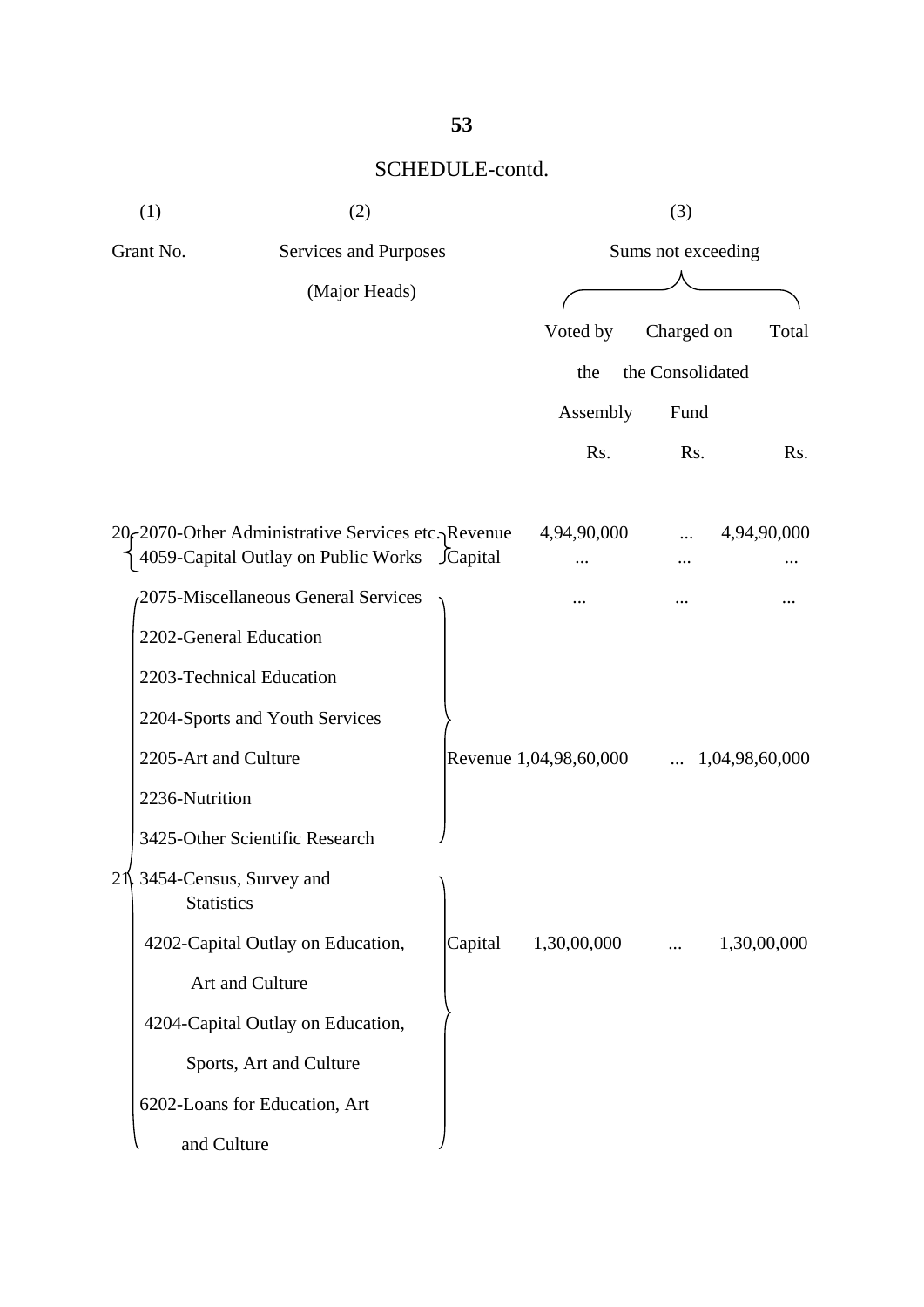SCHEDULE-contd.

| (1) | (2) | | (3) | | |
|---|---|---|---|---|---|
| Grant No. | Services and Purposes (Major Heads) | | Sums not exceeding | | |
| | | | Voted by the Assembly | Charged on the Consolidated Fund | Total |
| | | | Rs. | Rs. | Rs. |
| 20 | 2070-Other Administrative Services etc. | Revenue | 4,94,90,000 | ... | 4,94,90,000 |
| | 4059-Capital Outlay on Public Works | Capital | ... | ... | ... |
| 21 | 2075-Miscellaneous General Services | | ... | ... | ... |
| | 2202-General Education | | | | |
| | 2203-Technical Education | | | | |
| | 2204-Sports and Youth Services | | | | |
| | 2205-Art and Culture | Revenue | 1,04,98,60,000 | ... | 1,04,98,60,000 |
| | 2236-Nutrition | | | | |
| | 3425-Other Scientific Research | | | | |
| | 3454-Census, Survey and Statistics | | | | |
| | 4202-Capital Outlay on Education, Art and Culture | Capital | 1,30,00,000 | ... | 1,30,00,000 |
| | 4204-Capital Outlay on Education, Sports, Art and Culture | | | | |
| | 6202-Loans for Education, Art and Culture | | | | |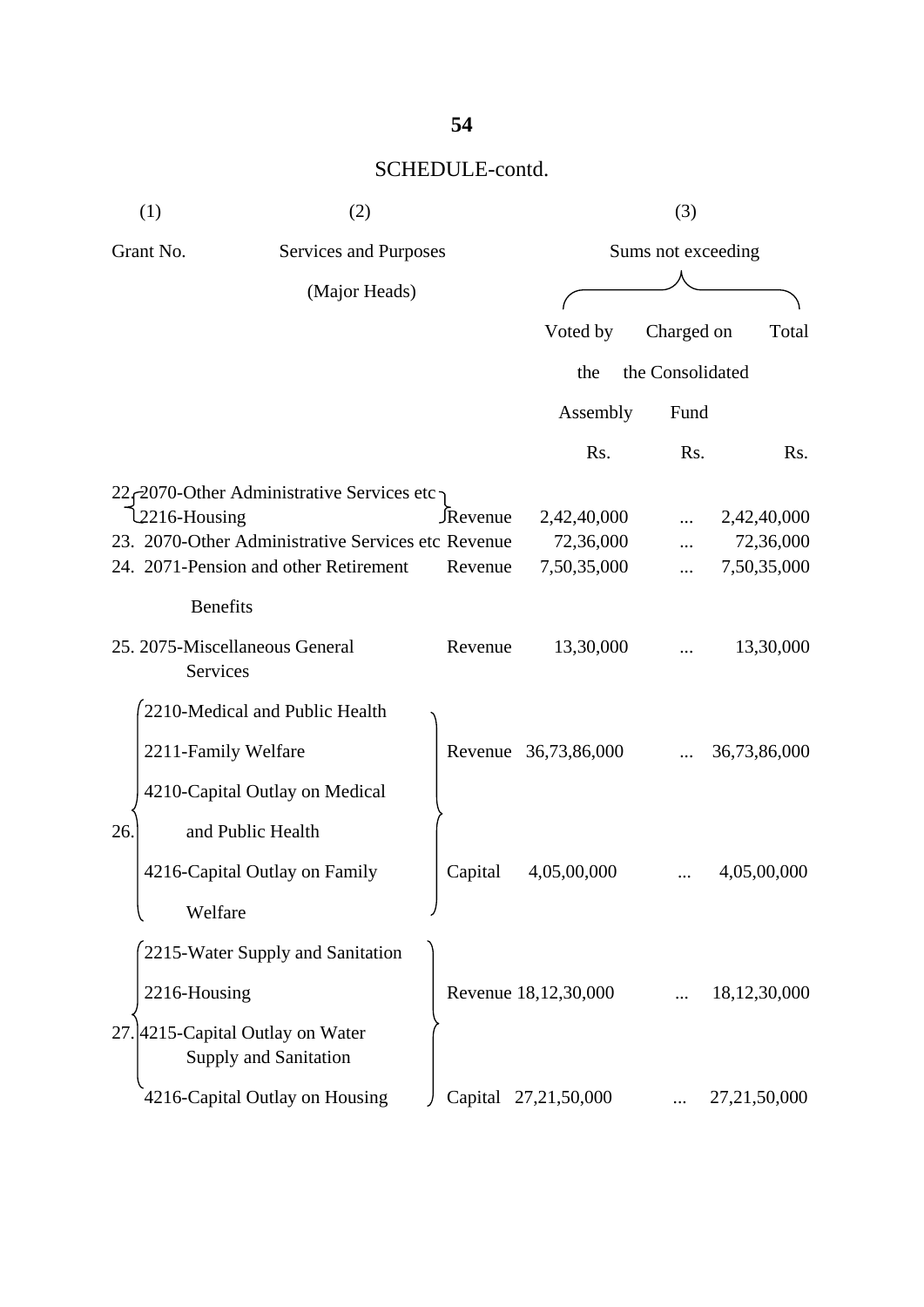SCHEDULE-contd.

| (1) | (2) | | (3) | | |
|---|---|---|---|---|---|
| Grant No. | Services and Purposes (Major Heads) | | Sums not exceeding | | |
| | | | Voted by the Assembly | Charged on the Consolidated Fund | Total |
| | | | Rs. | Rs. | Rs. |
| 22. | 2070-Other Administrative Services etc 2216-Housing | Revenue | 2,42,40,000 | ... | 2,42,40,000 |
| 23. | 2070-Other Administrative Services etc | Revenue | 72,36,000 | ... | 72,36,000 |
| 24. | 2071-Pension and other Retirement Benefits | Revenue | 7,50,35,000 | ... | 7,50,35,000 |
| 25. | 2075-Miscellaneous General Services | Revenue | 13,30,000 | ... | 13,30,000 |
| 26. | 2210-Medical and Public Health 2211-Family Welfare | Revenue | 36,73,86,000 | ... | 36,73,86,000 |
| | 4210-Capital Outlay on Medical and Public Health 4216-Capital Outlay on Family Welfare | Capital | 4,05,00,000 | ... | 4,05,00,000 |
| 27. | 2215-Water Supply and Sanitation 2216-Housing | Revenue | 18,12,30,000 | ... | 18,12,30,000 |
| | 4215-Capital Outlay on Water Supply and Sanitation 4216-Capital Outlay on Housing | Capital | 27,21,50,000 | ... | 27,21,50,000 |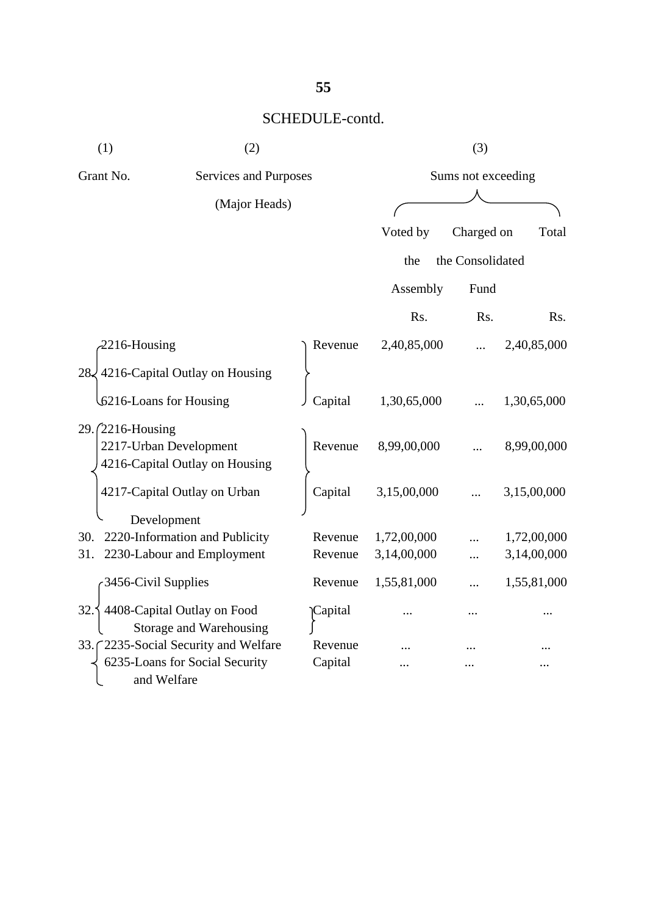SCHEDULE-contd.

| (1) | (2) | | (3) | | |
|---|---|---|---|---|---|
| Grant No. | Services and Purposes (Major Heads) | | Sums not exceeding | | |
| | | | Voted by the Assembly | Charged on the Consolidated Fund | Total |
| | | | Rs. | Rs. | Rs. |
| 28. | 2216-Housing<br>4216-Capital Outlay on Housing<br>6216-Loans for Housing | Revenue | 2,40,85,000 | ... | 2,40,85,000 |
| | | Capital | 1,30,65,000 | ... | 1,30,65,000 |
| 29. | 2216-Housing<br>2217-Urban Development<br>4216-Capital Outlay on Housing<br>4217-Capital Outlay on Urban Development | Revenue | 8,99,00,000 | ... | 8,99,00,000 |
| | | Capital | 3,15,00,000 | ... | 3,15,00,000 |
| 30. | 2220-Information and Publicity | Revenue | 1,72,00,000 | ... | 1,72,00,000 |
| 31. | 2230-Labour and Employment | Revenue | 3,14,00,000 | ... | 3,14,00,000 |
| 32. | 3456-Civil Supplies | Revenue | 1,55,81,000 | ... | 1,55,81,000 |
| | 4408-Capital Outlay on Food Storage and Warehousing | Capital | ... | ... | ... |
| 33. | 2235-Social Security and Welfare | Revenue | ... | ... | ... |
| | 6235-Loans for Social Security and Welfare | Capital | ... | ... | ... |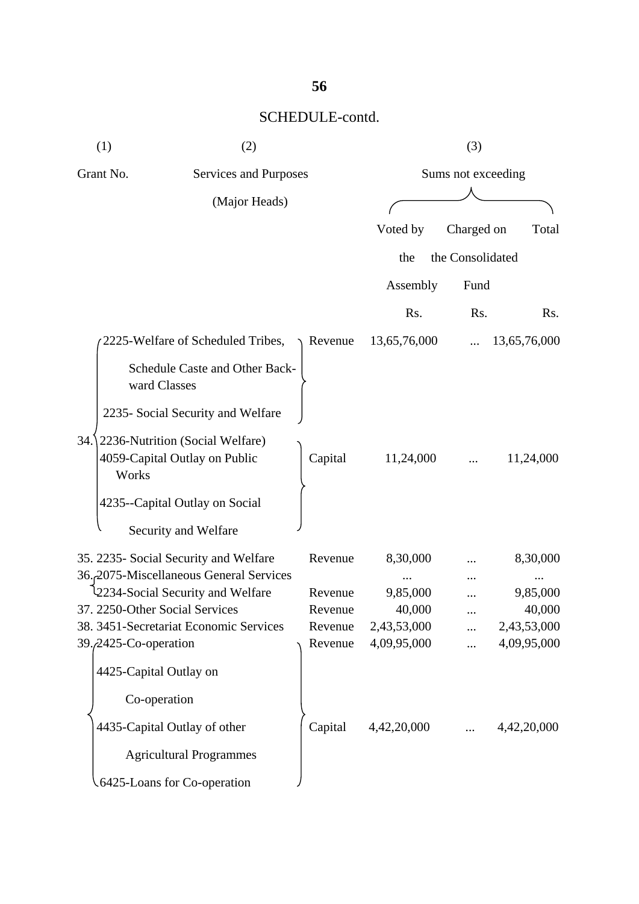SCHEDULE-contd.

| (1) | (2) | | (3) | | |
|---|---|---|---|---|---|
| Grant No. | Services and Purposes (Major Heads) | | Sums not exceeding | | |
| | | | Voted by the Assembly | Charged on the Consolidated Fund | Total |
| | | | Rs. | Rs. | Rs. |
| 34. | 2225-Welfare of Scheduled Tribes, Schedule Caste and Other Backward Classes; 2235- Social Security and Welfare; 2236-Nutrition (Social Welfare) | Revenue | 13,65,76,000 | ... | 13,65,76,000 |
| | 4059-Capital Outlay on Public Works; 4235--Capital Outlay on Social Security and Welfare | Capital | 11,24,000 | ... | 11,24,000 |
| 35. | 2235- Social Security and Welfare | Revenue | 8,30,000 | ... | 8,30,000 |
| 36. | 2075-Miscellaneous General Services | | ... | ... | ... |
| | 2234-Social Security and Welfare | Revenue | 9,85,000 | ... | 9,85,000 |
| 37. | 2250-Other Social Services | Revenue | 40,000 | ... | 40,000 |
| 38. | 3451-Secretariat Economic Services | Revenue | 2,43,53,000 | ... | 2,43,53,000 |
| 39. | 2425-Co-operation | Revenue | 4,09,95,000 | ... | 4,09,95,000 |
| | 4425-Capital Outlay on Co-operation; 4435-Capital Outlay of other Agricultural Programmes; 6425-Loans for Co-operation | Capital | 4,42,20,000 | ... | 4,42,20,000 |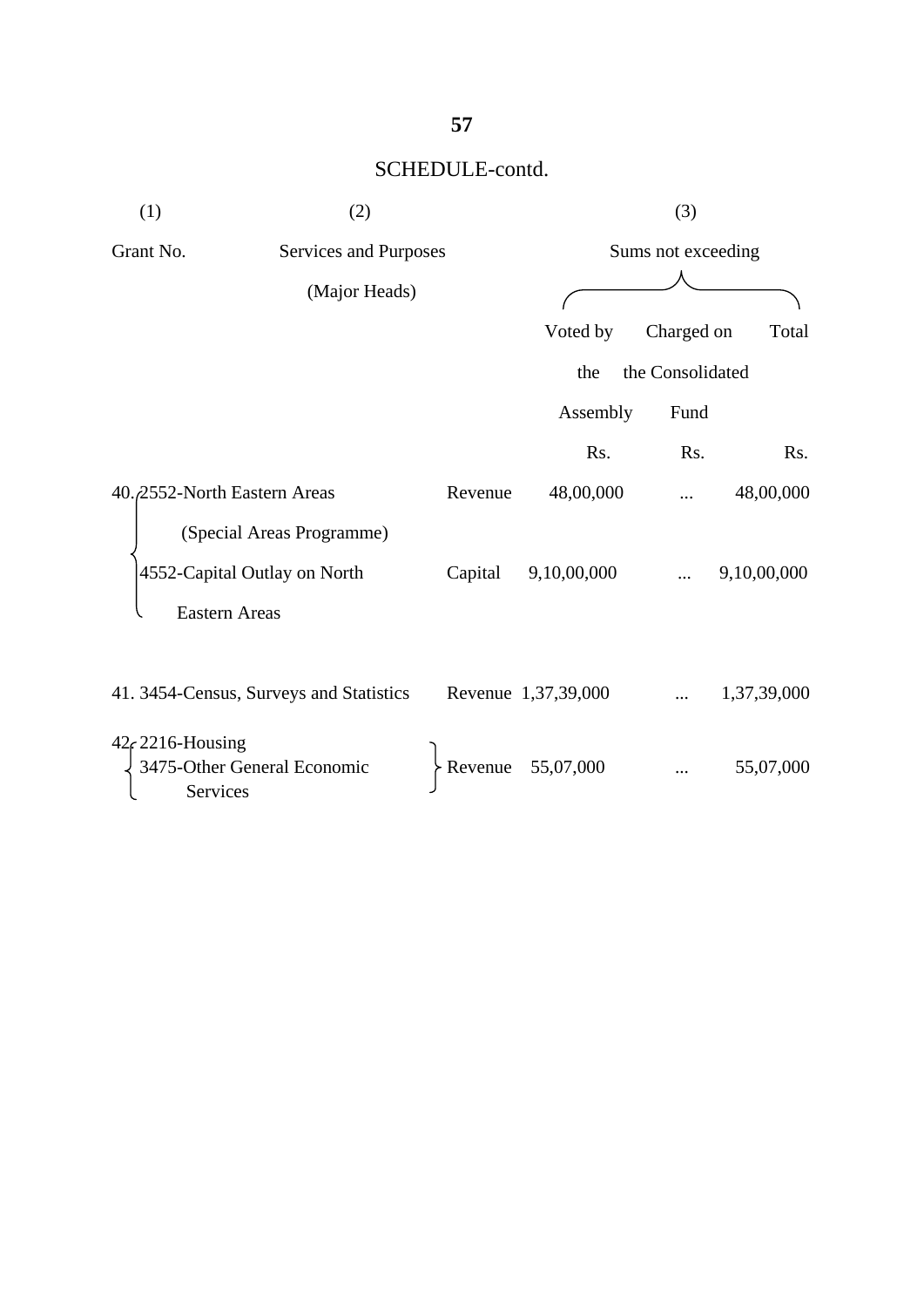SCHEDULE-contd.

| (1) | (2) | | (3) | | |
|---|---|---|---|---|---|
| Grant No. | Services and Purposes (Major Heads) | | Sums not exceeding | | |
| | | | Voted by the Assembly | Charged on the Consolidated Fund | Total |
| | | | Rs. | Rs. | Rs. |
| 40. | 2552-North Eastern Areas (Special Areas Programme) | Revenue | 48,00,000 | ... | 48,00,000 |
| | 4552-Capital Outlay on North Eastern Areas | Capital | 9,10,00,000 | ... | 9,10,00,000 |
| 41. | 3454-Census, Surveys and Statistics | Revenue | 1,37,39,000 | ... | 1,37,39,000 |
| 42. | 2216-Housing<br>3475-Other General Economic Services | Revenue | 55,07,000 | ... | 55,07,000 |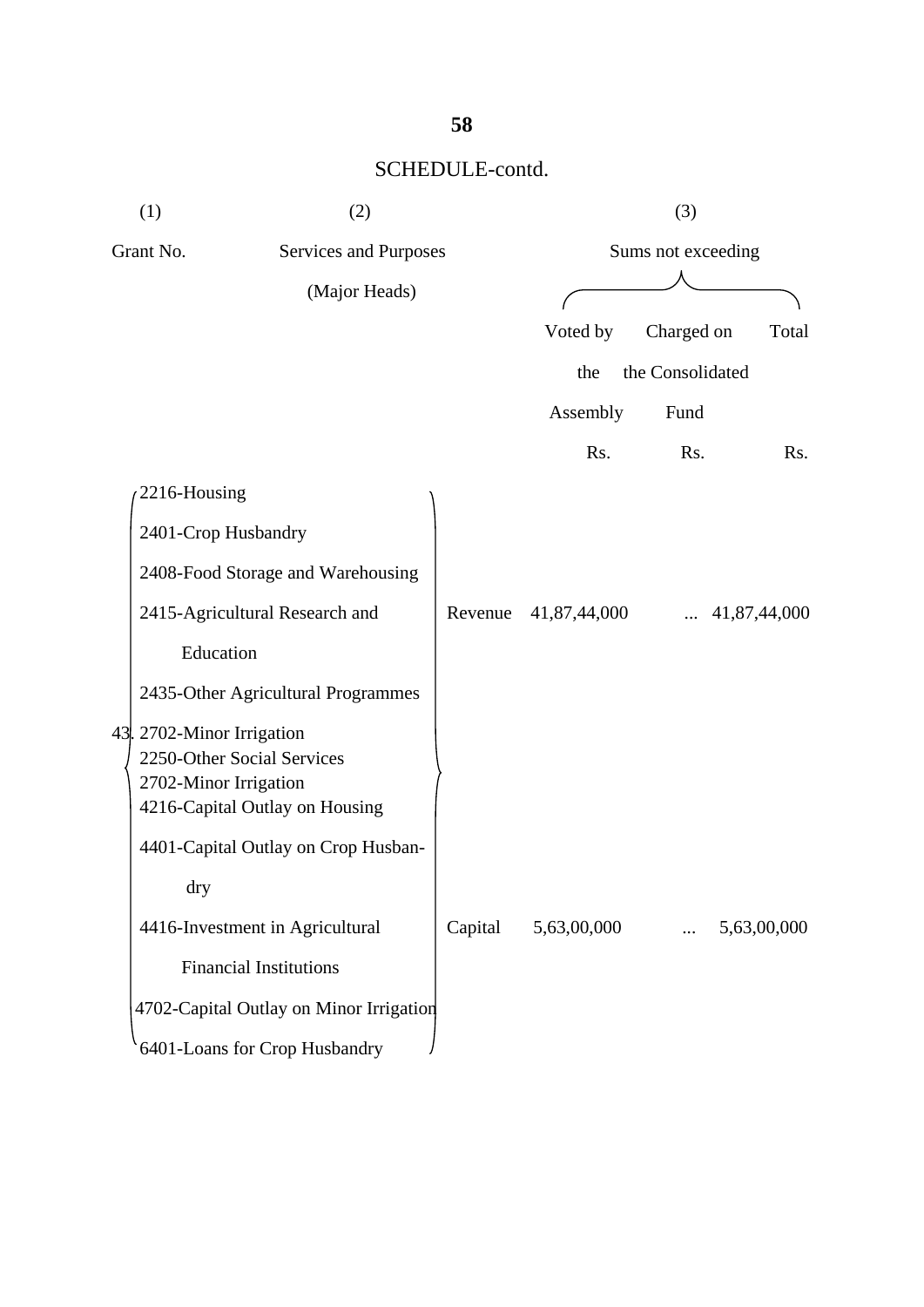SCHEDULE-contd.

| (1) Grant No. | (2) Services and Purposes (Major Heads) | | (3) Sums not exceeding | | |
|---|---|---|---|---|---|
| | | | Voted by the Assembly | Charged on the Consolidated Fund | Total |
| | | | Rs. | Rs. | Rs. |
| 43. | 2216-Housing<br>2401-Crop Husbandry<br>2408-Food Storage and Warehousing<br>2415-Agricultural Research and Education<br>2435-Other Agricultural Programmes<br>2702-Minor Irrigation | Revenue | 41,87,44,000 | ... | 41,87,44,000 |
| | 2250-Other Social Services<br>2702-Minor Irrigation<br>4216-Capital Outlay on Housing<br>4401-Capital Outlay on Crop Husbandry<br>4416-Investment in Agricultural Financial Institutions<br>4702-Capital Outlay on Minor Irrigation<br>6401-Loans for Crop Husbandry | Capital | 5,63,00,000 | ... | 5,63,00,000 |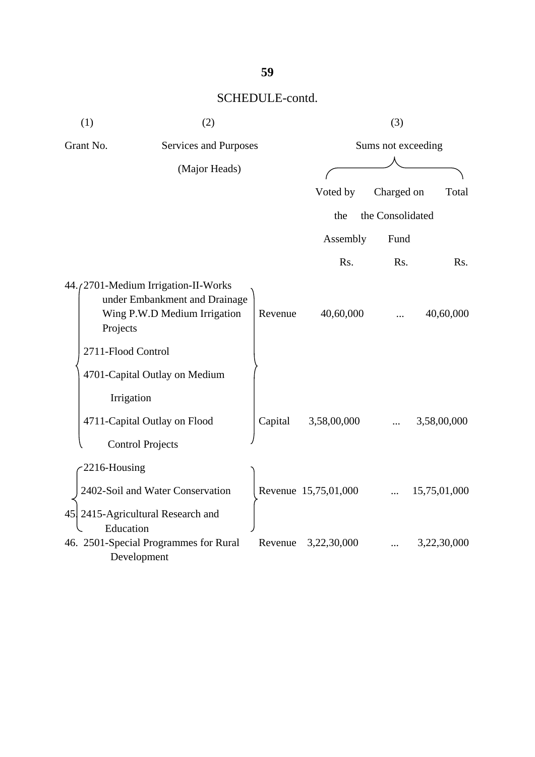SCHEDULE-contd.

| (1) | (2) | | (3) | | |
|---|---|---|---|---|---|
| Grant No. | Services and Purposes (Major Heads) | | Sums not exceeding | | |
| | | | Voted by the Assembly | Charged on the Consolidated Fund | Total |
| | | | Rs. | Rs. | Rs. |
| 44. | 2701-Medium Irrigation-II-Works under Embankment and Drainage Wing P.W.D Medium Irrigation Projects<br>2711-Flood Control | Revenue | 40,60,000 | ... | 40,60,000 |
| | 4701-Capital Outlay on Medium Irrigation<br>4711-Capital Outlay on Flood Control Projects | Capital | 3,58,00,000 | ... | 3,58,00,000 |
| 45. | 2216-Housing<br>2402-Soil and Water Conservation<br>2415-Agricultural Research and Education | Revenue | 15,75,01,000 | ... | 15,75,01,000 |
| 46. | 2501-Special Programmes for Rural Development | Revenue | 3,22,30,000 | ... | 3,22,30,000 |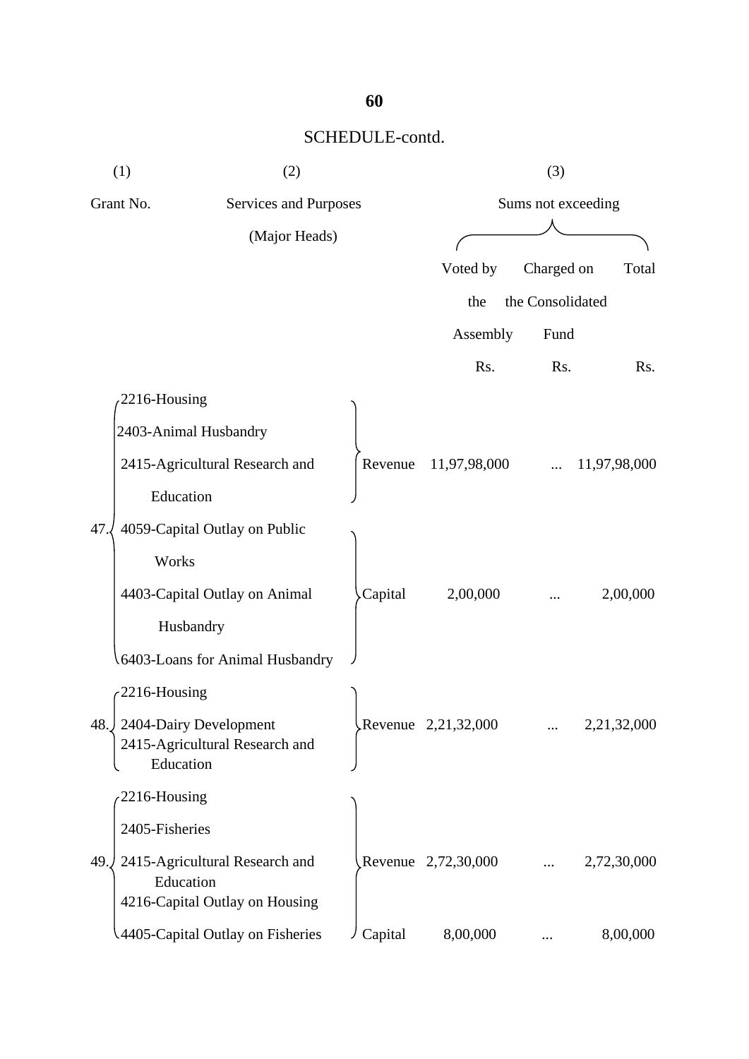SCHEDULE-contd.

| (1) Grant No. | (2) Services and Purposes (Major Heads) | | (3) Sums not exceeding Voted by the Assembly Rs. | Charged on the Consolidated Fund Rs. | Total Rs. |
|---|---|---|---|---|---|
| 47. | 2216-Housing<br>2403-Animal Husbandry<br>2415-Agricultural Research and Education | Revenue | 11,97,98,000 | ... | 11,97,98,000 |
| | 4059-Capital Outlay on Public Works<br>4403-Capital Outlay on Animal Husbandry<br>6403-Loans for Animal Husbandry | Capital | 2,00,000 | ... | 2,00,000 |
| 48. | 2216-Housing<br>2404-Dairy Development<br>2415-Agricultural Research and Education | Revenue | 2,21,32,000 | ... | 2,21,32,000 |
| 49. | 2216-Housing<br>2405-Fisheries<br>2415-Agricultural Research and Education | Revenue | 2,72,30,000 | ... | 2,72,30,000 |
| | 4216-Capital Outlay on Housing<br>4405-Capital Outlay on Fisheries | Capital | 8,00,000 | ... | 8,00,000 |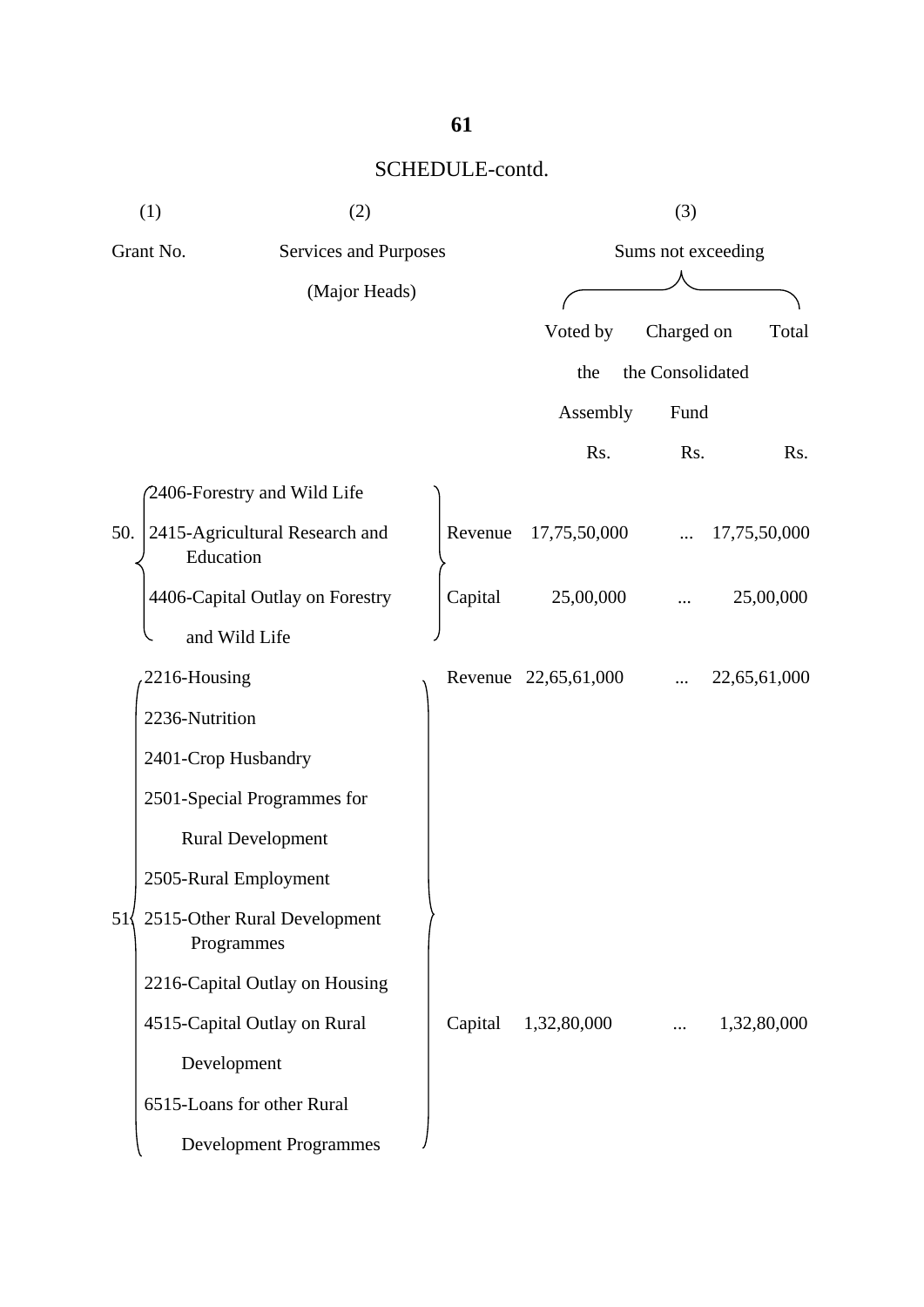SCHEDULE-contd.

| (1) Grant No. | (2) Services and Purposes (Major Heads) | | (3) Sums not exceeding Voted by the Assembly Rs. | Charged on the Consolidated Fund Rs. | Total Rs. |
|---|---|---|---|---|---|
| 50. | 2406-Forestry and Wild Life<br>2415-Agricultural Research and Education<br>4406-Capital Outlay on Forestry and Wild Life | Revenue | 17,75,50,000 | ... | 17,75,50,000 |
| | | Capital | 25,00,000 | ... | 25,00,000 |
| 51. | 2216-Housing<br>2236-Nutrition<br>2401-Crop Husbandry<br>2501-Special Programmes for Rural Development<br>2505-Rural Employment<br>2515-Other Rural Development Programmes<br>2216-Capital Outlay on Housing<br>4515-Capital Outlay on Rural Development<br>6515-Loans for other Rural Development Programmes | Revenue | 22,65,61,000 | ... | 22,65,61,000 |
| | | Capital | 1,32,80,000 | ... | 1,32,80,000 |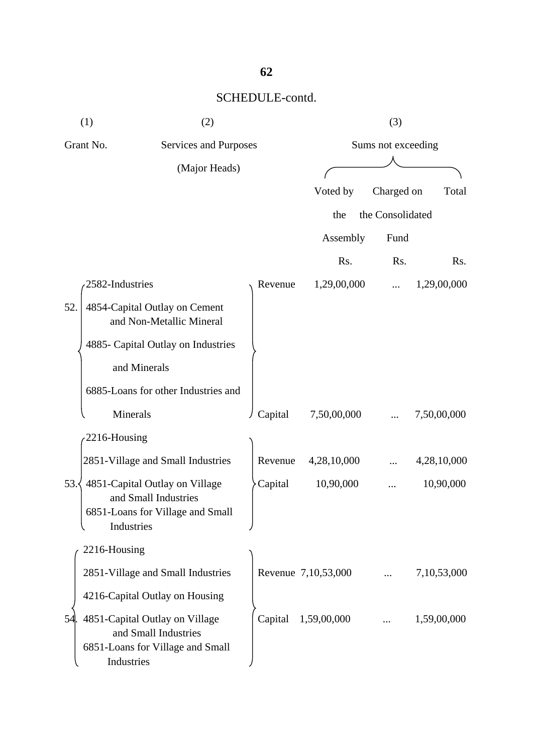SCHEDULE-contd.

| (1) | (2) | | (3) | | |
|---|---|---|---|---|---|
| Grant No. | Services and Purposes (Major Heads) | | Sums not exceeding | | |
| | | | Voted by the Assembly | Charged on the Consolidated Fund | Total |
| | | | Rs. | Rs. | Rs. |
| 52. | 2582-Industries<br>4854-Capital Outlay on Cement and Non-Metallic Mineral<br>4885- Capital Outlay on Industries and Minerals<br>6885-Loans for other Industries and Minerals | Revenue | 1,29,00,000 | ... | 1,29,00,000 |
| | | Capital | 7,50,00,000 | ... | 7,50,00,000 |
| 53. | 2216-Housing<br>2851-Village and Small Industries<br>4851-Capital Outlay on Village and Small Industries<br>6851-Loans for Village and Small Industries | Revenue | 4,28,10,000 | ... | 4,28,10,000 |
| | | Capital | 10,90,000 | ... | 10,90,000 |
| 54. | 2216-Housing<br>2851-Village and Small Industries<br>4216-Capital Outlay on Housing<br>4851-Capital Outlay on Village and Small Industries<br>6851-Loans for Village and Small Industries | Revenue | 7,10,53,000 | ... | 7,10,53,000 |
| | | Capital | 1,59,00,000 | ... | 1,59,00,000 |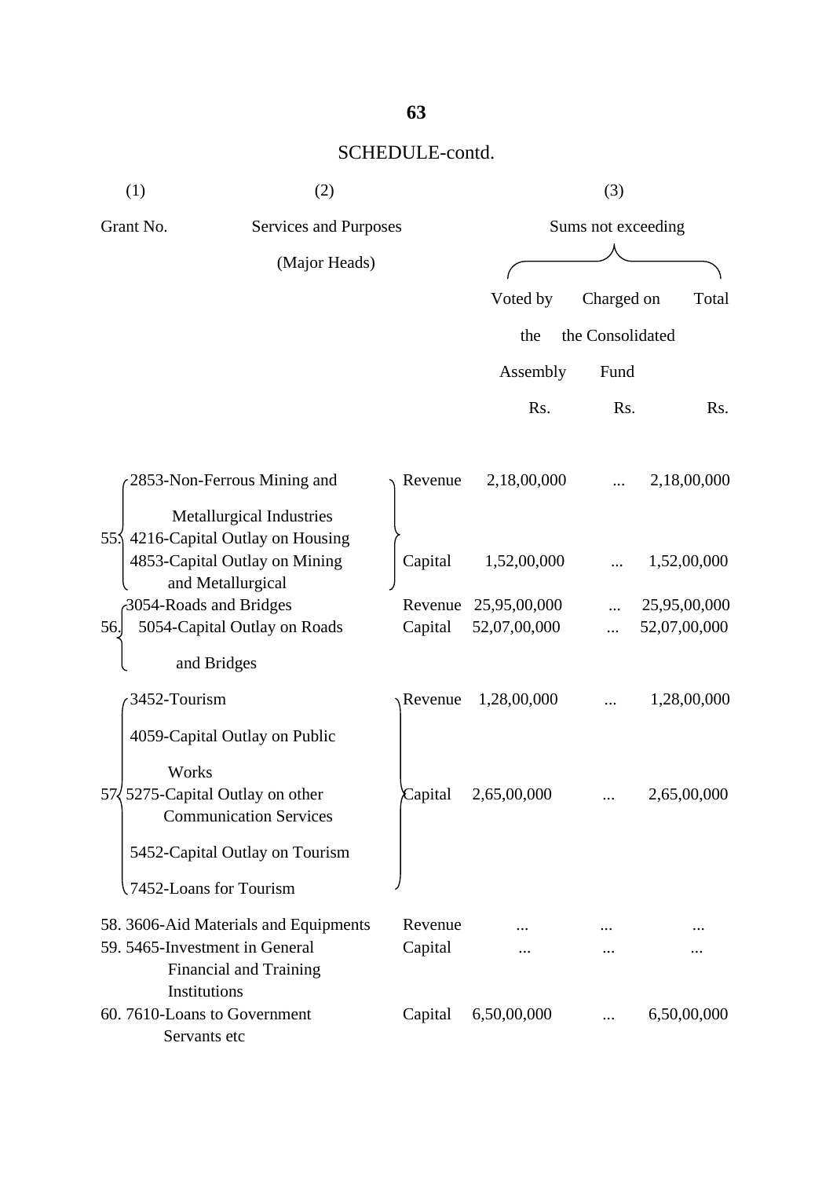## SCHEDULE-contd.

| (1) | (2) | | (3) | | |
|---|---|---|---|---|---|
| Grant No. | Services and Purposes (Major Heads) | | Sums not exceeding | | |
| | | | Voted by the Assembly | Charged on the Consolidated Fund | Total |
| | | | Rs. | Rs. | Rs. |
| 55. | 2853-Non-Ferrous Mining and Metallurgical Industries | Revenue | 2,18,00,000 | ... | 2,18,00,000 |
| | 4216-Capital Outlay on Housing<br>4853-Capital Outlay on Mining and Metallurgical | Capital | 1,52,00,000 | ... | 1,52,00,000 |
| 56. | 3054-Roads and Bridges | Revenue | 25,95,00,000 | ... | 25,95,00,000 |
| | 5054-Capital Outlay on Roads and Bridges | Capital | 52,07,00,000 | ... | 52,07,00,000 |
| 57. | 3452-Tourism | Revenue | 1,28,00,000 | ... | 1,28,00,000 |
| | 4059-Capital Outlay on Public Works<br>5275-Capital Outlay on other Communication Services<br>5452-Capital Outlay on Tourism<br>7452-Loans for Tourism | Capital | 2,65,00,000 | ... | 2,65,00,000 |
| 58. | 3606-Aid Materials and Equipments | Revenue | ... | ... | ... |
| 59. | 5465-Investment in General Financial and Training Institutions | Capital | ... | ... | ... |
| 60. | 7610-Loans to Government Servants etc | Capital | 6,50,00,000 | ... | 6,50,00,000 |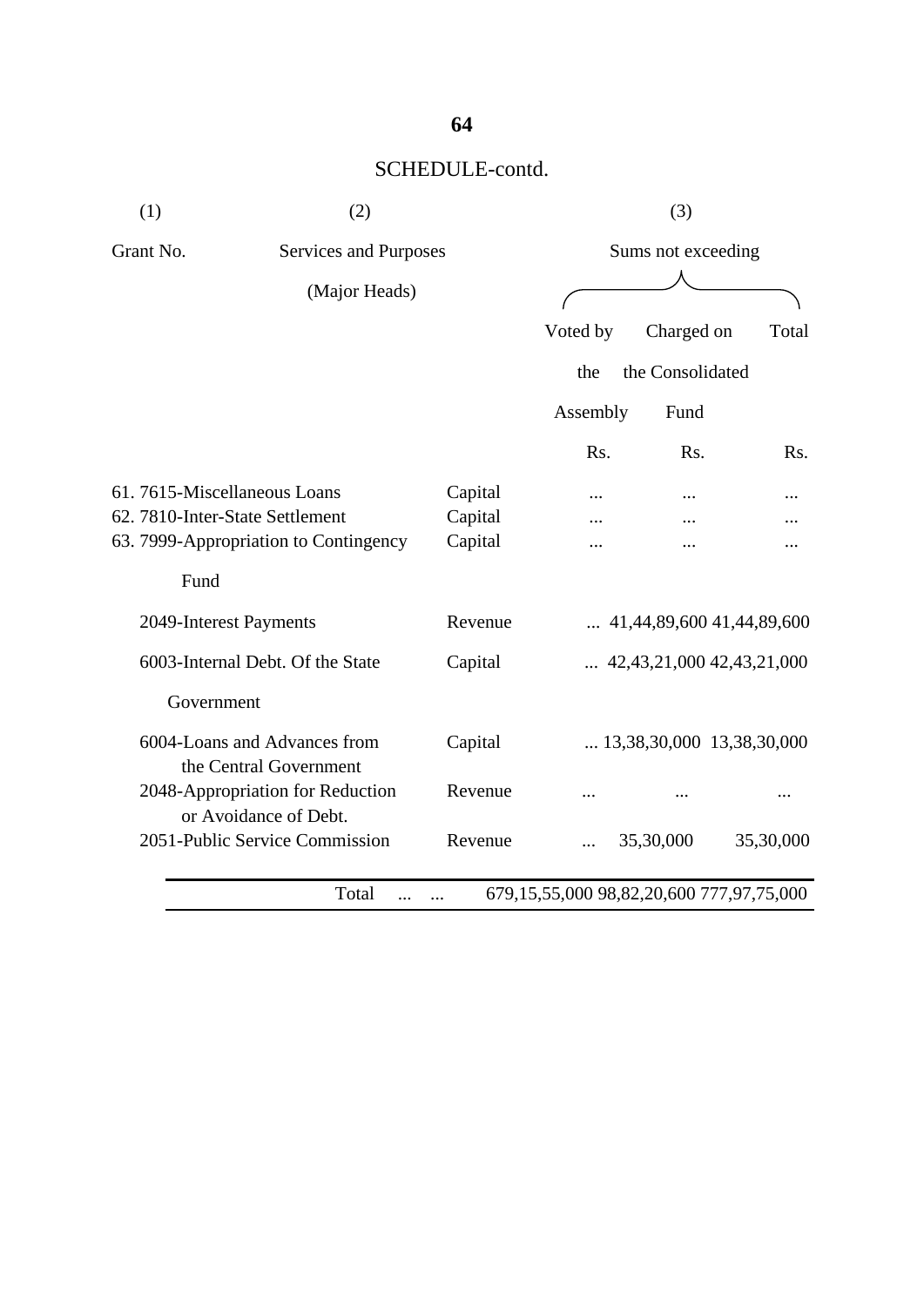SCHEDULE-contd.

| (1) | (2) | | (3) | | |
|---|---|---|---|---|---|
| Grant No. | Services and Purposes (Major Heads) | | Sums not exceeding | | |
| | | | Voted by the Assembly | Charged on the Consolidated Fund | Total |
| | | | Rs. | Rs. | Rs. |
| 61. | 7615-Miscellaneous Loans | Capital | ... | ... | ... |
| 62. | 7810-Inter-State Settlement | Capital | ... | ... | ... |
| 63. | 7999-Appropriation to Contingency Fund | Capital | ... | ... | ... |
| | 2049-Interest Payments | Revenue | ... | 41,44,89,600 | 41,44,89,600 |
| | 6003-Internal Debt. Of the State Government | Capital | ... | 42,43,21,000 | 42,43,21,000 |
| | 6004-Loans and Advances from the Central Government | Capital | ... | 13,38,30,000 | 13,38,30,000 |
| | 2048-Appropriation for Reduction or Avoidance of Debt. | Revenue | ... | ... | ... |
| | 2051-Public Service Commission | Revenue | ... | 35,30,000 | 35,30,000 |
| | Total ... ... | | 679,15,55,000 | 98,82,20,600 | 777,97,75,000 |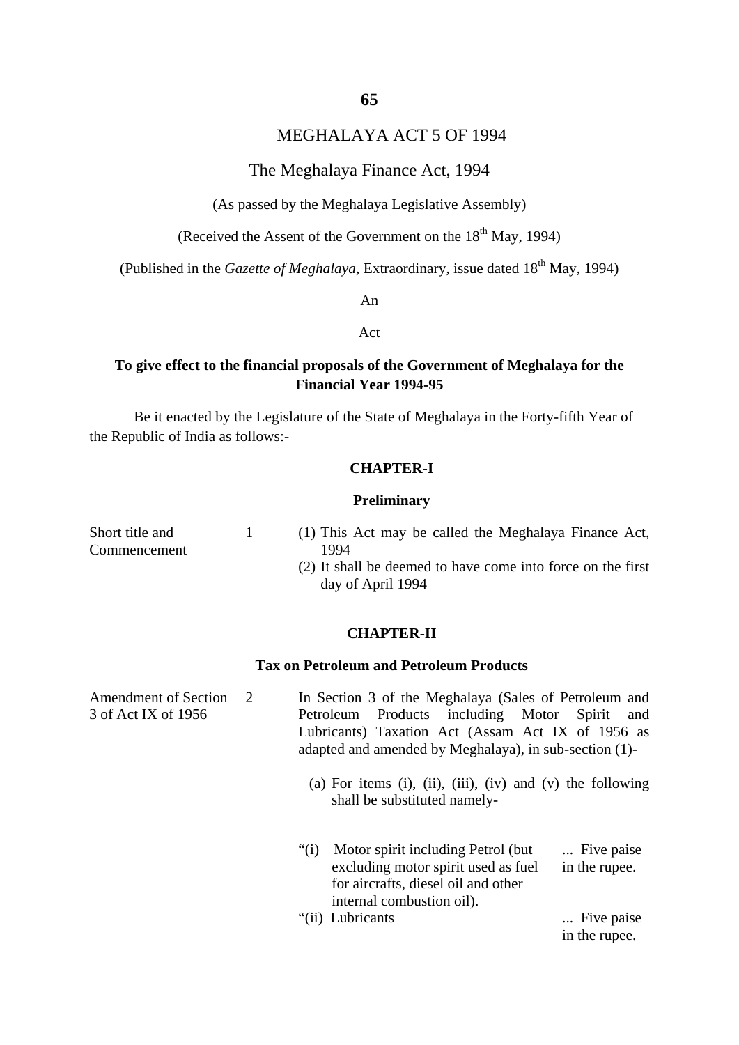# MEGHALAYA ACT 5 OF 1994

## The Meghalaya Finance Act, 1994

(As passed by the Meghalaya Legislative Assembly)

(Received the Assent of the Government on the 18th May, 1994)

(Published in the *Gazette of Meghalaya*, Extraordinary, issue dated 18th May, 1994)

An

Act

**To give effect to the financial proposals of the Government of Meghalaya for the Financial Year 1994-95**

Be it enacted by the Legislature of the State of Meghalaya in the Forty-fifth Year of the Republic of India as follows:-

### CHAPTER-I

**Preliminary**

Short title and Commencement

1 (1) This Act may be called the Meghalaya Finance Act, 1994

(2) It shall be deemed to have come into force on the first day of April 1994

### CHAPTER-II

**Tax on Petroleum and Petroleum Products**

Amendment of Section 3 of Act IX of 1956

2 In Section 3 of the Meghalaya (Sales of Petroleum and Petroleum Products including Motor Spirit and Lubricants) Taxation Act (Assam Act IX of 1956 as adapted and amended by Meghalaya), in sub-section (1)-

(a) For items (i), (ii), (iii), (iv) and (v) the following shall be substituted namely-

"(i) Motor spirit including Petrol (but excluding motor spirit used as fuel for aircrafts, diesel oil and other internal combustion oil). ... Five paise in the rupee.

"(ii) Lubricants ... Five paise in the rupee.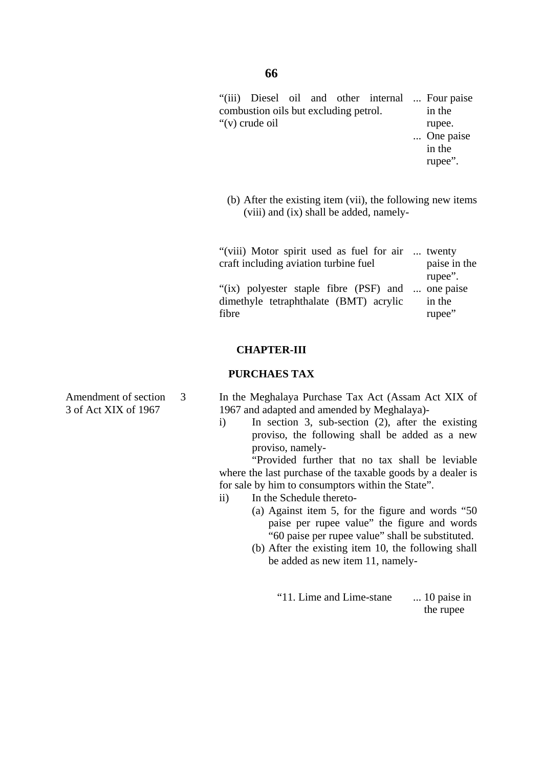| | |
|---|---|
| "(iii) Diesel oil and other internal combustion oils but excluding petrol. | ... Four paise in the rupee. |
| "(v) crude oil | ... One paise in the rupee". |

(b) After the existing item (vii), the following new items (viii) and (ix) shall be added, namely-

| | |
|---|---|
| "(viii) Motor spirit used as fuel for air craft including aviation turbine fuel | ... twenty paise in the rupee". |
| "(ix) polyester staple fibre (PSF) and dimethyle tetraphthalate (BMT) acrylic fibre | ... one paise in the rupee" |

## CHAPTER-III

## PURCHAES TAX

Amendment of section 3 of Act XIX of 1967

3 In the Meghalaya Purchase Tax Act (Assam Act XIX of 1967 and adapted and amended by Meghalaya)-

i) In section 3, sub-section (2), after the existing proviso, the following shall be added as a new proviso, namely-

"Provided further that no tax shall be leviable where the last purchase of the taxable goods by a dealer is for sale by him to consumptors within the State".

ii) In the Schedule thereto-

(a) Against item 5, for the figure and words "50 paise per rupee value" the figure and words "60 paise per rupee value" shall be substituted.

(b) After the existing item 10, the following shall be added as new item 11, namely-

"11. Lime and Lime-stane ... 10 paise in the rupee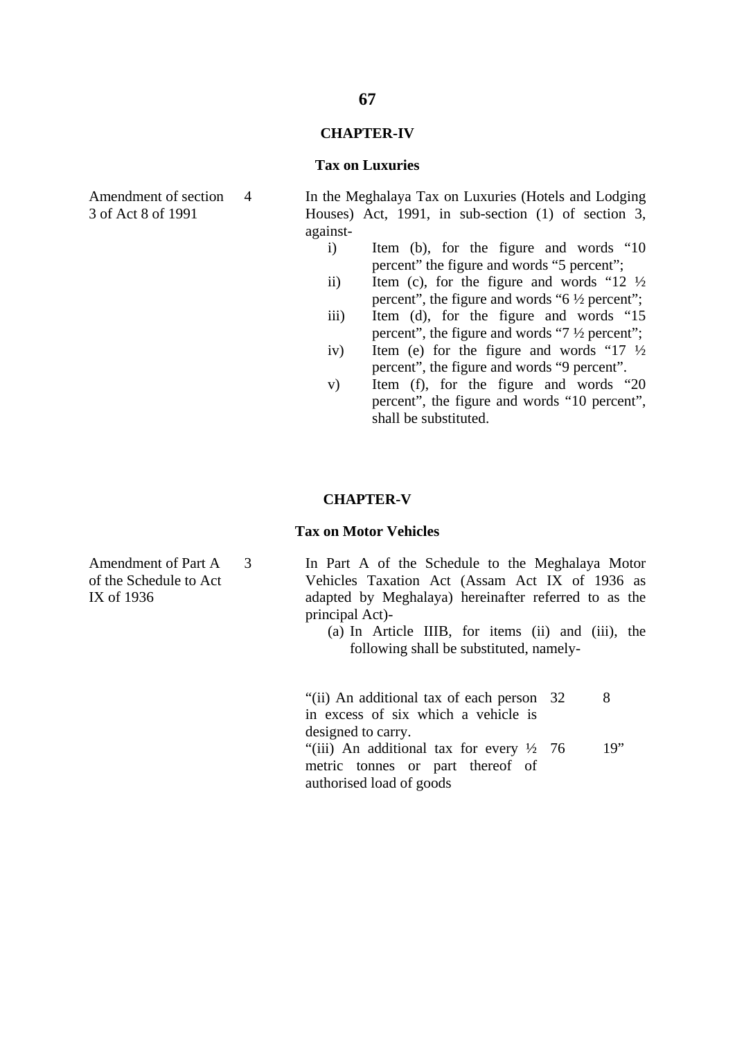## CHAPTER-IV

### Tax on Luxuries

Amendment of section 3 of Act 8 of 1991

4 In the Meghalaya Tax on Luxuries (Hotels and Lodging Houses) Act, 1991, in sub-section (1) of section 3, against-

i) Item (b), for the figure and words "10 percent" the figure and words "5 percent";
ii) Item (c), for the figure and words "12 ½ percent", the figure and words "6 ½ percent";
iii) Item (d), for the figure and words "15 percent", the figure and words "7 ½ percent";
iv) Item (e) for the figure and words "17 ½ percent", the figure and words "9 percent".
v) Item (f), for the figure and words "20 percent", the figure and words "10 percent", shall be substituted.

## CHAPTER-V

### Tax on Motor Vehicles

Amendment of Part A of the Schedule to Act IX of 1936

3 In Part A of the Schedule to the Meghalaya Motor Vehicles Taxation Act (Assam Act IX of 1936 as adapted by Meghalaya) hereinafter referred to as the principal Act)-

(a) In Article IIIB, for items (ii) and (iii), the following shall be substituted, namely-

| | | |
|---|---|---|
| "(ii) An additional tax of each person in excess of six which a vehicle is designed to carry. | 32 | 8 |
| "(iii) An additional tax for every ½ metric tonnes or part thereof of authorised load of goods | 76 | 19" |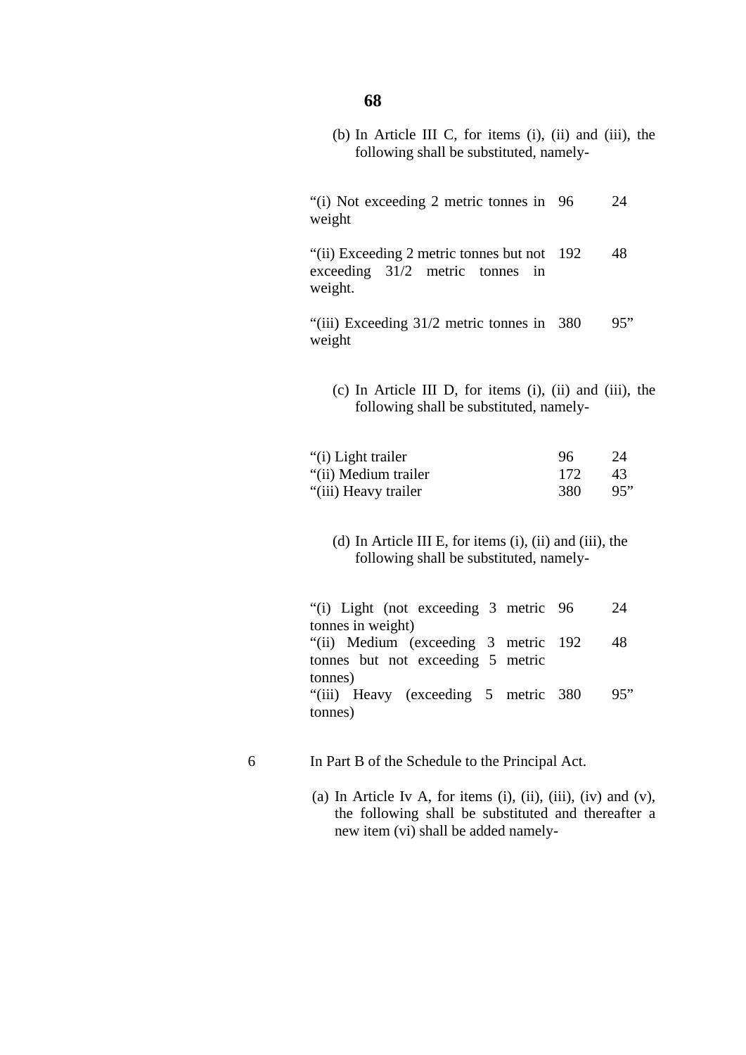(b) In Article III C, for items (i), (ii) and (iii), the following shall be substituted, namely-

| | | |
|---|---|---|
| "(i) Not exceeding 2 metric tonnes in weight | 96 | 24 |
| "(ii) Exceeding 2 metric tonnes but not exceeding 31/2 metric tonnes in weight. | 192 | 48 |
| "(iii) Exceeding 31/2 metric tonnes in weight | 380 | 95" |

(c) In Article III D, for items (i), (ii) and (iii), the following shall be substituted, namely-

| | | |
|---|---|---|
| "(i) Light trailer | 96 | 24 |
| "(ii) Medium trailer | 172 | 43 |
| "(iii) Heavy trailer | 380 | 95" |

(d) In Article III E, for items (i), (ii) and (iii), the following shall be substituted, namely-

| | | |
|---|---|---|
| "(i) Light (not exceeding 3 metric tonnes in weight) | 96 | 24 |
| "(ii) Medium (exceeding 3 metric tonnes but not exceeding 5 metric tonnes) | 192 | 48 |
| "(iii) Heavy (exceeding 5 metric tonnes) | 380 | 95" |

6 In Part B of the Schedule to the Principal Act.

(a) In Article Iv A, for items (i), (ii), (iii), (iv) and (v), the following shall be substituted and thereafter a new item (vi) shall be added namely-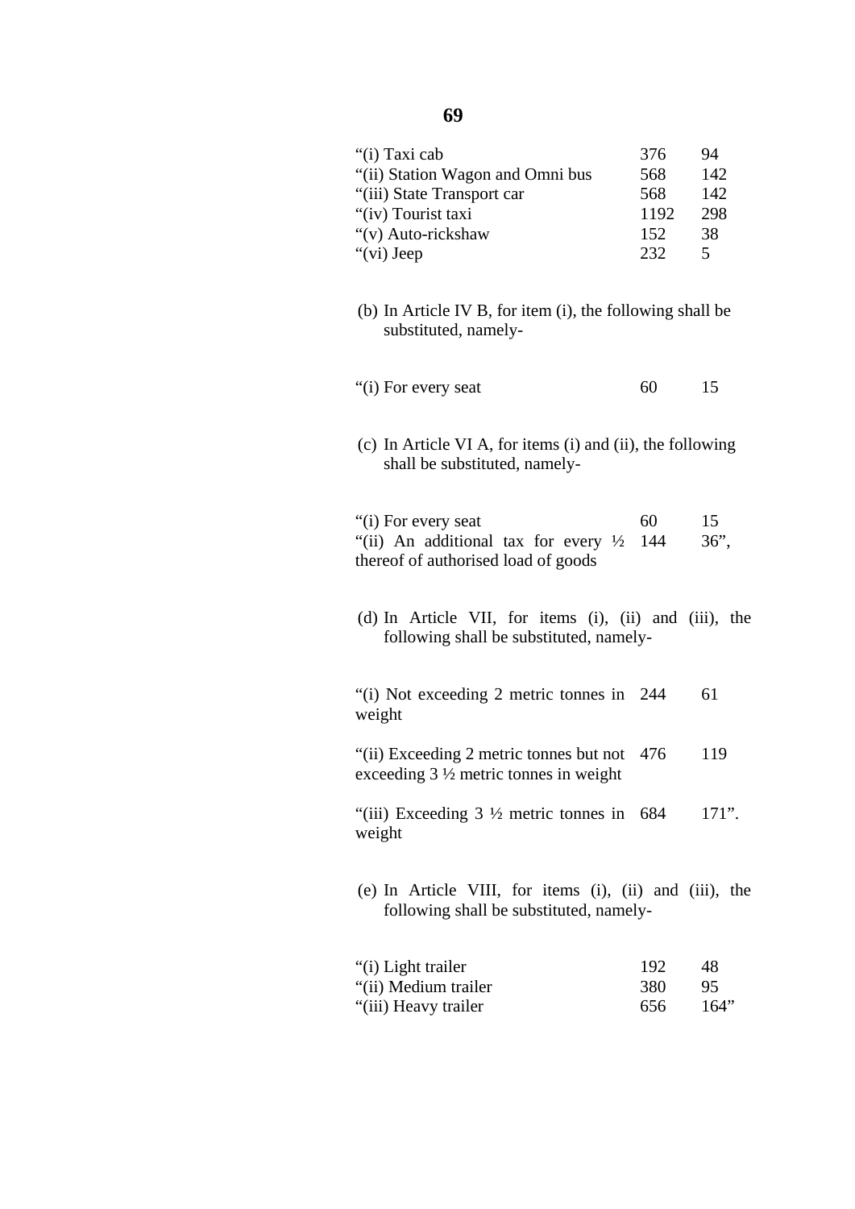| | | |
|---|---|---|
| “(i) Taxi cab | 376 | 94 |
| “(ii) Station Wagon and Omni bus | 568 | 142 |
| “(iii) State Transport car | 568 | 142 |
| “(iv) Tourist taxi | 1192 | 298 |
| “(v) Auto-rickshaw | 152 | 38 |
| “(vi) Jeep | 232 | 5 |

(b) In Article IV B, for item (i), the following shall be substituted, namely-

| | | |
|---|---|---|
| “(i) For every seat | 60 | 15 |

(c) In Article VI A, for items (i) and (ii), the following shall be substituted, namely-

| | | |
|---|---|---|
| “(i) For every seat | 60 | 15 |
| “(ii) An additional tax for every ½ thereof of authorised load of goods | 144 | 36”, |

(d) In Article VII, for items (i), (ii) and (iii), the following shall be substituted, namely-

| | | |
|---|---|---|
| “(i) Not exceeding 2 metric tonnes in weight | 244 | 61 |
| “(ii) Exceeding 2 metric tonnes but not exceeding 3 ½ metric tonnes in weight | 476 | 119 |
| “(iii) Exceeding 3 ½ metric tonnes in weight | 684 | 171”. |

(e) In Article VIII, for items (i), (ii) and (iii), the following shall be substituted, namely-

| | | |
|---|---|---|
| “(i) Light trailer | 192 | 48 |
| “(ii) Medium trailer | 380 | 95 |
| “(iii) Heavy trailer | 656 | 164” |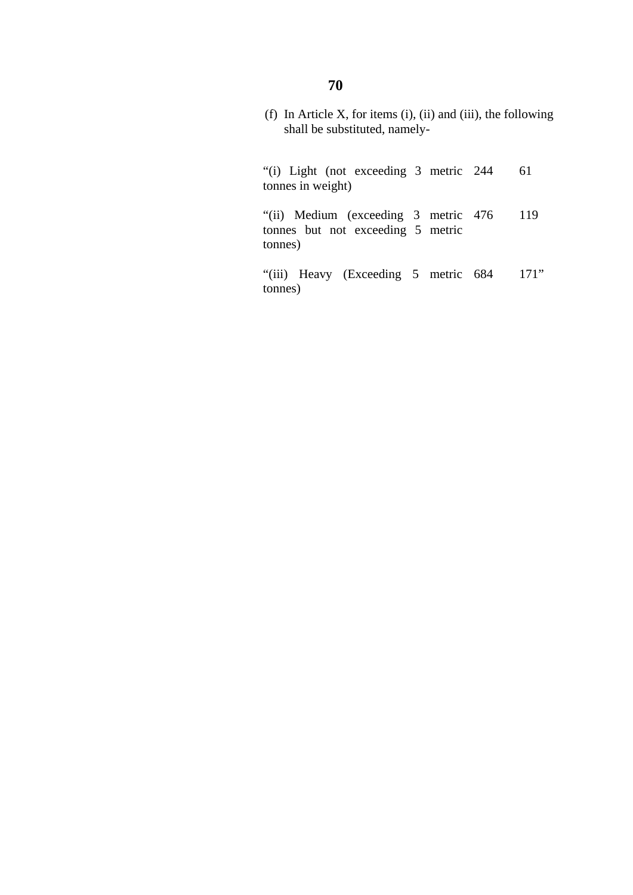(f) In Article X, for items (i), (ii) and (iii), the following shall be substituted, namely-

| | | |
|---|---|---|
| "(i) Light (not exceeding 3 metric tonnes in weight) | 244 | 61 |
| "(ii) Medium (exceeding 3 metric tonnes but not exceeding 5 metric tonnes) | 476 | 119 |
| "(iii) Heavy (Exceeding 5 metric tonnes) | 684 | 171" |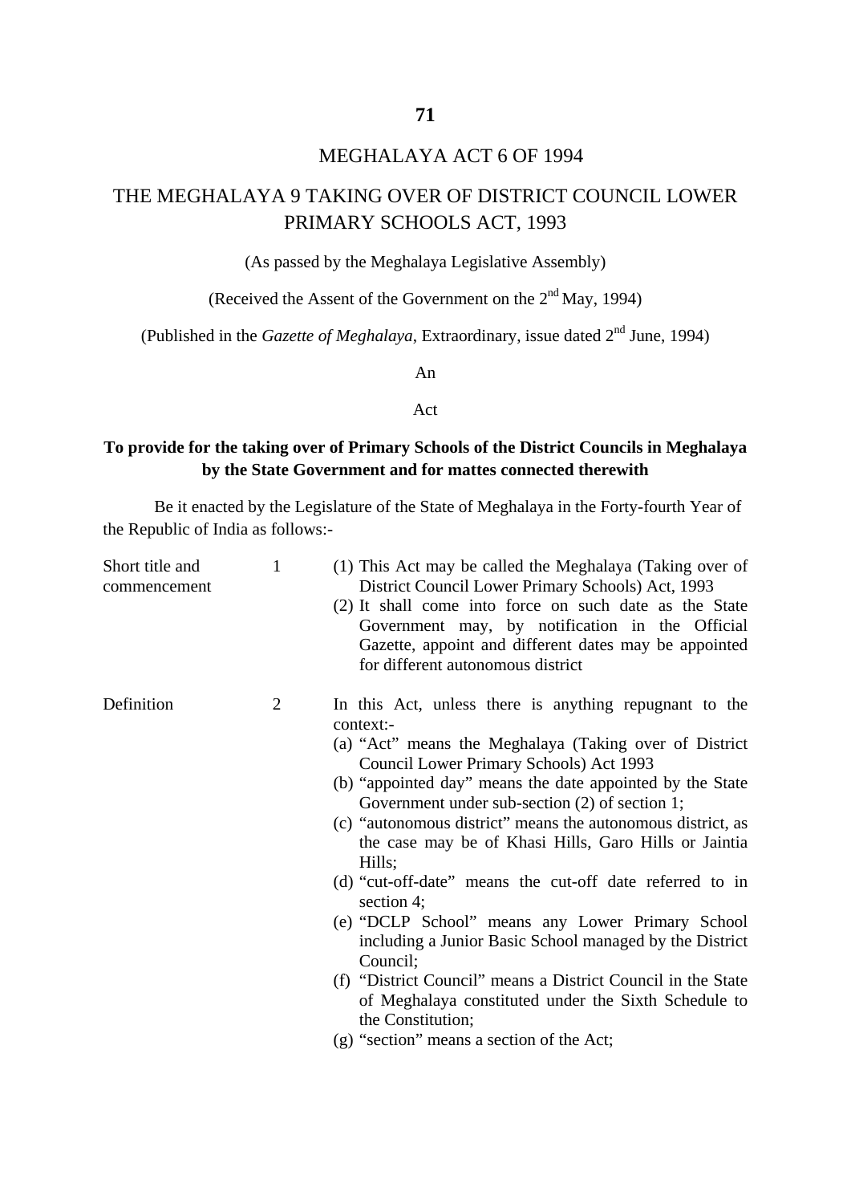# MEGHALAYA ACT 6 OF 1994

## THE MEGHALAYA 9 TAKING OVER OF DISTRICT COUNCIL LOWER PRIMARY SCHOOLS ACT, 1993

(As passed by the Meghalaya Legislative Assembly)

(Received the Assent of the Government on the 2nd May, 1994)

(Published in the *Gazette of Meghalaya*, Extraordinary, issue dated 2nd June, 1994)

An

Act

**To provide for the taking over of Primary Schools of the District Councils in Meghalaya by the State Government and for mattes connected therewith**

Be it enacted by the Legislature of the State of Meghalaya in the Forty-fourth Year of the Republic of India as follows:-

**Short title and commencement**

1 (1) This Act may be called the Meghalaya (Taking over of District Council Lower Primary Schools) Act, 1993

(2) It shall come into force on such date as the State Government may, by notification in the Official Gazette, appoint and different dates may be appointed for different autonomous district

**Definition**

2 In this Act, unless there is anything repugnant to the context:-

(a) "Act" means the Meghalaya (Taking over of District Council Lower Primary Schools) Act 1993

(b) "appointed day" means the date appointed by the State Government under sub-section (2) of section 1;

(c) "autonomous district" means the autonomous district, as the case may be of Khasi Hills, Garo Hills or Jaintia Hills;

(d) "cut-off-date" means the cut-off date referred to in section 4;

(e) "DCLP School" means any Lower Primary School including a Junior Basic School managed by the District Council;

(f) "District Council" means a District Council in the State of Meghalaya constituted under the Sixth Schedule to the Constitution;

(g) "section" means a section of the Act;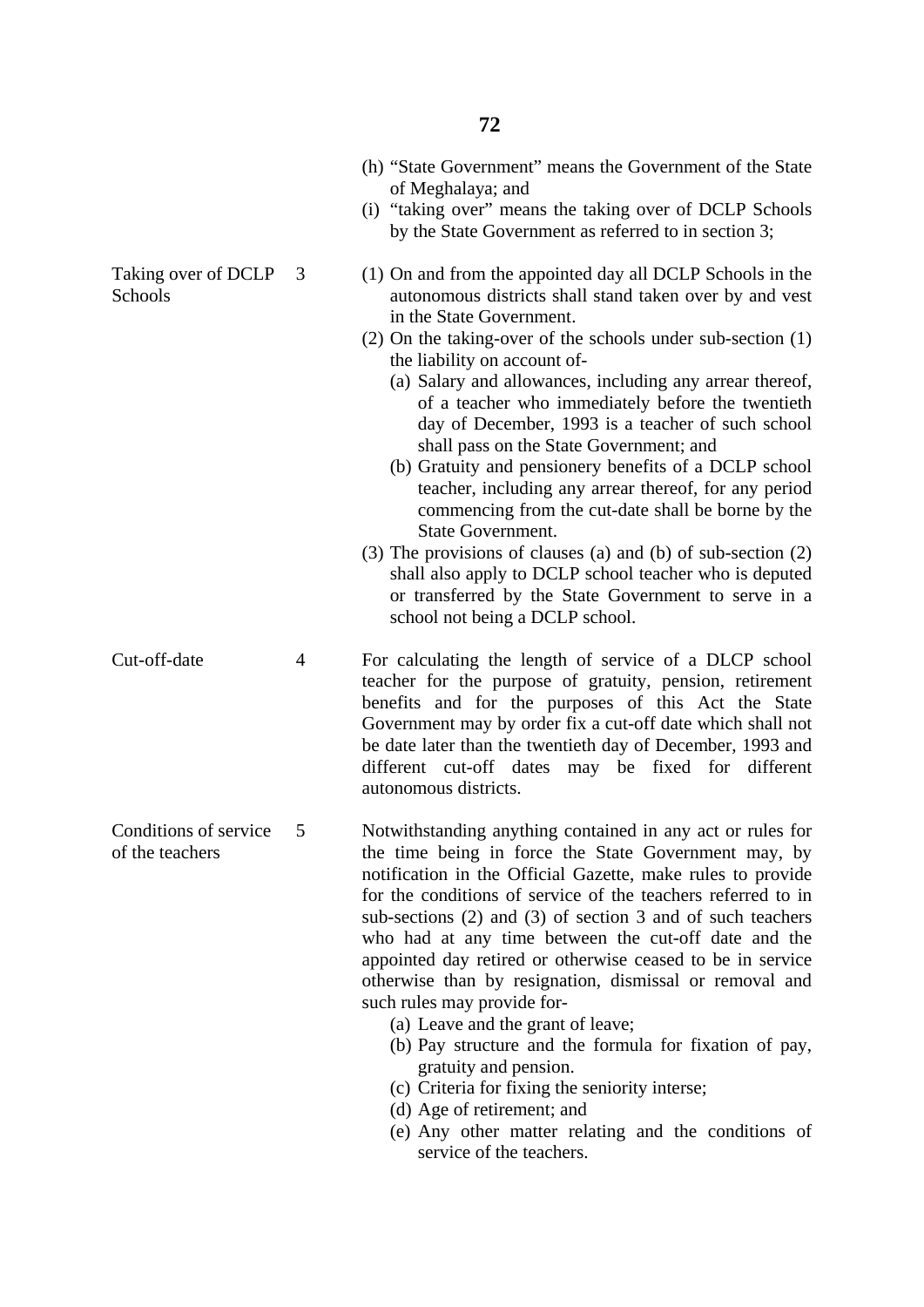(h) "State Government" means the Government of the State of Meghalaya; and

(i) "taking over" means the taking over of DCLP Schools by the State Government as referred to in section 3;

**Taking over of DCLP Schools**

3 (1) On and from the appointed day all DCLP Schools in the autonomous districts shall stand taken over by and vest in the State Government.

(2) On the taking-over of the schools under sub-section (1) the liability on account of-

(a) Salary and allowances, including any arrear thereof, of a teacher who immediately before the twentieth day of December, 1993 is a teacher of such school shall pass on the State Government; and

(b) Gratuity and pensionery benefits of a DCLP school teacher, including any arrear thereof, for any period commencing from the cut-date shall be borne by the State Government.

(3) The provisions of clauses (a) and (b) of sub-section (2) shall also apply to DCLP school teacher who is deputed or transferred by the State Government to serve in a school not being a DCLP school.

**Cut-off-date**

4 For calculating the length of service of a DLCP school teacher for the purpose of gratuity, pension, retirement benefits and for the purposes of this Act the State Government may by order fix a cut-off date which shall not be date later than the twentieth day of December, 1993 and different cut-off dates may be fixed for different autonomous districts.

**Conditions of service of the teachers**

5 Notwithstanding anything contained in any act or rules for the time being in force the State Government may, by notification in the Official Gazette, make rules to provide for the conditions of service of the teachers referred to in sub-sections (2) and (3) of section 3 and of such teachers who had at any time between the cut-off date and the appointed day retired or otherwise ceased to be in service otherwise than by resignation, dismissal or removal and such rules may provide for-

(a) Leave and the grant of leave;

(b) Pay structure and the formula for fixation of pay, gratuity and pension.

(c) Criteria for fixing the seniority interse;

(d) Age of retirement; and

(e) Any other matter relating and the conditions of service of the teachers.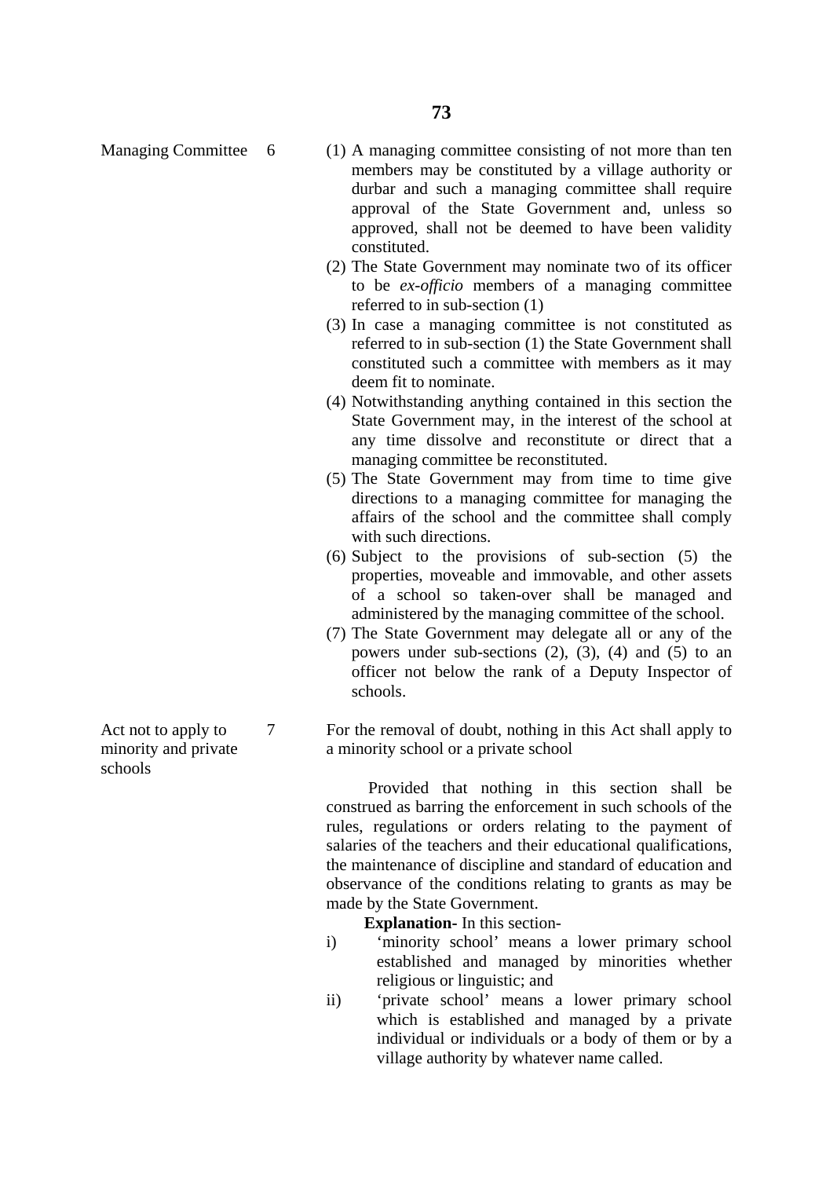**Managing Committee** 6

(1) A managing committee consisting of not more than ten members may be constituted by a village authority or durbar and such a managing committee shall require approval of the State Government and, unless so approved, shall not be deemed to have been validity constituted.

(2) The State Government may nominate two of its officer to be *ex-officio* members of a managing committee referred to in sub-section (1)

(3) In case a managing committee is not constituted as referred to in sub-section (1) the State Government shall constituted such a committee with members as it may deem fit to nominate.

(4) Notwithstanding anything contained in this section the State Government may, in the interest of the school at any time dissolve and reconstitute or direct that a managing committee be reconstituted.

(5) The State Government may from time to time give directions to a managing committee for managing the affairs of the school and the committee shall comply with such directions.

(6) Subject to the provisions of sub-section (5) the properties, moveable and immovable, and other assets of a school so taken-over shall be managed and administered by the managing committee of the school.

(7) The State Government may delegate all or any of the powers under sub-sections (2), (3), (4) and (5) to an officer not below the rank of a Deputy Inspector of schools.

**Act not to apply to minority and private schools** 7

For the removal of doubt, nothing in this Act shall apply to a minority school or a private school

Provided that nothing in this section shall be construed as barring the enforcement in such schools of the rules, regulations or orders relating to the payment of salaries of the teachers and their educational qualifications, the maintenance of discipline and standard of education and observance of the conditions relating to grants as may be made by the State Government.

**Explanation-** In this section-

i) 'minority school' means a lower primary school established and managed by minorities whether religious or linguistic; and

ii) 'private school' means a lower primary school which is established and managed by a private individual or individuals or a body of them or by a village authority by whatever name called.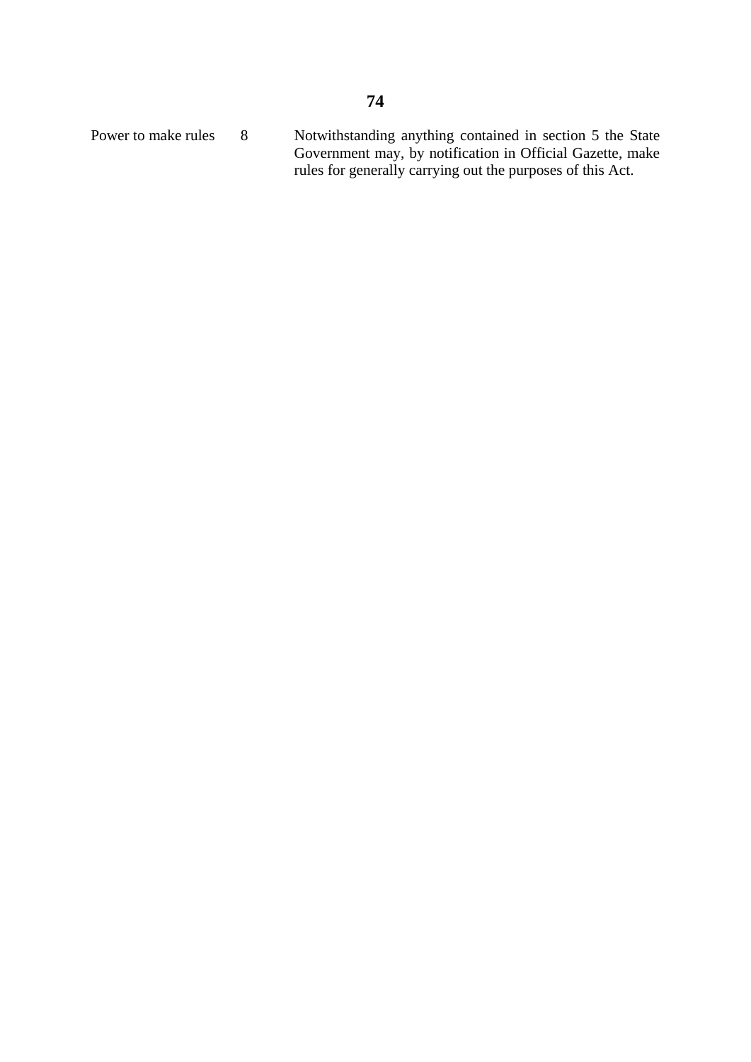| Power to make rules | 8 | Notwithstanding anything contained in section 5 the State Government may, by notification in Official Gazette, make rules for generally carrying out the purposes of this Act. |
|---|---|---|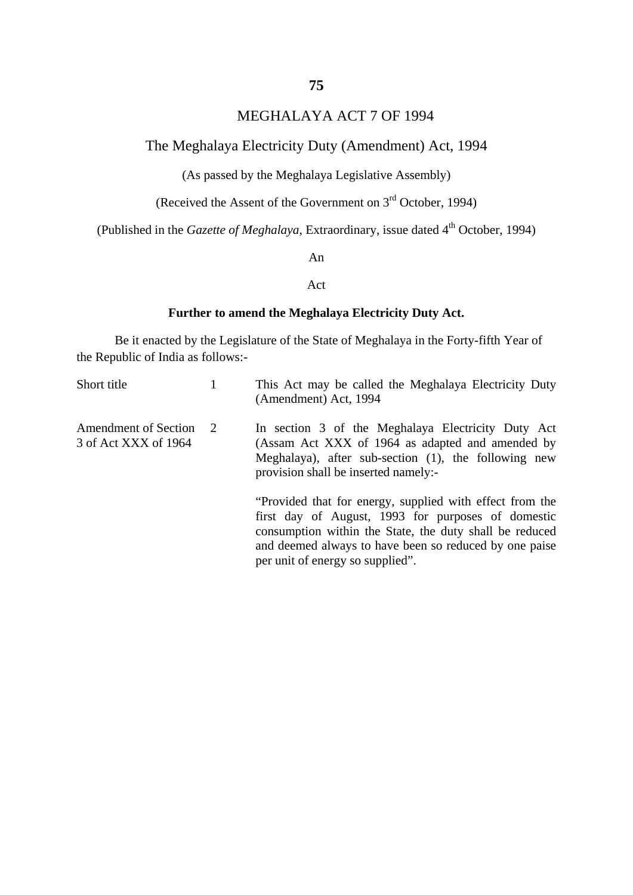# MEGHALAYA ACT 7 OF 1994

## The Meghalaya Electricity Duty (Amendment) Act, 1994

(As passed by the Meghalaya Legislative Assembly)

(Received the Assent of the Government on 3rd October, 1994)

(Published in the *Gazette of Meghalaya*, Extraordinary, issue dated 4th October, 1994)

An

Act

**Further to amend the Meghalaya Electricity Duty Act.**

Be it enacted by the Legislature of the State of Meghalaya in the Forty-fifth Year of the Republic of India as follows:-

| | | |
|---|---|---|
| Short title | 1 | This Act may be called the Meghalaya Electricity Duty (Amendment) Act, 1994 |
| Amendment of Section 3 of Act XXX of 1964 | 2 | In section 3 of the Meghalaya Electricity Duty Act (Assam Act XXX of 1964 as adapted and amended by Meghalaya), after sub-section (1), the following new provision shall be inserted namely:- |

"Provided that for energy, supplied with effect from the first day of August, 1993 for purposes of domestic consumption within the State, the duty shall be reduced and deemed always to have been so reduced by one paise per unit of energy so supplied".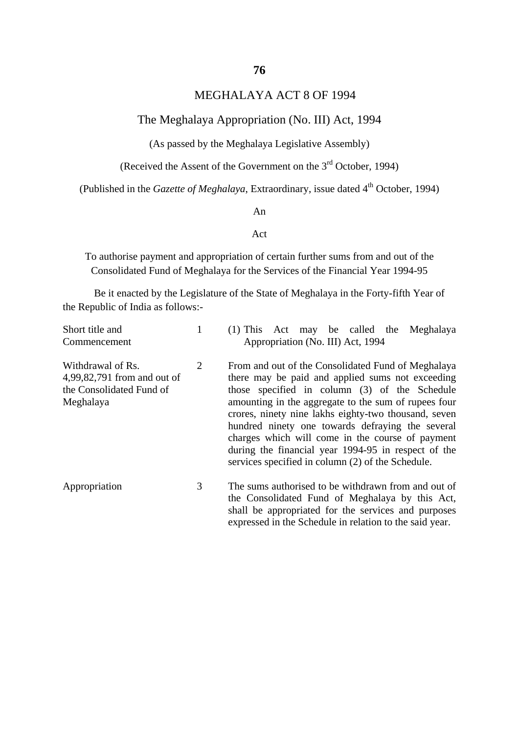# MEGHALAYA ACT 8 OF 1994

## The Meghalaya Appropriation (No. III) Act, 1994

(As passed by the Meghalaya Legislative Assembly)

(Received the Assent of the Government on the 3rd October, 1994)

(Published in the *Gazette of Meghalaya*, Extraordinary, issue dated 4th October, 1994)

An

Act

To authorise payment and appropriation of certain further sums from and out of the Consolidated Fund of Meghalaya for the Services of the Financial Year 1994-95

Be it enacted by the Legislature of the State of Meghalaya in the Forty-fifth Year of the Republic of India as follows:-

| | | |
|---|---|---|
| Short title and Commencement | 1 | (1) This Act may be called the Meghalaya Appropriation (No. III) Act, 1994 |
| Withdrawal of Rs. 4,99,82,791 from and out of the Consolidated Fund of Meghalaya | 2 | From and out of the Consolidated Fund of Meghalaya there may be paid and applied sums not exceeding those specified in column (3) of the Schedule amounting in the aggregate to the sum of rupees four crores, ninety nine lakhs eighty-two thousand, seven hundred ninety one towards defraying the several charges which will come in the course of payment during the financial year 1994-95 in respect of the services specified in column (2) of the Schedule. |
| Appropriation | 3 | The sums authorised to be withdrawn from and out of the Consolidated Fund of Meghalaya by this Act, shall be appropriated for the services and purposes expressed in the Schedule in relation to the said year. |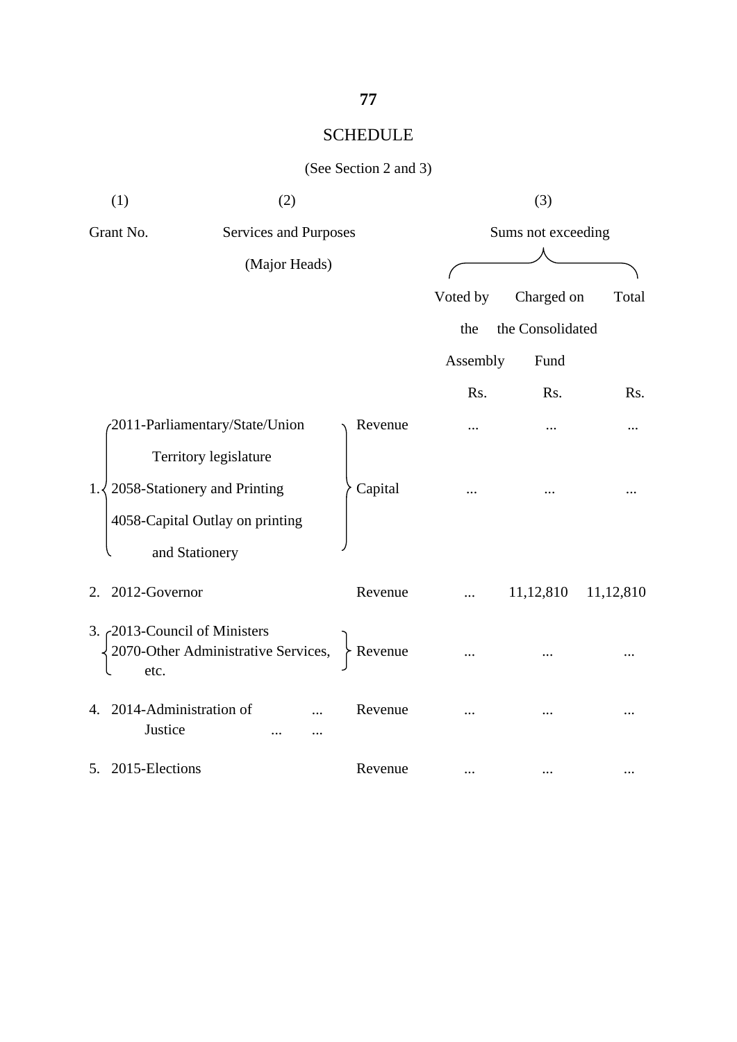## SCHEDULE

(See Section 2 and 3)

| (1) | (2) | | (3) | | |
|---|---|---|---|---|---|
| Grant No. | Services and Purposes (Major Heads) | | Sums not exceeding | | |
| | | | Voted by the Assembly | Charged on the Consolidated Fund | Total |
| | | | Rs. | Rs. | Rs. |
| 1. | 2011-Parliamentary/State/Union Territory legislature; 2058-Stationery and Printing | Revenue | ... | ... | ... |
| | 4058-Capital Outlay on printing and Stationery | Capital | ... | ... | ... |
| 2. | 2012-Governor | Revenue | ... | 11,12,810 | 11,12,810 |
| 3. | 2013-Council of Ministers; 2070-Other Administrative Services, etc. | Revenue | ... | ... | ... |
| 4. | 2014-Administration of Justice ... ... ... | Revenue | ... | ... | ... |
| 5. | 2015-Elections | Revenue | ... | ... | ... |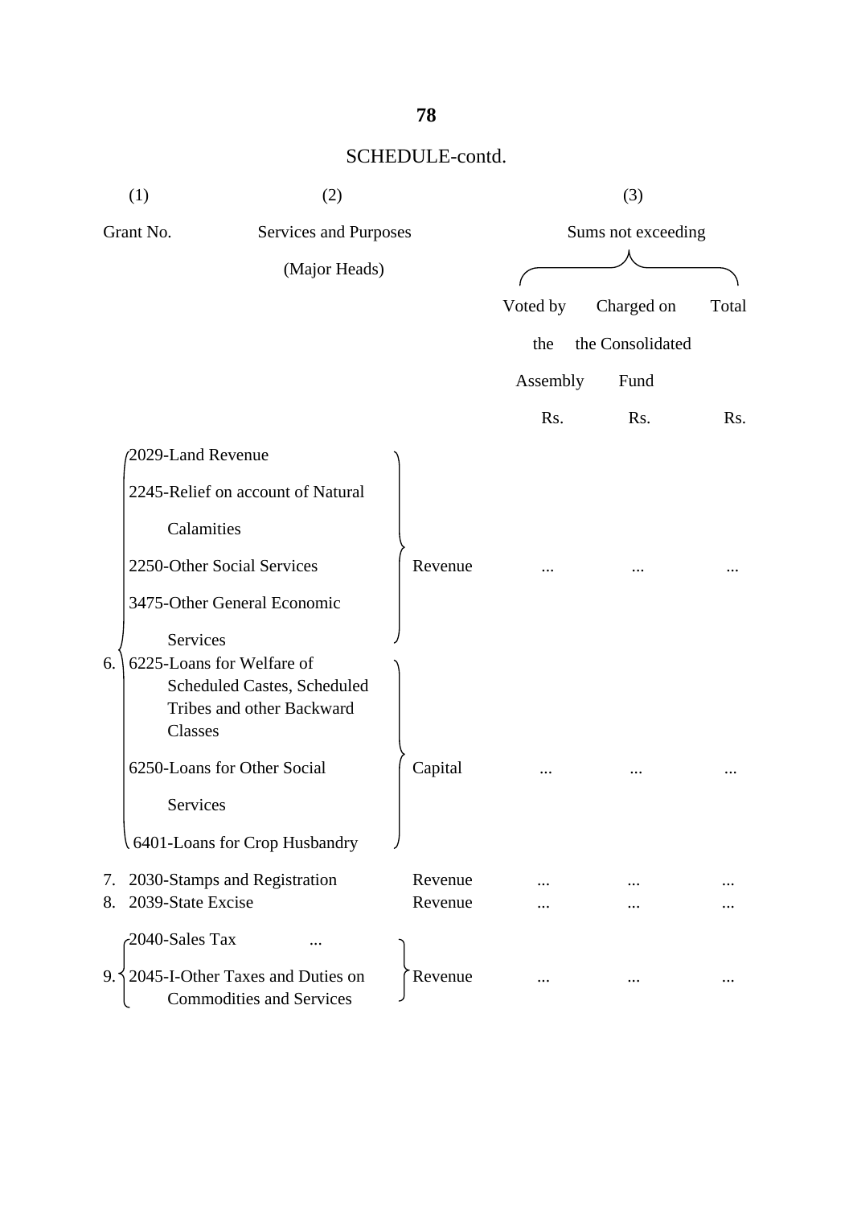## SCHEDULE-contd.

| (1) | (2) | | (3) | | |
|---|---|---|---|---|---|
| Grant No. | Services and Purposes (Major Heads) | | Sums not exceeding | | |
| | | | Voted by the Assembly | Charged on the Consolidated Fund | Total |
| | | | Rs. | Rs. | Rs. |
| 6. | 2029-Land Revenue<br>2245-Relief on account of Natural Calamities<br>2250-Other Social Services<br>3475-Other General Economic Services | Revenue | ... | ... | ... |
| | 6225-Loans for Welfare of Scheduled Castes, Scheduled Tribes and other Backward Classes<br>6250-Loans for Other Social Services<br>6401-Loans for Crop Husbandry | Capital | ... | ... | ... |
| 7. | 2030-Stamps and Registration | Revenue | ... | ... | ... |
| 8. | 2039-State Excise | Revenue | ... | ... | ... |
| 9. | 2040-Sales Tax ...<br>2045-I-Other Taxes and Duties on Commodities and Services | Revenue | ... | ... | ... |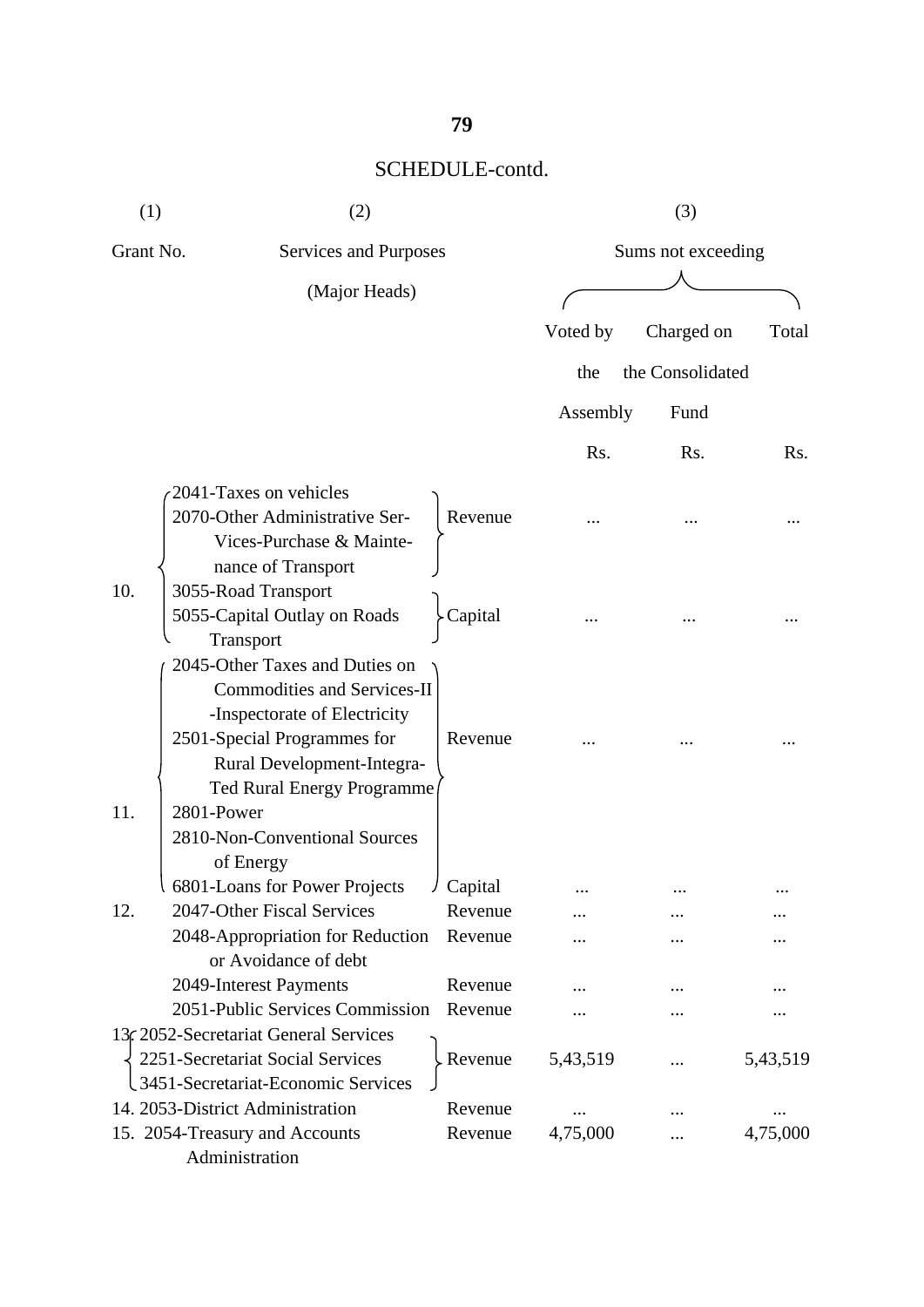SCHEDULE-contd.

| (1) Grant No. | (2) Services and Purposes (Major Heads) | | (3) Sums not exceeding Voted by the Assembly Rs. | Charged on the Consolidated Fund Rs. | Total Rs. |
|---|---|---|---|---|---|
| 10. | 2041-Taxes on vehicles<br>2070-Other Administrative Ser-Vices-Purchase & Mainte-nance of Transport | Revenue | ... | ... | ... |
| | 3055-Road Transport<br>5055-Capital Outlay on Roads Transport | Capital | ... | ... | ... |
| 11. | 2045-Other Taxes and Duties on Commodities and Services-II -Inspectorate of Electricity<br>2501-Special Programmes for Rural Development-Integra-Ted Rural Energy Programme<br>2801-Power<br>2810-Non-Conventional Sources of Energy | Revenue | ... | ... | ... |
| | 6801-Loans for Power Projects | Capital | ... | ... | ... |
| 12. | 2047-Other Fiscal Services | Revenue | ... | ... | ... |
| | 2048-Appropriation for Reduction or Avoidance of debt | Revenue | ... | ... | ... |
| | 2049-Interest Payments | Revenue | ... | ... | ... |
| | 2051-Public Services Commission | Revenue | ... | ... | ... |
| 13. | 2052-Secretariat General Services<br>2251-Secretariat Social Services<br>3451-Secretariat-Economic Services | Revenue | 5,43,519 | ... | 5,43,519 |
| 14. | 2053-District Administration | Revenue | ... | ... | ... |
| 15. | 2054-Treasury and Accounts Administration | Revenue | 4,75,000 | ... | 4,75,000 |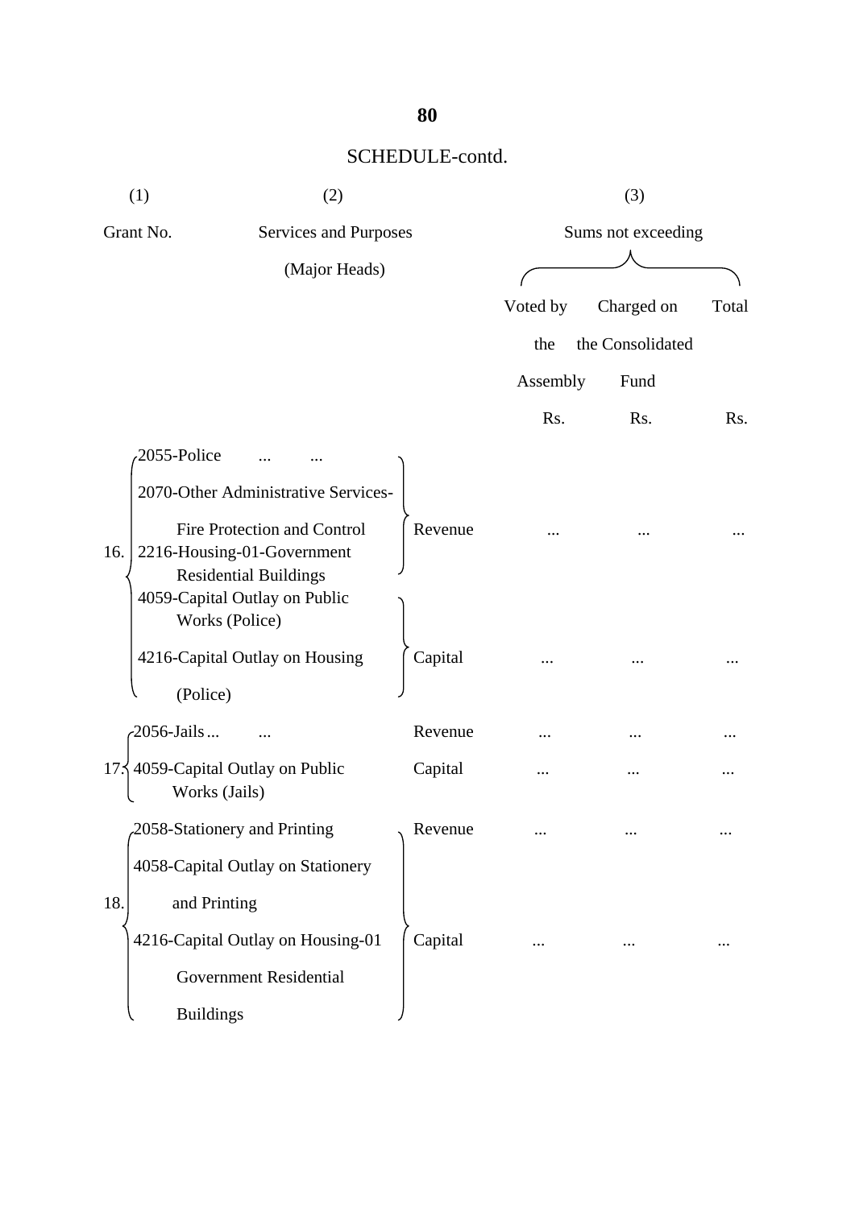SCHEDULE-contd.

| (1) | (2) | | (3) | | |
|---|---|---|---|---|---|
| Grant No. | Services and Purposes (Major Heads) | | Sums not exceeding | | |
| | | | Voted by the Assembly | Charged on the Consolidated Fund | Total |
| | | | Rs. | Rs. | Rs. |
| 16. | 2055-Police ... ... 2070-Other Administrative Services- Fire Protection and Control 2216-Housing-01-Government Residential Buildings | Revenue | ... | ... | ... |
| | 4059-Capital Outlay on Public Works (Police) 4216-Capital Outlay on Housing (Police) | Capital | ... | ... | ... |
| 17. | 2056-Jails ... ... | Revenue | ... | ... | ... |
| | 4059-Capital Outlay on Public Works (Jails) | Capital | ... | ... | ... |
| 18. | 2058-Stationery and Printing | Revenue | ... | ... | ... |
| | 4058-Capital Outlay on Stationery and Printing 4216-Capital Outlay on Housing-01 Government Residential Buildings | Capital | ... | ... | ... |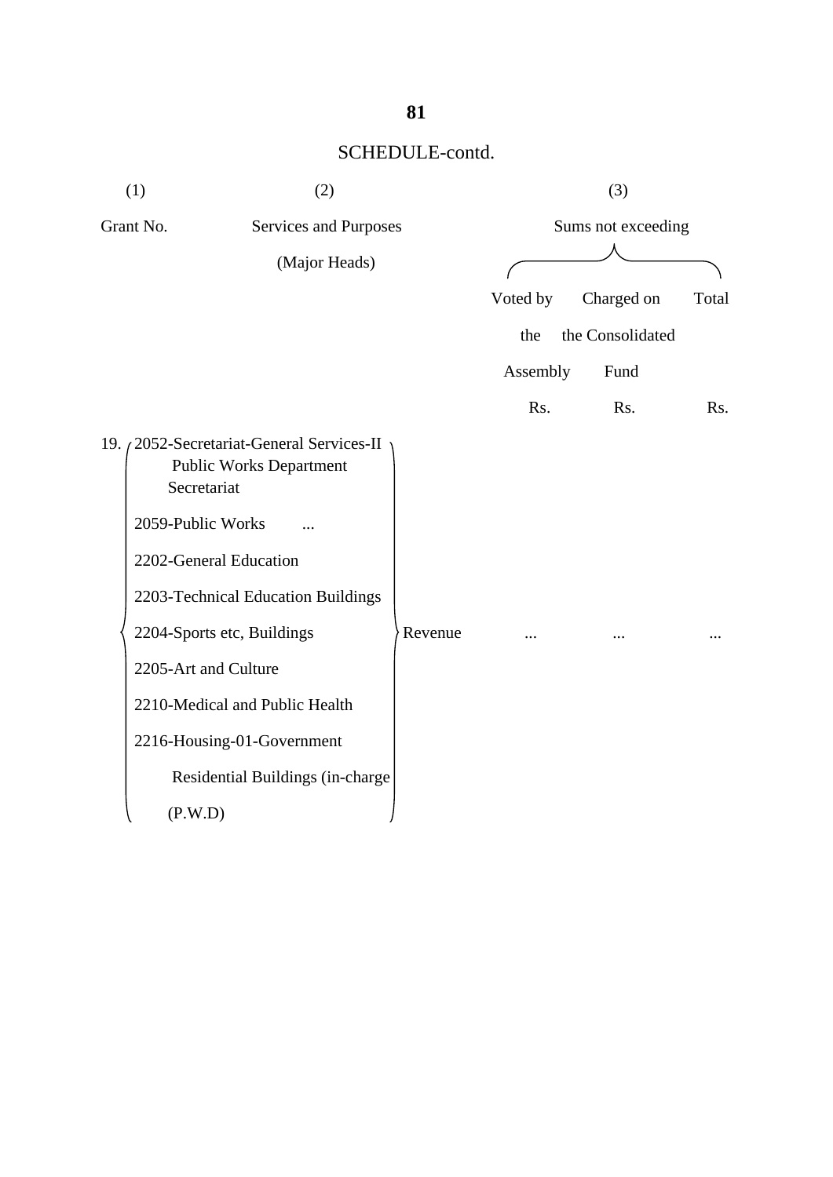SCHEDULE-contd.

| (1) | (2) | | (3) | | |
|---|---|---|---|---|---|
| Grant No. | Services and Purposes (Major Heads) | | Sums not exceeding | | |
| | | | Voted by the Assembly | Charged on the Consolidated Fund | Total |
| | | | Rs. | Rs. | Rs. |
| 19. | 2052-Secretariat-General Services-II Public Works Department Secretariat<br>2059-Public Works ...<br>2202-General Education<br>2203-Technical Education Buildings<br>2204-Sports etc, Buildings<br>2205-Art and Culture<br>2210-Medical and Public Health<br>2216-Housing-01-Government Residential Buildings (in-charge (P.W.D) | Revenue | ... | ... | ... |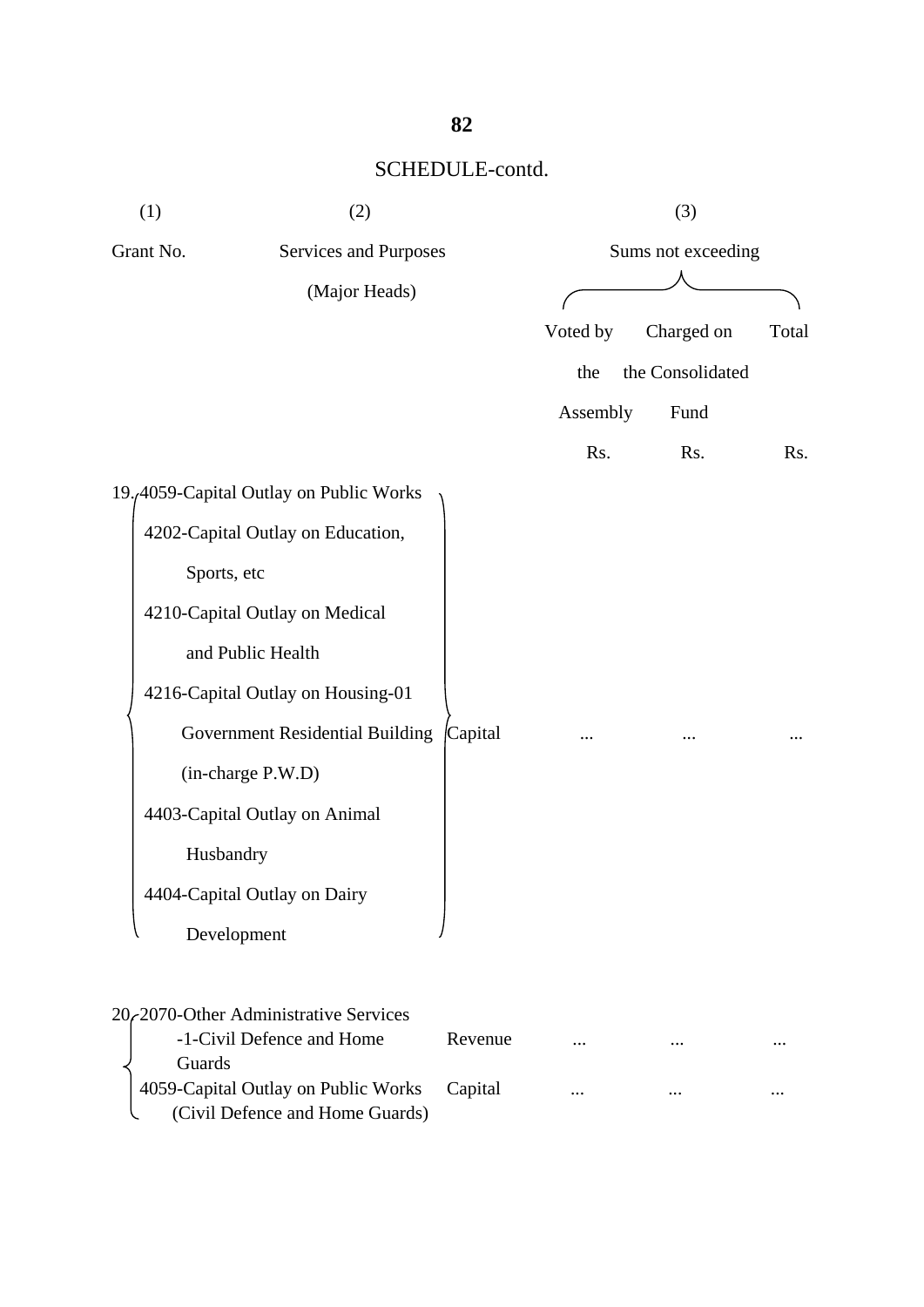## SCHEDULE-contd.

| (1) | (2) | | (3) | | |
|---|---|---|---|---|---|
| Grant No. | Services and Purposes (Major Heads) | | Sums not exceeding | | |
| | | | Voted by the Assembly | Charged on the Consolidated Fund | Total |
| | | | Rs. | Rs. | Rs. |
| 19. | 4059-Capital Outlay on Public Works<br>4202-Capital Outlay on Education, Sports, etc<br>4210-Capital Outlay on Medical and Public Health<br>4216-Capital Outlay on Housing-01 Government Residential Building (in-charge P.W.D)<br>4403-Capital Outlay on Animal Husbandry<br>4404-Capital Outlay on Dairy Development | Capital | ... | ... | ... |
| 20. | 2070-Other Administrative Services -1-Civil Defence and Home Guards | Revenue | ... | ... | ... |
| | 4059-Capital Outlay on Public Works (Civil Defence and Home Guards) | Capital | ... | ... | ... |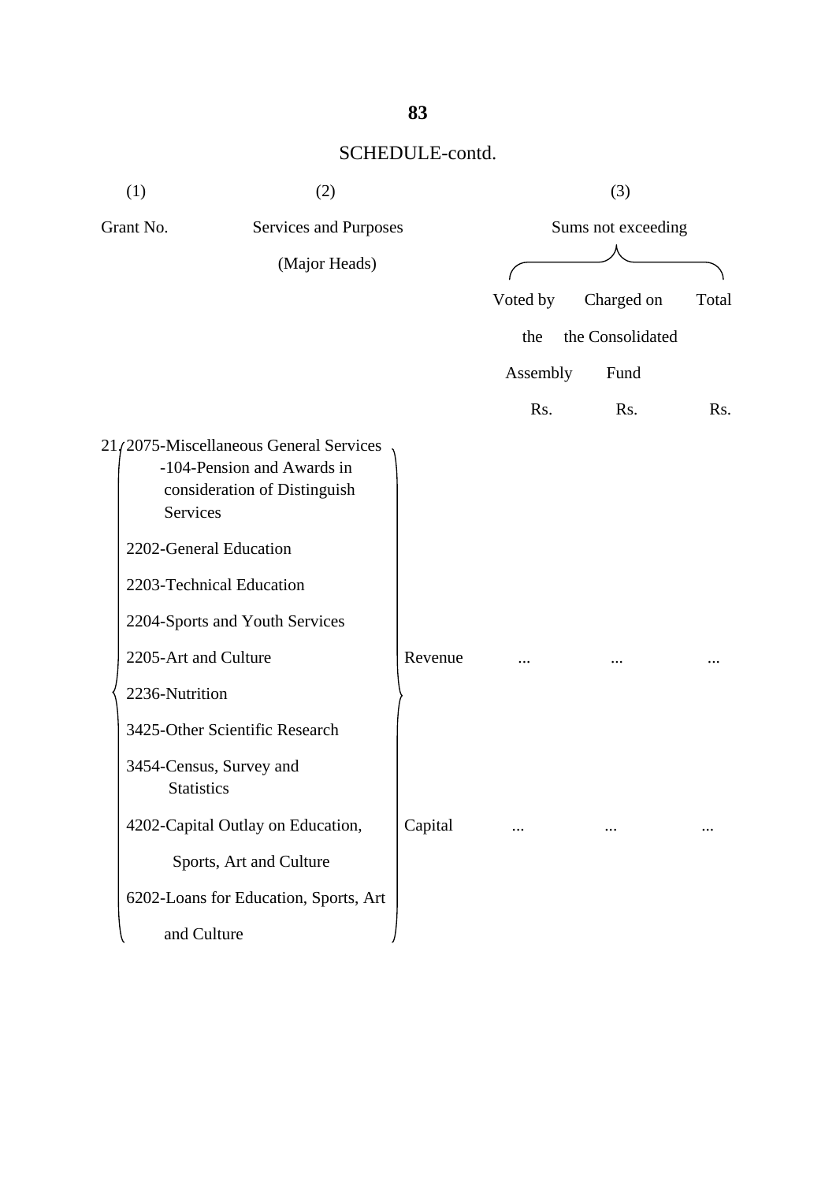SCHEDULE-contd.

| (1) | (2) | | (3) | | |
|---|---|---|---|---|---|
| Grant No. | Services and Purposes (Major Heads) | | Sums not exceeding | | |
| | | | Voted by the Assembly | Charged on the Consolidated Fund | Total |
| | | | Rs. | Rs. | Rs. |
| 21 | 2075-Miscellaneous General Services -104-Pension and Awards in consideration of Distinguish Services<br>2202-General Education<br>2203-Technical Education<br>2204-Sports and Youth Services<br>2205-Art and Culture<br>2236-Nutrition<br>3425-Other Scientific Research<br>3454-Census, Survey and Statistics | Revenue | ... | ... | ... |
| | 4202-Capital Outlay on Education, Sports, Art and Culture<br>6202-Loans for Education, Sports, Art and Culture | Capital | ... | ... | ... |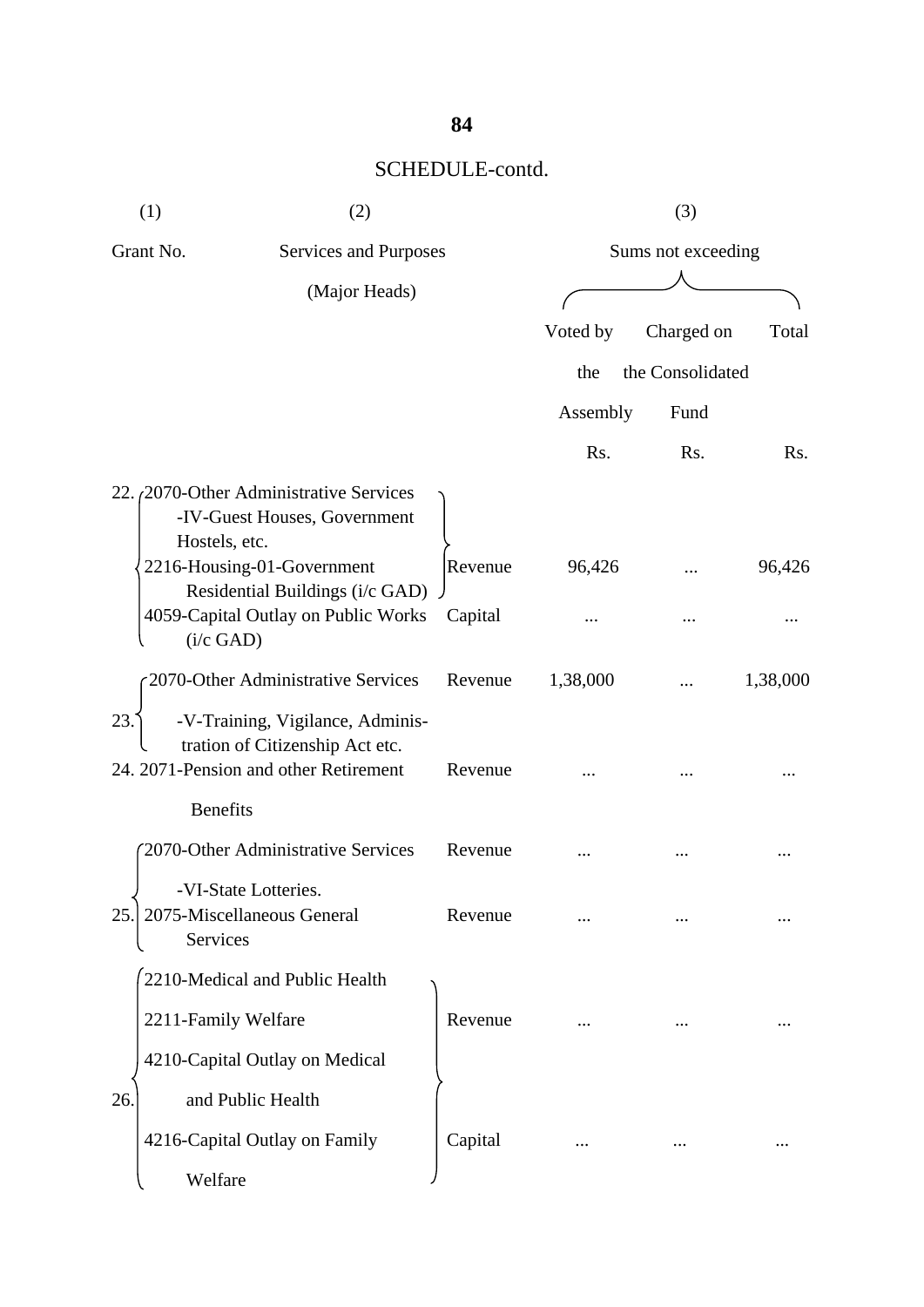SCHEDULE-contd.

| (1) | (2) | | (3) | | |
|---|---|---|---|---|---|
| Grant No. | Services and Purposes (Major Heads) | | Sums not exceeding | | |
| | | | Voted by the Assembly | Charged on the Consolidated Fund | Total |
| | | | Rs. | Rs. | Rs. |
| 22. | 2070-Other Administrative Services -IV-Guest Houses, Government Hostels, etc. 2216-Housing-01-Government Residential Buildings (i/c GAD) | Revenue | 96,426 | ... | 96,426 |
| | 4059-Capital Outlay on Public Works (i/c GAD) | Capital | ... | ... | ... |
| 23. | 2070-Other Administrative Services -V-Training, Vigilance, Administration of Citizenship Act etc. | Revenue | 1,38,000 | ... | 1,38,000 |
| 24. | 2071-Pension and other Retirement Benefits | Revenue | ... | ... | ... |
| 25. | 2070-Other Administrative Services -VI-State Lotteries. | Revenue | ... | ... | ... |
| | 2075-Miscellaneous General Services | Revenue | ... | ... | ... |
| 26. | 2210-Medical and Public Health 2211-Family Welfare | Revenue | ... | ... | ... |
| | 4210-Capital Outlay on Medical and Public Health 4216-Capital Outlay on Family Welfare | Capital | ... | ... | ... |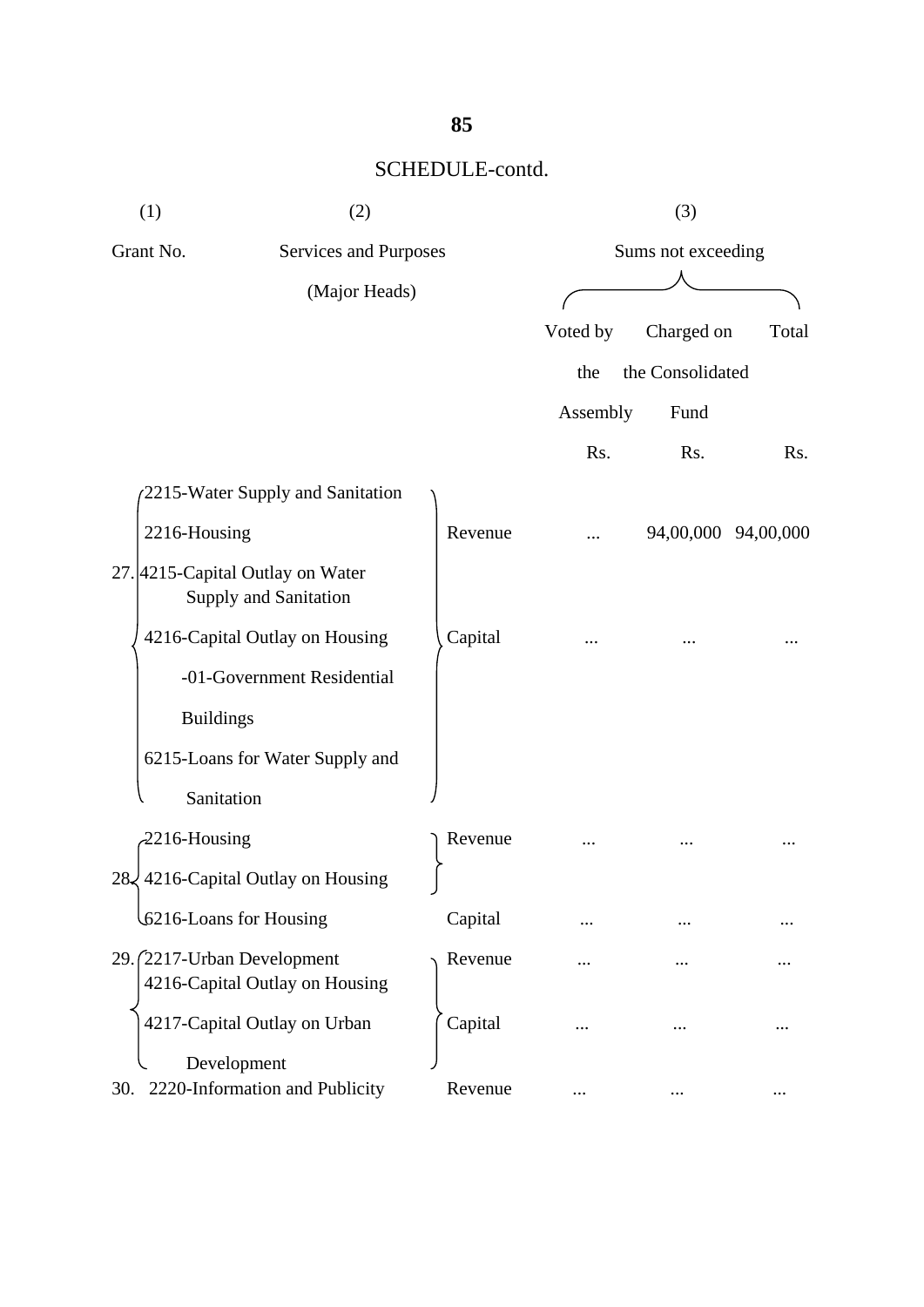SCHEDULE-contd.

| (1) | (2) | | (3) | | |
|---|---|---|---|---|---|
| Grant No. | Services and Purposes (Major Heads) | | Sums not exceeding | | |
| | | | Voted by the Assembly | Charged on the Consolidated Fund | Total |
| | | | Rs. | Rs. | Rs. |
| 27. | 2215-Water Supply and Sanitation<br>2216-Housing | Revenue | ... | 94,00,000 | 94,00,000 |
| | 4215-Capital Outlay on Water Supply and Sanitation<br>4216-Capital Outlay on Housing -01-Government Residential Buildings<br>6215-Loans for Water Supply and Sanitation | Capital | ... | ... | ... |
| 28. | 2216-Housing<br>4216-Capital Outlay on Housing | Revenue | ... | ... | ... |
| | 6216-Loans for Housing | Capital | ... | ... | ... |
| 29. | 2217-Urban Development<br>4216-Capital Outlay on Housing | Revenue | ... | ... | ... |
| | 4217-Capital Outlay on Urban Development | Capital | ... | ... | ... |
| 30. | 2220-Information and Publicity | Revenue | ... | ... | ... |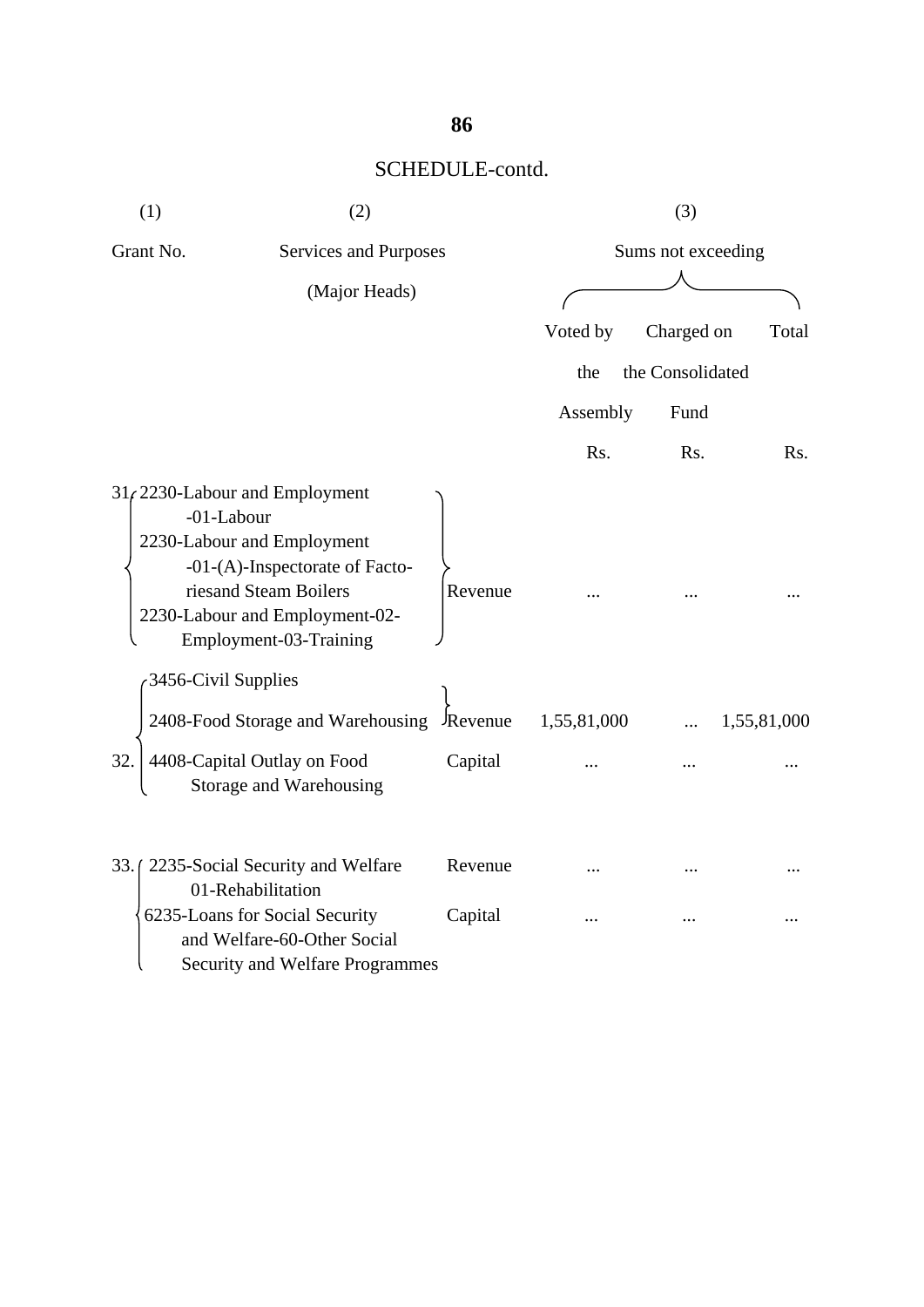## SCHEDULE-contd.

| (1) | (2) | | (3) | | |
|---|---|---|---|---|---|
| Grant No. | Services and Purposes (Major Heads) | | Sums not exceeding | | |
| | | | Voted by the Assembly | Charged on the Consolidated Fund | Total |
| | | | Rs. | Rs. | Rs. |
| 31. | 2230-Labour and Employment -01-Labour<br>2230-Labour and Employment -01-(A)-Inspectorate of Factoriesand Steam Boilers<br>2230-Labour and Employment-02-Employment-03-Training | Revenue | ... | ... | ... |
| 32. | 3456-Civil Supplies<br>2408-Food Storage and Warehousing | Revenue | 1,55,81,000 | ... | 1,55,81,000 |
| | 4408-Capital Outlay on Food Storage and Warehousing | Capital | ... | ... | ... |
| 33. | 2235-Social Security and Welfare 01-Rehabilitation | Revenue | ... | ... | ... |
| | 6235-Loans for Social Security and Welfare-60-Other Social Security and Welfare Programmes | Capital | ... | ... | ... |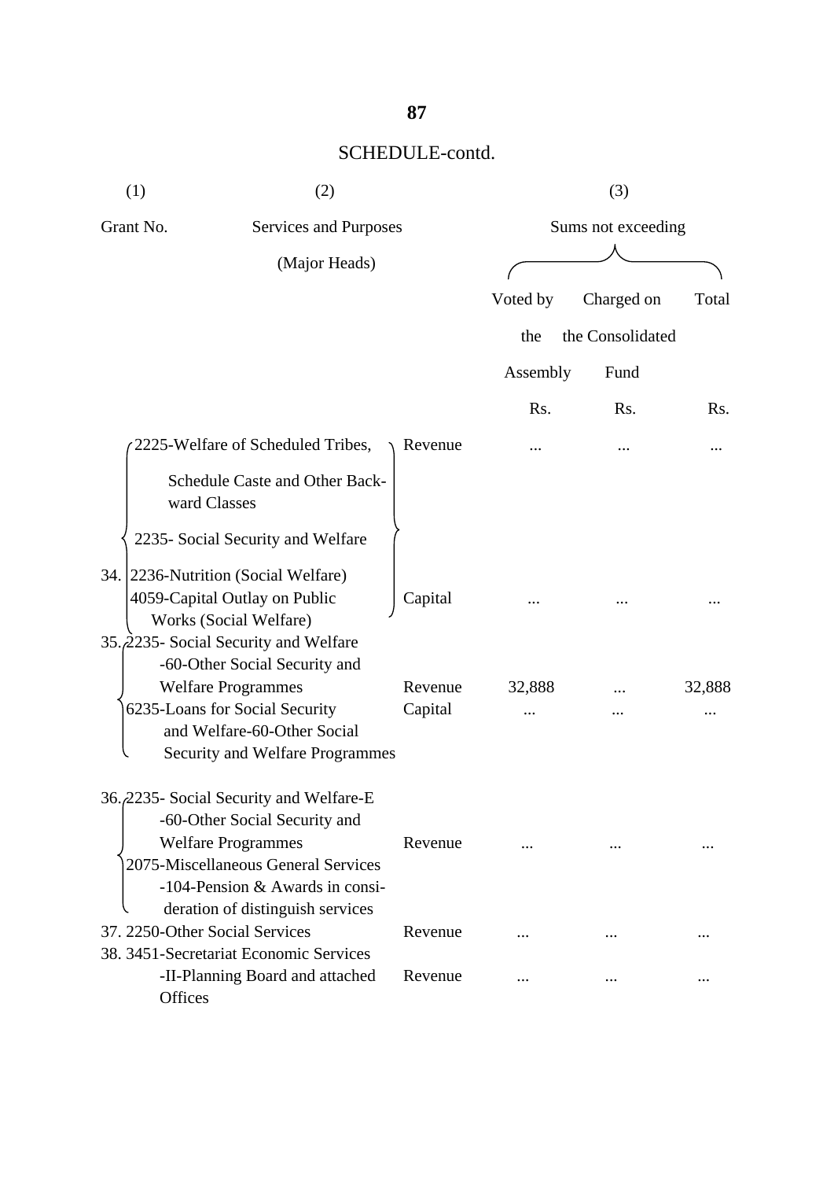SCHEDULE-contd.

| (1) | (2) | | (3) | | |
|---|---|---|---|---|---|
| Grant No. | Services and Purposes (Major Heads) | | Sums not exceeding | | |
| | | | Voted by the Assembly | Charged on the Consolidated Fund | Total |
| | | | Rs. | Rs. | Rs. |
| 34. | 2225-Welfare of Scheduled Tribes, Schedule Caste and Other Back-ward Classes 2235- Social Security and Welfare 2236-Nutrition (Social Welfare) | Revenue | ... | ... | ... |
| | 4059-Capital Outlay on Public Works (Social Welfare) | Capital | ... | ... | ... |
| 35. | 2235- Social Security and Welfare -60-Other Social Security and Welfare Programmes | Revenue | 32,888 | ... | 32,888 |
| | 6235-Loans for Social Security and Welfare-60-Other Social Security and Welfare Programmes | Capital | ... | ... | ... |
| 36. | 2235- Social Security and Welfare-E -60-Other Social Security and Welfare Programmes 2075-Miscellaneous General Services -104-Pension & Awards in consi-deration of distinguish services | Revenue | ... | ... | ... |
| 37. | 2250-Other Social Services | Revenue | ... | ... | ... |
| 38. | 3451-Secretariat Economic Services -II-Planning Board and attached Offices | Revenue | ... | ... | ... |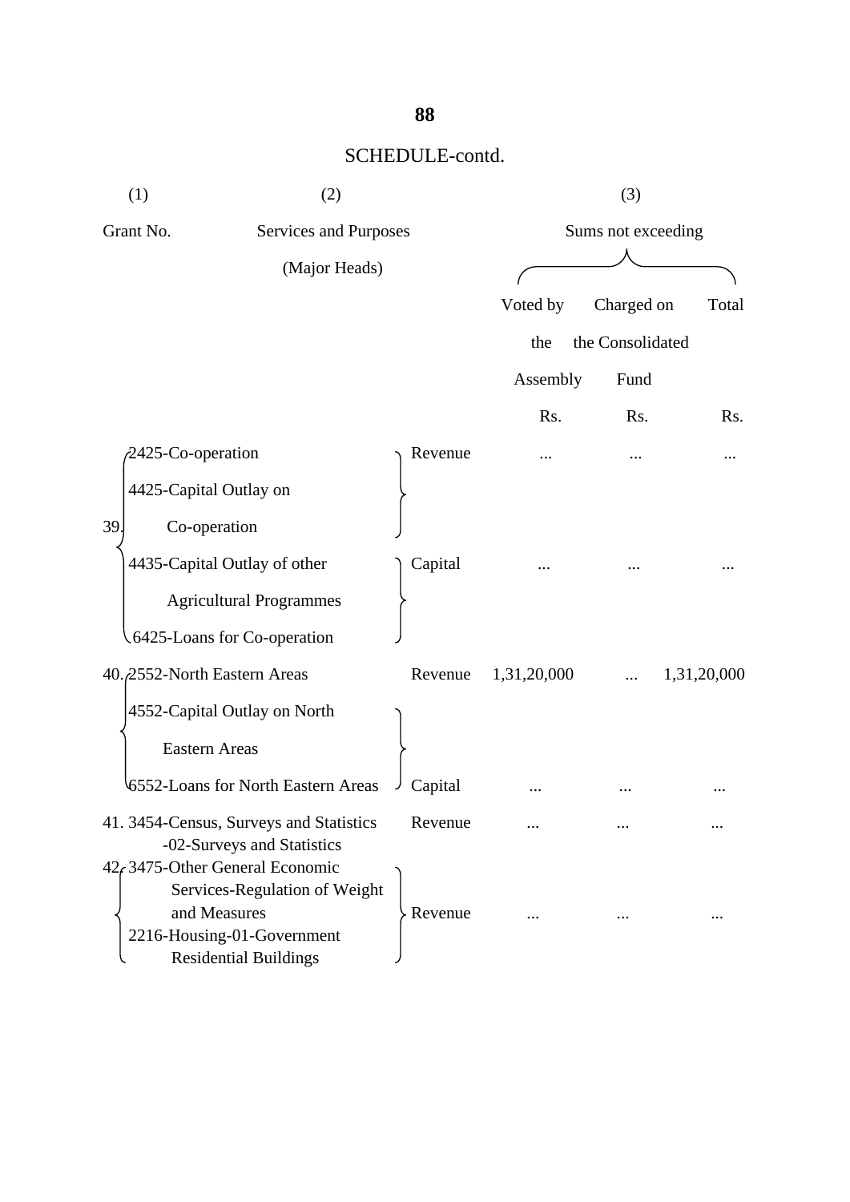SCHEDULE-contd.

| (1) | (2) | | (3) | | |
|---|---|---|---|---|---|
| Grant No. | Services and Purposes (Major Heads) | | Sums not exceeding | | |
| | | | Voted by the Assembly | Charged on the Consolidated Fund | Total |
| | | | Rs. | Rs. | Rs. |
| 39. | 2425-Co-operation | Revenue | ... | ... | ... |
| | 4425-Capital Outlay on Co-operation<br>4435-Capital Outlay of other Agricultural Programmes<br>6425-Loans for Co-operation | Capital | ... | ... | ... |
| 40. | 2552-North Eastern Areas | Revenue | 1,31,20,000 | ... | 1,31,20,000 |
| | 4552-Capital Outlay on North Eastern Areas<br>6552-Loans for North Eastern Areas | Capital | ... | ... | ... |
| 41. | 3454-Census, Surveys and Statistics -02-Surveys and Statistics | Revenue | ... | ... | ... |
| 42. | 3475-Other General Economic Services-Regulation of Weight and Measures<br>2216-Housing-01-Government Residential Buildings | Revenue | ... | ... | ... |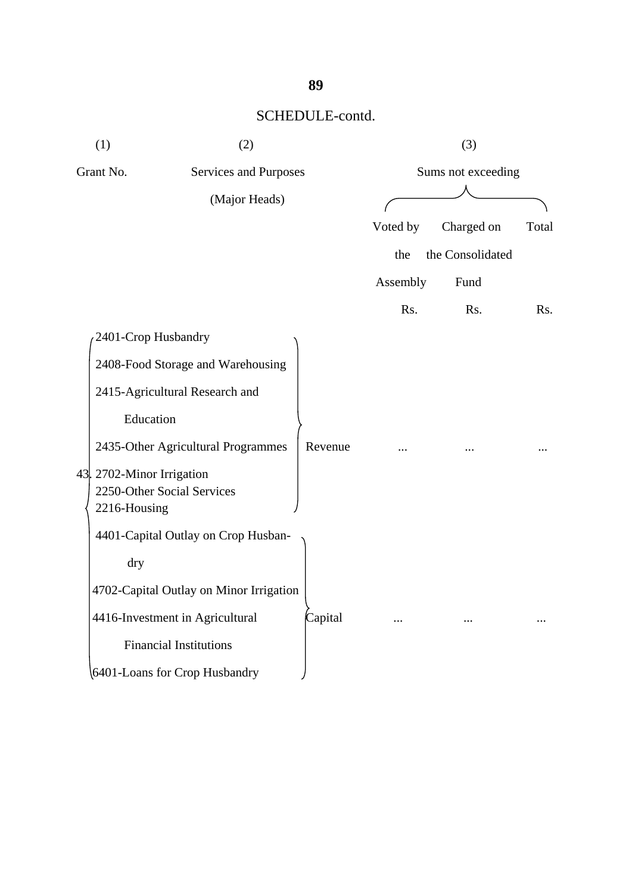SCHEDULE-contd.

| (1) | (2) | | (3) | | |
|---|---|---|---|---|---|
| Grant No. | Services and Purposes (Major Heads) | | Sums not exceeding | | |
| | | | Voted by the Assembly | Charged on the Consolidated Fund | Total |
| | | | Rs. | Rs. | Rs. |
| 43. | 2401-Crop Husbandry<br>2408-Food Storage and Warehousing<br>2415-Agricultural Research and Education<br>2435-Other Agricultural Programmes<br>2702-Minor Irrigation<br>2250-Other Social Services<br>2216-Housing | Revenue | ... | ... | ... |
| | 4401-Capital Outlay on Crop Husbandry<br>4702-Capital Outlay on Minor Irrigation<br>4416-Investment in Agricultural Financial Institutions<br>6401-Loans for Crop Husbandry | Capital | ... | ... | ... |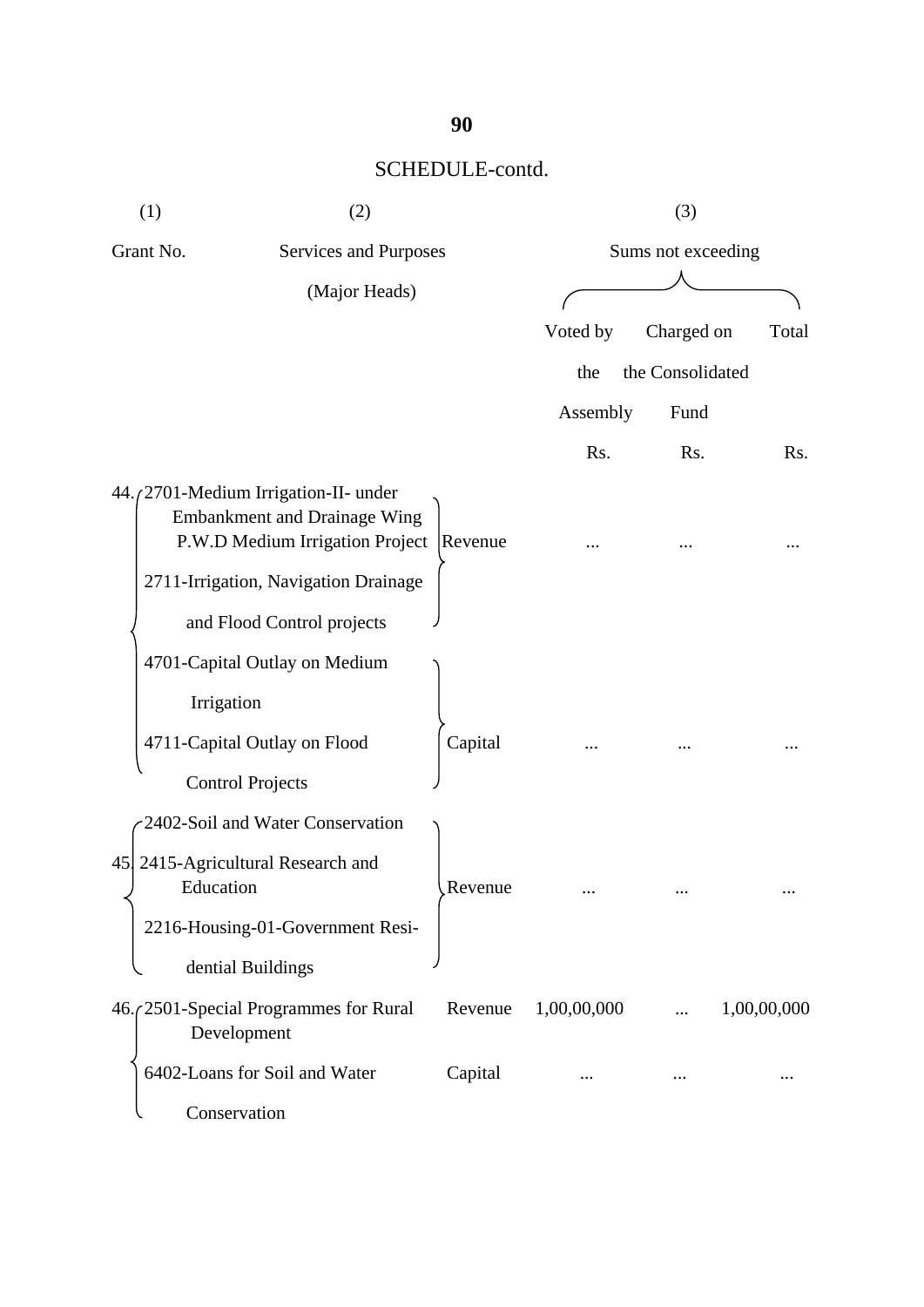## SCHEDULE-contd.

| (1) | (2) | | (3) | | |
|---|---|---|---|---|---|
| Grant No. | Services and Purposes (Major Heads) | | Sums not exceeding | | |
| | | | Voted by the Assembly | Charged on the Consolidated Fund | Total |
| | | | Rs. | Rs. | Rs. |
| 44. | 2701-Medium Irrigation-II- under Embankment and Drainage Wing P.W.D Medium Irrigation Project<br>2711-Irrigation, Navigation Drainage and Flood Control projects | Revenue | ... | ... | ... |
| | 4701-Capital Outlay on Medium Irrigation<br>4711-Capital Outlay on Flood Control Projects | Capital | ... | ... | ... |
| 45. | 2402-Soil and Water Conservation<br>2415-Agricultural Research and Education<br>2216-Housing-01-Government Residential Buildings | Revenue | ... | ... | ... |
| 46. | 2501-Special Programmes for Rural Development | Revenue | 1,00,00,000 | ... | 1,00,00,000 |
| | 6402-Loans for Soil and Water Conservation | Capital | ... | ... | ... |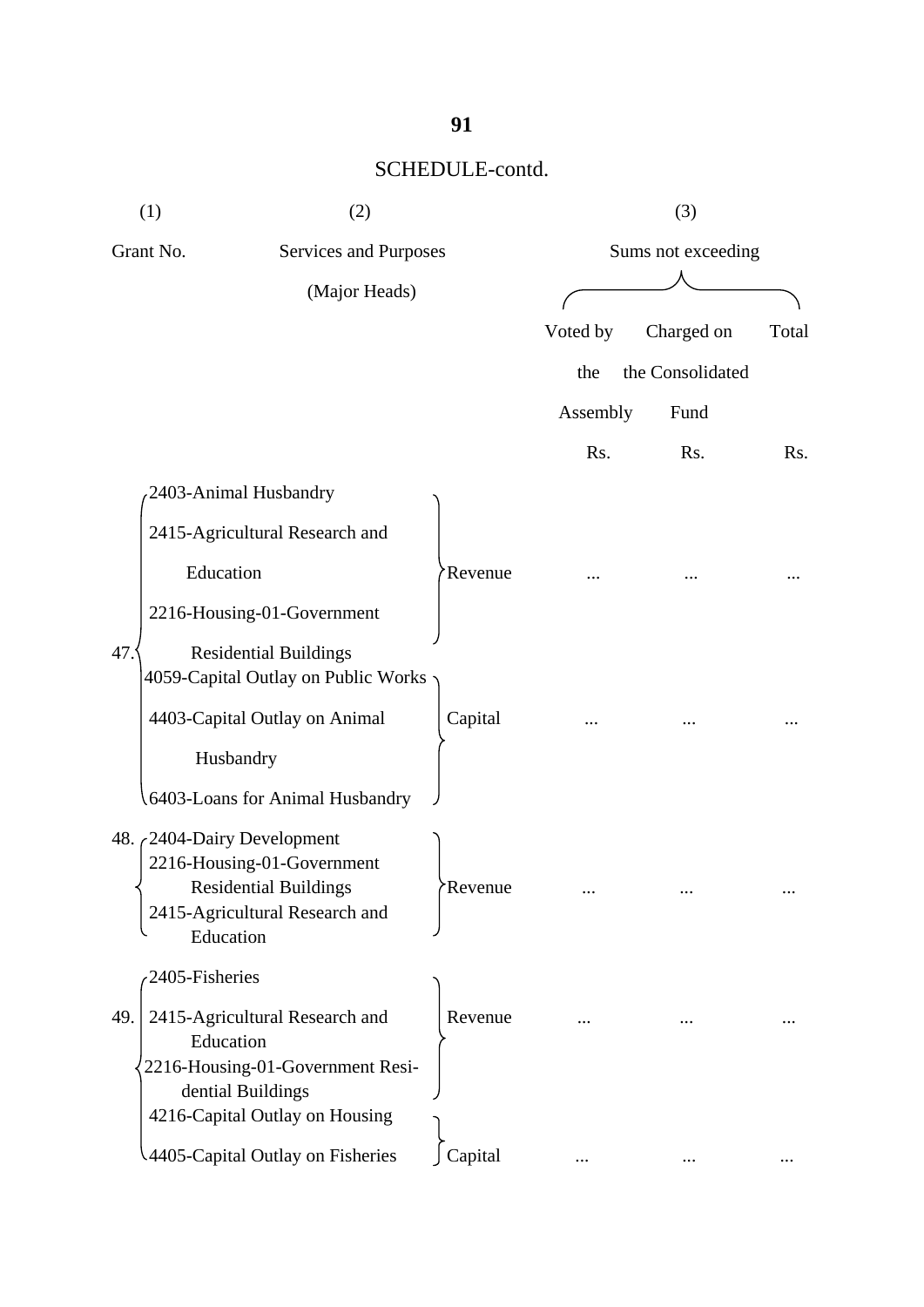SCHEDULE-contd.

| (1) | (2) | | (3) | | |
|---|---|---|---|---|---|
| Grant No. | Services and Purposes (Major Heads) | | Sums not exceeding | | |
| | | | Voted by the Assembly | Charged on the Consolidated Fund | Total |
| | | | Rs. | Rs. | Rs. |
| 47. | 2403-Animal Husbandry<br>2415-Agricultural Research and Education<br>2216-Housing-01-Government Residential Buildings | Revenue | ... | ... | ... |
| | 4059-Capital Outlay on Public Works<br>4403-Capital Outlay on Animal Husbandry<br>6403-Loans for Animal Husbandry | Capital | ... | ... | ... |
| 48. | 2404-Dairy Development<br>2216-Housing-01-Government Residential Buildings<br>2415-Agricultural Research and Education | Revenue | ... | ... | ... |
| 49. | 2405-Fisheries<br>2415-Agricultural Research and Education<br>2216-Housing-01-Government Residential Buildings | Revenue | ... | ... | ... |
| | 4216-Capital Outlay on Housing<br>4405-Capital Outlay on Fisheries | Capital | ... | ... | ... |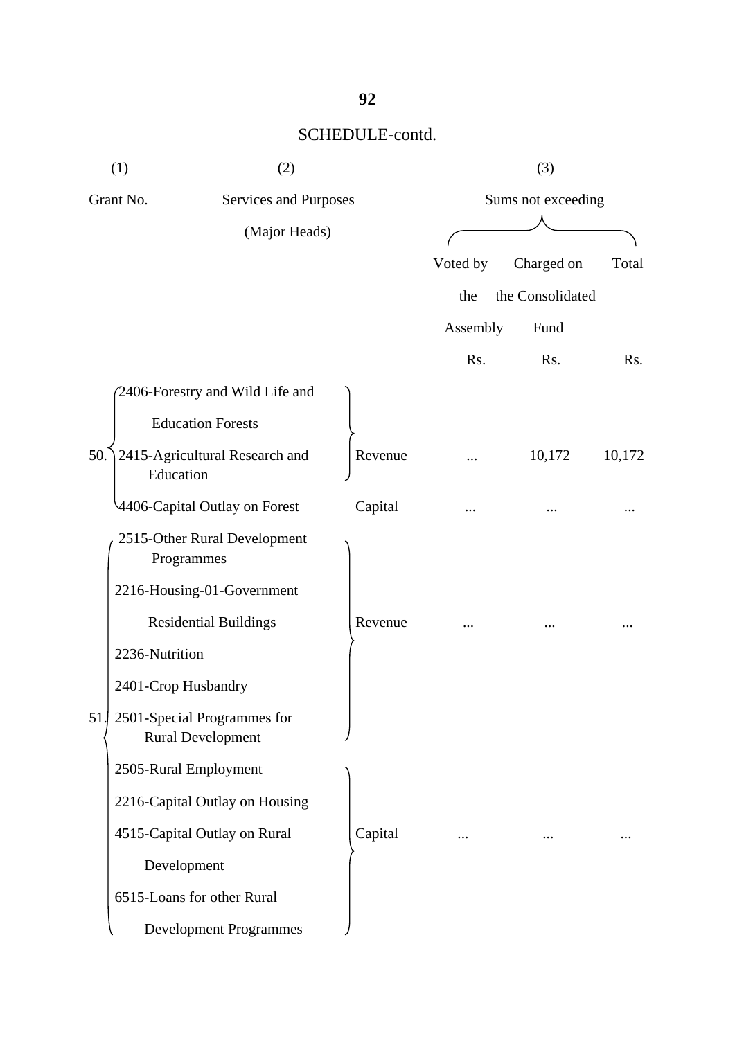SCHEDULE-contd.

| (1) Grant No. | (2) Services and Purposes (Major Heads) | | (3) Sums not exceeding Voted by the Assembly Rs. | Charged on the Consolidated Fund Rs. | Total Rs. |
|---|---|---|---|---|---|
| 50. | 2406-Forestry and Wild Life and Education Forests<br>2415-Agricultural Research and Education | Revenue | ... | 10,172 | 10,172 |
| | 4406-Capital Outlay on Forest | Capital | ... | ... | ... |
| 51. | 2515-Other Rural Development Programmes<br>2216-Housing-01-Government Residential Buildings<br>2236-Nutrition<br>2401-Crop Husbandry<br>2501-Special Programmes for Rural Development | Revenue | ... | ... | ... |
| | 2505-Rural Employment<br>2216-Capital Outlay on Housing<br>4515-Capital Outlay on Rural Development<br>6515-Loans for other Rural Development Programmes | Capital | ... | ... | ... |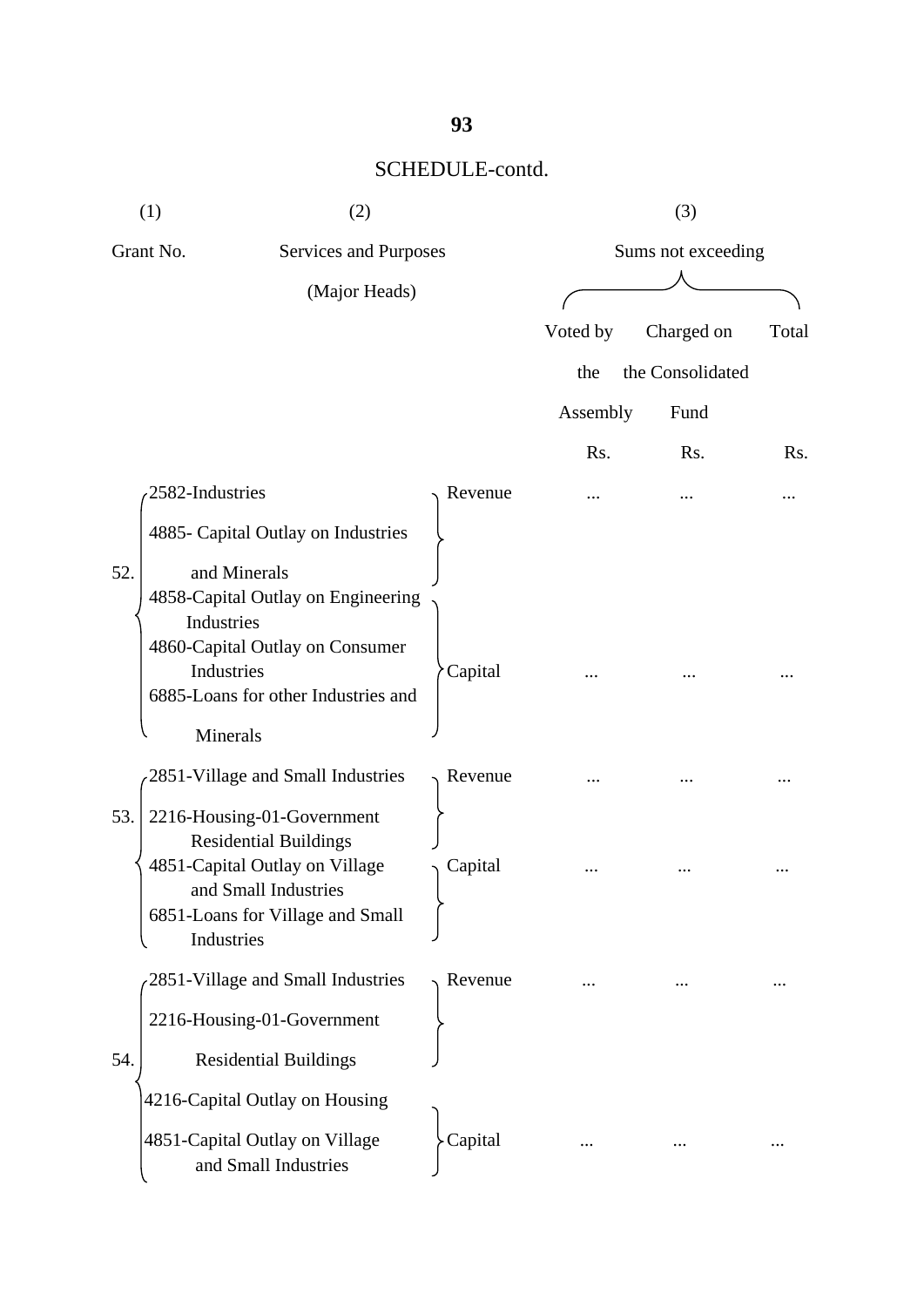SCHEDULE-contd.

| (1) | (2) | | (3) | | |
|---|---|---|---|---|---|
| Grant No. | Services and Purposes (Major Heads) | | Sums not exceeding | | |
| | | | Voted by the Assembly | Charged on the Consolidated Fund | Total |
| | | | Rs. | Rs. | Rs. |
| 52. | 2582-Industries<br>4885- Capital Outlay on Industries and Minerals | Revenue | ... | ... | ... |
| | 4858-Capital Outlay on Engineering Industries<br>4860-Capital Outlay on Consumer Industries<br>6885-Loans for other Industries and Minerals | Capital | ... | ... | ... |
| 53. | 2851-Village and Small Industries<br>2216-Housing-01-Government Residential Buildings | Revenue | ... | ... | ... |
| | 4851-Capital Outlay on Village and Small Industries<br>6851-Loans for Village and Small Industries | Capital | ... | ... | ... |
| 54. | 2851-Village and Small Industries<br>2216-Housing-01-Government Residential Buildings | Revenue | ... | ... | ... |
| | 4216-Capital Outlay on Housing<br>4851-Capital Outlay on Village and Small Industries | Capital | ... | ... | ... |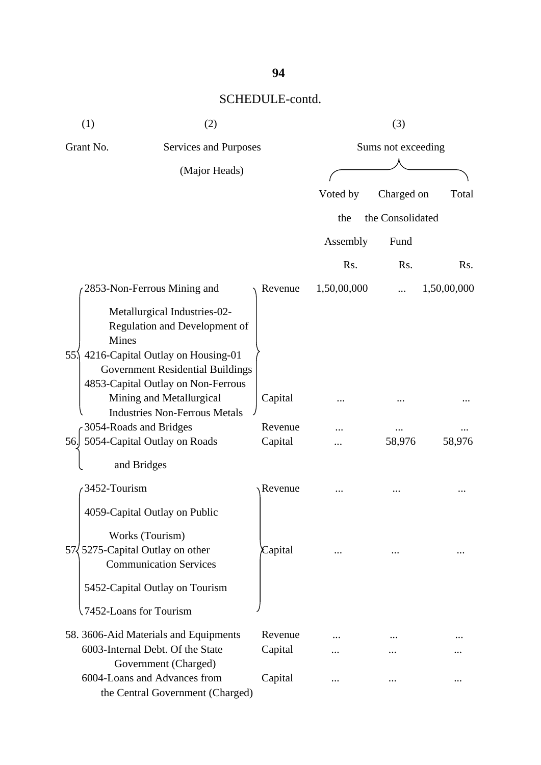SCHEDULE-contd.

| (1) | (2) | | (3) | | |
|---|---|---|---|---|---|
| Grant No. | Services and Purposes (Major Heads) | | Sums not exceeding | | |
| | | | Voted by the Assembly | Charged on the Consolidated Fund | Total |
| | | | Rs. | Rs. | Rs. |
| 55. | 2853-Non-Ferrous Mining and Metallurgical Industries-02-Regulation and Development of Mines | Revenue | 1,50,00,000 | ... | 1,50,00,000 |
| | 4216-Capital Outlay on Housing-01 Government Residential Buildings 4853-Capital Outlay on Non-Ferrous Mining and Metallurgical Industries Non-Ferrous Metals | Capital | ... | ... | ... |
| 56. | 3054-Roads and Bridges | Revenue | ... | ... | ... |
| | 5054-Capital Outlay on Roads and Bridges | Capital | ... | 58,976 | 58,976 |
| 57. | 3452-Tourism | Revenue | ... | ... | ... |
| | 4059-Capital Outlay on Public Works (Tourism) 5275-Capital Outlay on other Communication Services 5452-Capital Outlay on Tourism 7452-Loans for Tourism | Capital | ... | ... | ... |
| 58. | 3606-Aid Materials and Equipments | Revenue | ... | ... | ... |
| | 6003-Internal Debt. Of the State Government (Charged) | Capital | ... | ... | ... |
| | 6004-Loans and Advances from the Central Government (Charged) | Capital | ... | ... | ... |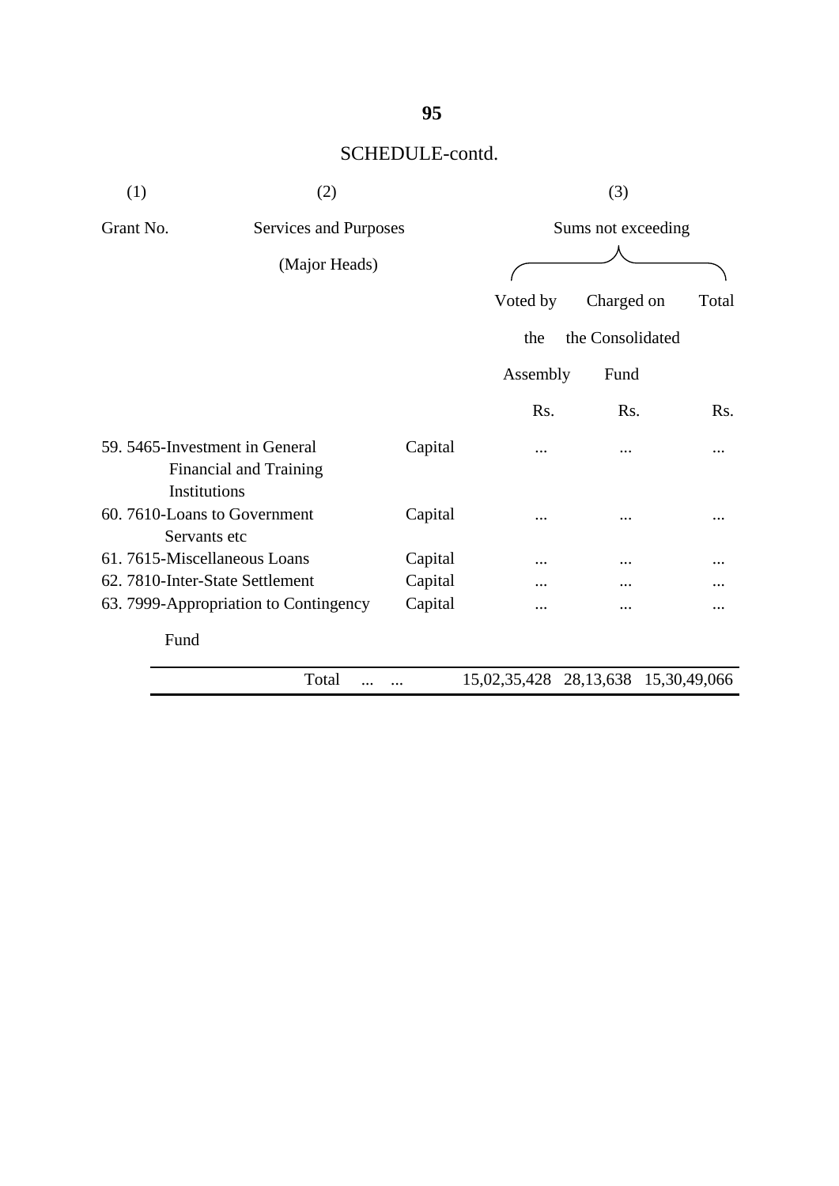SCHEDULE-contd.

| (1) Grant No. | (2) Services and Purposes (Major Heads) | | (3) Sums not exceeding | | |
|---|---|---|---|---|---|
| | | | Voted by the Assembly | Charged on the Consolidated Fund | Total |
| | | | Rs. | Rs. | Rs. |
| 59. | 5465-Investment in General Financial and Training Institutions | Capital | ... | ... | ... |
| 60. | 7610-Loans to Government Servants etc | Capital | ... | ... | ... |
| 61. | 7615-Miscellaneous Loans | Capital | ... | ... | ... |
| 62. | 7810-Inter-State Settlement | Capital | ... | ... | ... |
| 63. | 7999-Appropriation to Contingency Fund | Capital | ... | ... | ... |
| | Total ... ... | | 15,02,35,428 | 28,13,638 | 15,30,49,066 |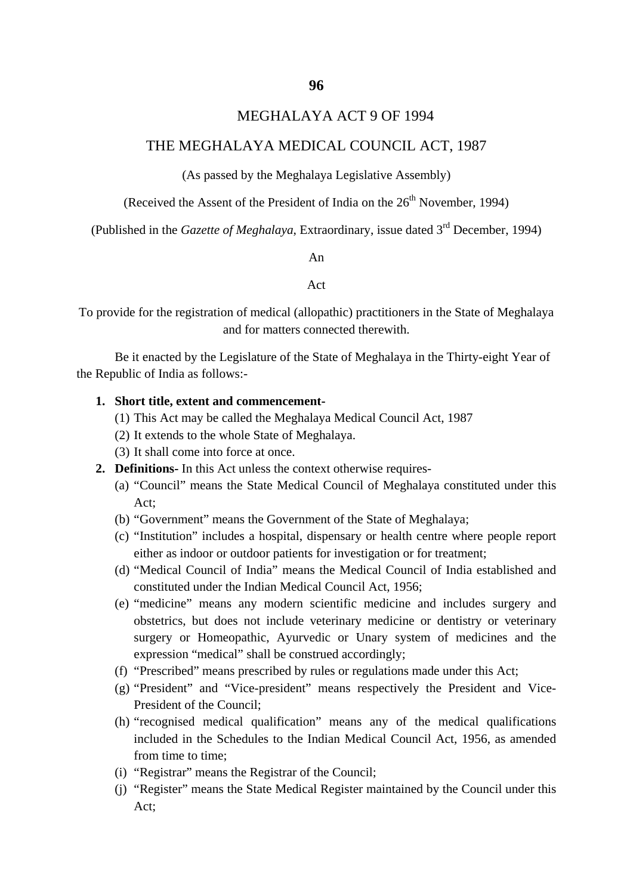# MEGHALAYA ACT 9 OF 1994

## THE MEGHALAYA MEDICAL COUNCIL ACT, 1987

(As passed by the Meghalaya Legislative Assembly)

(Received the Assent of the President of India on the 26th November, 1994)

(Published in the *Gazette of Meghalaya*, Extraordinary, issue dated 3rd December, 1994)

An

Act

To provide for the registration of medical (allopathic) practitioners in the State of Meghalaya and for matters connected therewith.

Be it enacted by the Legislature of the State of Meghalaya in the Thirty-eight Year of the Republic of India as follows:-

1. **Short title, extent and commencement-**
   (1) This Act may be called the Meghalaya Medical Council Act, 1987
   (2) It extends to the whole State of Meghalaya.
   (3) It shall come into force at once.
2. **Definitions-** In this Act unless the context otherwise requires-
   (a) "Council" means the State Medical Council of Meghalaya constituted under this Act;
   (b) "Government" means the Government of the State of Meghalaya;
   (c) "Institution" includes a hospital, dispensary or health centre where people report either as indoor or outdoor patients for investigation or for treatment;
   (d) "Medical Council of India" means the Medical Council of India established and constituted under the Indian Medical Council Act, 1956;
   (e) "medicine" means any modern scientific medicine and includes surgery and obstetrics, but does not include veterinary medicine or dentistry or veterinary surgery or Homeopathic, Ayurvedic or Unary system of medicines and the expression "medical" shall be construed accordingly;
   (f) "Prescribed" means prescribed by rules or regulations made under this Act;
   (g) "President" and "Vice-president" means respectively the President and Vice-President of the Council;
   (h) "recognised medical qualification" means any of the medical qualifications included in the Schedules to the Indian Medical Council Act, 1956, as amended from time to time;
   (i) "Registrar" means the Registrar of the Council;
   (j) "Register" means the State Medical Register maintained by the Council under this Act;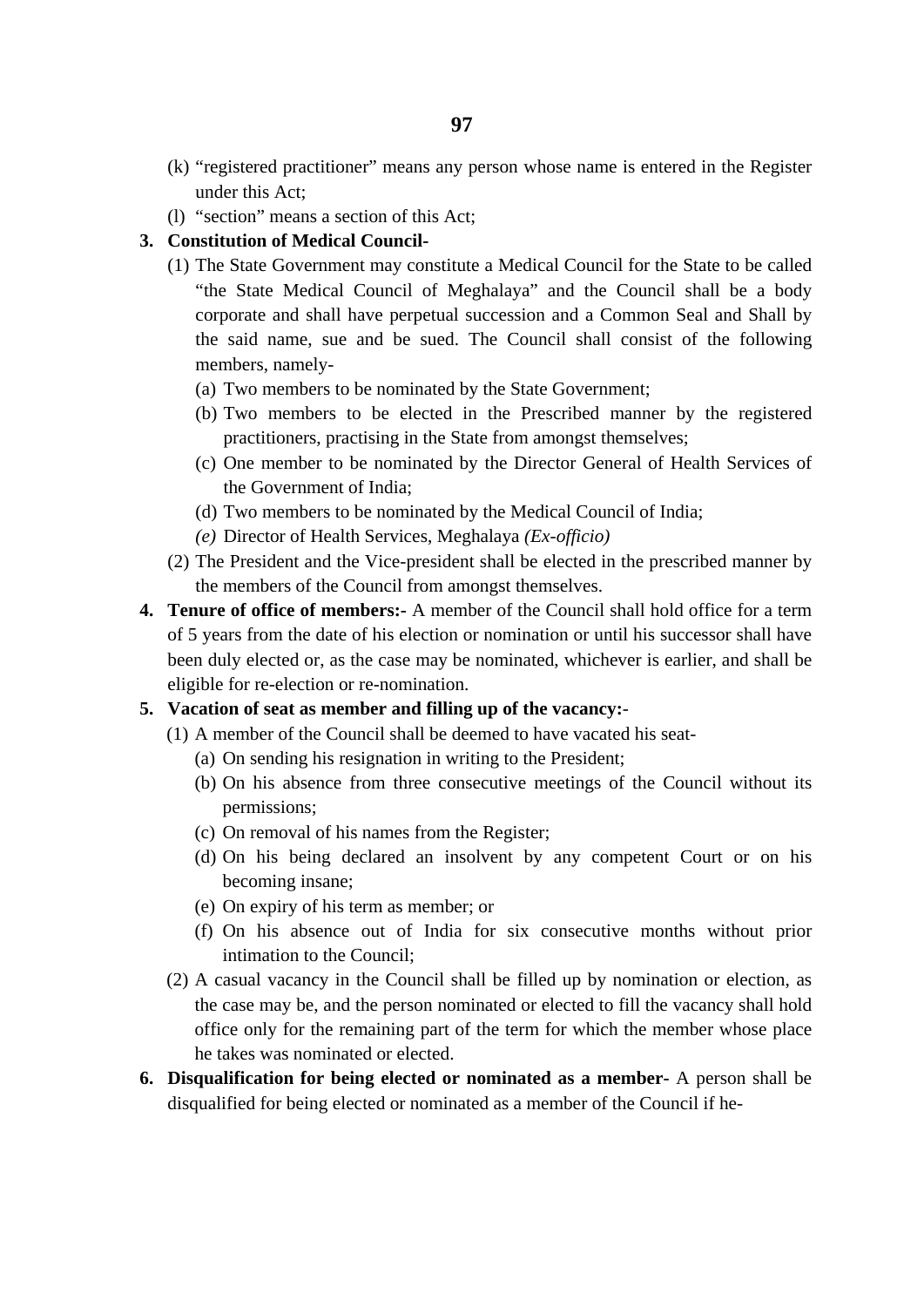(k) "registered practitioner" means any person whose name is entered in the Register under this Act;

(l) "section" means a section of this Act;

**3. Constitution of Medical Council-**

(1) The State Government may constitute a Medical Council for the State to be called "the State Medical Council of Meghalaya" and the Council shall be a body corporate and shall have perpetual succession and a Common Seal and Shall by the said name, sue and be sued. The Council shall consist of the following members, namely-

(a) Two members to be nominated by the State Government;

(b) Two members to be elected in the Prescribed manner by the registered practitioners, practising in the State from amongst themselves;

(c) One member to be nominated by the Director General of Health Services of the Government of India;

(d) Two members to be nominated by the Medical Council of India;

*(e)* Director of Health Services, Meghalaya *(Ex-officio)*

(2) The President and the Vice-president shall be elected in the prescribed manner by the members of the Council from amongst themselves.

**4. Tenure of office of members:-** A member of the Council shall hold office for a term of 5 years from the date of his election or nomination or until his successor shall have been duly elected or, as the case may be nominated, whichever is earlier, and shall be eligible for re-election or re-nomination.

**5. Vacation of seat as member and filling up of the vacancy:-**

(1) A member of the Council shall be deemed to have vacated his seat-

(a) On sending his resignation in writing to the President;

(b) On his absence from three consecutive meetings of the Council without its permissions;

(c) On removal of his names from the Register;

(d) On his being declared an insolvent by any competent Court or on his becoming insane;

(e) On expiry of his term as member; or

(f) On his absence out of India for six consecutive months without prior intimation to the Council;

(2) A casual vacancy in the Council shall be filled up by nomination or election, as the case may be, and the person nominated or elected to fill the vacancy shall hold office only for the remaining part of the term for which the member whose place he takes was nominated or elected.

**6. Disqualification for being elected or nominated as a member-** A person shall be disqualified for being elected or nominated as a member of the Council if he-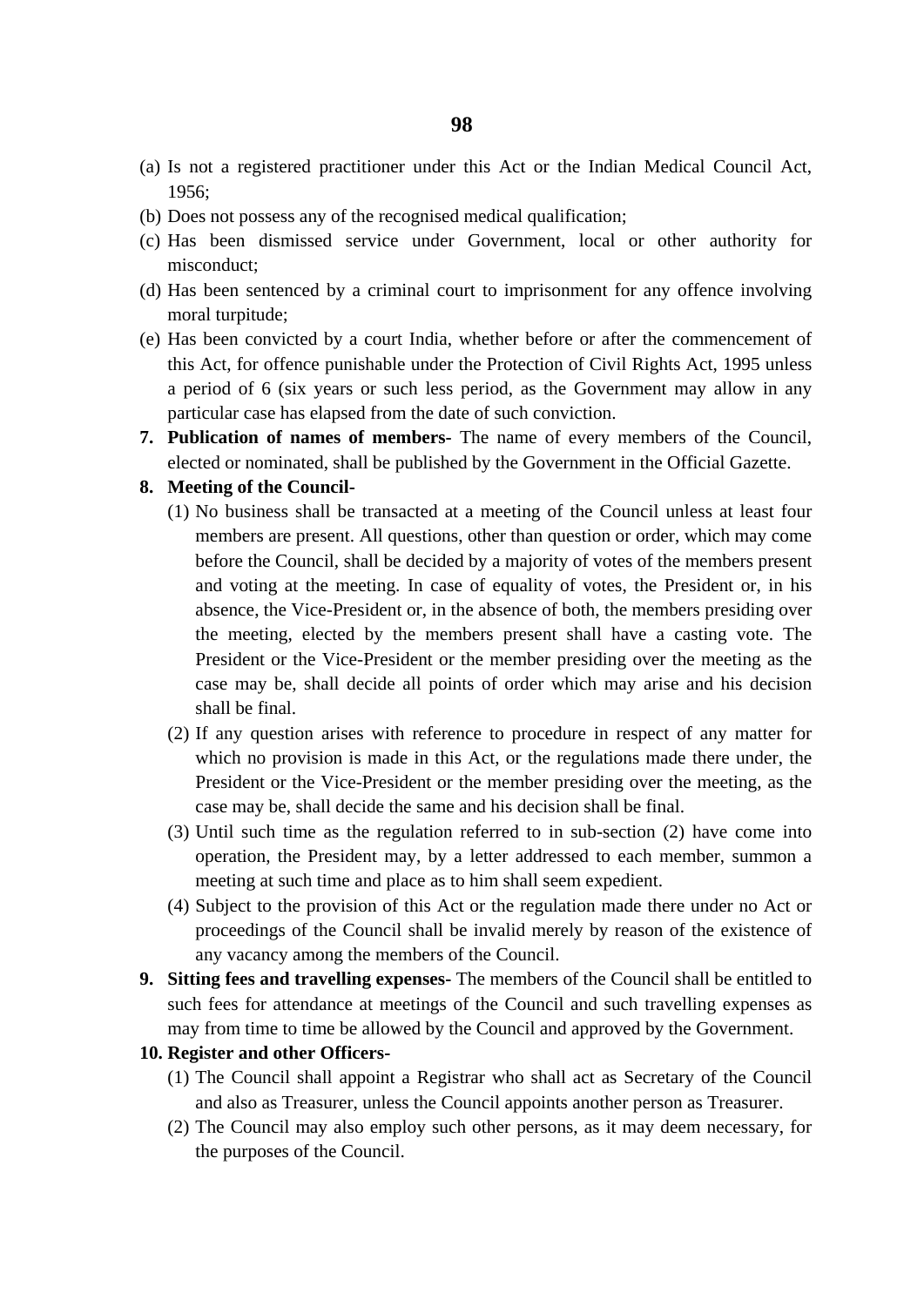(a) Is not a registered practitioner under this Act or the Indian Medical Council Act, 1956;
(b) Does not possess any of the recognised medical qualification;
(c) Has been dismissed service under Government, local or other authority for misconduct;
(d) Has been sentenced by a criminal court to imprisonment for any offence involving moral turpitude;
(e) Has been convicted by a court India, whether before or after the commencement of this Act, for offence punishable under the Protection of Civil Rights Act, 1995 unless a period of 6 (six years or such less period, as the Government may allow in any particular case has elapsed from the date of such conviction.

7. **Publication of names of members-** The name of every members of the Council, elected or nominated, shall be published by the Government in the Official Gazette.

8. **Meeting of the Council-**

   (1) No business shall be transacted at a meeting of the Council unless at least four members are present. All questions, other than question or order, which may come before the Council, shall be decided by a majority of votes of the members present and voting at the meeting. In case of equality of votes, the President or, in his absence, the Vice-President or, in the absence of both, the members presiding over the meeting, elected by the members present shall have a casting vote. The President or the Vice-President or the member presiding over the meeting as the case may be, shall decide all points of order which may arise and his decision shall be final.

   (2) If any question arises with reference to procedure in respect of any matter for which no provision is made in this Act, or the regulations made there under, the President or the Vice-President or the member presiding over the meeting, as the case may be, shall decide the same and his decision shall be final.

   (3) Until such time as the regulation referred to in sub-section (2) have come into operation, the President may, by a letter addressed to each member, summon a meeting at such time and place as to him shall seem expedient.

   (4) Subject to the provision of this Act or the regulation made there under no Act or proceedings of the Council shall be invalid merely by reason of the existence of any vacancy among the members of the Council.

9. **Sitting fees and travelling expenses-** The members of the Council shall be entitled to such fees for attendance at meetings of the Council and such travelling expenses as may from time to time be allowed by the Council and approved by the Government.

10. **Register and other Officers-**

    (1) The Council shall appoint a Registrar who shall act as Secretary of the Council and also as Treasurer, unless the Council appoints another person as Treasurer.

    (2) The Council may also employ such other persons, as it may deem necessary, for the purposes of the Council.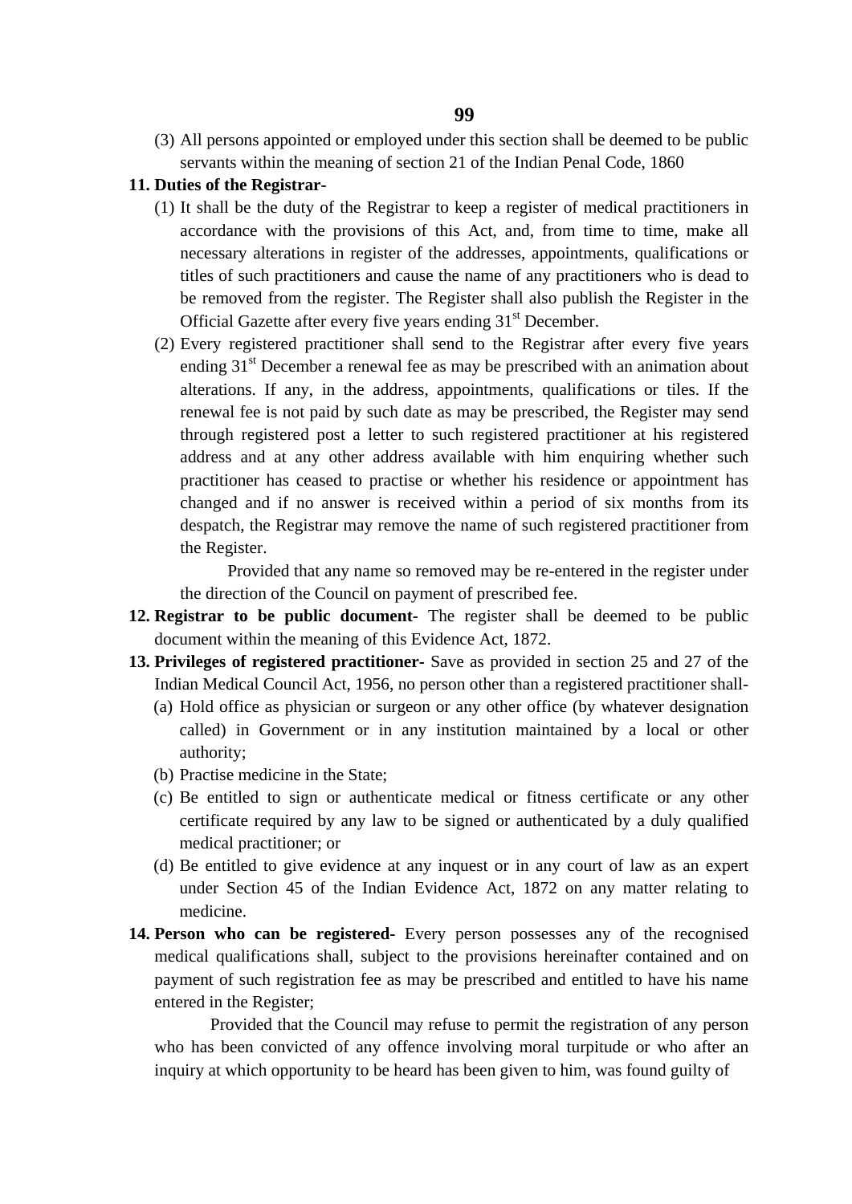(3) All persons appointed or employed under this section shall be deemed to be public servants within the meaning of section 21 of the Indian Penal Code, 1860

**11. Duties of the Registrar-**

(1) It shall be the duty of the Registrar to keep a register of medical practitioners in accordance with the provisions of this Act, and, from time to time, make all necessary alterations in register of the addresses, appointments, qualifications or titles of such practitioners and cause the name of any practitioners who is dead to be removed from the register. The Register shall also publish the Register in the Official Gazette after every five years ending 31st December.

(2) Every registered practitioner shall send to the Registrar after every five years ending 31st December a renewal fee as may be prescribed with an animation about alterations. If any, in the address, appointments, qualifications or tiles. If the renewal fee is not paid by such date as may be prescribed, the Register may send through registered post a letter to such registered practitioner at his registered address and at any other address available with him enquiring whether such practitioner has ceased to practise or whether his residence or appointment has changed and if no answer is received within a period of six months from its despatch, the Registrar may remove the name of such registered practitioner from the Register.

Provided that any name so removed may be re-entered in the register under the direction of the Council on payment of prescribed fee.

**12. Registrar to be public document-** The register shall be deemed to be public document within the meaning of this Evidence Act, 1872.

**13. Privileges of registered practitioner-** Save as provided in section 25 and 27 of the Indian Medical Council Act, 1956, no person other than a registered practitioner shall-

(a) Hold office as physician or surgeon or any other office (by whatever designation called) in Government or in any institution maintained by a local or other authority;

(b) Practise medicine in the State;

(c) Be entitled to sign or authenticate medical or fitness certificate or any other certificate required by any law to be signed or authenticated by a duly qualified medical practitioner; or

(d) Be entitled to give evidence at any inquest or in any court of law as an expert under Section 45 of the Indian Evidence Act, 1872 on any matter relating to medicine.

**14. Person who can be registered-** Every person possesses any of the recognised medical qualifications shall, subject to the provisions hereinafter contained and on payment of such registration fee as may be prescribed and entitled to have his name entered in the Register;

Provided that the Council may refuse to permit the registration of any person who has been convicted of any offence involving moral turpitude or who after an inquiry at which opportunity to be heard has been given to him, was found guilty of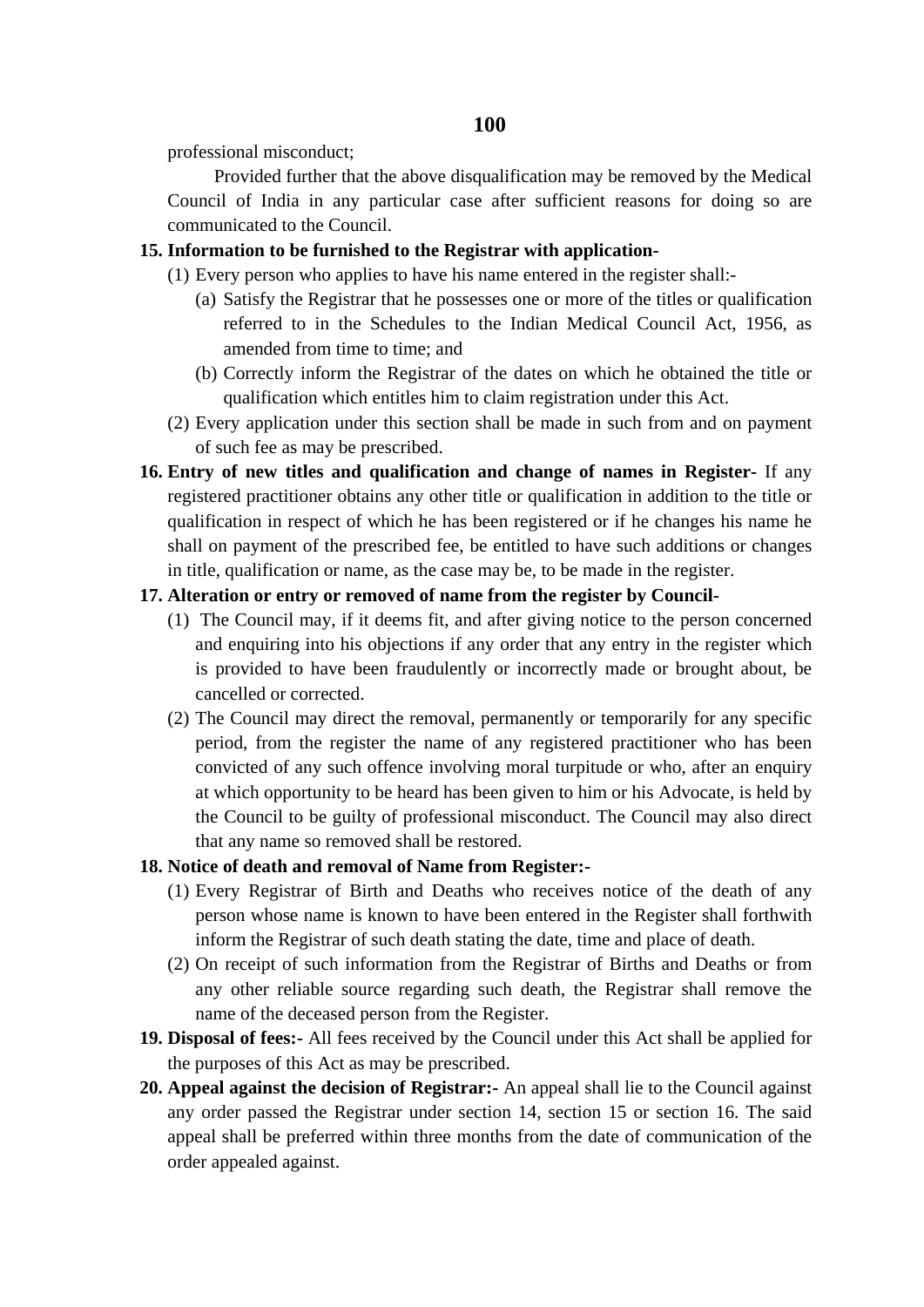professional misconduct;

Provided further that the above disqualification may be removed by the Medical Council of India in any particular case after sufficient reasons for doing so are communicated to the Council.

**15. Information to be furnished to the Registrar with application-**

(1) Every person who applies to have his name entered in the register shall:-

(a) Satisfy the Registrar that he possesses one or more of the titles or qualification referred to in the Schedules to the Indian Medical Council Act, 1956, as amended from time to time; and

(b) Correctly inform the Registrar of the dates on which he obtained the title or qualification which entitles him to claim registration under this Act.

(2) Every application under this section shall be made in such from and on payment of such fee as may be prescribed.

**16. Entry of new titles and qualification and change of names in Register-** If any registered practitioner obtains any other title or qualification in addition to the title or qualification in respect of which he has been registered or if he changes his name he shall on payment of the prescribed fee, be entitled to have such additions or changes in title, qualification or name, as the case may be, to be made in the register.

**17. Alteration or entry or removed of name from the register by Council-**

(1) The Council may, if it deems fit, and after giving notice to the person concerned and enquiring into his objections if any order that any entry in the register which is provided to have been fraudulently or incorrectly made or brought about, be cancelled or corrected.

(2) The Council may direct the removal, permanently or temporarily for any specific period, from the register the name of any registered practitioner who has been convicted of any such offence involving moral turpitude or who, after an enquiry at which opportunity to be heard has been given to him or his Advocate, is held by the Council to be guilty of professional misconduct. The Council may also direct that any name so removed shall be restored.

**18. Notice of death and removal of Name from Register:-**

(1) Every Registrar of Birth and Deaths who receives notice of the death of any person whose name is known to have been entered in the Register shall forthwith inform the Registrar of such death stating the date, time and place of death.

(2) On receipt of such information from the Registrar of Births and Deaths or from any other reliable source regarding such death, the Registrar shall remove the name of the deceased person from the Register.

**19. Disposal of fees:-** All fees received by the Council under this Act shall be applied for the purposes of this Act as may be prescribed.

**20. Appeal against the decision of Registrar:-** An appeal shall lie to the Council against any order passed the Registrar under section 14, section 15 or section 16. The said appeal shall be preferred within three months from the date of communication of the order appealed against.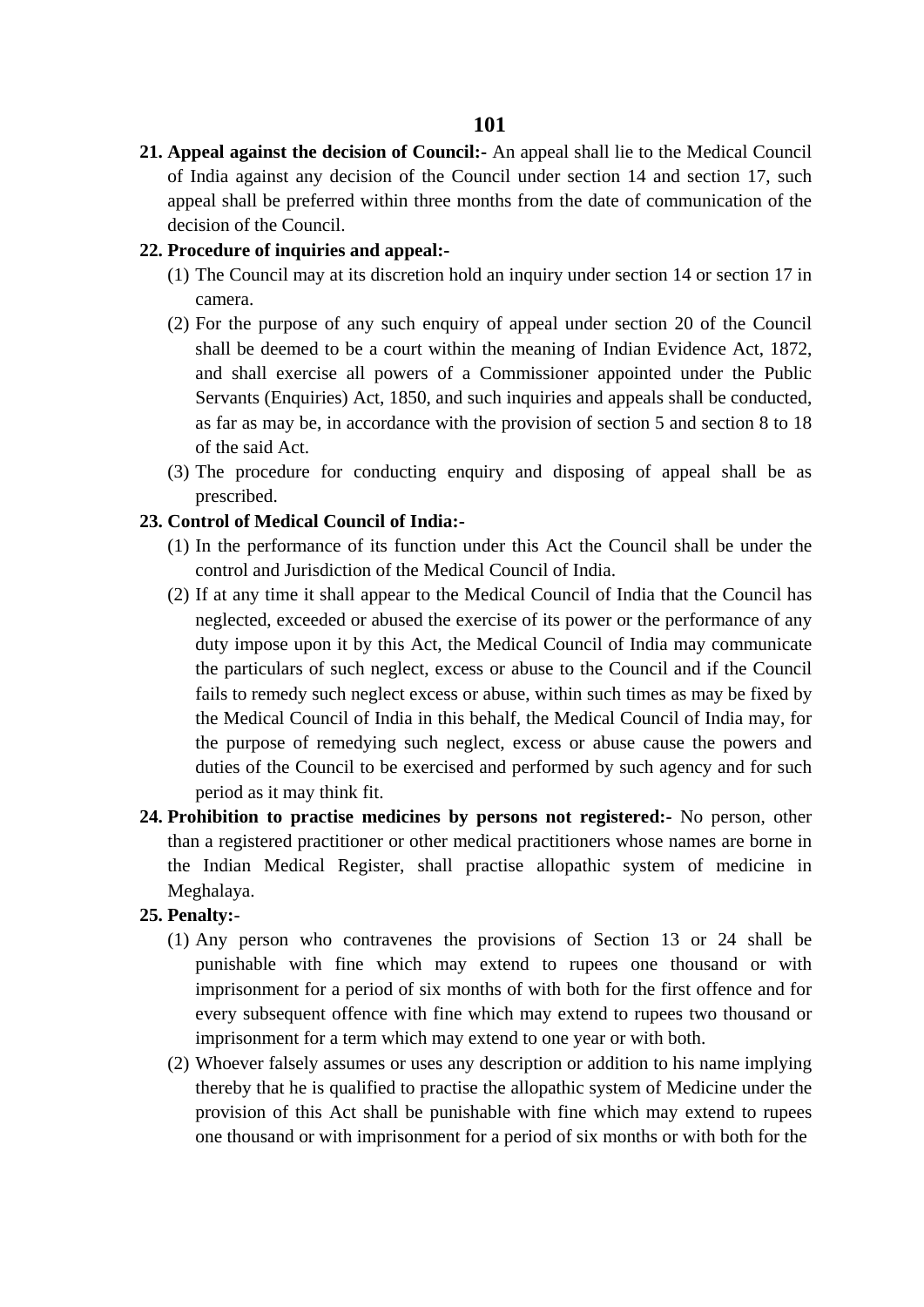**21. Appeal against the decision of Council:-** An appeal shall lie to the Medical Council of India against any decision of the Council under section 14 and section 17, such appeal shall be preferred within three months from the date of communication of the decision of the Council.

**22. Procedure of inquiries and appeal:-**

(1) The Council may at its discretion hold an inquiry under section 14 or section 17 in camera.

(2) For the purpose of any such enquiry of appeal under section 20 of the Council shall be deemed to be a court within the meaning of Indian Evidence Act, 1872, and shall exercise all powers of a Commissioner appointed under the Public Servants (Enquiries) Act, 1850, and such inquiries and appeals shall be conducted, as far as may be, in accordance with the provision of section 5 and section 8 to 18 of the said Act.

(3) The procedure for conducting enquiry and disposing of appeal shall be as prescribed.

**23. Control of Medical Council of India:-**

(1) In the performance of its function under this Act the Council shall be under the control and Jurisdiction of the Medical Council of India.

(2) If at any time it shall appear to the Medical Council of India that the Council has neglected, exceeded or abused the exercise of its power or the performance of any duty impose upon it by this Act, the Medical Council of India may communicate the particulars of such neglect, excess or abuse to the Council and if the Council fails to remedy such neglect excess or abuse, within such times as may be fixed by the Medical Council of India in this behalf, the Medical Council of India may, for the purpose of remedying such neglect, excess or abuse cause the powers and duties of the Council to be exercised and performed by such agency and for such period as it may think fit.

**24. Prohibition to practise medicines by persons not registered:-** No person, other than a registered practitioner or other medical practitioners whose names are borne in the Indian Medical Register, shall practise allopathic system of medicine in Meghalaya.

**25. Penalty:-**

(1) Any person who contravenes the provisions of Section 13 or 24 shall be punishable with fine which may extend to rupees one thousand or with imprisonment for a period of six months of with both for the first offence and for every subsequent offence with fine which may extend to rupees two thousand or imprisonment for a term which may extend to one year or with both.

(2) Whoever falsely assumes or uses any description or addition to his name implying thereby that he is qualified to practise the allopathic system of Medicine under the provision of this Act shall be punishable with fine which may extend to rupees one thousand or with imprisonment for a period of six months or with both for the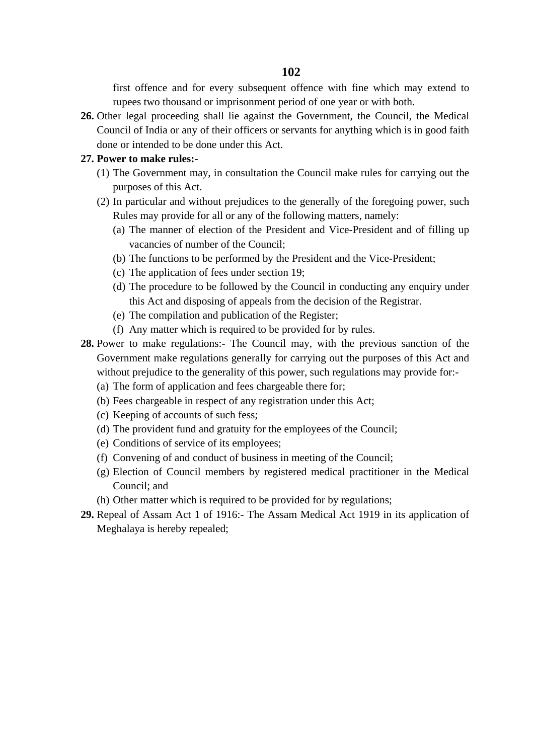first offence and for every subsequent offence with fine which may extend to rupees two thousand or imprisonment period of one year or with both.

**26.** Other legal proceeding shall lie against the Government, the Council, the Medical Council of India or any of their officers or servants for anything which is in good faith done or intended to be done under this Act.

**27. Power to make rules:-**

(1) The Government may, in consultation the Council make rules for carrying out the purposes of this Act.

(2) In particular and without prejudices to the generally of the foregoing power, such Rules may provide for all or any of the following matters, namely:

(a) The manner of election of the President and Vice-President and of filling up vacancies of number of the Council;

(b) The functions to be performed by the President and the Vice-President;

(c) The application of fees under section 19;

(d) The procedure to be followed by the Council in conducting any enquiry under this Act and disposing of appeals from the decision of the Registrar.

(e) The compilation and publication of the Register;

(f) Any matter which is required to be provided for by rules.

**28.** Power to make regulations:- The Council may, with the previous sanction of the Government make regulations generally for carrying out the purposes of this Act and without prejudice to the generality of this power, such regulations may provide for:-

(a) The form of application and fees chargeable there for;

(b) Fees chargeable in respect of any registration under this Act;

(c) Keeping of accounts of such fess;

(d) The provident fund and gratuity for the employees of the Council;

(e) Conditions of service of its employees;

(f) Convening of and conduct of business in meeting of the Council;

(g) Election of Council members by registered medical practitioner in the Medical Council; and

(h) Other matter which is required to be provided for by regulations;

**29.** Repeal of Assam Act 1 of 1916:- The Assam Medical Act 1919 in its application of Meghalaya is hereby repealed;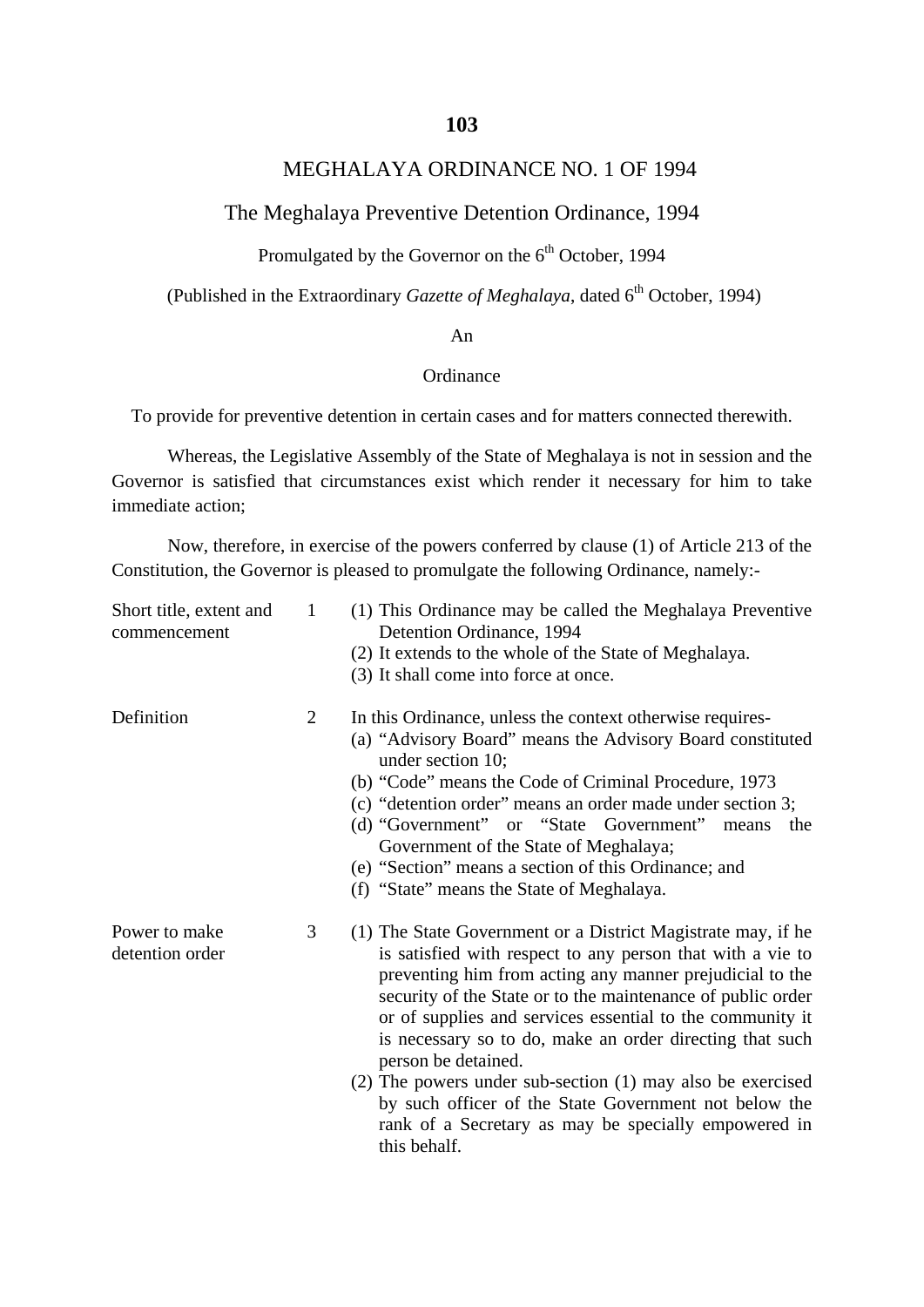# 103

## MEGHALAYA ORDINANCE NO. 1 OF 1994

## The Meghalaya Preventive Detention Ordinance, 1994

Promulgated by the Governor on the 6th October, 1994

(Published in the Extraordinary *Gazette of Meghalaya*, dated 6th October, 1994)

An

Ordinance

To provide for preventive detention in certain cases and for matters connected therewith.

Whereas, the Legislative Assembly of the State of Meghalaya is not in session and the Governor is satisfied that circumstances exist which render it necessary for him to take immediate action;

Now, therefore, in exercise of the powers conferred by clause (1) of Article 213 of the Constitution, the Governor is pleased to promulgate the following Ordinance, namely:-

**Short title, extent and commencement**

1 (1) This Ordinance may be called the Meghalaya Preventive Detention Ordinance, 1994
(2) It extends to the whole of the State of Meghalaya.
(3) It shall come into force at once.

**Definition**

2 In this Ordinance, unless the context otherwise requires-
(a) "Advisory Board" means the Advisory Board constituted under section 10;
(b) "Code" means the Code of Criminal Procedure, 1973
(c) "detention order" means an order made under section 3;
(d) "Government" or "State Government" means the Government of the State of Meghalaya;
(e) "Section" means a section of this Ordinance; and
(f) "State" means the State of Meghalaya.

**Power to make detention order**

3 (1) The State Government or a District Magistrate may, if he is satisfied with respect to any person that with a vie to preventing him from acting any manner prejudicial to the security of the State or to the maintenance of public order or of supplies and services essential to the community it is necessary so to do, make an order directing that such person be detained.
(2) The powers under sub-section (1) may also be exercised by such officer of the State Government not below the rank of a Secretary as may be specially empowered in this behalf.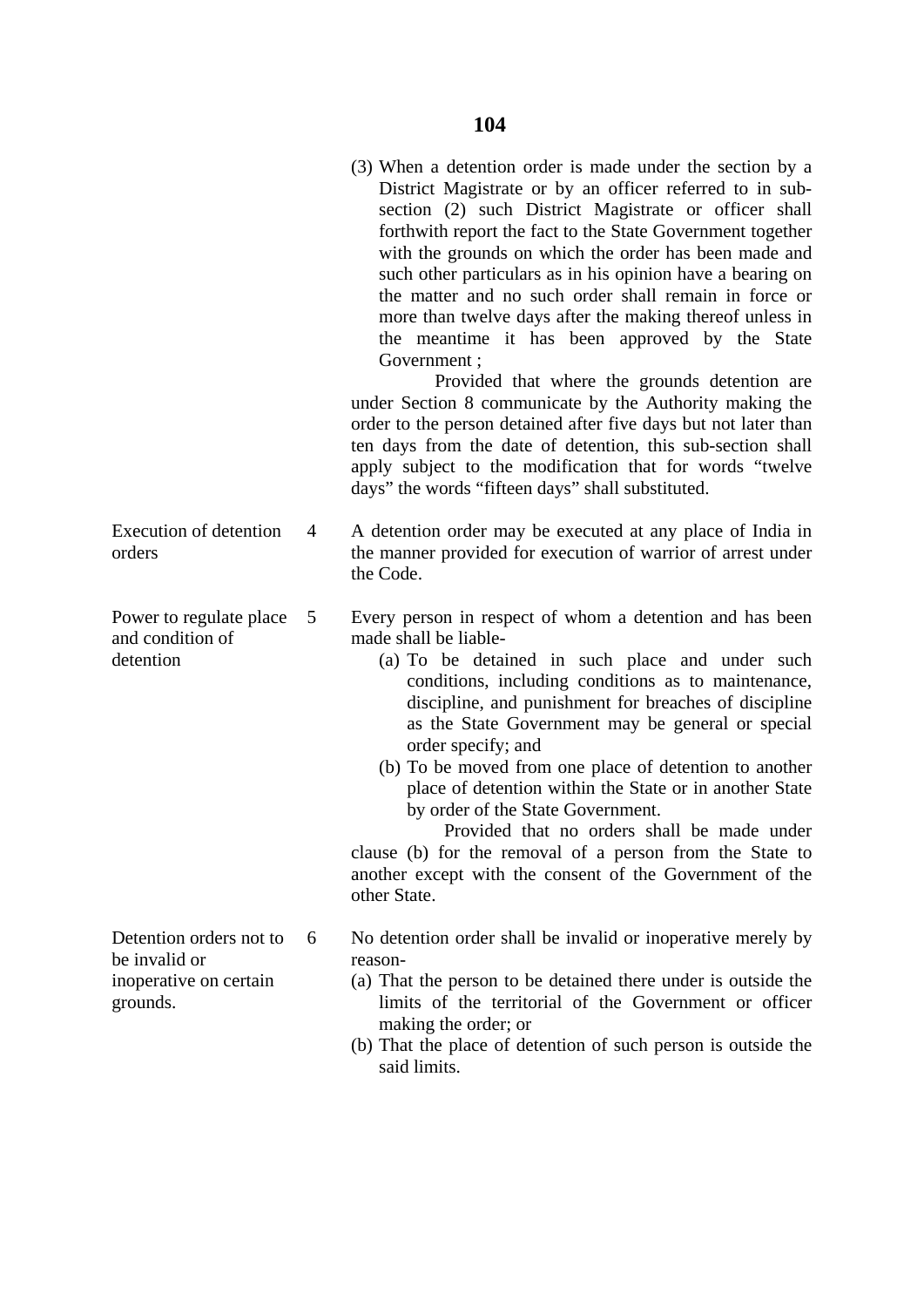(3) When a detention order is made under the section by a District Magistrate or by an officer referred to in sub-section (2) such District Magistrate or officer shall forthwith report the fact to the State Government together with the grounds on which the order has been made and such other particulars as in his opinion have a bearing on the matter and no such order shall remain in force or more than twelve days after the making thereof unless in the meantime it has been approved by the State Government ;

Provided that where the grounds detention are under Section 8 communicate by the Authority making the order to the person detained after five days but not later than ten days from the date of detention, this sub-section shall apply subject to the modification that for words "twelve days" the words "fifteen days" shall substituted.

**Execution of detention orders**

4 A detention order may be executed at any place of India in the manner provided for execution of warrior of arrest under the Code.

**Power to regulate place and condition of detention**

5 Every person in respect of whom a detention and has been made shall be liable-

(a) To be detained in such place and under such conditions, including conditions as to maintenance, discipline, and punishment for breaches of discipline as the State Government may be general or special order specify; and

(b) To be moved from one place of detention to another place of detention within the State or in another State by order of the State Government.

Provided that no orders shall be made under clause (b) for the removal of a person from the State to another except with the consent of the Government of the other State.

**Detention orders not to be invalid or inoperative on certain grounds.**

6 No detention order shall be invalid or inoperative merely by reason-

(a) That the person to be detained there under is outside the limits of the territorial of the Government or officer making the order; or

(b) That the place of detention of such person is outside the said limits.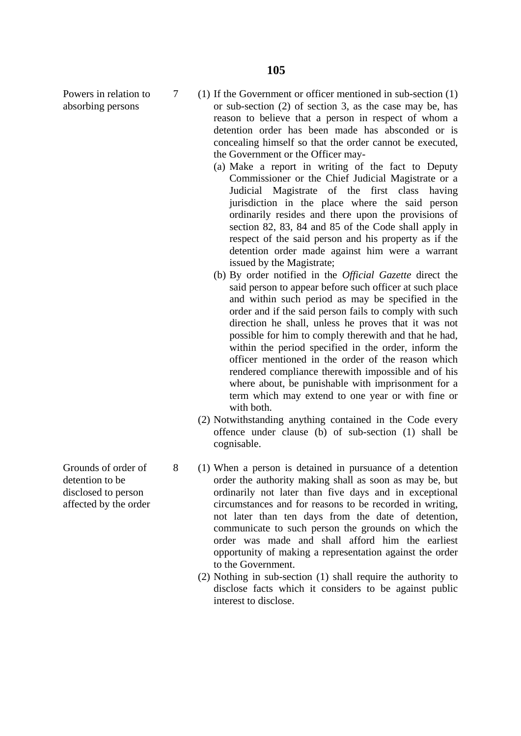**Powers in relation to absorbing persons**

7 (1) If the Government or officer mentioned in sub-section (1) or sub-section (2) of section 3, as the case may be, has reason to believe that a person in respect of whom a detention order has been made has absconded or is concealing himself so that the order cannot be executed, the Government or the Officer may-

(a) Make a report in writing of the fact to Deputy Commissioner or the Chief Judicial Magistrate or a Judicial Magistrate of the first class having jurisdiction in the place where the said person ordinarily resides and there upon the provisions of section 82, 83, 84 and 85 of the Code shall apply in respect of the said person and his property as if the detention order made against him were a warrant issued by the Magistrate;

(b) By order notified in the *Official Gazette* direct the said person to appear before such officer at such place and within such period as may be specified in the order and if the said person fails to comply with such direction he shall, unless he proves that it was not possible for him to comply therewith and that he had, within the period specified in the order, inform the officer mentioned in the order of the reason which rendered compliance therewith impossible and of his where about, be punishable with imprisonment for a term which may extend to one year or with fine or with both.

(2) Notwithstanding anything contained in the Code every offence under clause (b) of sub-section (1) shall be cognisable.

**Grounds of order of detention to be disclosed to person affected by the order**

8 (1) When a person is detained in pursuance of a detention order the authority making shall as soon as may be, but ordinarily not later than five days and in exceptional circumstances and for reasons to be recorded in writing, not later than ten days from the date of detention, communicate to such person the grounds on which the order was made and shall afford him the earliest opportunity of making a representation against the order to the Government.

(2) Nothing in sub-section (1) shall require the authority to disclose facts which it considers to be against public interest to disclose.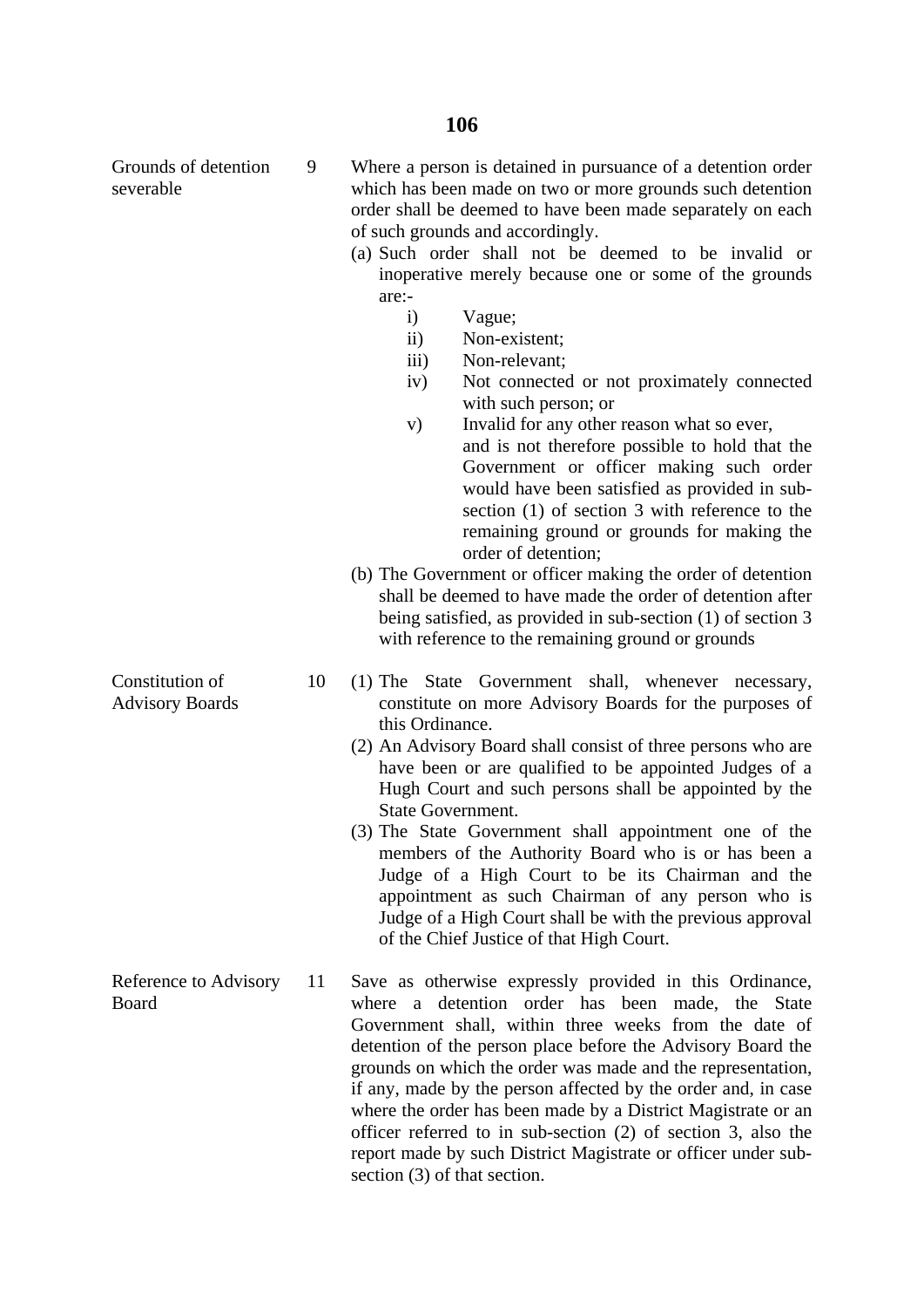**Grounds of detention severable**

9 Where a person is detained in pursuance of a detention order which has been made on two or more grounds such detention order shall be deemed to have been made separately on each of such grounds and accordingly.

(a) Such order shall not be deemed to be invalid or inoperative merely because one or some of the grounds are:-

  i) Vague;
  ii) Non-existent;
  iii) Non-relevant;
  iv) Not connected or not proximately connected with such person; or
  v) Invalid for any other reason what so ever,

  and is not therefore possible to hold that the Government or officer making such order would have been satisfied as provided in sub-section (1) of section 3 with reference to the remaining ground or grounds for making the order of detention;

(b) The Government or officer making the order of detention shall be deemed to have made the order of detention after being satisfied, as provided in sub-section (1) of section 3 with reference to the remaining ground or grounds

**Constitution of Advisory Boards**

10 (1) The State Government shall, whenever necessary, constitute on more Advisory Boards for the purposes of this Ordinance.

(2) An Advisory Board shall consist of three persons who are have been or are qualified to be appointed Judges of a Hugh Court and such persons shall be appointed by the State Government.

(3) The State Government shall appointment one of the members of the Authority Board who is or has been a Judge of a High Court to be its Chairman and the appointment as such Chairman of any person who is Judge of a High Court shall be with the previous approval of the Chief Justice of that High Court.

**Reference to Advisory Board**

11 Save as otherwise expressly provided in this Ordinance, where a detention order has been made, the State Government shall, within three weeks from the date of detention of the person place before the Advisory Board the grounds on which the order was made and the representation, if any, made by the person affected by the order and, in case where the order has been made by a District Magistrate or an officer referred to in sub-section (2) of section 3, also the report made by such District Magistrate or officer under sub-section (3) of that section.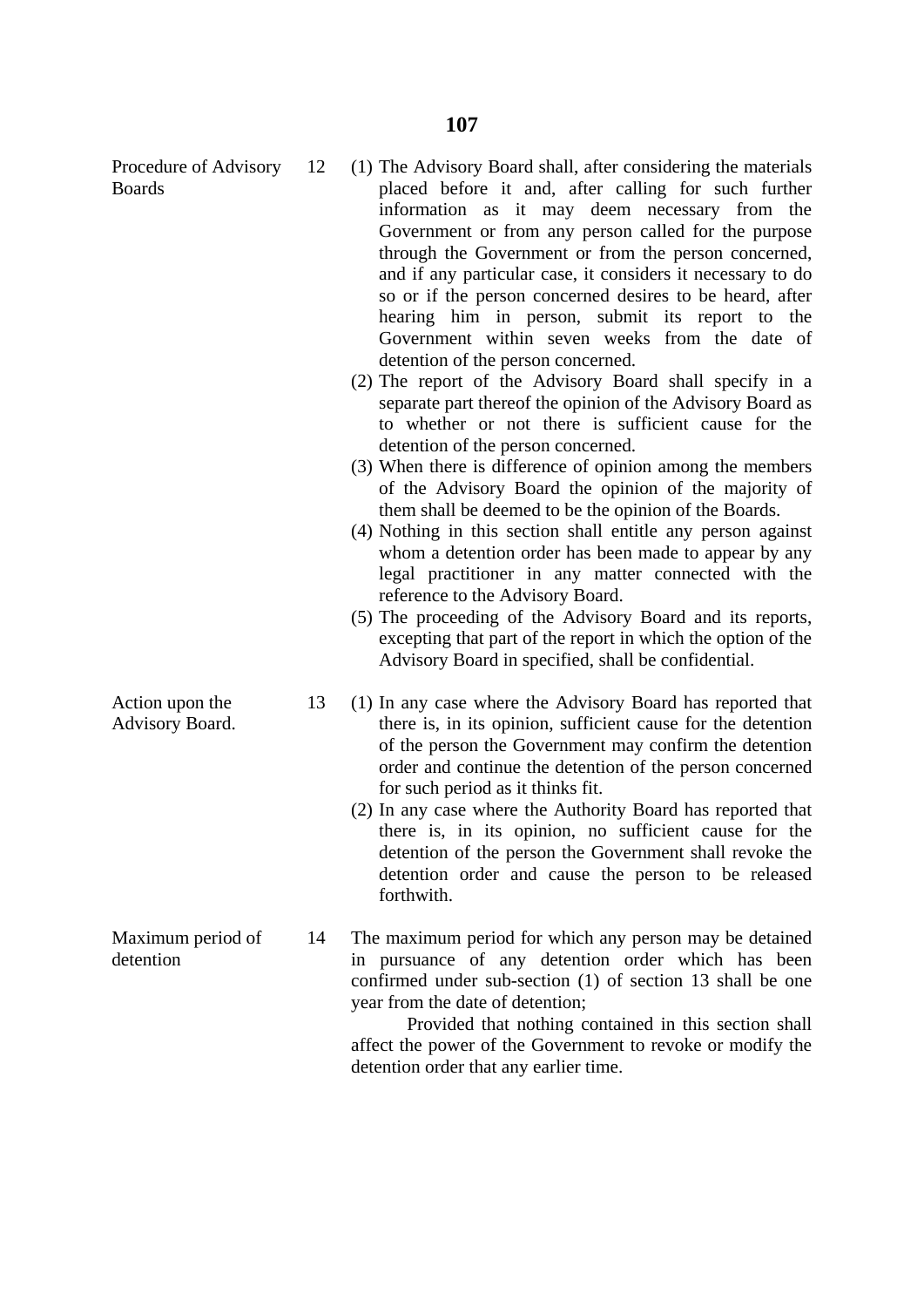**Procedure of Advisory Boards**

12 (1) The Advisory Board shall, after considering the materials placed before it and, after calling for such further information as it may deem necessary from the Government or from any person called for the purpose through the Government or from the person concerned, and if any particular case, it considers it necessary to do so or if the person concerned desires to be heard, after hearing him in person, submit its report to the Government within seven weeks from the date of detention of the person concerned.

(2) The report of the Advisory Board shall specify in a separate part thereof the opinion of the Advisory Board as to whether or not there is sufficient cause for the detention of the person concerned.

(3) When there is difference of opinion among the members of the Advisory Board the opinion of the majority of them shall be deemed to be the opinion of the Boards.

(4) Nothing in this section shall entitle any person against whom a detention order has been made to appear by any legal practitioner in any matter connected with the reference to the Advisory Board.

(5) The proceeding of the Advisory Board and its reports, excepting that part of the report in which the option of the Advisory Board in specified, shall be confidential.

**Action upon the Advisory Board.**

13 (1) In any case where the Advisory Board has reported that there is, in its opinion, sufficient cause for the detention of the person the Government may confirm the detention order and continue the detention of the person concerned for such period as it thinks fit.

(2) In any case where the Authority Board has reported that there is, in its opinion, no sufficient cause for the detention of the person the Government shall revoke the detention order and cause the person to be released forthwith.

**Maximum period of detention**

14 The maximum period for which any person may be detained in pursuance of any detention order which has been confirmed under sub-section (1) of section 13 shall be one year from the date of detention;

Provided that nothing contained in this section shall affect the power of the Government to revoke or modify the detention order that any earlier time.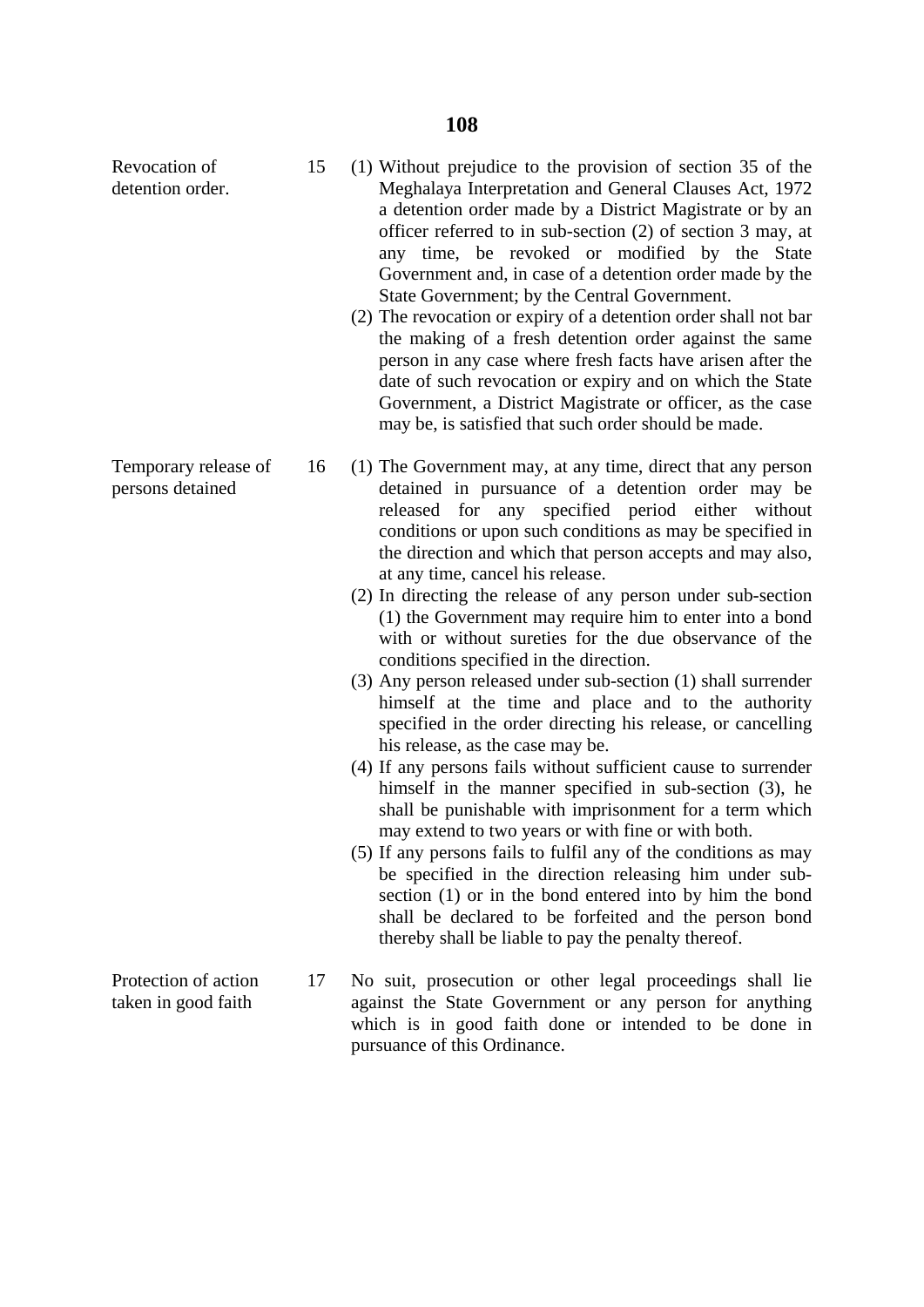**Revocation of detention order.**

15 (1) Without prejudice to the provision of section 35 of the Meghalaya Interpretation and General Clauses Act, 1972 a detention order made by a District Magistrate or by an officer referred to in sub-section (2) of section 3 may, at any time, be revoked or modified by the State Government and, in case of a detention order made by the State Government; by the Central Government.

(2) The revocation or expiry of a detention order shall not bar the making of a fresh detention order against the same person in any case where fresh facts have arisen after the date of such revocation or expiry and on which the State Government, a District Magistrate or officer, as the case may be, is satisfied that such order should be made.

**Temporary release of persons detained**

16 (1) The Government may, at any time, direct that any person detained in pursuance of a detention order may be released for any specified period either without conditions or upon such conditions as may be specified in the direction and which that person accepts and may also, at any time, cancel his release.

(2) In directing the release of any person under sub-section (1) the Government may require him to enter into a bond with or without sureties for the due observance of the conditions specified in the direction.

(3) Any person released under sub-section (1) shall surrender himself at the time and place and to the authority specified in the order directing his release, or cancelling his release, as the case may be.

(4) If any persons fails without sufficient cause to surrender himself in the manner specified in sub-section (3), he shall be punishable with imprisonment for a term which may extend to two years or with fine or with both.

(5) If any persons fails to fulfil any of the conditions as may be specified in the direction releasing him under sub-section (1) or in the bond entered into by him the bond shall be declared to be forfeited and the person bond thereby shall be liable to pay the penalty thereof.

**Protection of action taken in good faith**

17 No suit, prosecution or other legal proceedings shall lie against the State Government or any person for anything which is in good faith done or intended to be done in pursuance of this Ordinance.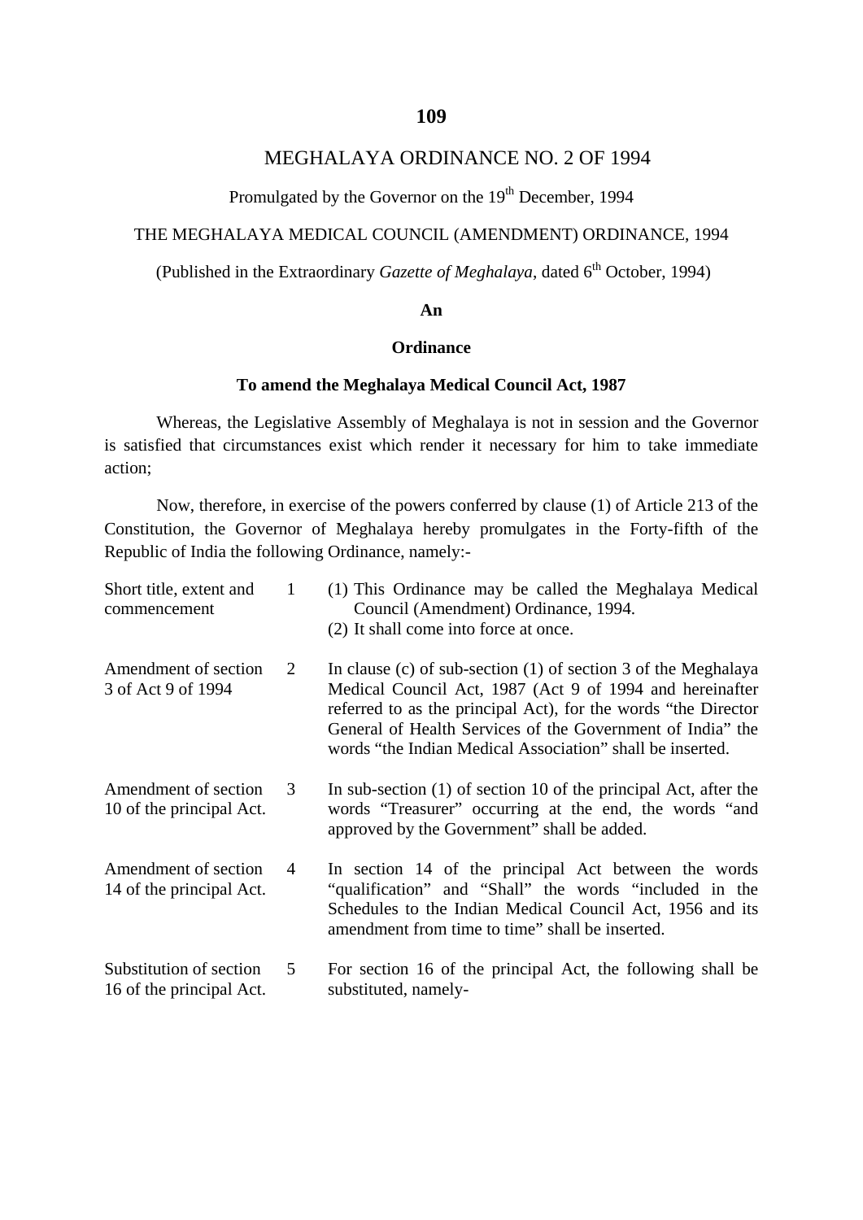# MEGHALAYA ORDINANCE NO. 2 OF 1994

Promulgated by the Governor on the 19th December, 1994

THE MEGHALAYA MEDICAL COUNCIL (AMENDMENT) ORDINANCE, 1994

(Published in the Extraordinary *Gazette of Meghalaya*, dated 6th October, 1994)

**An**

**Ordinance**

**To amend the Meghalaya Medical Council Act, 1987**

Whereas, the Legislative Assembly of Meghalaya is not in session and the Governor is satisfied that circumstances exist which render it necessary for him to take immediate action;

Now, therefore, in exercise of the powers conferred by clause (1) of Article 213 of the Constitution, the Governor of Meghalaya hereby promulgates in the Forty-fifth of the Republic of India the following Ordinance, namely:-

| | | |
|---|---|---|
| Short title, extent and commencement | 1 | (1) This Ordinance may be called the Meghalaya Medical Council (Amendment) Ordinance, 1994.<br>(2) It shall come into force at once. |
| Amendment of section 3 of Act 9 of 1994 | 2 | In clause (c) of sub-section (1) of section 3 of the Meghalaya Medical Council Act, 1987 (Act 9 of 1994 and hereinafter referred to as the principal Act), for the words "the Director General of Health Services of the Government of India" the words "the Indian Medical Association" shall be inserted. |
| Amendment of section 10 of the principal Act. | 3 | In sub-section (1) of section 10 of the principal Act, after the words "Treasurer" occurring at the end, the words "and approved by the Government" shall be added. |
| Amendment of section 14 of the principal Act. | 4 | In section 14 of the principal Act between the words "qualification" and "Shall" the words "included in the Schedules to the Indian Medical Council Act, 1956 and its amendment from time to time" shall be inserted. |
| Substitution of section 16 of the principal Act. | 5 | For section 16 of the principal Act, the following shall be substituted, namely- |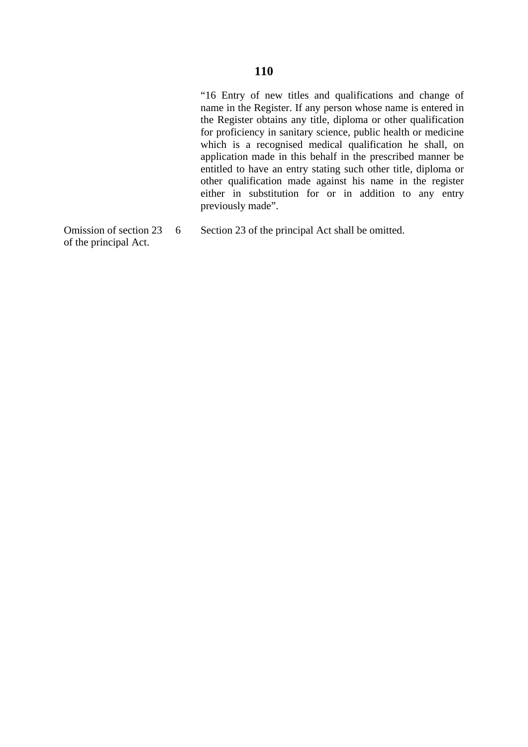"16 Entry of new titles and qualifications and change of name in the Register. If any person whose name is entered in the Register obtains any title, diploma or other qualification for proficiency in sanitary science, public health or medicine which is a recognised medical qualification he shall, on application made in this behalf in the prescribed manner be entitled to have an entry stating such other title, diploma or other qualification made against his name in the register either in substitution for or in addition to any entry previously made".

Omission of section 23 of the principal Act.

6 Section 23 of the principal Act shall be omitted.